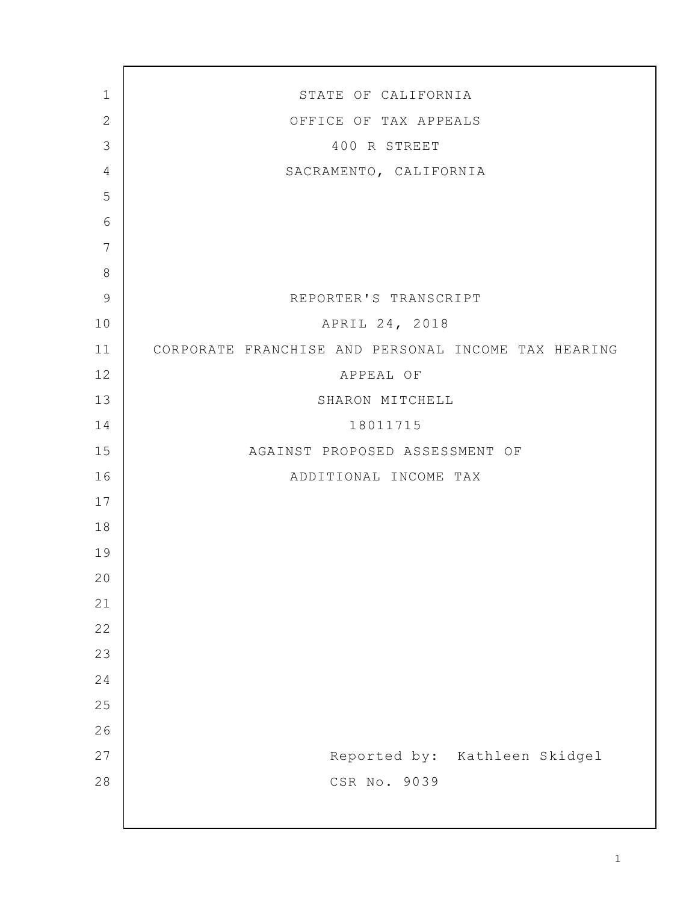STATE OF CALIFORNIA

OFFICE OF TAX APPEALS

400 R STREET

SACRAMENTO, CALIFORNIA

REPORTER'S TRANSCRIPT

APRIL 24, 2018

CORPORATE FRANCHISE AND PERSONAL INCOME TAX HEARING

APPEAL OF

SHARON MITCHELL

18011715

AGAINST PROPOSED ASSESSMENT OF

ADDITIONAL INCOME TAX

Reported by: Kathleen Skidgel

CSR No. 9039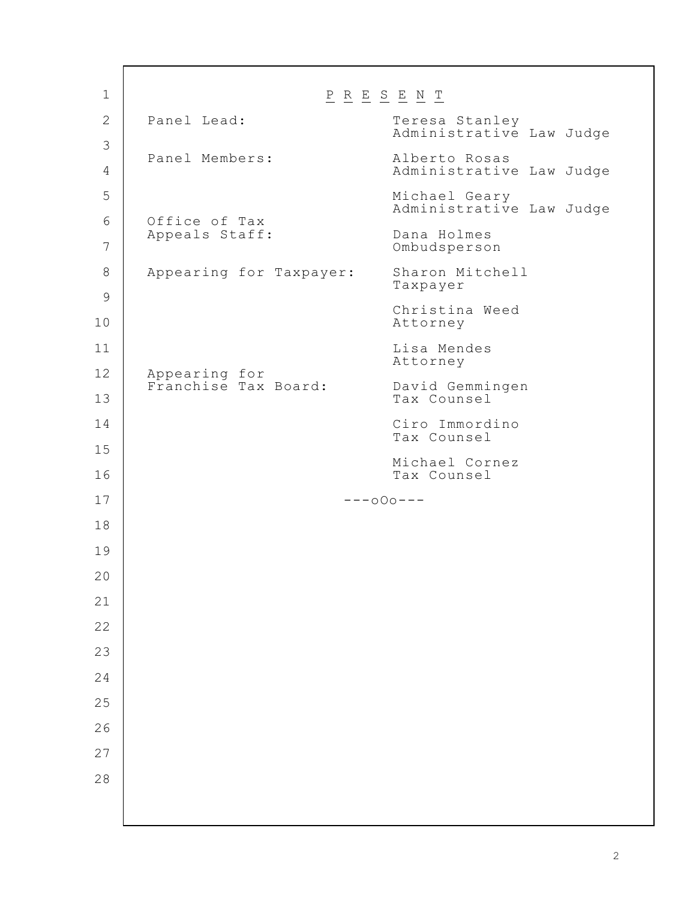# P R E S E N T

| | |
|---|---|
| Panel Lead: | Teresa Stanley<br>Administrative Law Judge |
| Panel Members: | Alberto Rosas<br>Administrative Law Judge |
| | Michael Geary<br>Administrative Law Judge |
| Office of Tax Appeals Staff: | Dana Holmes<br>Ombudsperson |
| Appearing for Taxpayer: | Sharon Mitchell<br>Taxpayer |
| | Christina Weed<br>Attorney |
| | Lisa Mendes<br>Attorney |
| Appearing for Franchise Tax Board: | David Gemmingen<br>Tax Counsel |
| | Ciro Immordino<br>Tax Counsel |
| | Michael Cornez<br>Tax Counsel |

---oOo---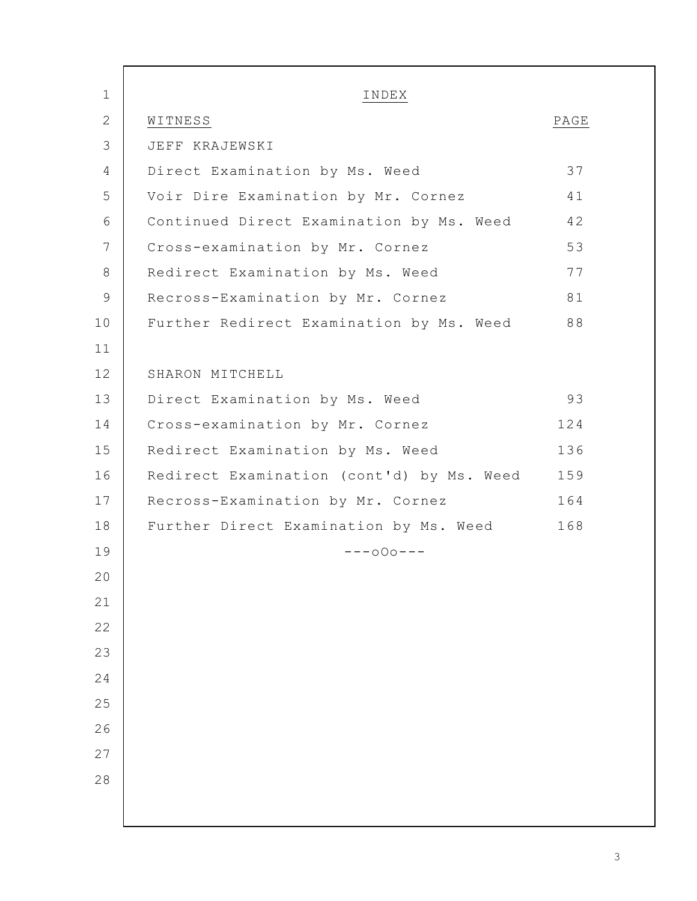# INDEX

| WITNESS | PAGE |
|---|---|
| JEFF KRAJEWSKI | |
| Direct Examination by Ms. Weed | 37 |
| Voir Dire Examination by Mr. Cornez | 41 |
| Continued Direct Examination by Ms. Weed | 42 |
| Cross-examination by Mr. Cornez | 53 |
| Redirect Examination by Ms. Weed | 77 |
| Recross-Examination by Mr. Cornez | 81 |
| Further Redirect Examination by Ms. Weed | 88 |
| | |
| SHARON MITCHELL | |
| Direct Examination by Ms. Weed | 93 |
| Cross-examination by Mr. Cornez | 124 |
| Redirect Examination by Ms. Weed | 136 |
| Redirect Examination (cont'd) by Ms. Weed | 159 |
| Recross-Examination by Mr. Cornez | 164 |
| Further Direct Examination by Ms. Weed | 168 |

---oOo---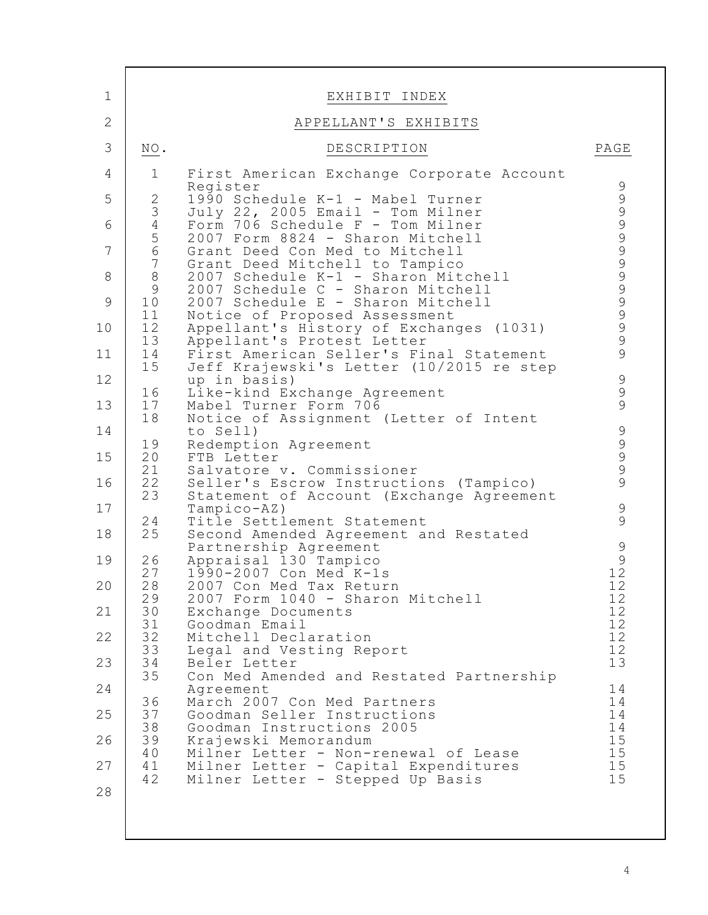# EXHIBIT INDEX

## APPELLANT'S EXHIBITS

| NO. | DESCRIPTION | PAGE |
|---|---|---|
| 1 | First American Exchange Corporate Account Register | 9 |
| 2 | 1990 Schedule K-1 - Mabel Turner | 9 |
| 3 | July 22, 2005 Email - Tom Milner | 9 |
| 4 | Form 706 Schedule F - Tom Milner | 9 |
| 5 | 2007 Form 8824 - Sharon Mitchell | 9 |
| 6 | Grant Deed Con Med to Mitchell | 9 |
| 7 | Grant Deed Mitchell to Tampico | 9 |
| 8 | 2007 Schedule K-1 - Sharon Mitchell | 9 |
| 9 | 2007 Schedule C - Sharon Mitchell | 9 |
| 10 | 2007 Schedule E - Sharon Mitchell | 9 |
| 11 | Notice of Proposed Assessment | 9 |
| 12 | Appellant's History of Exchanges (1031) | 9 |
| 13 | Appellant's Protest Letter | 9 |
| 14 | First American Seller's Final Statement | 9 |
| 15 | Jeff Krajewski's Letter (10/2015 re step up in basis) | 9 |
| 16 | Like-kind Exchange Agreement | 9 |
| 17 | Mabel Turner Form 706 | 9 |
| 18 | Notice of Assignment (Letter of Intent to Sell) | 9 |
| 19 | Redemption Agreement | 9 |
| 20 | FTB Letter | 9 |
| 21 | Salvatore v. Commissioner | 9 |
| 22 | Seller's Escrow Instructions (Tampico) | 9 |
| 23 | Statement of Account (Exchange Agreement Tampico-AZ) | 9 |
| 24 | Title Settlement Statement | 9 |
| 25 | Second Amended Agreement and Restated Partnership Agreement | 9 |
| 26 | Appraisal 130 Tampico | 9 |
| 27 | 1990-2007 Con Med K-1s | 12 |
| 28 | 2007 Con Med Tax Return | 12 |
| 29 | 2007 Form 1040 - Sharon Mitchell | 12 |
| 30 | Exchange Documents | 12 |
| 31 | Goodman Email | 12 |
| 32 | Mitchell Declaration | 12 |
| 33 | Legal and Vesting Report | 12 |
| 34 | Beler Letter | 13 |
| 35 | Con Med Amended and Restated Partnership Agreement | 14 |
| 36 | March 2007 Con Med Partners | 14 |
| 37 | Goodman Seller Instructions | 14 |
| 38 | Goodman Instructions 2005 | 14 |
| 39 | Krajewski Memorandum | 15 |
| 40 | Milner Letter - Non-renewal of Lease | 15 |
| 41 | Milner Letter - Capital Expenditures | 15 |
| 42 | Milner Letter - Stepped Up Basis | 15 |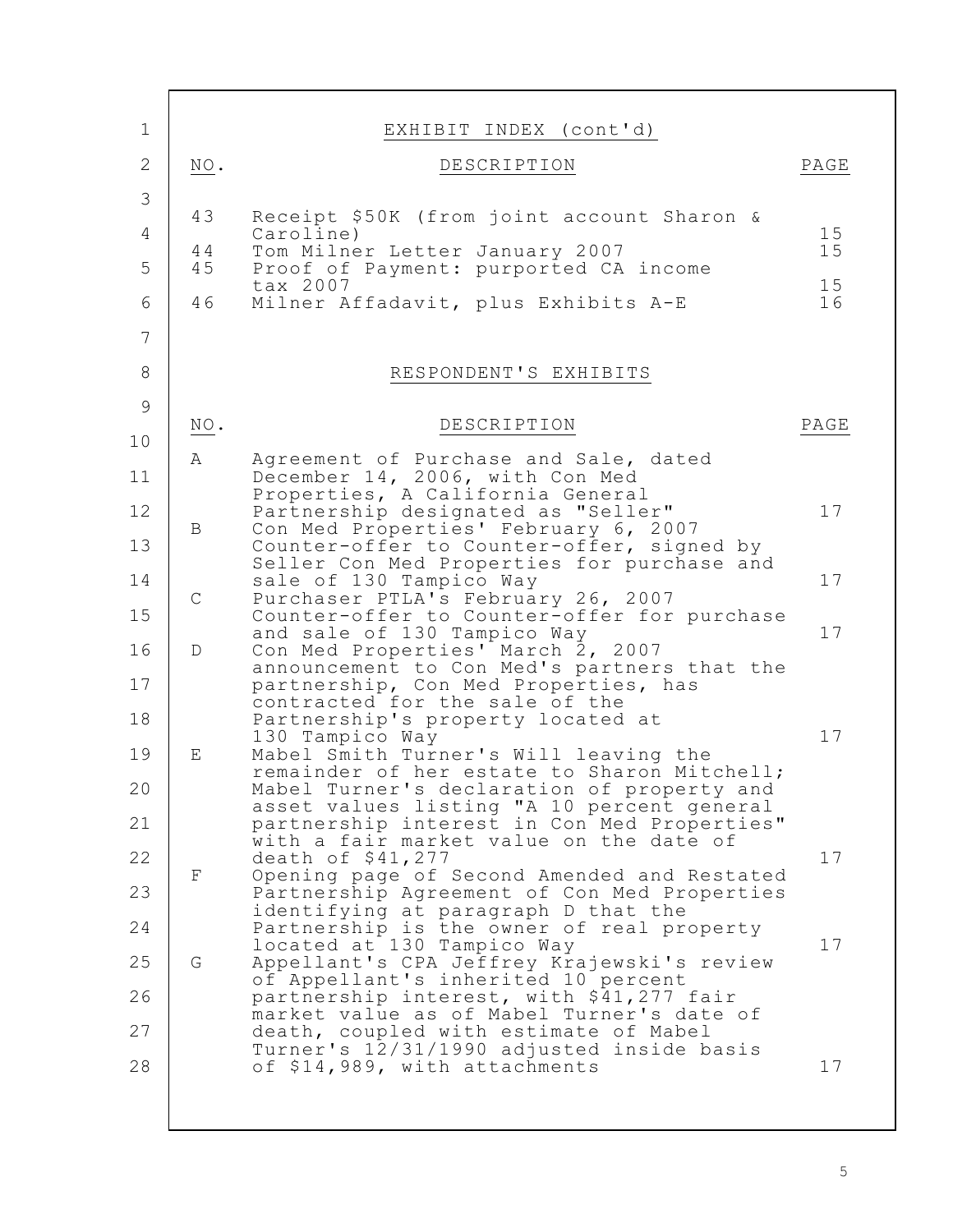## EXHIBIT INDEX (cont'd)

| NO. | DESCRIPTION | PAGE |
|---|---|---|
| 43 | Receipt $50K (from joint account Sharon & Caroline) | 15 |
| 44 | Tom Milner Letter January 2007 | 15 |
| 45 | Proof of Payment: purported CA income tax 2007 | 15 |
| 46 | Milner Affadavit, plus Exhibits A-E | 16 |

## RESPONDENT'S EXHIBITS

| NO. | DESCRIPTION | PAGE |
|---|---|---|
| A | Agreement of Purchase and Sale, dated December 14, 2006, with Con Med Properties, A California General Partnership designated as "Seller" | 17 |
| B | Con Med Properties' February 6, 2007 Counter-offer to Counter-offer, signed by Seller Con Med Properties for purchase and sale of 130 Tampico Way | 17 |
| C | Purchaser PTLA's February 26, 2007 Counter-offer to Counter-offer for purchase and sale of 130 Tampico Way | 17 |
| D | Con Med Properties' March 2, 2007 announcement to Con Med's partners that the partnership, Con Med Properties, has contracted for the sale of the Partnership's property located at 130 Tampico Way | 17 |
| E | Mabel Smith Turner's Will leaving the remainder of her estate to Sharon Mitchell; Mabel Turner's declaration of property and asset values listing "A 10 percent general partnership interest in Con Med Properties" with a fair market value on the date of death of $41,277 | 17 |
| F | Opening page of Second Amended and Restated Partnership Agreement of Con Med Properties identifying at paragraph D that the Partnership is the owner of real property located at 130 Tampico Way | 17 |
| G | Appellant's CPA Jeffrey Krajewski's review of Appellant's inherited 10 percent partnership interest, with $41,277 fair market value as of Mabel Turner's date of death, coupled with estimate of Mabel Turner's 12/31/1990 adjusted inside basis of $14,989, with attachments | 17 |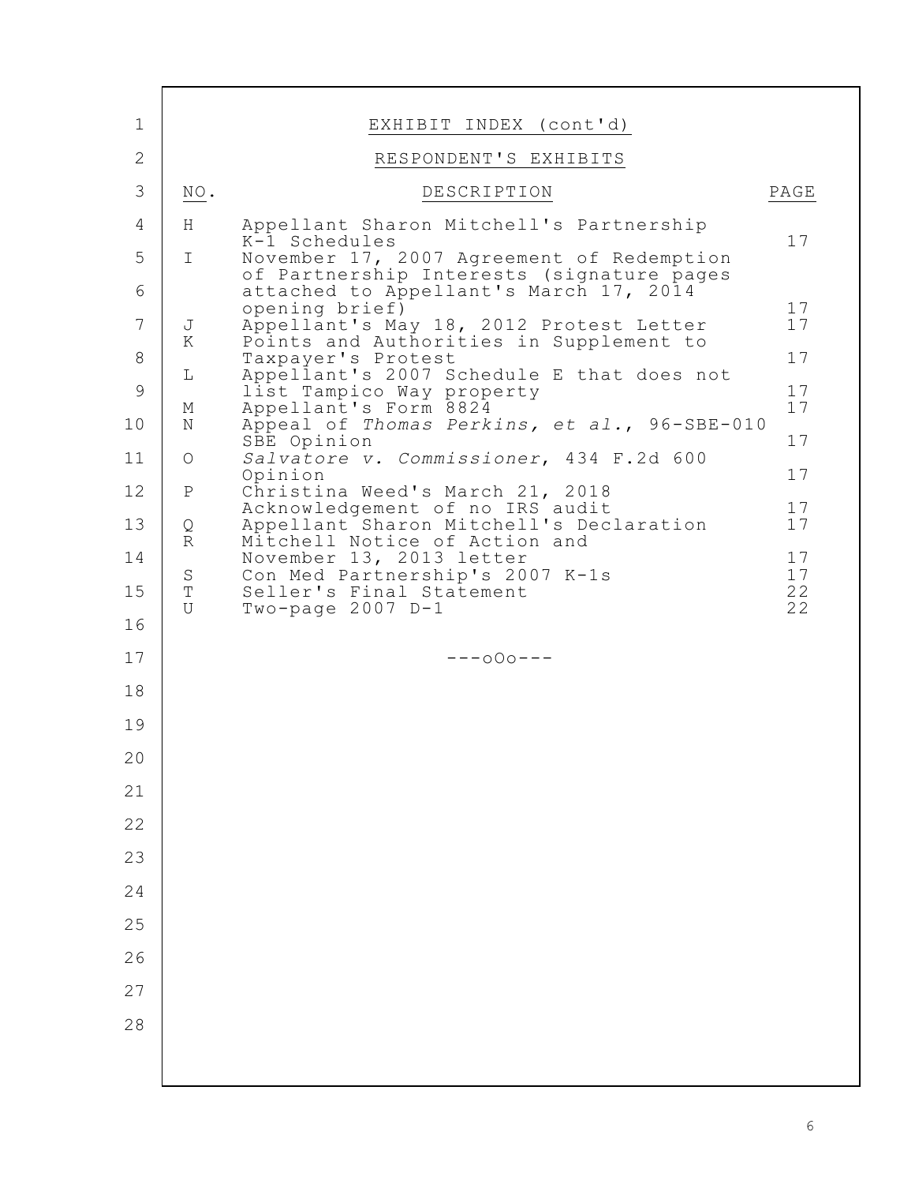EXHIBIT INDEX (cont'd)

RESPONDENT'S EXHIBITS

| NO. | DESCRIPTION | PAGE |
|---|---|---|
| H | Appellant Sharon Mitchell's Partnership K-1 Schedules | 17 |
| I | November 17, 2007 Agreement of Redemption of Partnership Interests (signature pages attached to Appellant's March 17, 2014 opening brief) | 17 |
| J | Appellant's May 18, 2012 Protest Letter | 17 |
| K | Points and Authorities in Supplement to Taxpayer's Protest | 17 |
| L | Appellant's 2007 Schedule E that does not list Tampico Way property | 17 |
| M | Appellant's Form 8824 | 17 |
| N | Appeal of *Thomas Perkins, et al.*, 96-SBE-010 SBE Opinion | 17 |
| O | *Salvatore v. Commissioner*, 434 F.2d 600 Opinion | 17 |
| P | Christina Weed's March 21, 2018 Acknowledgement of no IRS audit | 17 |
| Q | Appellant Sharon Mitchell's Declaration | 17 |
| R | Mitchell Notice of Action and November 13, 2013 letter | 17 |
| S | Con Med Partnership's 2007 K-1s | 17 |
| T | Seller's Final Statement | 22 |
| U | Two-page 2007 D-1 | 22 |

---oOo---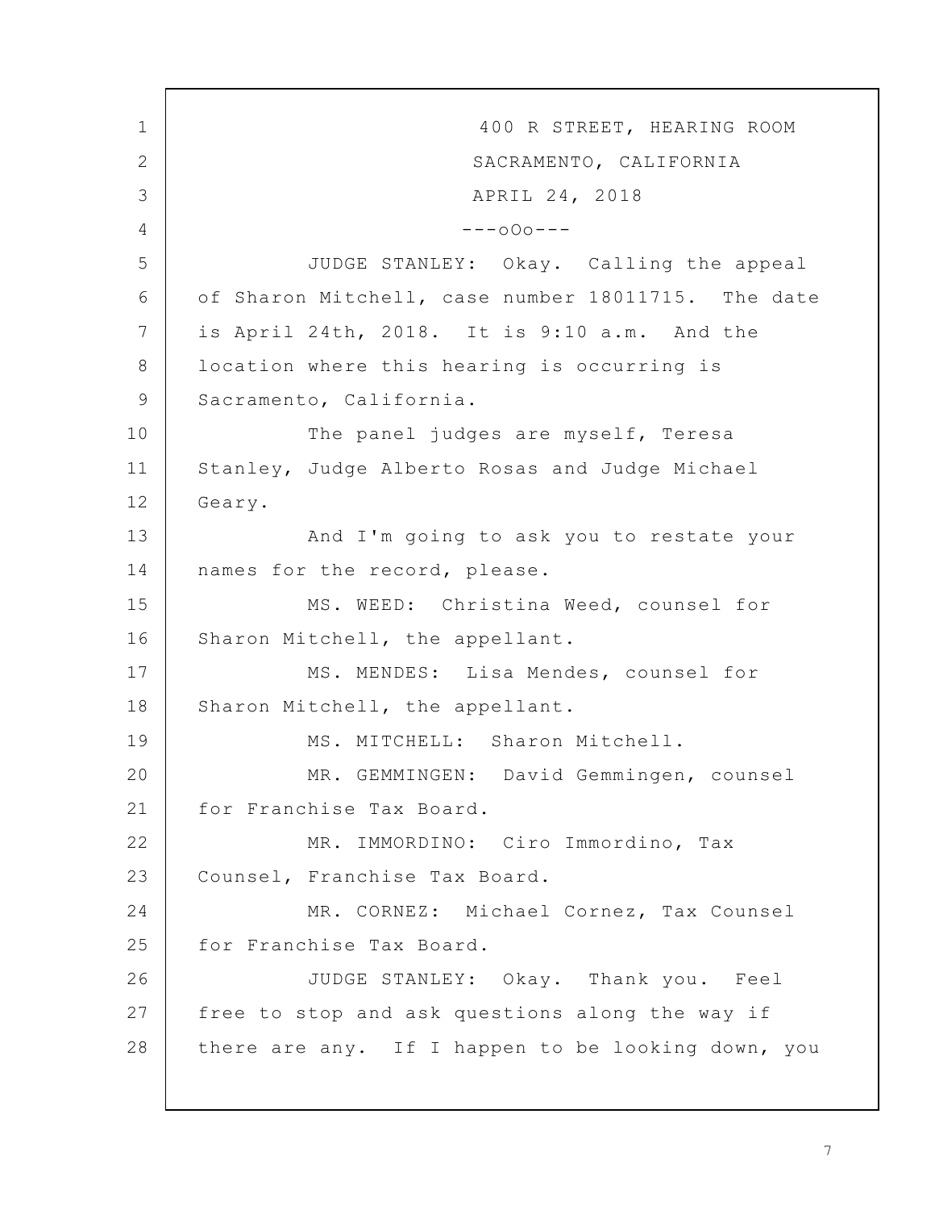400 R STREET, HEARING ROOM
SACRAMENTO, CALIFORNIA
APRIL 24, 2018
---oOo---

JUDGE STANLEY: Okay. Calling the appeal of Sharon Mitchell, case number 18011715. The date is April 24th, 2018. It is 9:10 a.m. And the location where this hearing is occurring is Sacramento, California.

The panel judges are myself, Teresa Stanley, Judge Alberto Rosas and Judge Michael Geary.

And I'm going to ask you to restate your names for the record, please.

MS. WEED: Christina Weed, counsel for Sharon Mitchell, the appellant.

MS. MENDES: Lisa Mendes, counsel for Sharon Mitchell, the appellant.

MS. MITCHELL: Sharon Mitchell.

MR. GEMMINGEN: David Gemmingen, counsel for Franchise Tax Board.

MR. IMMORDINO: Ciro Immordino, Tax Counsel, Franchise Tax Board.

MR. CORNEZ: Michael Cornez, Tax Counsel for Franchise Tax Board.

JUDGE STANLEY: Okay. Thank you. Feel free to stop and ask questions along the way if there are any. If I happen to be looking down, you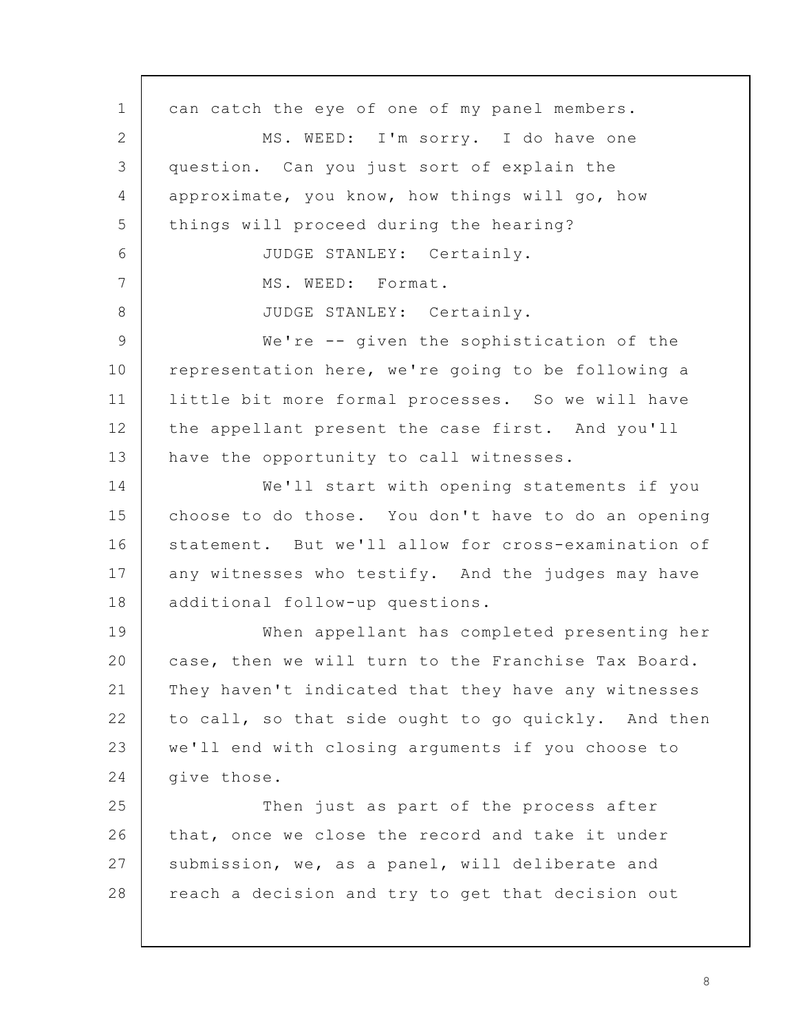can catch the eye of one of my panel members.

MS. WEED: I'm sorry. I do have one question. Can you just sort of explain the approximate, you know, how things will go, how things will proceed during the hearing?

JUDGE STANLEY: Certainly.

MS. WEED: Format.

JUDGE STANLEY: Certainly.

We're -- given the sophistication of the representation here, we're going to be following a little bit more formal processes. So we will have the appellant present the case first. And you'll have the opportunity to call witnesses.

We'll start with opening statements if you choose to do those. You don't have to do an opening statement. But we'll allow for cross-examination of any witnesses who testify. And the judges may have additional follow-up questions.

When appellant has completed presenting her case, then we will turn to the Franchise Tax Board. They haven't indicated that they have any witnesses to call, so that side ought to go quickly. And then we'll end with closing arguments if you choose to give those.

Then just as part of the process after that, once we close the record and take it under submission, we, as a panel, will deliberate and reach a decision and try to get that decision out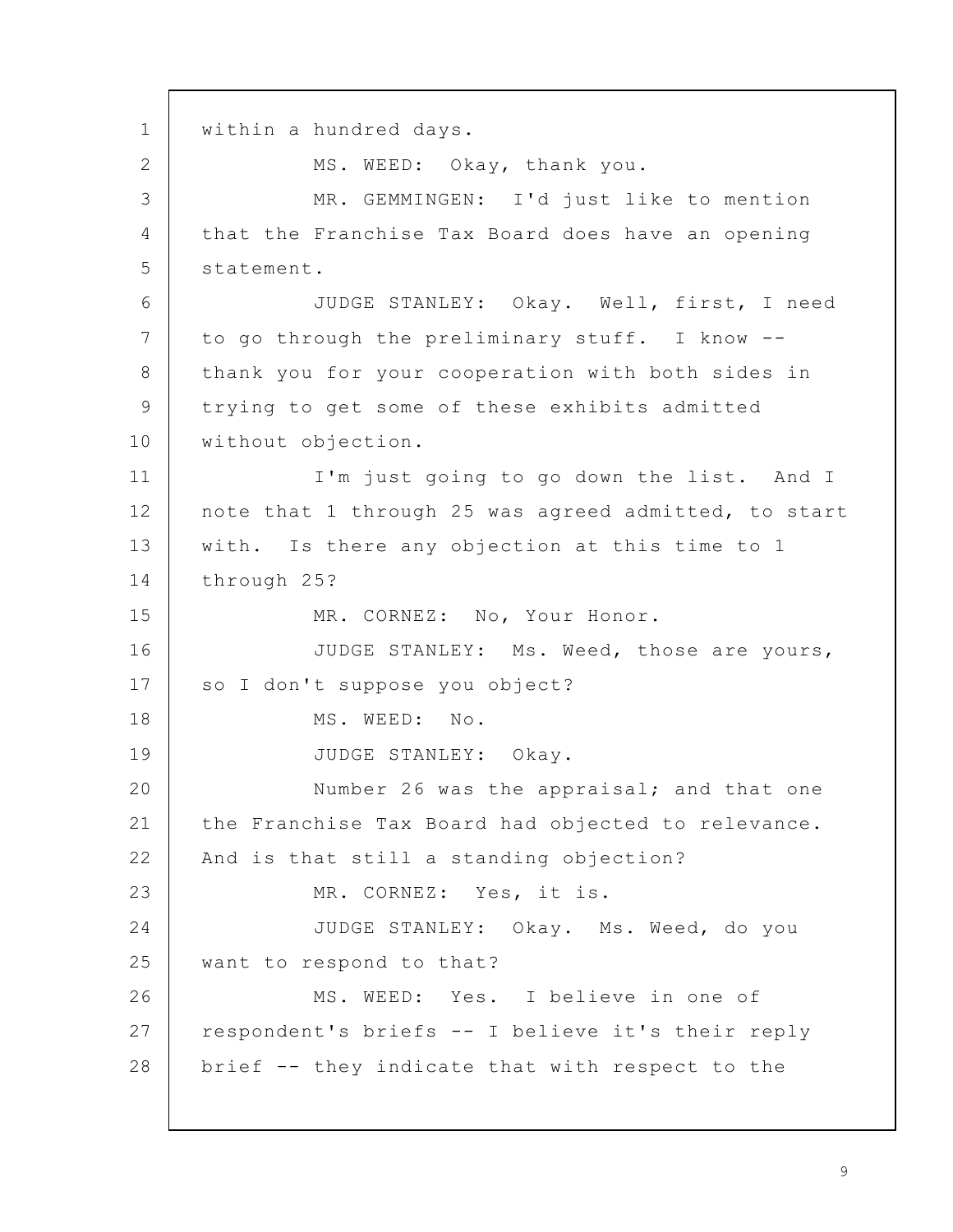within a hundred days.

MS. WEED: Okay, thank you.

MR. GEMMINGEN: I'd just like to mention that the Franchise Tax Board does have an opening statement.

JUDGE STANLEY: Okay. Well, first, I need to go through the preliminary stuff. I know -- thank you for your cooperation with both sides in trying to get some of these exhibits admitted without objection.

I'm just going to go down the list. And I note that 1 through 25 was agreed admitted, to start with. Is there any objection at this time to 1 through 25?

MR. CORNEZ: No, Your Honor.

JUDGE STANLEY: Ms. Weed, those are yours, so I don't suppose you object?

MS. WEED: No.

JUDGE STANLEY: Okay.

Number 26 was the appraisal; and that one the Franchise Tax Board had objected to relevance. And is that still a standing objection?

MR. CORNEZ: Yes, it is.

JUDGE STANLEY: Okay. Ms. Weed, do you want to respond to that?

MS. WEED: Yes. I believe in one of respondent's briefs -- I believe it's their reply brief -- they indicate that with respect to the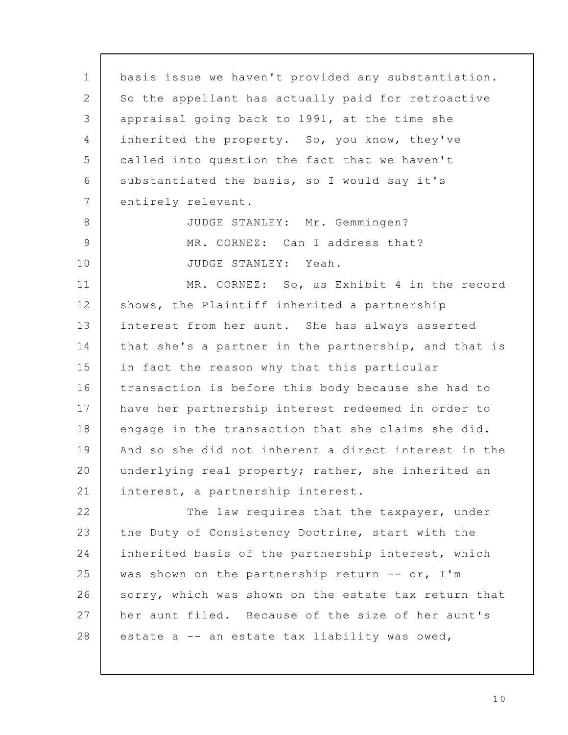basis issue we haven't provided any substantiation. So the appellant has actually paid for retroactive appraisal going back to 1991, at the time she inherited the property. So, you know, they've called into question the fact that we haven't substantiated the basis, so I would say it's entirely relevant.

JUDGE STANLEY: Mr. Gemmingen?

MR. CORNEZ: Can I address that?

JUDGE STANLEY: Yeah.

MR. CORNEZ: So, as Exhibit 4 in the record shows, the Plaintiff inherited a partnership interest from her aunt. She has always asserted that she's a partner in the partnership, and that is in fact the reason why that this particular transaction is before this body because she had to have her partnership interest redeemed in order to engage in the transaction that she claims she did. And so she did not inherent a direct interest in the underlying real property; rather, she inherited an interest, a partnership interest.

The law requires that the taxpayer, under the Duty of Consistency Doctrine, start with the inherited basis of the partnership interest, which was shown on the partnership return -- or, I'm sorry, which was shown on the estate tax return that her aunt filed. Because of the size of her aunt's estate a -- an estate tax liability was owed,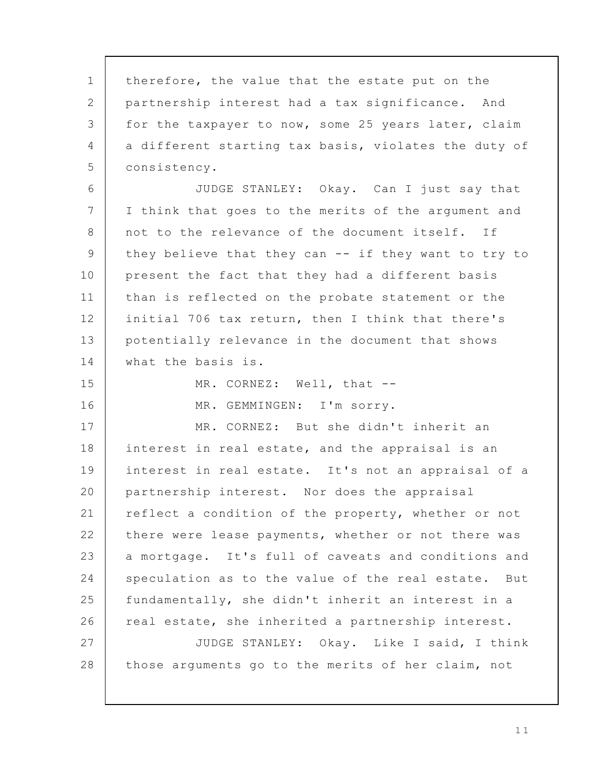therefore, the value that the estate put on the partnership interest had a tax significance. And for the taxpayer to now, some 25 years later, claim a different starting tax basis, violates the duty of consistency.

JUDGE STANLEY: Okay. Can I just say that I think that goes to the merits of the argument and not to the relevance of the document itself. If they believe that they can -- if they want to try to present the fact that they had a different basis than is reflected on the probate statement or the initial 706 tax return, then I think that there's potentially relevance in the document that shows what the basis is.

MR. CORNEZ: Well, that --

MR. GEMMINGEN: I'm sorry.

MR. CORNEZ: But she didn't inherit an interest in real estate, and the appraisal is an interest in real estate. It's not an appraisal of a partnership interest. Nor does the appraisal reflect a condition of the property, whether or not there were lease payments, whether or not there was a mortgage. It's full of caveats and conditions and speculation as to the value of the real estate. But fundamentally, she didn't inherit an interest in a real estate, she inherited a partnership interest.

JUDGE STANLEY: Okay. Like I said, I think those arguments go to the merits of her claim, not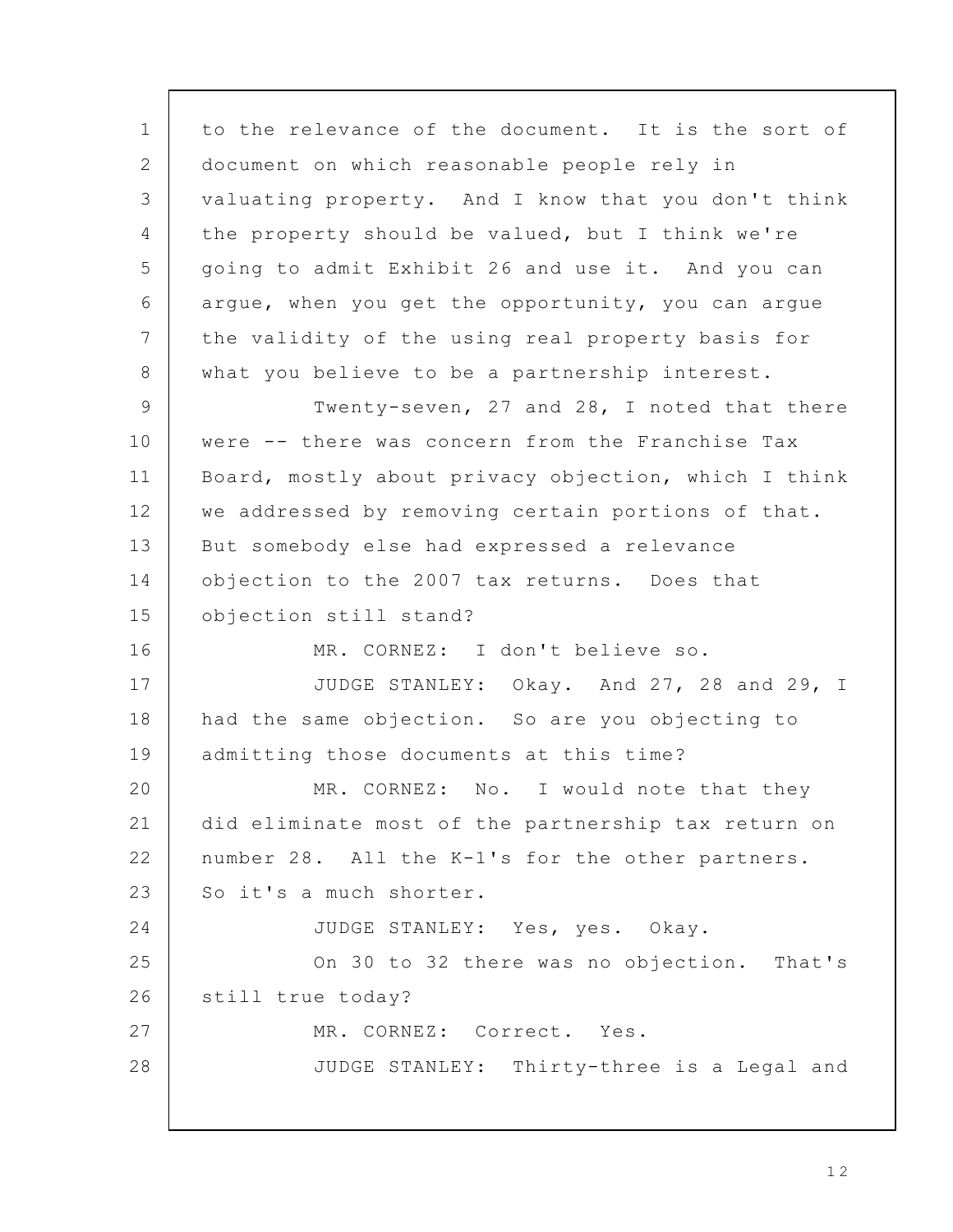to the relevance of the document. It is the sort of document on which reasonable people rely in valuating property. And I know that you don't think the property should be valued, but I think we're going to admit Exhibit 26 and use it. And you can argue, when you get the opportunity, you can argue the validity of the using real property basis for what you believe to be a partnership interest.

Twenty-seven, 27 and 28, I noted that there were -- there was concern from the Franchise Tax Board, mostly about privacy objection, which I think we addressed by removing certain portions of that. But somebody else had expressed a relevance objection to the 2007 tax returns. Does that objection still stand?

MR. CORNEZ: I don't believe so.

JUDGE STANLEY: Okay. And 27, 28 and 29, I had the same objection. So are you objecting to admitting those documents at this time?

MR. CORNEZ: No. I would note that they did eliminate most of the partnership tax return on number 28. All the K-1's for the other partners. So it's a much shorter.

JUDGE STANLEY: Yes, yes. Okay.

On 30 to 32 there was no objection. That's still true today?

MR. CORNEZ: Correct. Yes.

JUDGE STANLEY: Thirty-three is a Legal and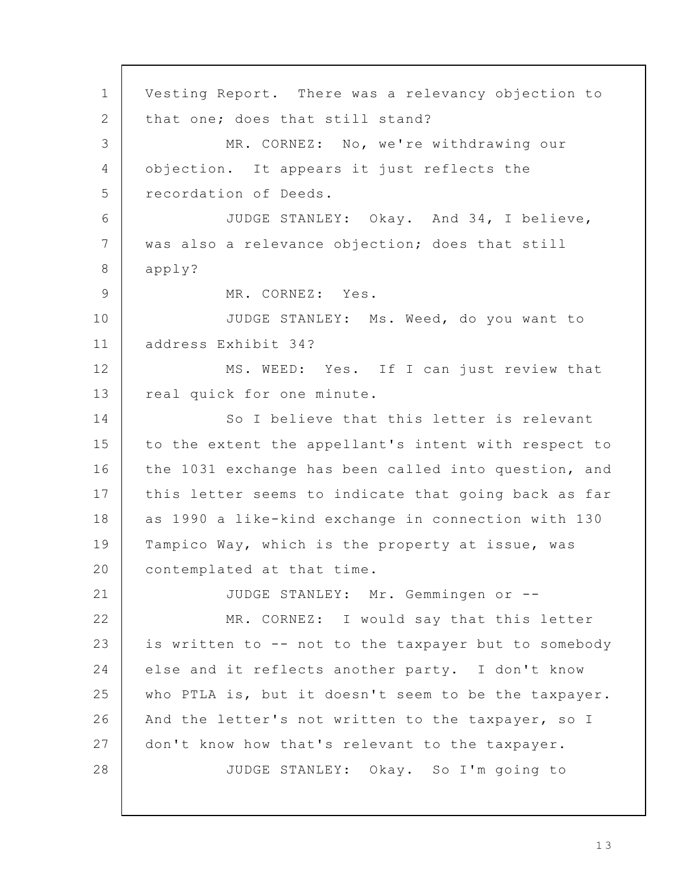Vesting Report. There was a relevancy objection to that one; does that still stand?

MR. CORNEZ: No, we're withdrawing our objection. It appears it just reflects the recordation of Deeds.

JUDGE STANLEY: Okay. And 34, I believe, was also a relevance objection; does that still apply?

MR. CORNEZ: Yes.

JUDGE STANLEY: Ms. Weed, do you want to address Exhibit 34?

MS. WEED: Yes. If I can just review that real quick for one minute.

So I believe that this letter is relevant to the extent the appellant's intent with respect to the 1031 exchange has been called into question, and this letter seems to indicate that going back as far as 1990 a like-kind exchange in connection with 130 Tampico Way, which is the property at issue, was contemplated at that time.

JUDGE STANLEY: Mr. Gemmingen or --

MR. CORNEZ: I would say that this letter is written to -- not to the taxpayer but to somebody else and it reflects another party. I don't know who PTLA is, but it doesn't seem to be the taxpayer. And the letter's not written to the taxpayer, so I don't know how that's relevant to the taxpayer.

JUDGE STANLEY: Okay. So I'm going to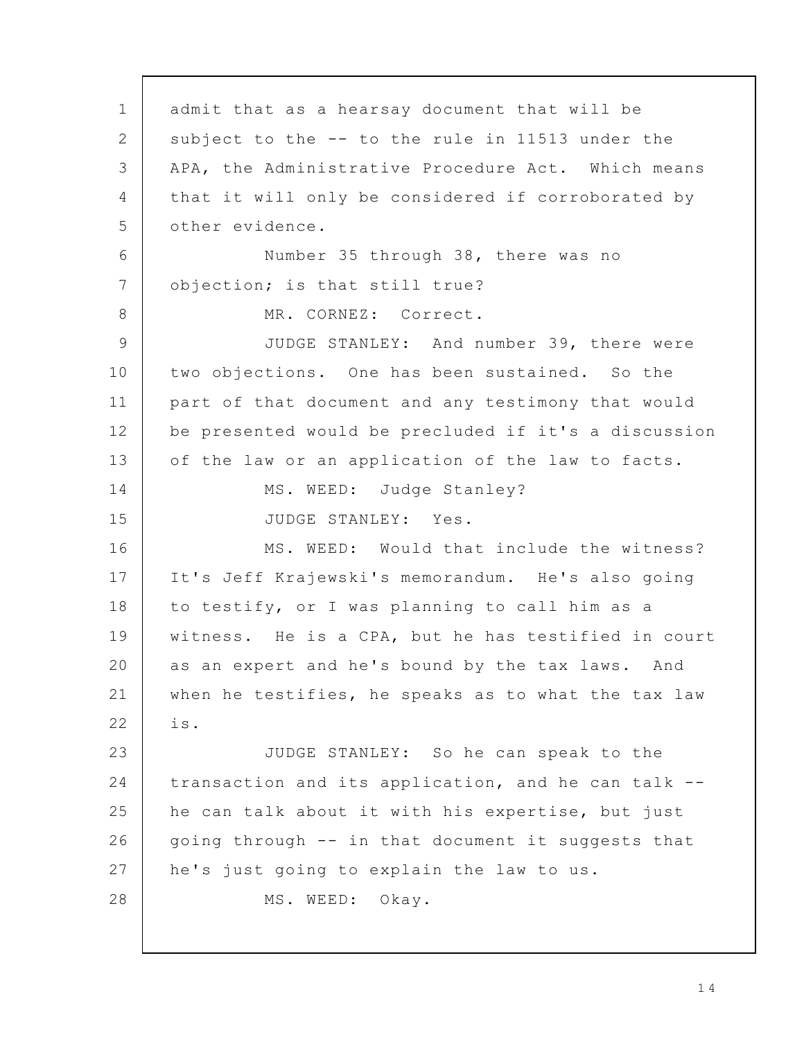admit that as a hearsay document that will be subject to the -- to the rule in 11513 under the APA, the Administrative Procedure Act. Which means that it will only be considered if corroborated by other evidence.

Number 35 through 38, there was no objection; is that still true?

MR. CORNEZ: Correct.

JUDGE STANLEY: And number 39, there were two objections. One has been sustained. So the part of that document and any testimony that would be presented would be precluded if it's a discussion of the law or an application of the law to facts.

MS. WEED: Judge Stanley?

JUDGE STANLEY: Yes.

MS. WEED: Would that include the witness? It's Jeff Krajewski's memorandum. He's also going to testify, or I was planning to call him as a witness. He is a CPA, but he has testified in court as an expert and he's bound by the tax laws. And when he testifies, he speaks as to what the tax law is.

JUDGE STANLEY: So he can speak to the transaction and its application, and he can talk -- he can talk about it with his expertise, but just going through -- in that document it suggests that he's just going to explain the law to us.

MS. WEED: Okay.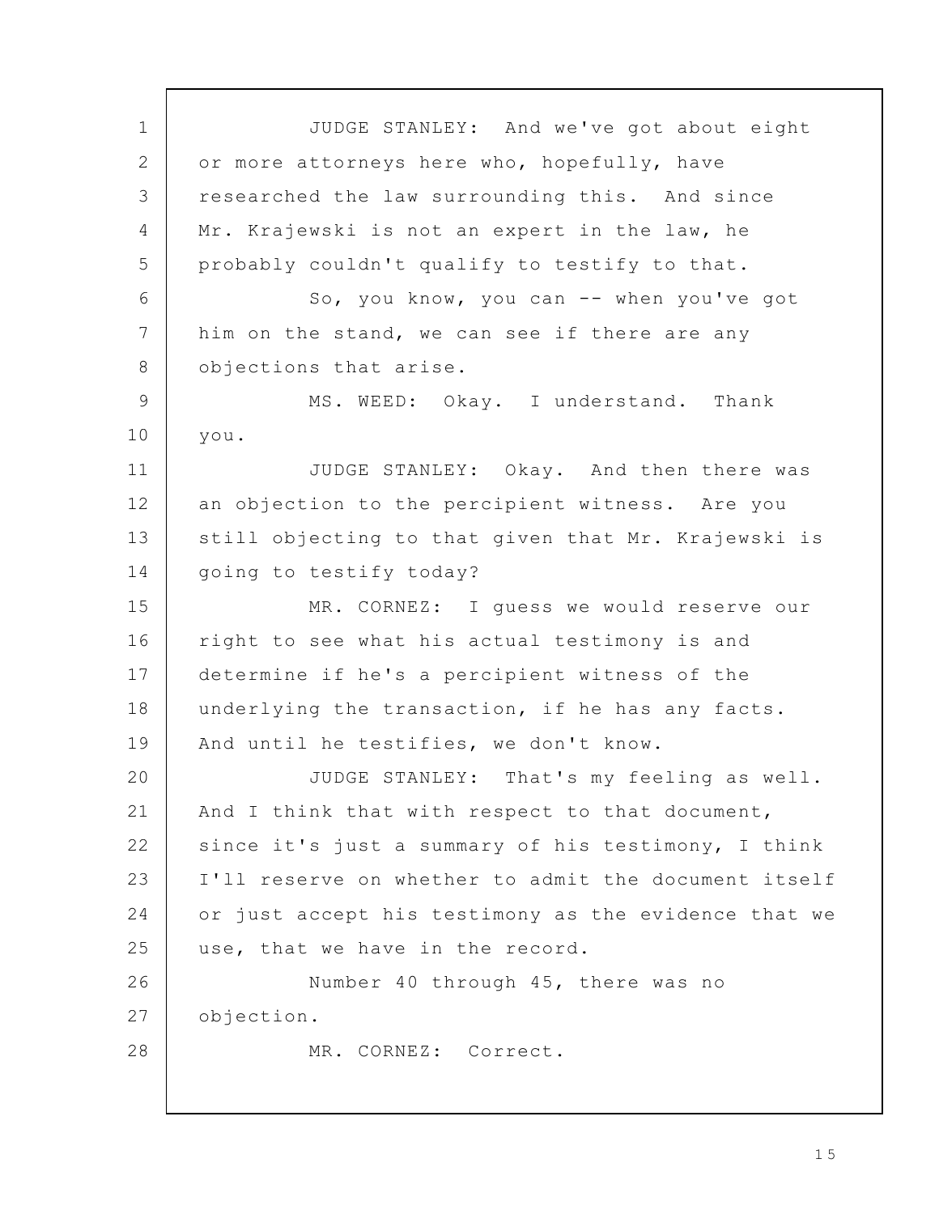JUDGE STANLEY: And we've got about eight or more attorneys here who, hopefully, have researched the law surrounding this. And since Mr. Krajewski is not an expert in the law, he probably couldn't qualify to testify to that.

So, you know, you can -- when you've got him on the stand, we can see if there are any objections that arise.

MS. WEED: Okay. I understand. Thank you.

JUDGE STANLEY: Okay. And then there was an objection to the percipient witness. Are you still objecting to that given that Mr. Krajewski is going to testify today?

MR. CORNEZ: I guess we would reserve our right to see what his actual testimony is and determine if he's a percipient witness of the underlying the transaction, if he has any facts. And until he testifies, we don't know.

JUDGE STANLEY: That's my feeling as well. And I think that with respect to that document, since it's just a summary of his testimony, I think I'll reserve on whether to admit the document itself or just accept his testimony as the evidence that we use, that we have in the record.

Number 40 through 45, there was no objection.

MR. CORNEZ: Correct.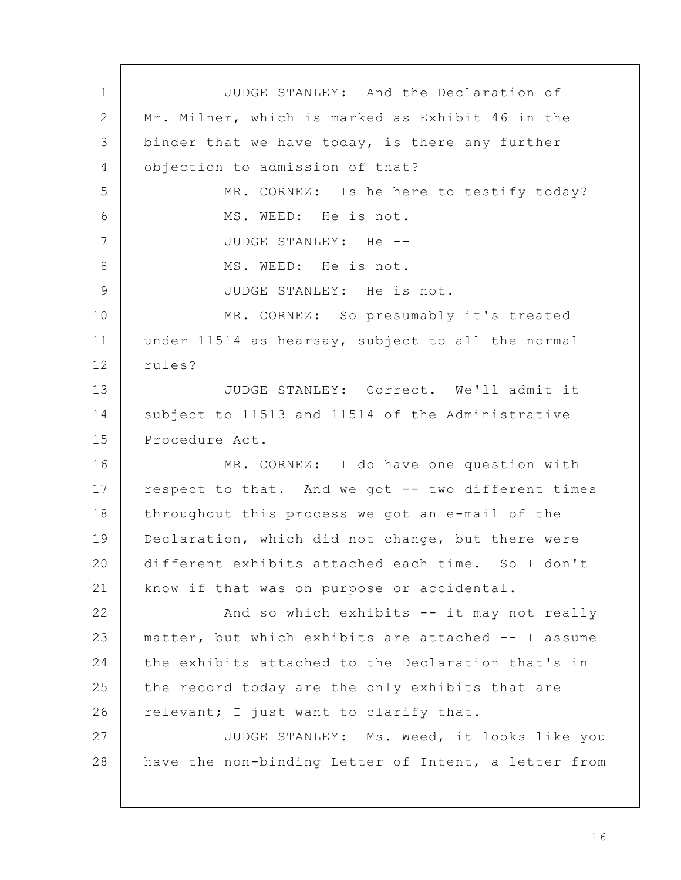JUDGE STANLEY: And the Declaration of Mr. Milner, which is marked as Exhibit 46 in the binder that we have today, is there any further objection to admission of that?

MR. CORNEZ: Is he here to testify today?

MS. WEED: He is not.

JUDGE STANLEY: He --

MS. WEED: He is not.

JUDGE STANLEY: He is not.

MR. CORNEZ: So presumably it's treated under 11514 as hearsay, subject to all the normal rules?

JUDGE STANLEY: Correct. We'll admit it subject to 11513 and 11514 of the Administrative Procedure Act.

MR. CORNEZ: I do have one question with respect to that. And we got -- two different times throughout this process we got an e-mail of the Declaration, which did not change, but there were different exhibits attached each time. So I don't know if that was on purpose or accidental.

And so which exhibits -- it may not really matter, but which exhibits are attached -- I assume the exhibits attached to the Declaration that's in the record today are the only exhibits that are relevant; I just want to clarify that.

JUDGE STANLEY: Ms. Weed, it looks like you have the non-binding Letter of Intent, a letter from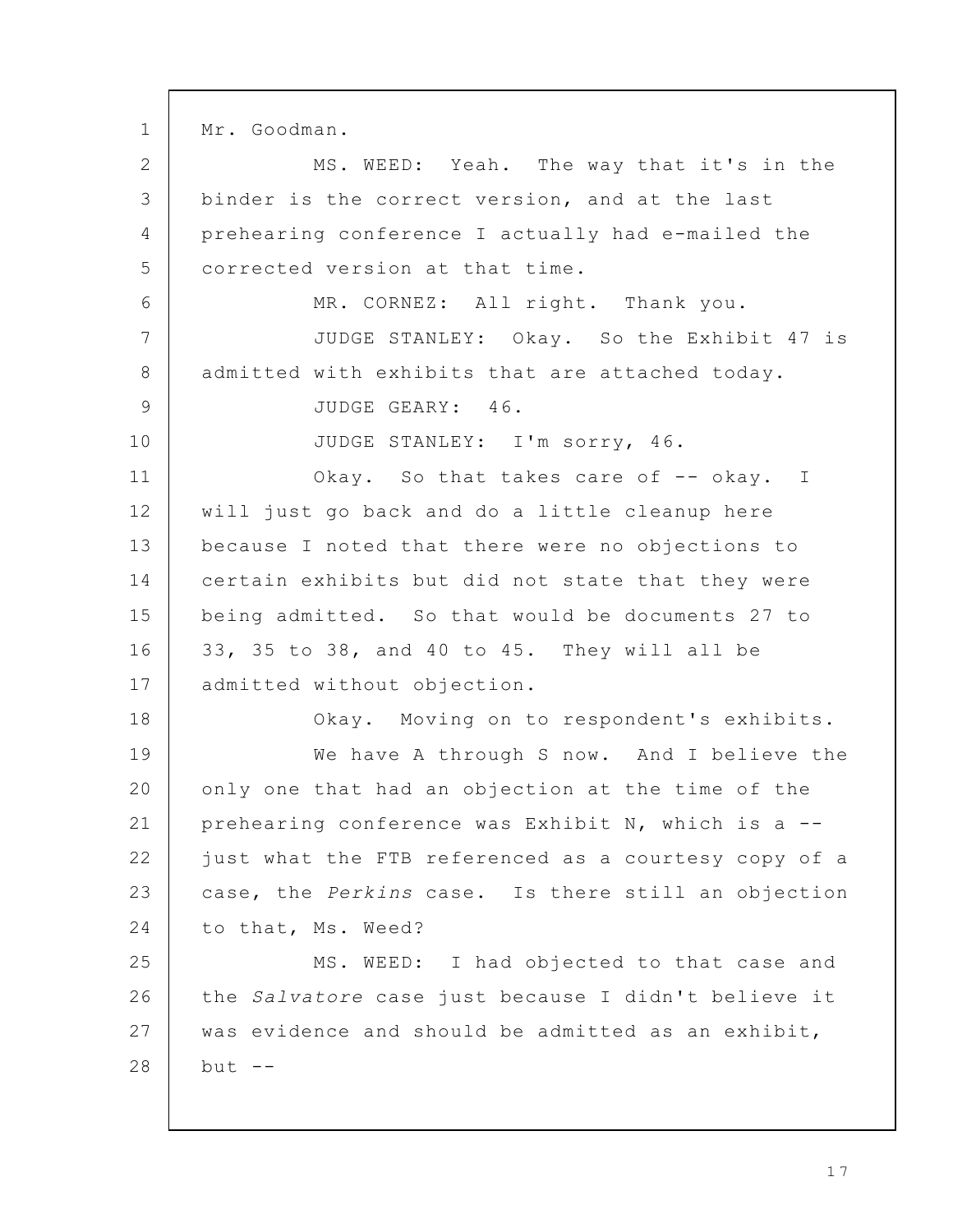Mr. Goodman.

MS. WEED: Yeah. The way that it's in the binder is the correct version, and at the last prehearing conference I actually had e-mailed the corrected version at that time.

MR. CORNEZ: All right. Thank you.

JUDGE STANLEY: Okay. So the Exhibit 47 is admitted with exhibits that are attached today.

JUDGE GEARY: 46.

JUDGE STANLEY: I'm sorry, 46.

Okay. So that takes care of -- okay. I will just go back and do a little cleanup here because I noted that there were no objections to certain exhibits but did not state that they were being admitted. So that would be documents 27 to 33, 35 to 38, and 40 to 45. They will all be admitted without objection.

Okay. Moving on to respondent's exhibits.

We have A through S now. And I believe the only one that had an objection at the time of the prehearing conference was Exhibit N, which is a -- just what the FTB referenced as a courtesy copy of a case, the *Perkins* case. Is there still an objection to that, Ms. Weed?

MS. WEED: I had objected to that case and the *Salvatore* case just because I didn't believe it was evidence and should be admitted as an exhibit, but --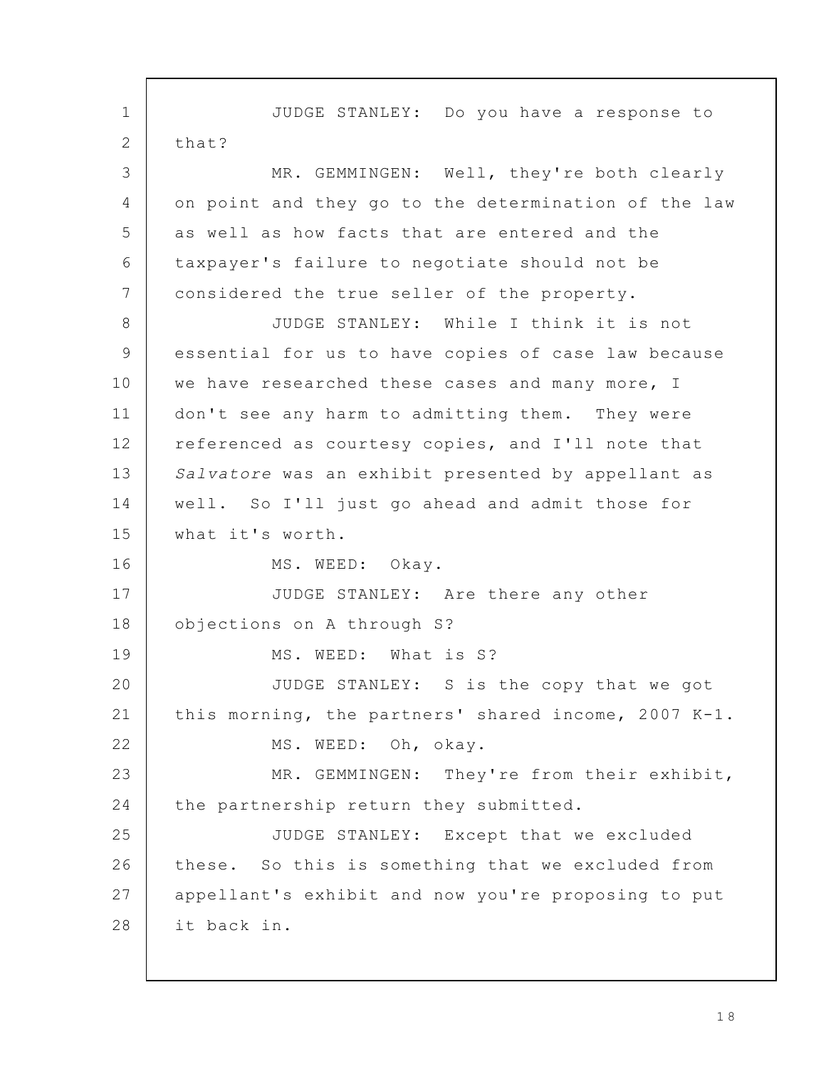JUDGE STANLEY: Do you have a response to that?

MR. GEMMINGEN: Well, they're both clearly on point and they go to the determination of the law as well as how facts that are entered and the taxpayer's failure to negotiate should not be considered the true seller of the property.

JUDGE STANLEY: While I think it is not essential for us to have copies of case law because we have researched these cases and many more, I don't see any harm to admitting them. They were referenced as courtesy copies, and I'll note that *Salvatore* was an exhibit presented by appellant as well. So I'll just go ahead and admit those for what it's worth.

MS. WEED: Okay.

JUDGE STANLEY: Are there any other objections on A through S?

MS. WEED: What is S?

JUDGE STANLEY: S is the copy that we got this morning, the partners' shared income, 2007 K-1.

MS. WEED: Oh, okay.

MR. GEMMINGEN: They're from their exhibit, the partnership return they submitted.

JUDGE STANLEY: Except that we excluded these. So this is something that we excluded from appellant's exhibit and now you're proposing to put it back in.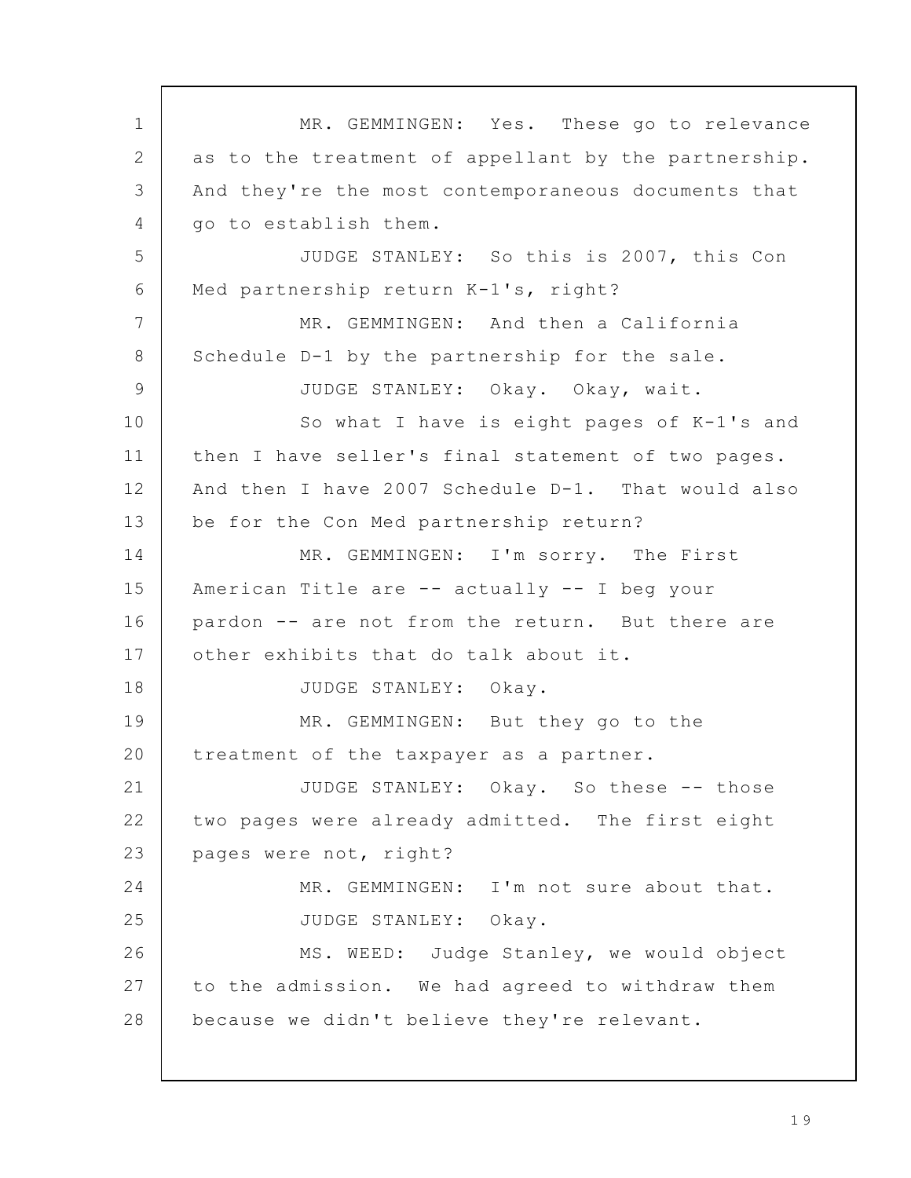MR. GEMMINGEN: Yes. These go to relevance as to the treatment of appellant by the partnership. And they're the most contemporaneous documents that go to establish them.

JUDGE STANLEY: So this is 2007, this Con Med partnership return K-1's, right?

MR. GEMMINGEN: And then a California Schedule D-1 by the partnership for the sale.

JUDGE STANLEY: Okay. Okay, wait.

So what I have is eight pages of K-1's and then I have seller's final statement of two pages. And then I have 2007 Schedule D-1. That would also be for the Con Med partnership return?

MR. GEMMINGEN: I'm sorry. The First American Title are -- actually -- I beg your pardon -- are not from the return. But there are other exhibits that do talk about it.

JUDGE STANLEY: Okay.

MR. GEMMINGEN: But they go to the treatment of the taxpayer as a partner.

JUDGE STANLEY: Okay. So these -- those two pages were already admitted. The first eight pages were not, right?

MR. GEMMINGEN: I'm not sure about that.

JUDGE STANLEY: Okay.

MS. WEED: Judge Stanley, we would object to the admission. We had agreed to withdraw them because we didn't believe they're relevant.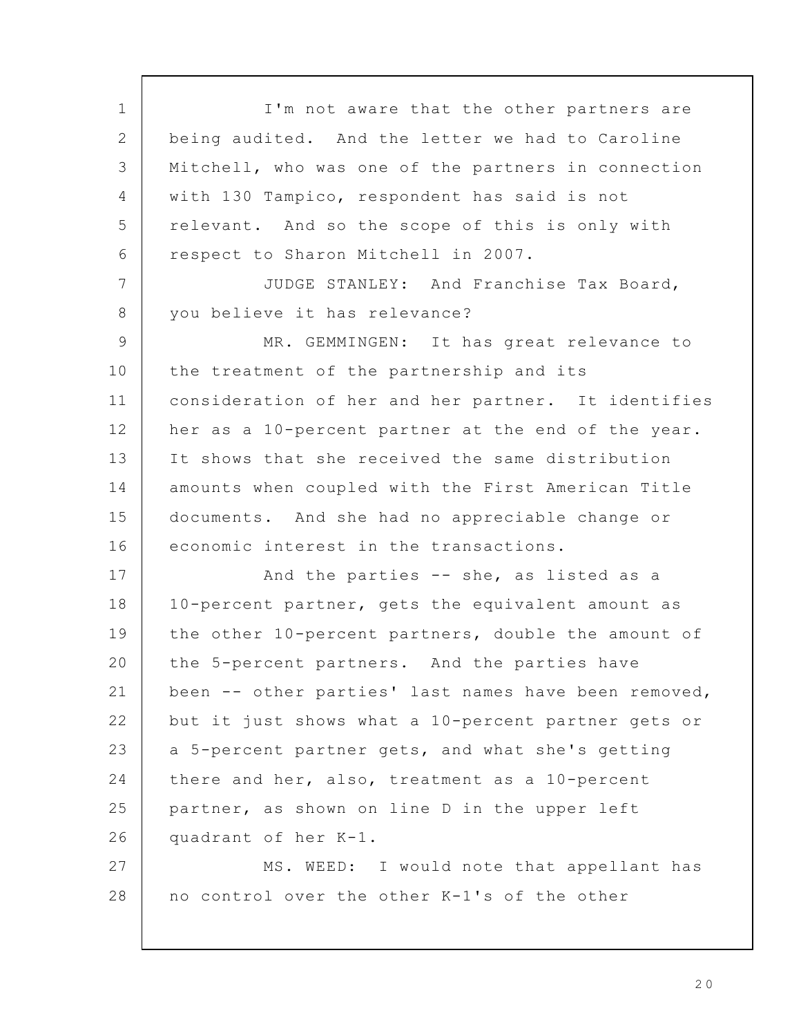I'm not aware that the other partners are being audited. And the letter we had to Caroline Mitchell, who was one of the partners in connection with 130 Tampico, respondent has said is not relevant. And so the scope of this is only with respect to Sharon Mitchell in 2007.

JUDGE STANLEY: And Franchise Tax Board, you believe it has relevance?

MR. GEMMINGEN: It has great relevance to the treatment of the partnership and its consideration of her and her partner. It identifies her as a 10-percent partner at the end of the year. It shows that she received the same distribution amounts when coupled with the First American Title documents. And she had no appreciable change or economic interest in the transactions.

And the parties -- she, as listed as a 10-percent partner, gets the equivalent amount as the other 10-percent partners, double the amount of the 5-percent partners. And the parties have been -- other parties' last names have been removed, but it just shows what a 10-percent partner gets or a 5-percent partner gets, and what she's getting there and her, also, treatment as a 10-percent partner, as shown on line D in the upper left quadrant of her K-1.

MS. WEED: I would note that appellant has no control over the other K-1's of the other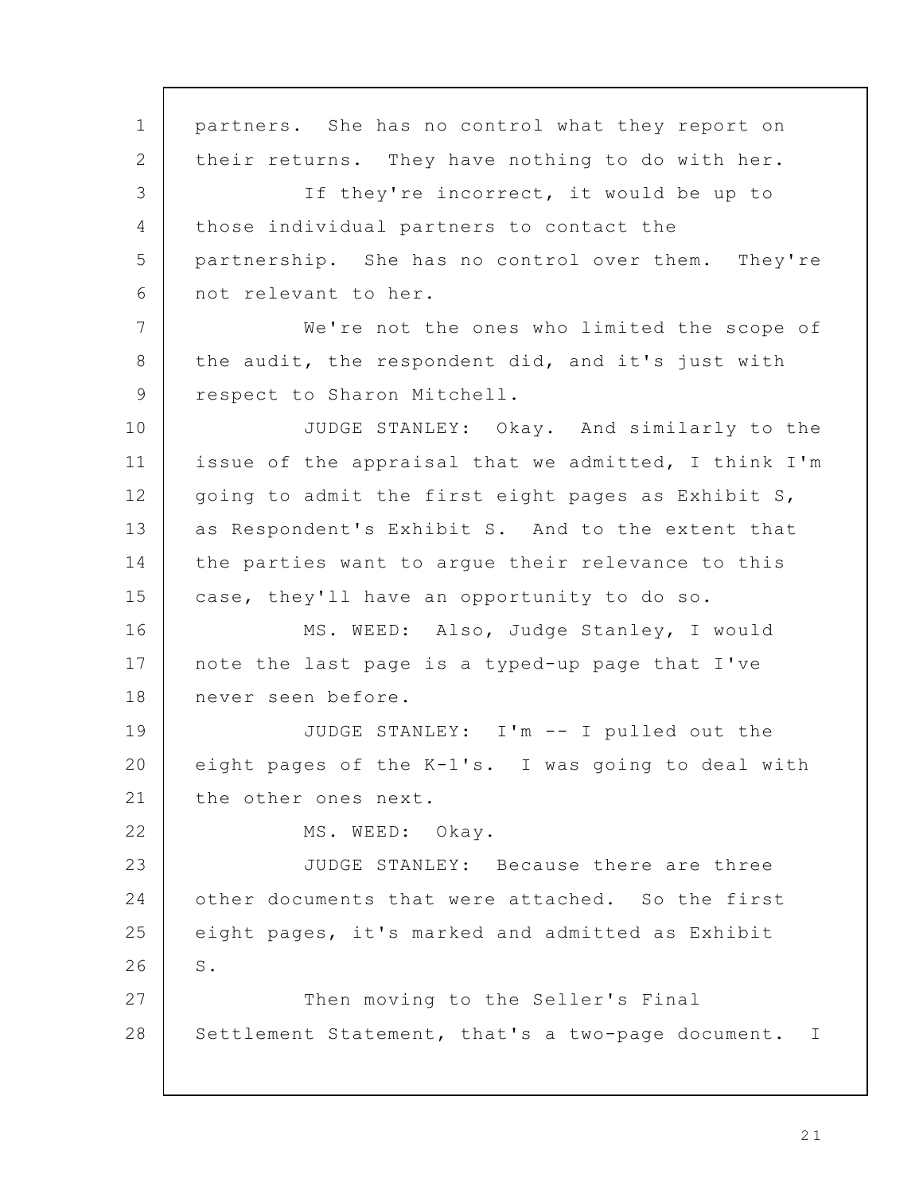partners. She has no control what they report on their returns. They have nothing to do with her.

If they're incorrect, it would be up to those individual partners to contact the partnership. She has no control over them. They're not relevant to her.

We're not the ones who limited the scope of the audit, the respondent did, and it's just with respect to Sharon Mitchell.

JUDGE STANLEY: Okay. And similarly to the issue of the appraisal that we admitted, I think I'm going to admit the first eight pages as Exhibit S, as Respondent's Exhibit S. And to the extent that the parties want to argue their relevance to this case, they'll have an opportunity to do so.

MS. WEED: Also, Judge Stanley, I would note the last page is a typed-up page that I've never seen before.

JUDGE STANLEY: I'm -- I pulled out the eight pages of the K-1's. I was going to deal with the other ones next.

MS. WEED: Okay.

JUDGE STANLEY: Because there are three other documents that were attached. So the first eight pages, it's marked and admitted as Exhibit S.

Then moving to the Seller's Final Settlement Statement, that's a two-page document. I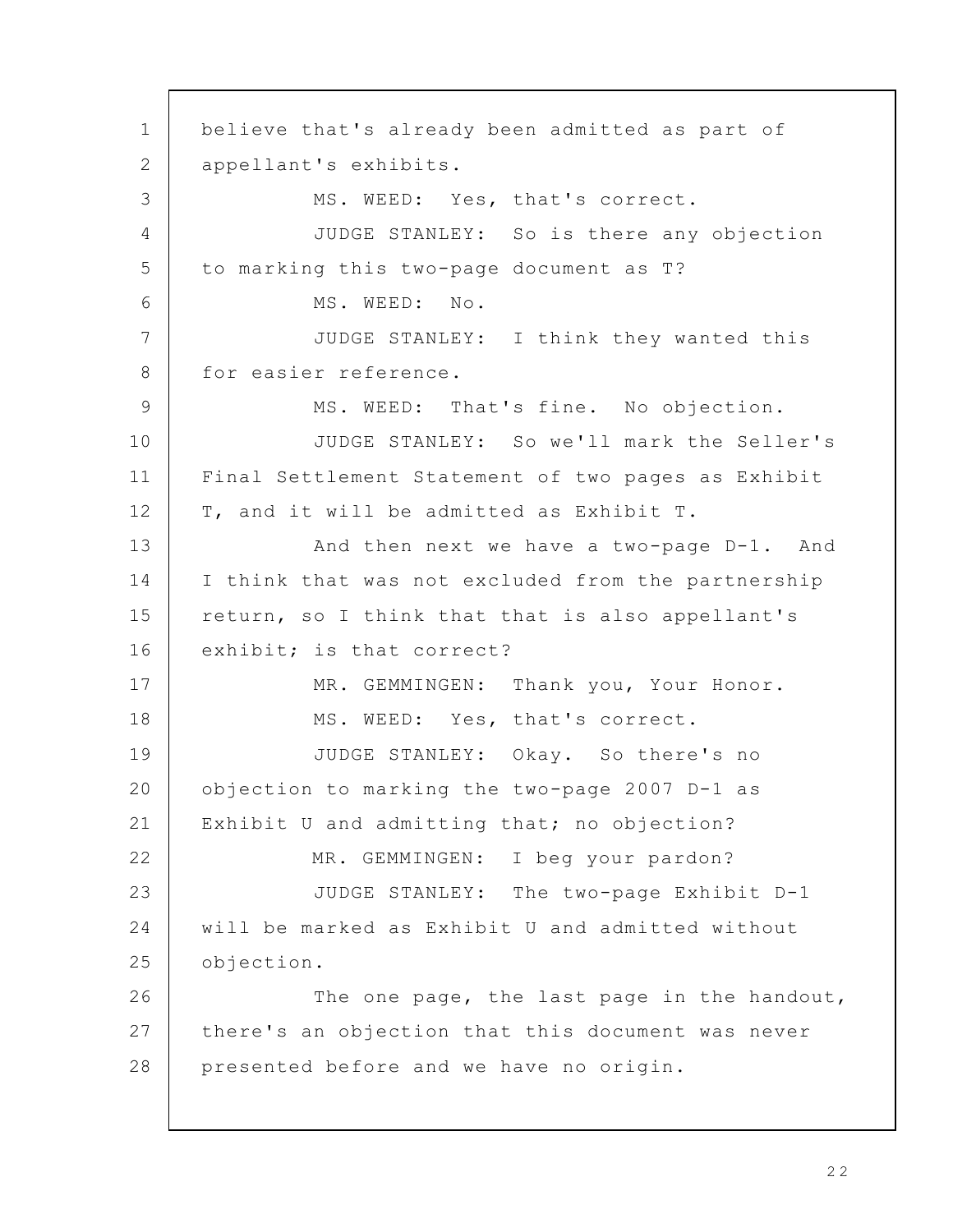believe that's already been admitted as part of appellant's exhibits.

MS. WEED: Yes, that's correct.

JUDGE STANLEY: So is there any objection to marking this two-page document as T?

MS. WEED: No.

JUDGE STANLEY: I think they wanted this for easier reference.

MS. WEED: That's fine. No objection.

JUDGE STANLEY: So we'll mark the Seller's Final Settlement Statement of two pages as Exhibit T, and it will be admitted as Exhibit T.

And then next we have a two-page D-1. And I think that was not excluded from the partnership return, so I think that that is also appellant's exhibit; is that correct?

MR. GEMMINGEN: Thank you, Your Honor.

MS. WEED: Yes, that's correct.

JUDGE STANLEY: Okay. So there's no objection to marking the two-page 2007 D-1 as Exhibit U and admitting that; no objection?

MR. GEMMINGEN: I beg your pardon?

JUDGE STANLEY: The two-page Exhibit D-1 will be marked as Exhibit U and admitted without objection.

The one page, the last page in the handout, there's an objection that this document was never presented before and we have no origin.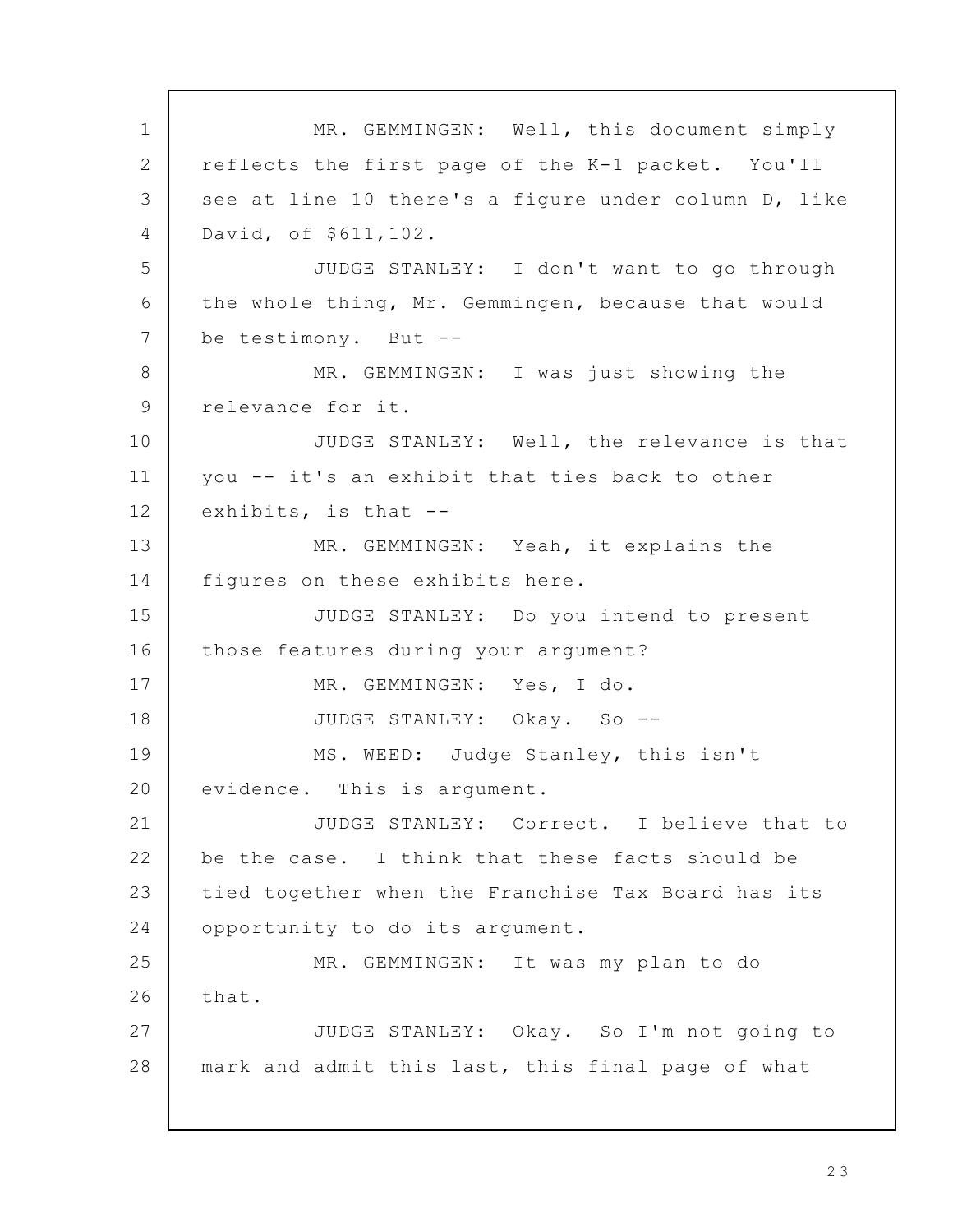MR. GEMMINGEN: Well, this document simply reflects the first page of the K-1 packet. You'll see at line 10 there's a figure under column D, like David, of $611,102.

JUDGE STANLEY: I don't want to go through the whole thing, Mr. Gemmingen, because that would be testimony. But --

MR. GEMMINGEN: I was just showing the relevance for it.

JUDGE STANLEY: Well, the relevance is that you -- it's an exhibit that ties back to other exhibits, is that --

MR. GEMMINGEN: Yeah, it explains the figures on these exhibits here.

JUDGE STANLEY: Do you intend to present those features during your argument?

MR. GEMMINGEN: Yes, I do.

JUDGE STANLEY: Okay. So --

MS. WEED: Judge Stanley, this isn't evidence. This is argument.

JUDGE STANLEY: Correct. I believe that to be the case. I think that these facts should be tied together when the Franchise Tax Board has its opportunity to do its argument.

MR. GEMMINGEN: It was my plan to do that.

JUDGE STANLEY: Okay. So I'm not going to mark and admit this last, this final page of what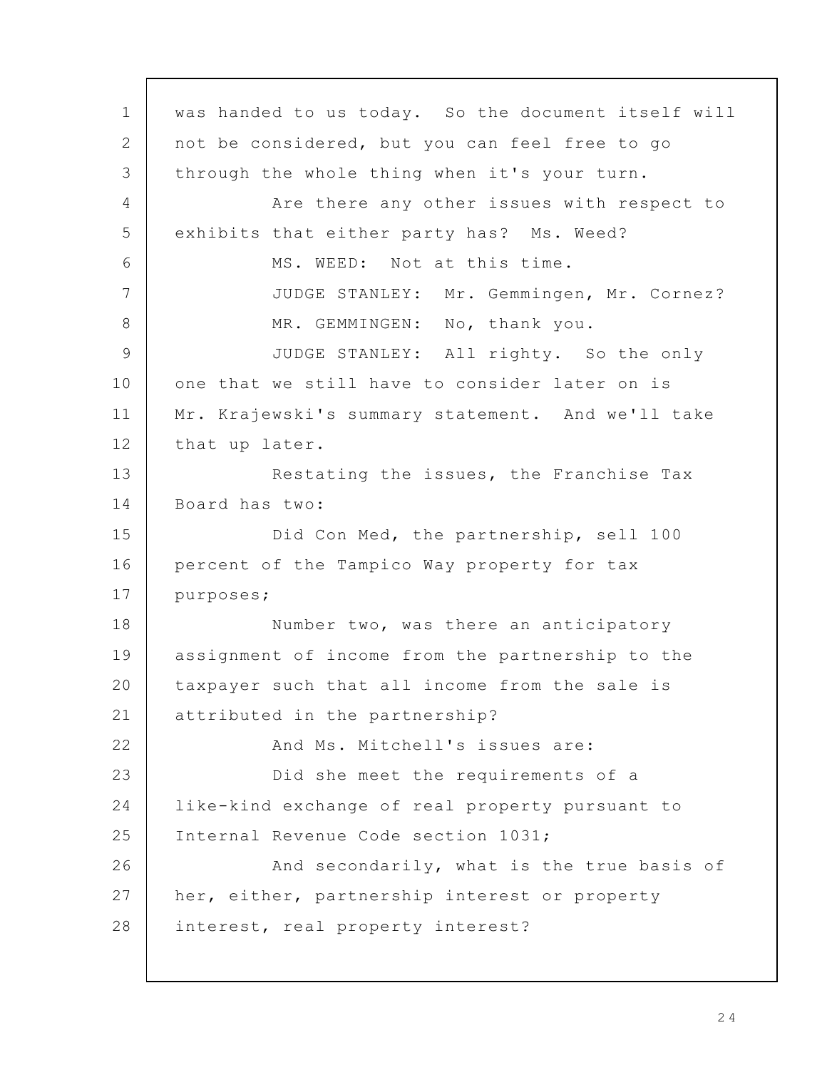was handed to us today. So the document itself will not be considered, but you can feel free to go through the whole thing when it's your turn.

Are there any other issues with respect to exhibits that either party has? Ms. Weed?

MS. WEED: Not at this time.

JUDGE STANLEY: Mr. Gemmingen, Mr. Cornez?

MR. GEMMINGEN: No, thank you.

JUDGE STANLEY: All righty. So the only one that we still have to consider later on is Mr. Krajewski's summary statement. And we'll take that up later.

Restating the issues, the Franchise Tax Board has two:

Did Con Med, the partnership, sell 100 percent of the Tampico Way property for tax purposes;

Number two, was there an anticipatory assignment of income from the partnership to the taxpayer such that all income from the sale is attributed in the partnership?

And Ms. Mitchell's issues are:

Did she meet the requirements of a like-kind exchange of real property pursuant to Internal Revenue Code section 1031;

And secondarily, what is the true basis of her, either, partnership interest or property interest, real property interest?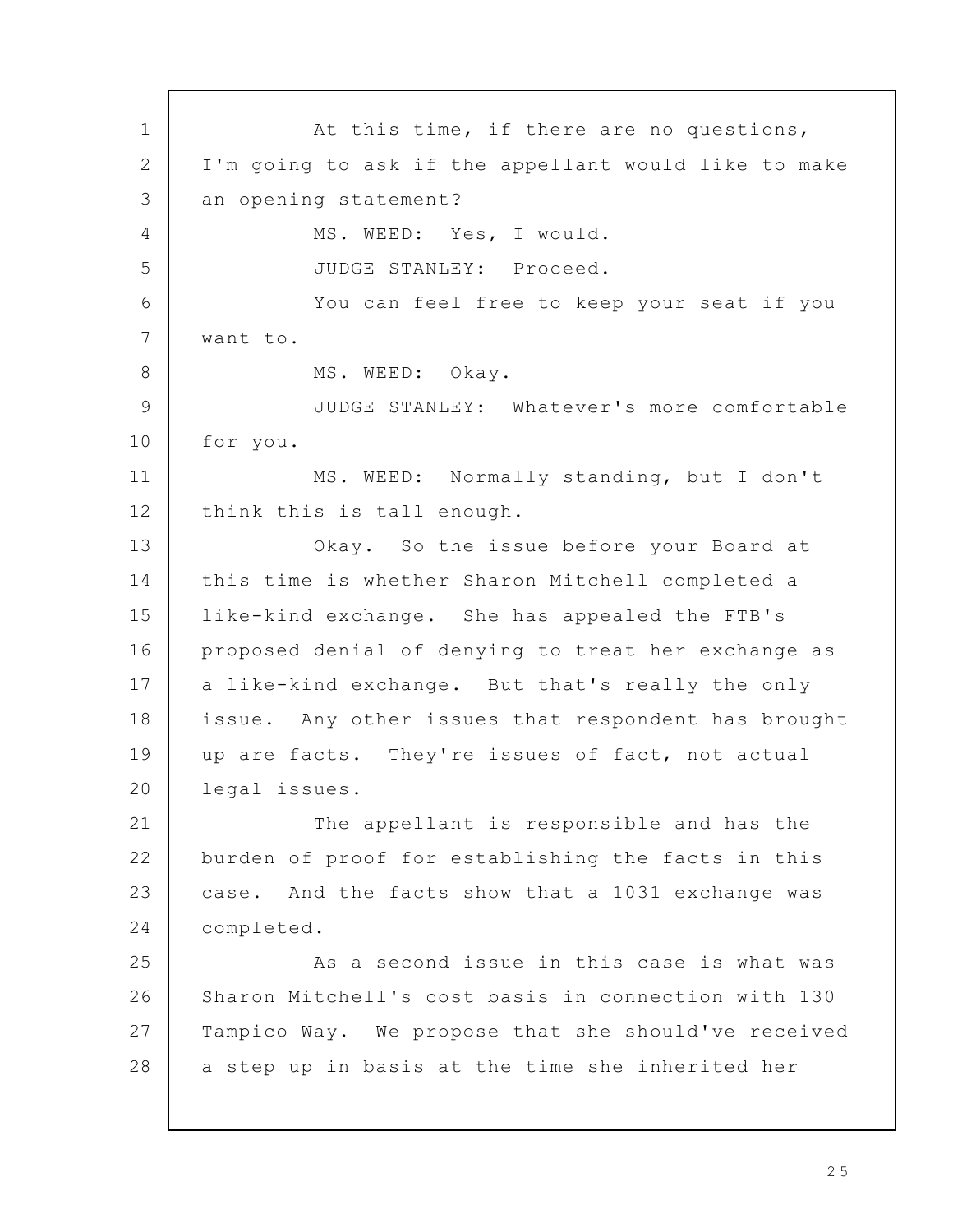At this time, if there are no questions, I'm going to ask if the appellant would like to make an opening statement?

MS. WEED: Yes, I would.

JUDGE STANLEY: Proceed.

You can feel free to keep your seat if you want to.

MS. WEED: Okay.

JUDGE STANLEY: Whatever's more comfortable for you.

MS. WEED: Normally standing, but I don't think this is tall enough.

Okay. So the issue before your Board at this time is whether Sharon Mitchell completed a like-kind exchange. She has appealed the FTB's proposed denial of denying to treat her exchange as a like-kind exchange. But that's really the only issue. Any other issues that respondent has brought up are facts. They're issues of fact, not actual legal issues.

The appellant is responsible and has the burden of proof for establishing the facts in this case. And the facts show that a 1031 exchange was completed.

As a second issue in this case is what was Sharon Mitchell's cost basis in connection with 130 Tampico Way. We propose that she should've received a step up in basis at the time she inherited her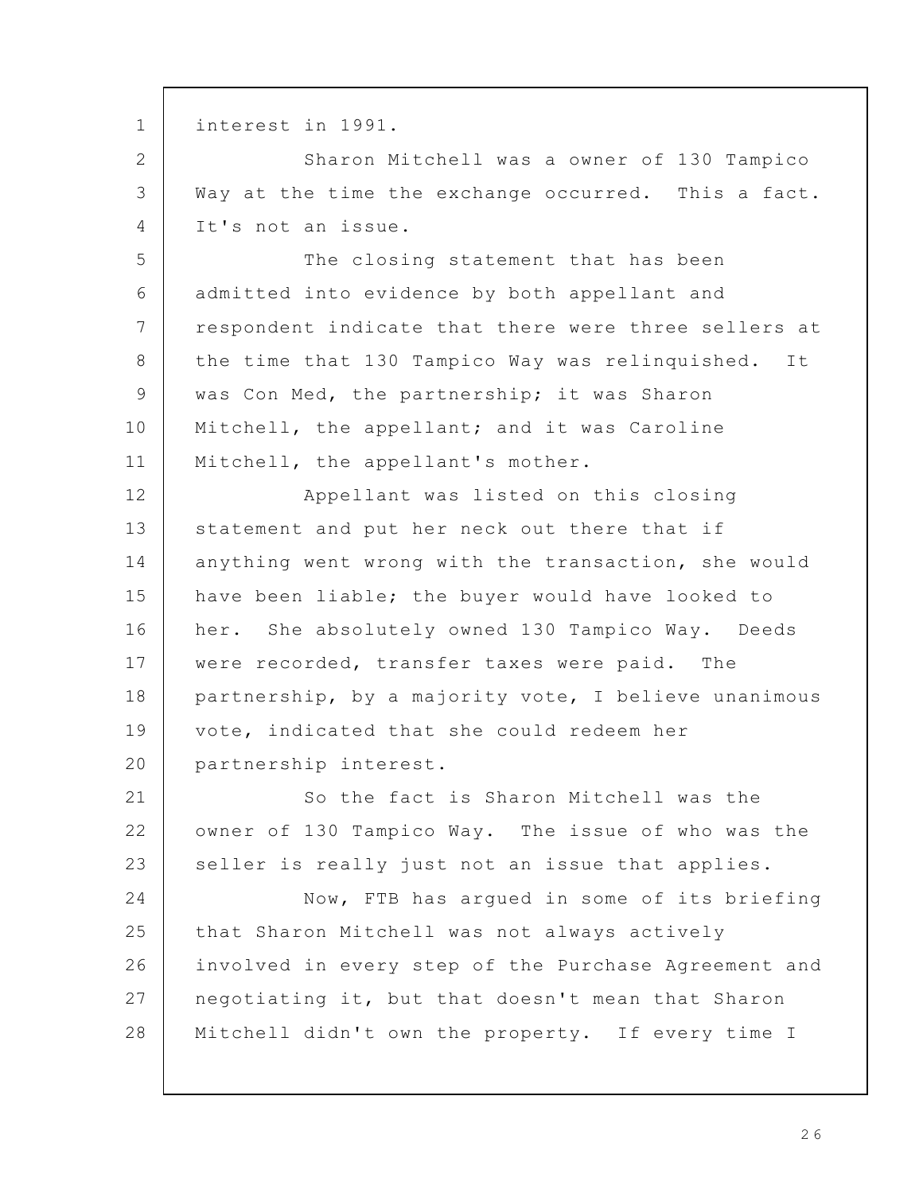interest in 1991.

Sharon Mitchell was a owner of 130 Tampico Way at the time the exchange occurred. This a fact. It's not an issue.

The closing statement that has been admitted into evidence by both appellant and respondent indicate that there were three sellers at the time that 130 Tampico Way was relinquished. It was Con Med, the partnership; it was Sharon Mitchell, the appellant; and it was Caroline Mitchell, the appellant's mother.

Appellant was listed on this closing statement and put her neck out there that if anything went wrong with the transaction, she would have been liable; the buyer would have looked to her. She absolutely owned 130 Tampico Way. Deeds were recorded, transfer taxes were paid. The partnership, by a majority vote, I believe unanimous vote, indicated that she could redeem her partnership interest.

So the fact is Sharon Mitchell was the owner of 130 Tampico Way. The issue of who was the seller is really just not an issue that applies.

Now, FTB has argued in some of its briefing that Sharon Mitchell was not always actively involved in every step of the Purchase Agreement and negotiating it, but that doesn't mean that Sharon Mitchell didn't own the property. If every time I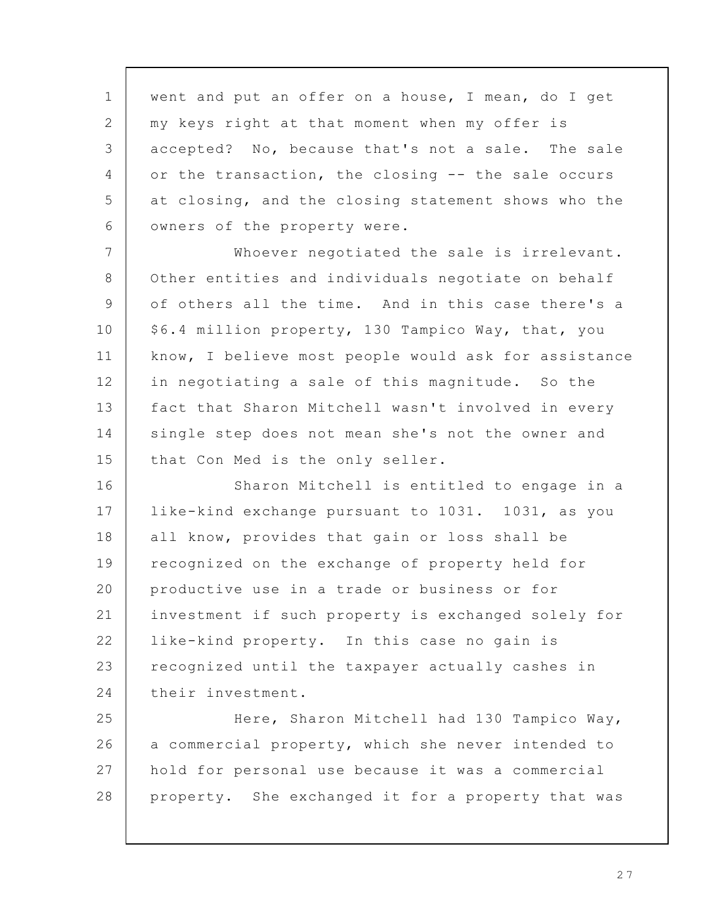went and put an offer on a house, I mean, do I get my keys right at that moment when my offer is accepted? No, because that's not a sale. The sale or the transaction, the closing -- the sale occurs at closing, and the closing statement shows who the owners of the property were.

Whoever negotiated the sale is irrelevant. Other entities and individuals negotiate on behalf of others all the time. And in this case there's a $6.4 million property, 130 Tampico Way, that, you know, I believe most people would ask for assistance in negotiating a sale of this magnitude. So the fact that Sharon Mitchell wasn't involved in every single step does not mean she's not the owner and that Con Med is the only seller.

Sharon Mitchell is entitled to engage in a like-kind exchange pursuant to 1031. 1031, as you all know, provides that gain or loss shall be recognized on the exchange of property held for productive use in a trade or business or for investment if such property is exchanged solely for like-kind property. In this case no gain is recognized until the taxpayer actually cashes in their investment.

Here, Sharon Mitchell had 130 Tampico Way, a commercial property, which she never intended to hold for personal use because it was a commercial property. She exchanged it for a property that was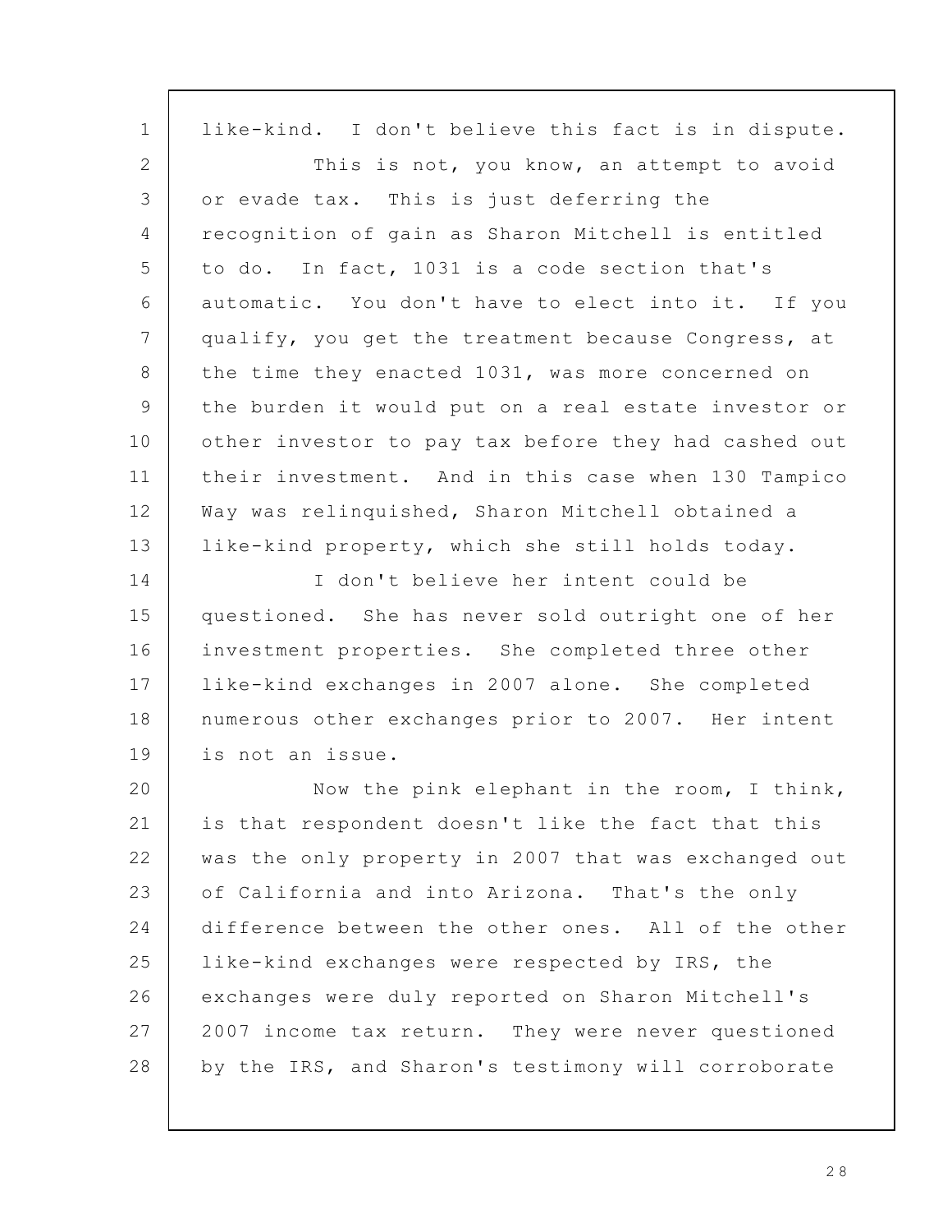like-kind. I don't believe this fact is in dispute.

This is not, you know, an attempt to avoid or evade tax. This is just deferring the recognition of gain as Sharon Mitchell is entitled to do. In fact, 1031 is a code section that's automatic. You don't have to elect into it. If you qualify, you get the treatment because Congress, at the time they enacted 1031, was more concerned on the burden it would put on a real estate investor or other investor to pay tax before they had cashed out their investment. And in this case when 130 Tampico Way was relinquished, Sharon Mitchell obtained a like-kind property, which she still holds today.

I don't believe her intent could be questioned. She has never sold outright one of her investment properties. She completed three other like-kind exchanges in 2007 alone. She completed numerous other exchanges prior to 2007. Her intent is not an issue.

Now the pink elephant in the room, I think, is that respondent doesn't like the fact that this was the only property in 2007 that was exchanged out of California and into Arizona. That's the only difference between the other ones. All of the other like-kind exchanges were respected by IRS, the exchanges were duly reported on Sharon Mitchell's 2007 income tax return. They were never questioned by the IRS, and Sharon's testimony will corroborate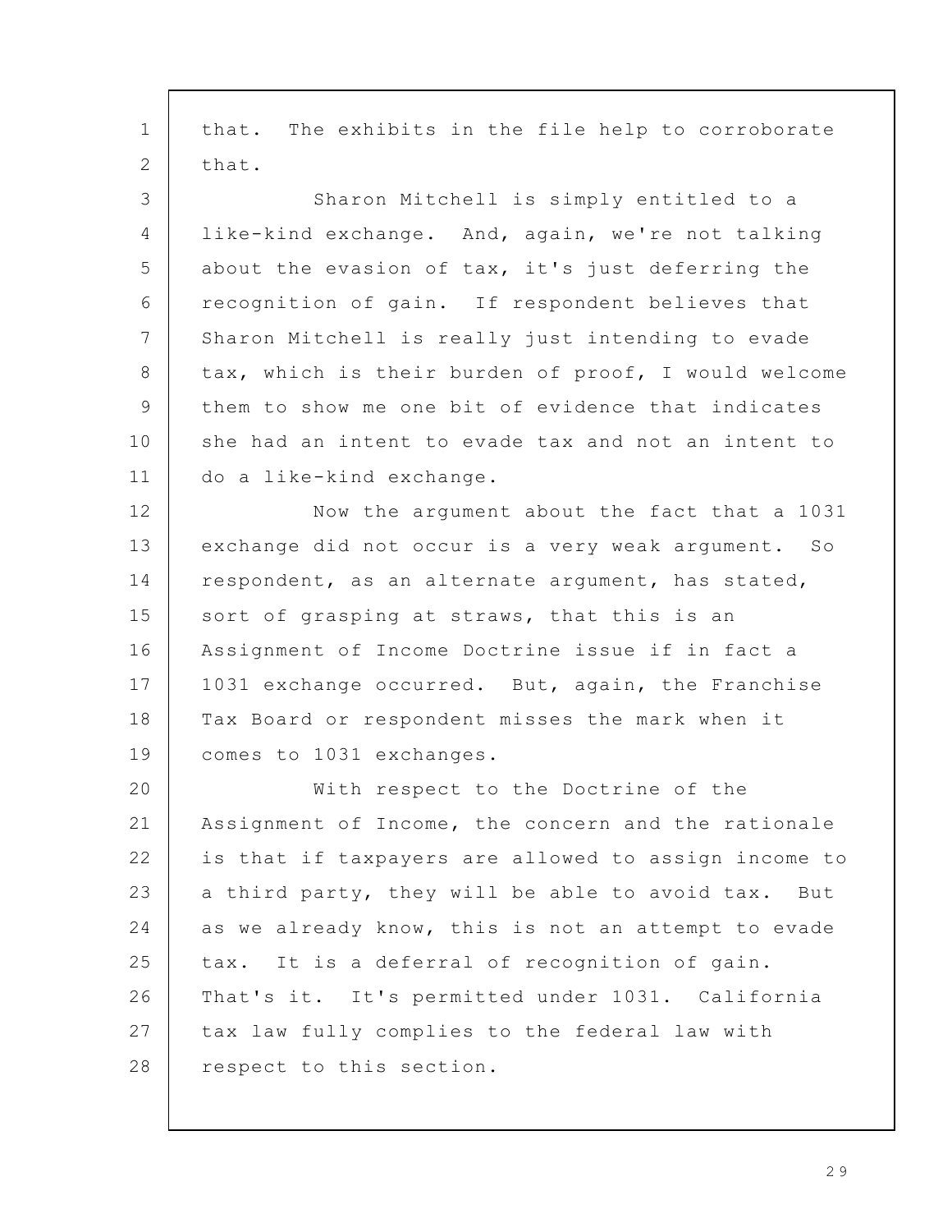that. The exhibits in the file help to corroborate that.

Sharon Mitchell is simply entitled to a like-kind exchange. And, again, we're not talking about the evasion of tax, it's just deferring the recognition of gain. If respondent believes that Sharon Mitchell is really just intending to evade tax, which is their burden of proof, I would welcome them to show me one bit of evidence that indicates she had an intent to evade tax and not an intent to do a like-kind exchange.

Now the argument about the fact that a 1031 exchange did not occur is a very weak argument. So respondent, as an alternate argument, has stated, sort of grasping at straws, that this is an Assignment of Income Doctrine issue if in fact a 1031 exchange occurred. But, again, the Franchise Tax Board or respondent misses the mark when it comes to 1031 exchanges.

With respect to the Doctrine of the Assignment of Income, the concern and the rationale is that if taxpayers are allowed to assign income to a third party, they will be able to avoid tax. But as we already know, this is not an attempt to evade tax. It is a deferral of recognition of gain. That's it. It's permitted under 1031. California tax law fully complies to the federal law with respect to this section.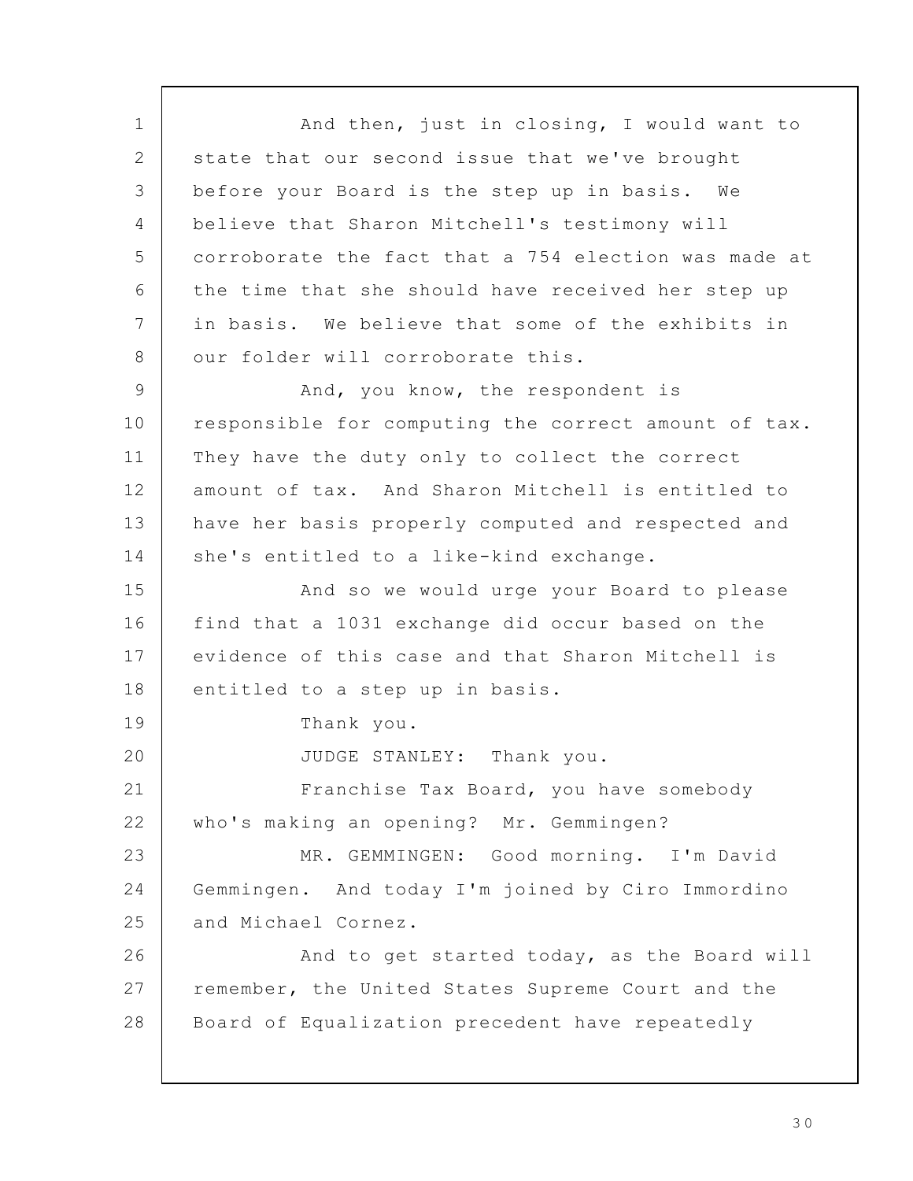And then, just in closing, I would want to state that our second issue that we've brought before your Board is the step up in basis. We believe that Sharon Mitchell's testimony will corroborate the fact that a 754 election was made at the time that she should have received her step up in basis. We believe that some of the exhibits in our folder will corroborate this.

And, you know, the respondent is responsible for computing the correct amount of tax. They have the duty only to collect the correct amount of tax. And Sharon Mitchell is entitled to have her basis properly computed and respected and she's entitled to a like-kind exchange.

And so we would urge your Board to please find that a 1031 exchange did occur based on the evidence of this case and that Sharon Mitchell is entitled to a step up in basis.

Thank you.

JUDGE STANLEY: Thank you.

Franchise Tax Board, you have somebody who's making an opening? Mr. Gemmingen?

MR. GEMMINGEN: Good morning. I'm David Gemmingen. And today I'm joined by Ciro Immordino and Michael Cornez.

And to get started today, as the Board will remember, the United States Supreme Court and the Board of Equalization precedent have repeatedly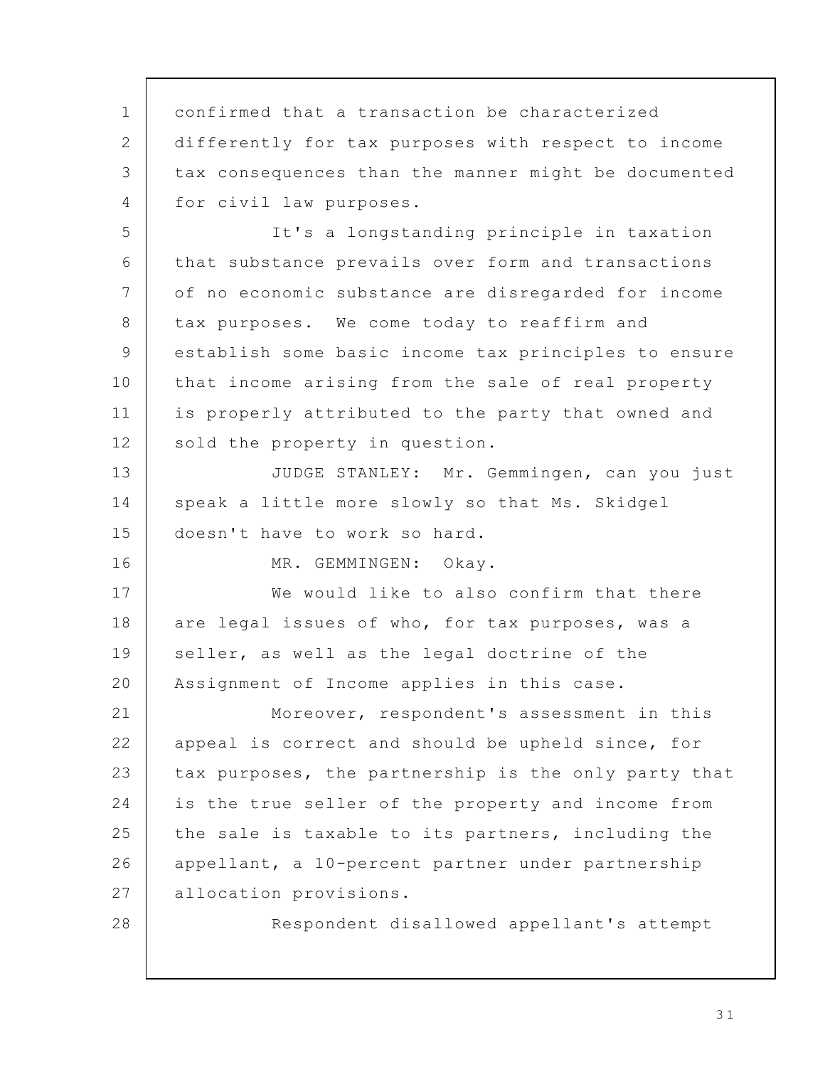confirmed that a transaction be characterized differently for tax purposes with respect to income tax consequences than the manner might be documented for civil law purposes.

It's a longstanding principle in taxation that substance prevails over form and transactions of no economic substance are disregarded for income tax purposes. We come today to reaffirm and establish some basic income tax principles to ensure that income arising from the sale of real property is properly attributed to the party that owned and sold the property in question.

JUDGE STANLEY: Mr. Gemmingen, can you just speak a little more slowly so that Ms. Skidgel doesn't have to work so hard.

MR. GEMMINGEN: Okay.

We would like to also confirm that there are legal issues of who, for tax purposes, was a seller, as well as the legal doctrine of the Assignment of Income applies in this case.

Moreover, respondent's assessment in this appeal is correct and should be upheld since, for tax purposes, the partnership is the only party that is the true seller of the property and income from the sale is taxable to its partners, including the appellant, a 10-percent partner under partnership allocation provisions.

Respondent disallowed appellant's attempt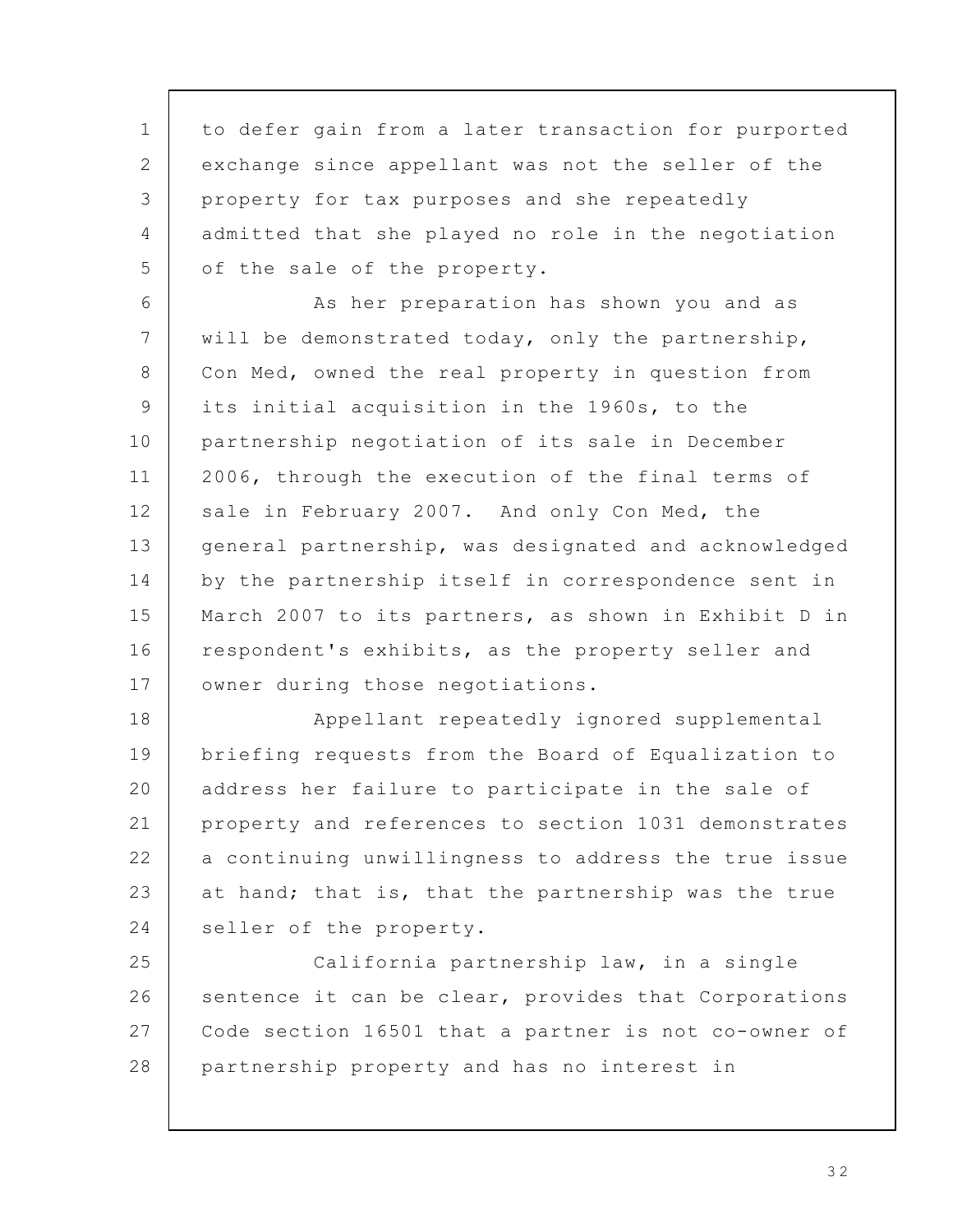to defer gain from a later transaction for purported exchange since appellant was not the seller of the property for tax purposes and she repeatedly admitted that she played no role in the negotiation of the sale of the property.

As her preparation has shown you and as will be demonstrated today, only the partnership, Con Med, owned the real property in question from its initial acquisition in the 1960s, to the partnership negotiation of its sale in December 2006, through the execution of the final terms of sale in February 2007. And only Con Med, the general partnership, was designated and acknowledged by the partnership itself in correspondence sent in March 2007 to its partners, as shown in Exhibit D in respondent's exhibits, as the property seller and owner during those negotiations.

Appellant repeatedly ignored supplemental briefing requests from the Board of Equalization to address her failure to participate in the sale of property and references to section 1031 demonstrates a continuing unwillingness to address the true issue at hand; that is, that the partnership was the true seller of the property.

California partnership law, in a single sentence it can be clear, provides that Corporations Code section 16501 that a partner is not co-owner of partnership property and has no interest in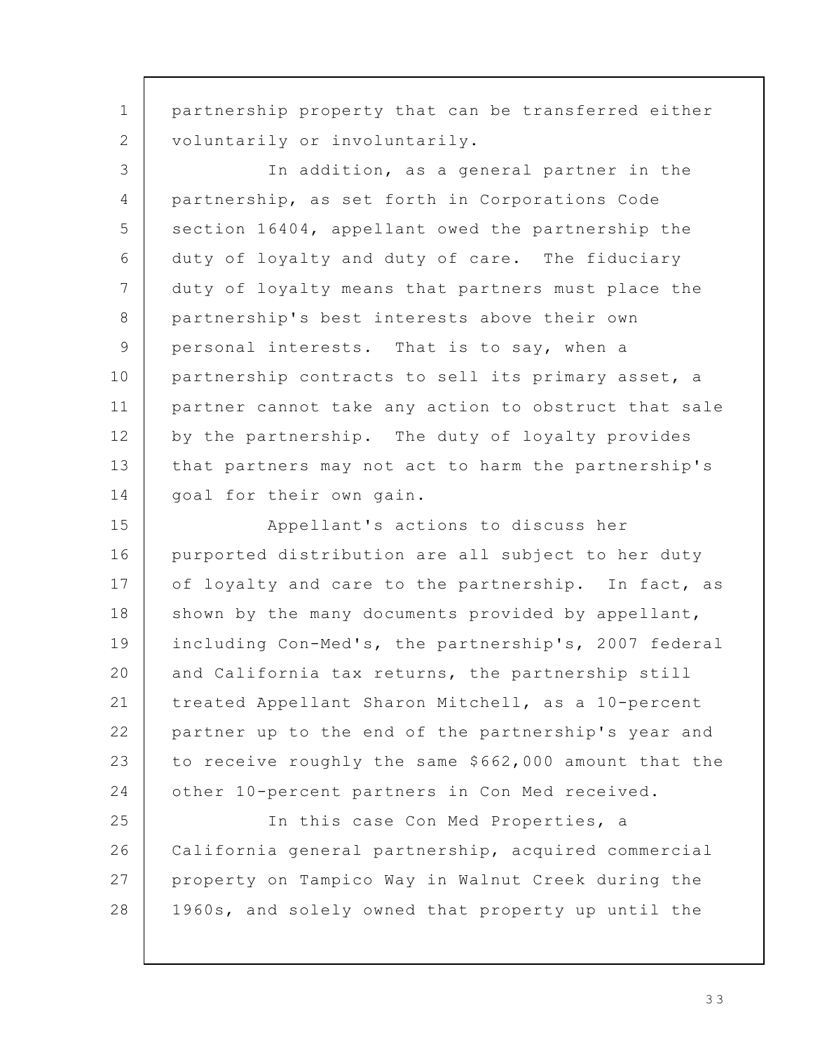partnership property that can be transferred either voluntarily or involuntarily.

In addition, as a general partner in the partnership, as set forth in Corporations Code section 16404, appellant owed the partnership the duty of loyalty and duty of care. The fiduciary duty of loyalty means that partners must place the partnership's best interests above their own personal interests. That is to say, when a partnership contracts to sell its primary asset, a partner cannot take any action to obstruct that sale by the partnership. The duty of loyalty provides that partners may not act to harm the partnership's goal for their own gain.

Appellant's actions to discuss her purported distribution are all subject to her duty of loyalty and care to the partnership. In fact, as shown by the many documents provided by appellant, including Con-Med's, the partnership's, 2007 federal and California tax returns, the partnership still treated Appellant Sharon Mitchell, as a 10-percent partner up to the end of the partnership's year and to receive roughly the same $662,000 amount that the other 10-percent partners in Con Med received.

In this case Con Med Properties, a California general partnership, acquired commercial property on Tampico Way in Walnut Creek during the 1960s, and solely owned that property up until the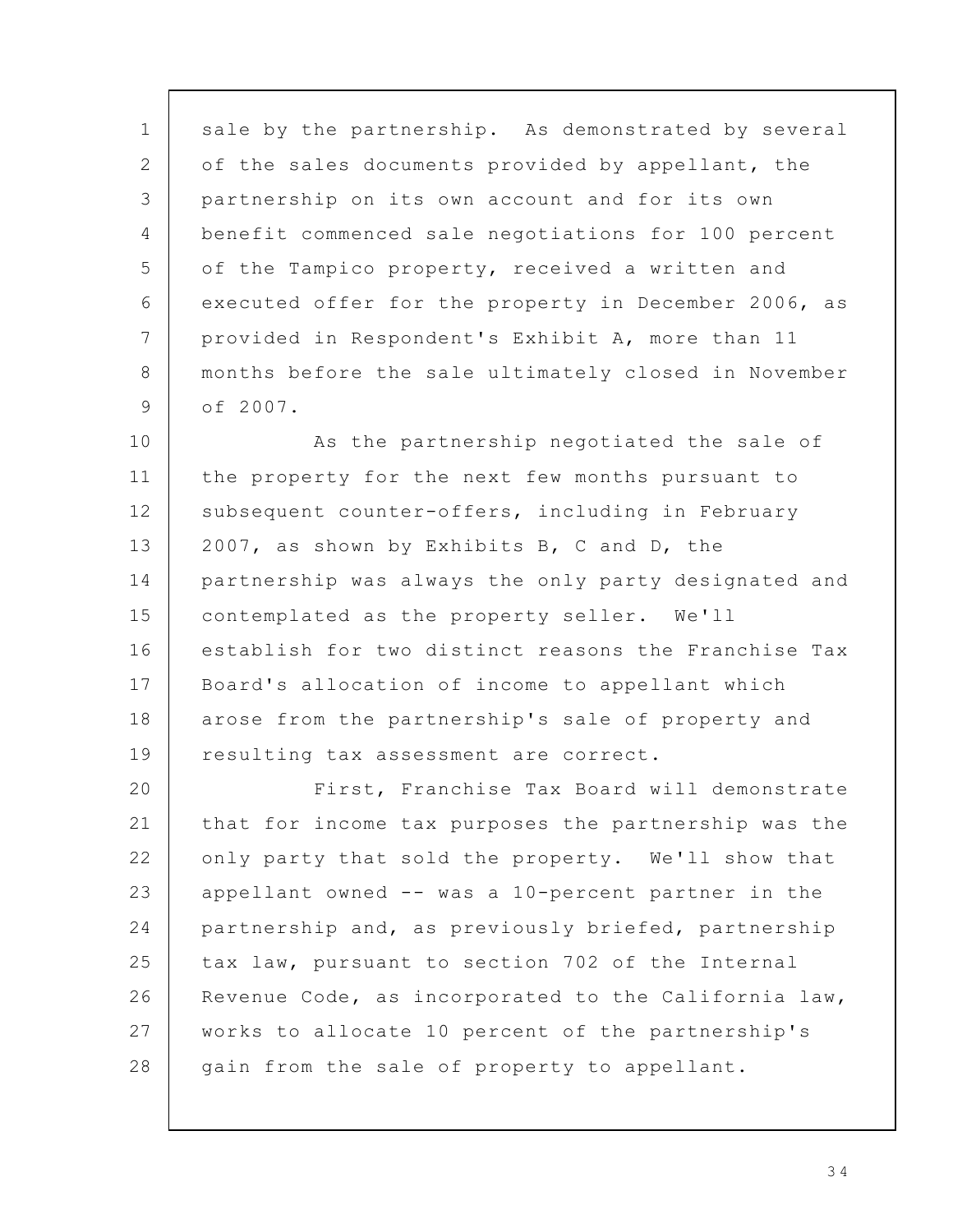sale by the partnership. As demonstrated by several of the sales documents provided by appellant, the partnership on its own account and for its own benefit commenced sale negotiations for 100 percent of the Tampico property, received a written and executed offer for the property in December 2006, as provided in Respondent's Exhibit A, more than 11 months before the sale ultimately closed in November of 2007.

As the partnership negotiated the sale of the property for the next few months pursuant to subsequent counter-offers, including in February 2007, as shown by Exhibits B, C and D, the partnership was always the only party designated and contemplated as the property seller. We'll establish for two distinct reasons the Franchise Tax Board's allocation of income to appellant which arose from the partnership's sale of property and resulting tax assessment are correct.

First, Franchise Tax Board will demonstrate that for income tax purposes the partnership was the only party that sold the property. We'll show that appellant owned -- was a 10-percent partner in the partnership and, as previously briefed, partnership tax law, pursuant to section 702 of the Internal Revenue Code, as incorporated to the California law, works to allocate 10 percent of the partnership's gain from the sale of property to appellant.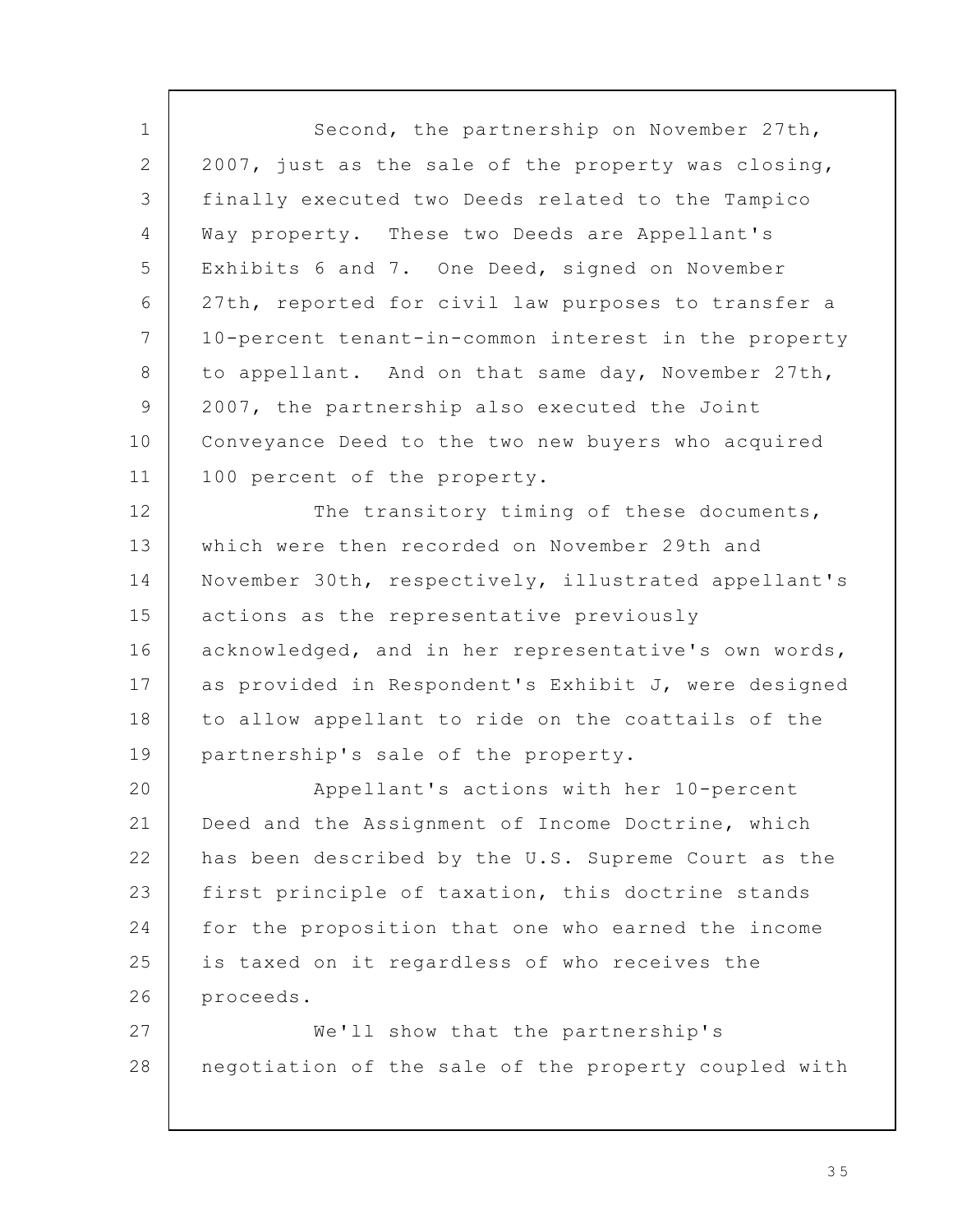Second, the partnership on November 27th, 2007, just as the sale of the property was closing, finally executed two Deeds related to the Tampico Way property. These two Deeds are Appellant's Exhibits 6 and 7. One Deed, signed on November 27th, reported for civil law purposes to transfer a 10-percent tenant-in-common interest in the property to appellant. And on that same day, November 27th, 2007, the partnership also executed the Joint Conveyance Deed to the two new buyers who acquired 100 percent of the property.

The transitory timing of these documents, which were then recorded on November 29th and November 30th, respectively, illustrated appellant's actions as the representative previously acknowledged, and in her representative's own words, as provided in Respondent's Exhibit J, were designed to allow appellant to ride on the coattails of the partnership's sale of the property.

Appellant's actions with her 10-percent Deed and the Assignment of Income Doctrine, which has been described by the U.S. Supreme Court as the first principle of taxation, this doctrine stands for the proposition that one who earned the income is taxed on it regardless of who receives the proceeds.

We'll show that the partnership's negotiation of the sale of the property coupled with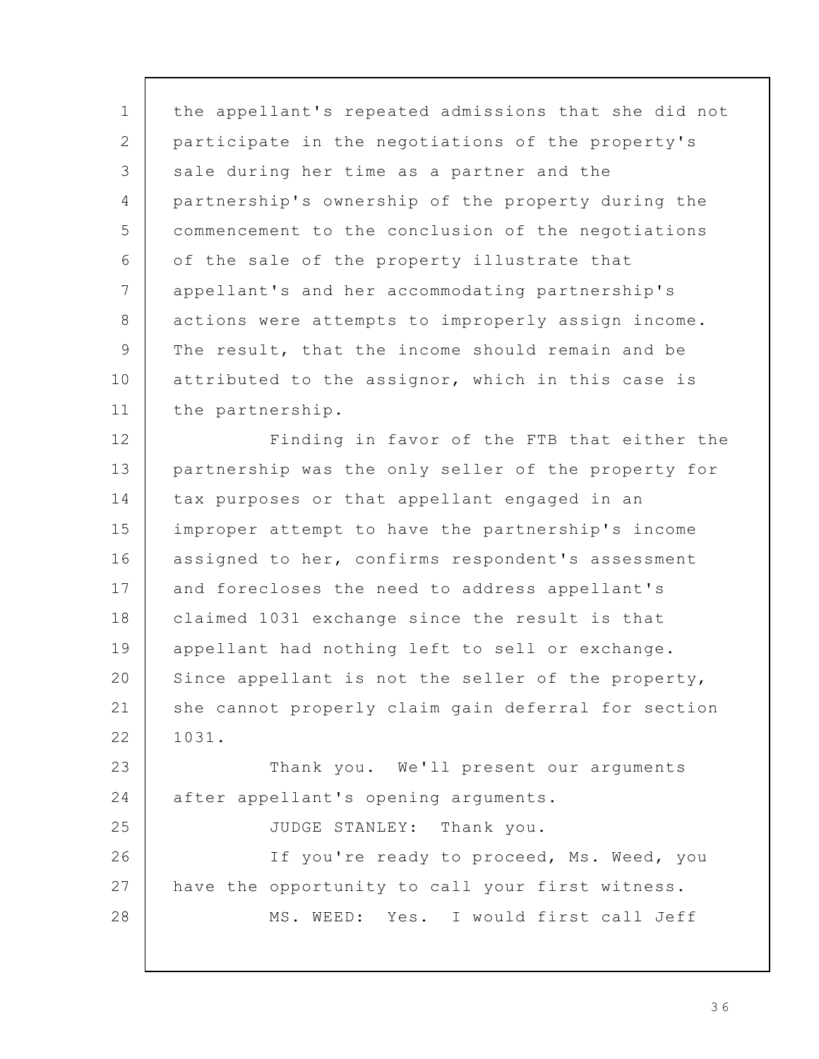the appellant's repeated admissions that she did not participate in the negotiations of the property's sale during her time as a partner and the partnership's ownership of the property during the commencement to the conclusion of the negotiations of the sale of the property illustrate that appellant's and her accommodating partnership's actions were attempts to improperly assign income. The result, that the income should remain and be attributed to the assignor, which in this case is the partnership.

Finding in favor of the FTB that either the partnership was the only seller of the property for tax purposes or that appellant engaged in an improper attempt to have the partnership's income assigned to her, confirms respondent's assessment and forecloses the need to address appellant's claimed 1031 exchange since the result is that appellant had nothing left to sell or exchange. Since appellant is not the seller of the property, she cannot properly claim gain deferral for section 1031.

Thank you. We'll present our arguments after appellant's opening arguments.

JUDGE STANLEY: Thank you.

If you're ready to proceed, Ms. Weed, you have the opportunity to call your first witness.

MS. WEED: Yes. I would first call Jeff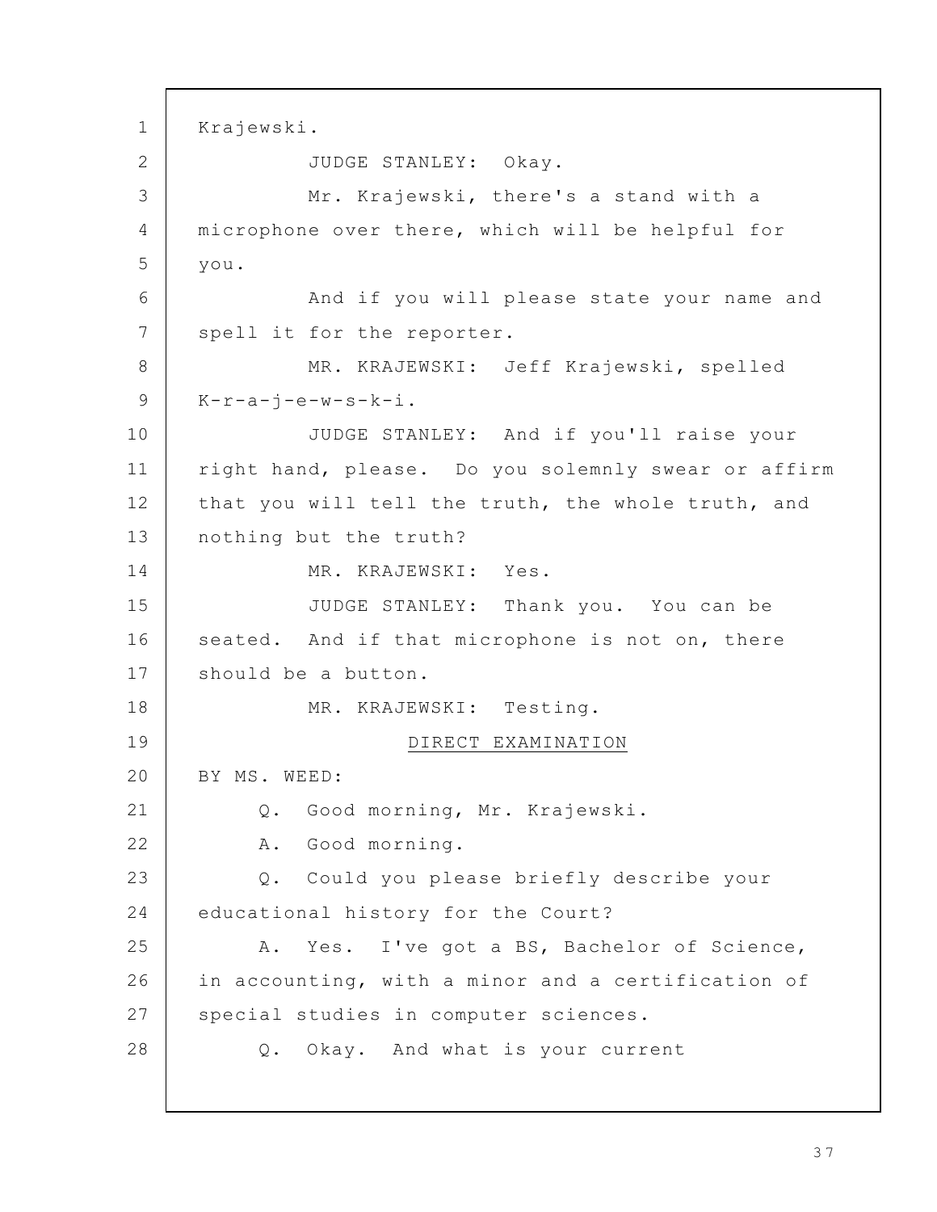Krajewski.

JUDGE STANLEY: Okay.

Mr. Krajewski, there's a stand with a microphone over there, which will be helpful for you.

And if you will please state your name and spell it for the reporter.

MR. KRAJEWSKI: Jeff Krajewski, spelled K-r-a-j-e-w-s-k-i.

JUDGE STANLEY: And if you'll raise your right hand, please. Do you solemnly swear or affirm that you will tell the truth, the whole truth, and nothing but the truth?

MR. KRAJEWSKI: Yes.

JUDGE STANLEY: Thank you. You can be seated. And if that microphone is not on, there should be a button.

MR. KRAJEWSKI: Testing.

DIRECT EXAMINATION

BY MS. WEED:

Q. Good morning, Mr. Krajewski.

A. Good morning.

Q. Could you please briefly describe your educational history for the Court?

A. Yes. I've got a BS, Bachelor of Science, in accounting, with a minor and a certification of special studies in computer sciences.

Q. Okay. And what is your current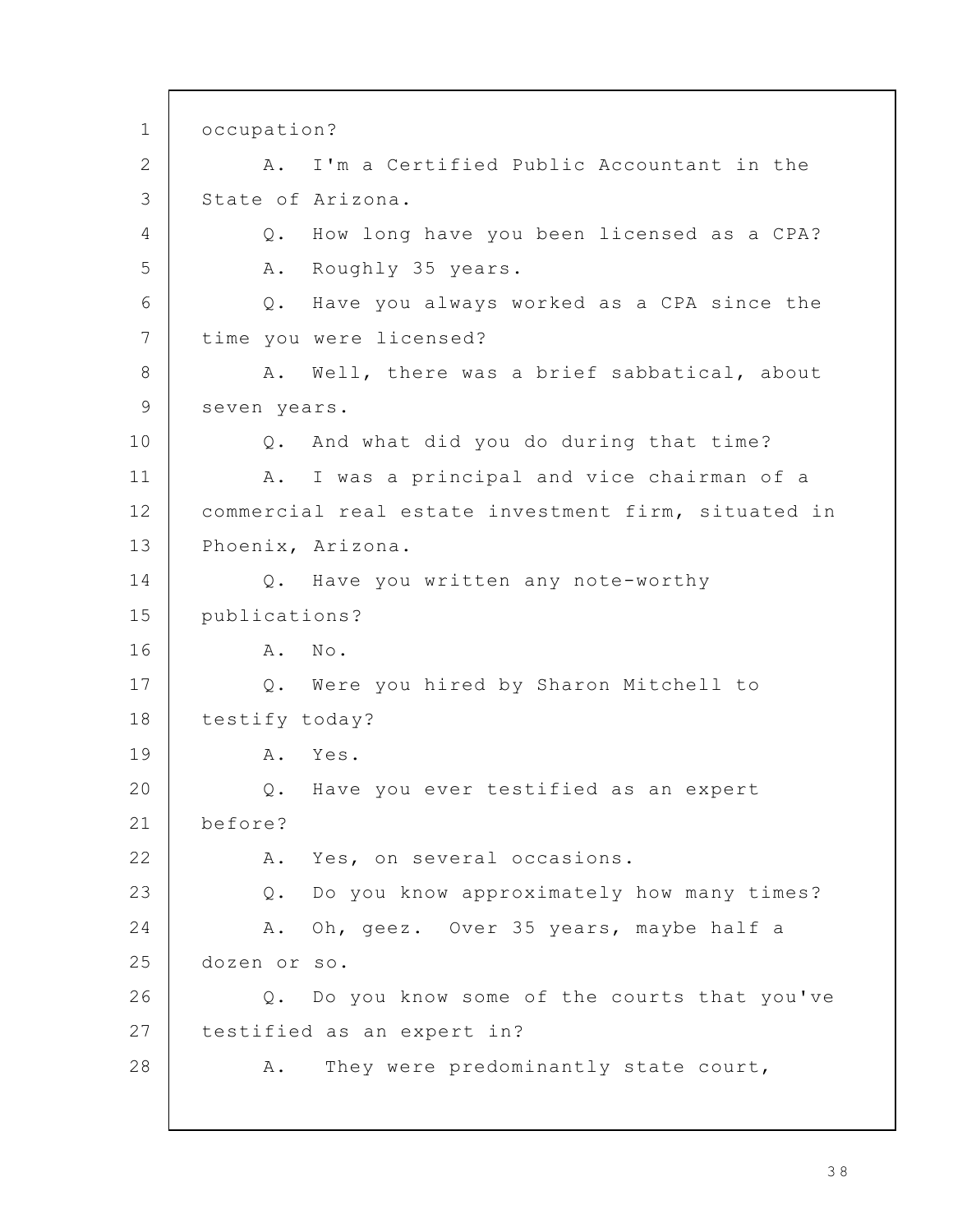occupation?

A. I'm a Certified Public Accountant in the State of Arizona.

Q. How long have you been licensed as a CPA?

A. Roughly 35 years.

Q. Have you always worked as a CPA since the time you were licensed?

A. Well, there was a brief sabbatical, about seven years.

Q. And what did you do during that time?

A. I was a principal and vice chairman of a commercial real estate investment firm, situated in Phoenix, Arizona.

Q. Have you written any note-worthy publications?

A. No.

Q. Were you hired by Sharon Mitchell to testify today?

A. Yes.

Q. Have you ever testified as an expert before?

A. Yes, on several occasions.

Q. Do you know approximately how many times?

A. Oh, geez. Over 35 years, maybe half a dozen or so.

Q. Do you know some of the courts that you've testified as an expert in?

A. They were predominantly state court,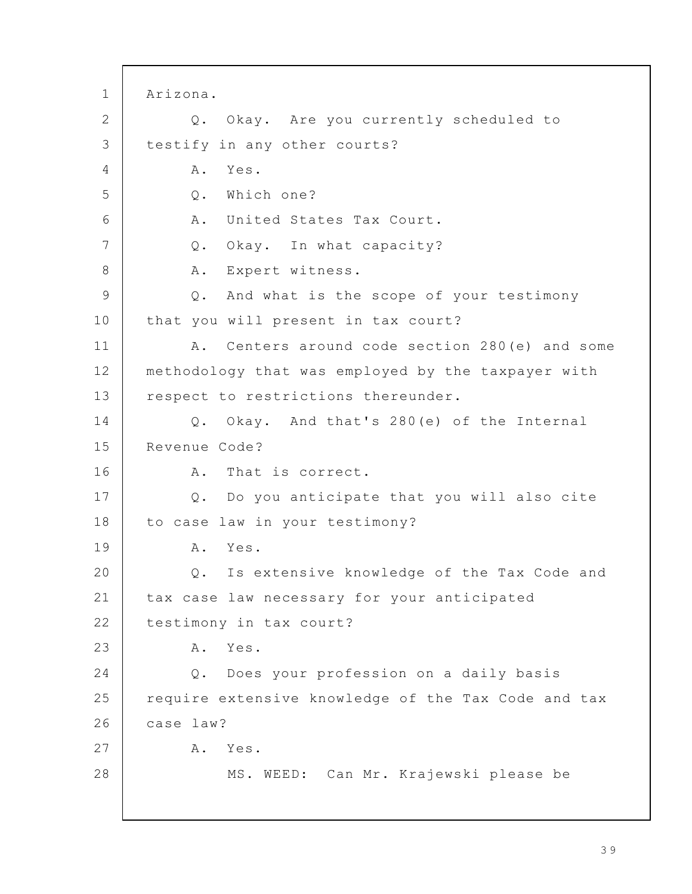Arizona.

Q. Okay. Are you currently scheduled to testify in any other courts?

A. Yes.

Q. Which one?

A. United States Tax Court.

Q. Okay. In what capacity?

A. Expert witness.

Q. And what is the scope of your testimony that you will present in tax court?

A. Centers around code section 280(e) and some methodology that was employed by the taxpayer with respect to restrictions thereunder.

Q. Okay. And that's 280(e) of the Internal Revenue Code?

A. That is correct.

Q. Do you anticipate that you will also cite to case law in your testimony?

A. Yes.

Q. Is extensive knowledge of the Tax Code and tax case law necessary for your anticipated testimony in tax court?

A. Yes.

Q. Does your profession on a daily basis require extensive knowledge of the Tax Code and tax case law?

A. Yes.

MS. WEED: Can Mr. Krajewski please be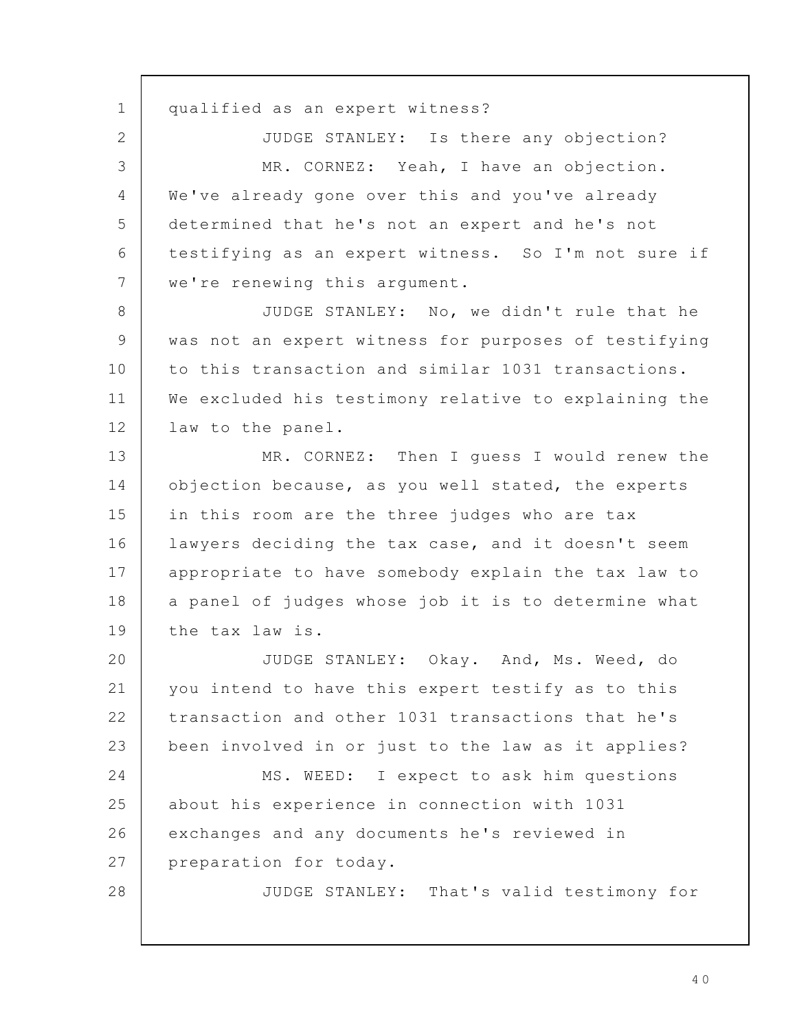qualified as an expert witness?

JUDGE STANLEY: Is there any objection?

MR. CORNEZ: Yeah, I have an objection. We've already gone over this and you've already determined that he's not an expert and he's not testifying as an expert witness. So I'm not sure if we're renewing this argument.

JUDGE STANLEY: No, we didn't rule that he was not an expert witness for purposes of testifying to this transaction and similar 1031 transactions. We excluded his testimony relative to explaining the law to the panel.

MR. CORNEZ: Then I guess I would renew the objection because, as you well stated, the experts in this room are the three judges who are tax lawyers deciding the tax case, and it doesn't seem appropriate to have somebody explain the tax law to a panel of judges whose job it is to determine what the tax law is.

JUDGE STANLEY: Okay. And, Ms. Weed, do you intend to have this expert testify as to this transaction and other 1031 transactions that he's been involved in or just to the law as it applies?

MS. WEED: I expect to ask him questions about his experience in connection with 1031 exchanges and any documents he's reviewed in preparation for today.

JUDGE STANLEY: That's valid testimony for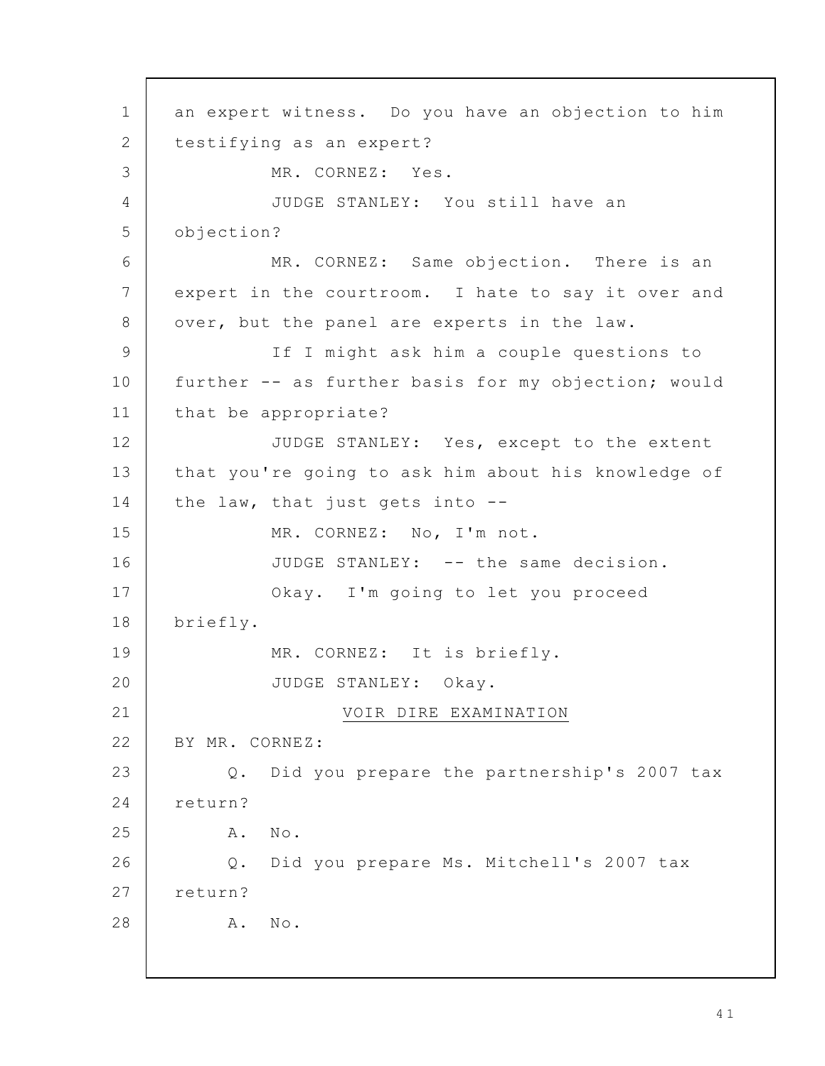an expert witness. Do you have an objection to him testifying as an expert?

MR. CORNEZ: Yes.

JUDGE STANLEY: You still have an objection?

MR. CORNEZ: Same objection. There is an expert in the courtroom. I hate to say it over and over, but the panel are experts in the law.

If I might ask him a couple questions to further -- as further basis for my objection; would that be appropriate?

JUDGE STANLEY: Yes, except to the extent that you're going to ask him about his knowledge of the law, that just gets into --

MR. CORNEZ: No, I'm not.

JUDGE STANLEY: -- the same decision.

Okay. I'm going to let you proceed briefly.

MR. CORNEZ: It is briefly.

JUDGE STANLEY: Okay.

VOIR DIRE EXAMINATION

BY MR. CORNEZ:

Q. Did you prepare the partnership's 2007 tax return?

A. No.

Q. Did you prepare Ms. Mitchell's 2007 tax return?

A. No.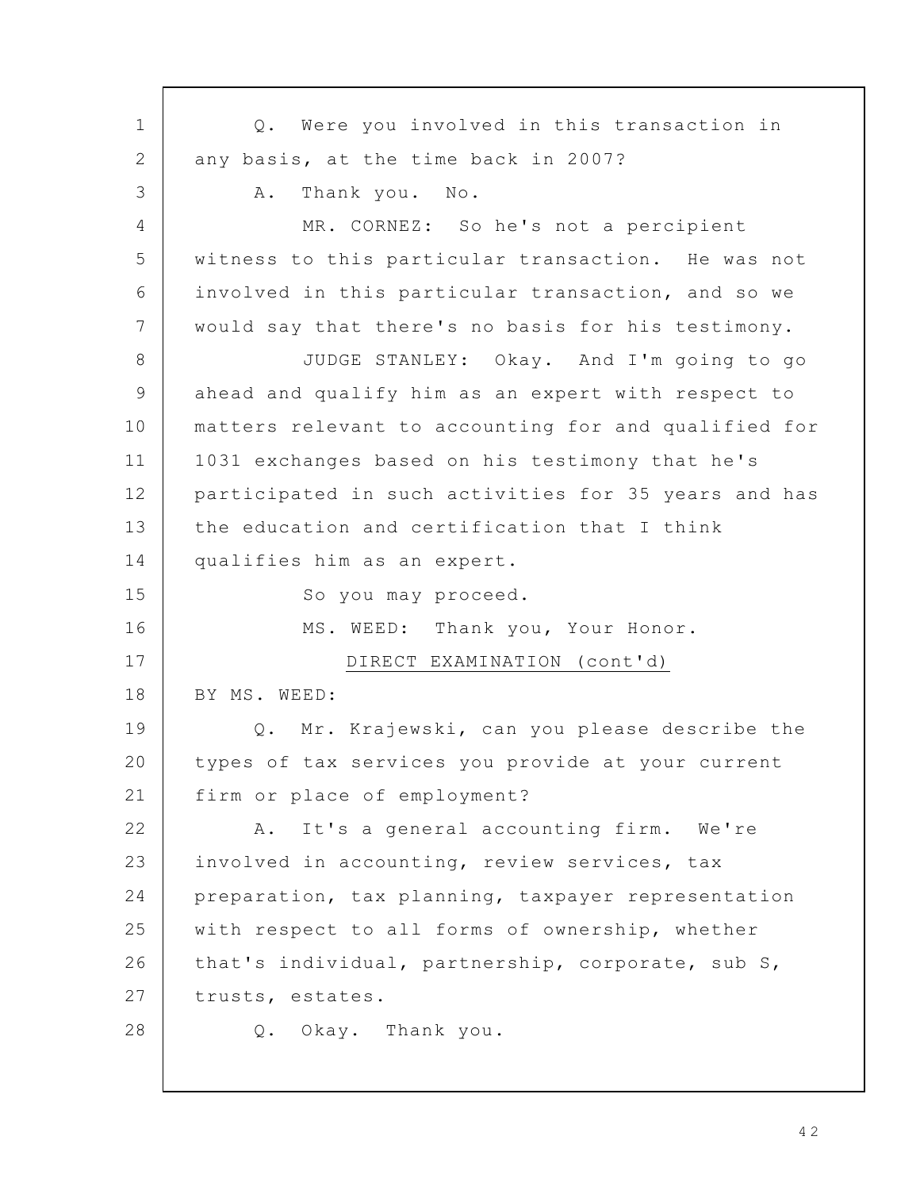Q. Were you involved in this transaction in any basis, at the time back in 2007?

A. Thank you. No.

MR. CORNEZ: So he's not a percipient witness to this particular transaction. He was not involved in this particular transaction, and so we would say that there's no basis for his testimony.

JUDGE STANLEY: Okay. And I'm going to go ahead and qualify him as an expert with respect to matters relevant to accounting for and qualified for 1031 exchanges based on his testimony that he's participated in such activities for 35 years and has the education and certification that I think qualifies him as an expert.

So you may proceed.

MS. WEED: Thank you, Your Honor.

DIRECT EXAMINATION (cont'd)

BY MS. WEED:

Q. Mr. Krajewski, can you please describe the types of tax services you provide at your current firm or place of employment?

A. It's a general accounting firm. We're involved in accounting, review services, tax preparation, tax planning, taxpayer representation with respect to all forms of ownership, whether that's individual, partnership, corporate, sub S, trusts, estates.

Q. Okay. Thank you.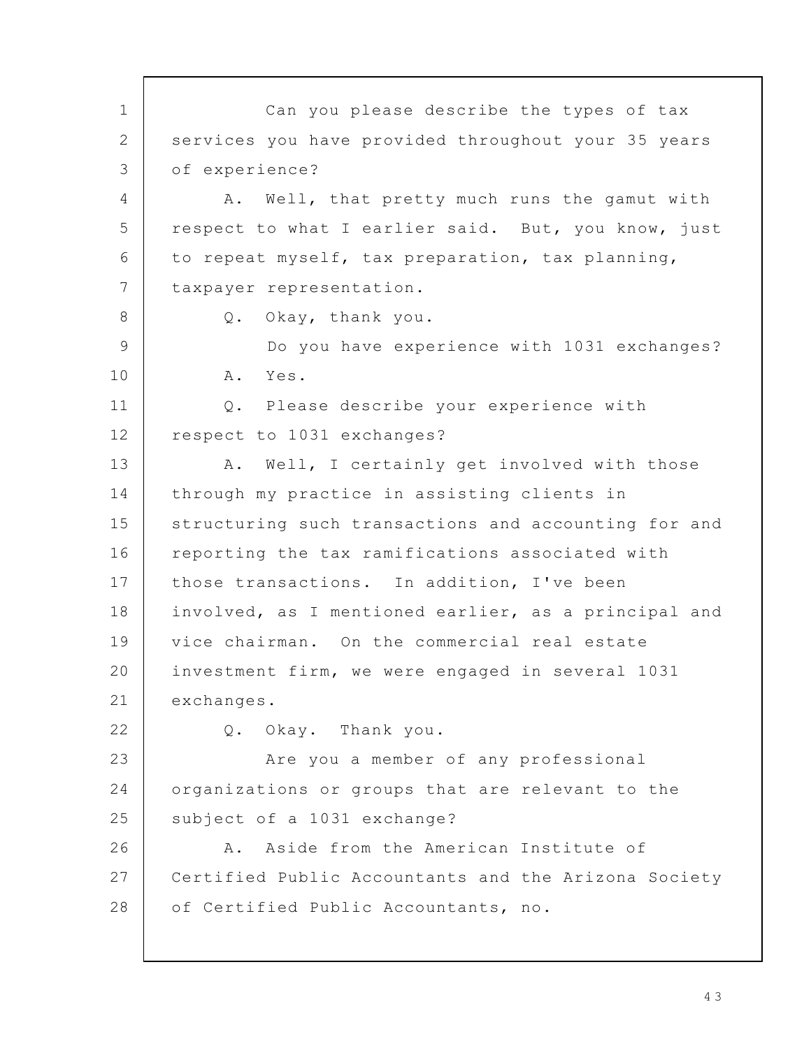Can you please describe the types of tax services you have provided throughout your 35 years of experience?

A. Well, that pretty much runs the gamut with respect to what I earlier said. But, you know, just to repeat myself, tax preparation, tax planning, taxpayer representation.

Q. Okay, thank you.

Do you have experience with 1031 exchanges?

A. Yes.

Q. Please describe your experience with respect to 1031 exchanges?

A. Well, I certainly get involved with those through my practice in assisting clients in structuring such transactions and accounting for and reporting the tax ramifications associated with those transactions. In addition, I've been involved, as I mentioned earlier, as a principal and vice chairman. On the commercial real estate investment firm, we were engaged in several 1031 exchanges.

Q. Okay. Thank you.

Are you a member of any professional organizations or groups that are relevant to the subject of a 1031 exchange?

A. Aside from the American Institute of Certified Public Accountants and the Arizona Society of Certified Public Accountants, no.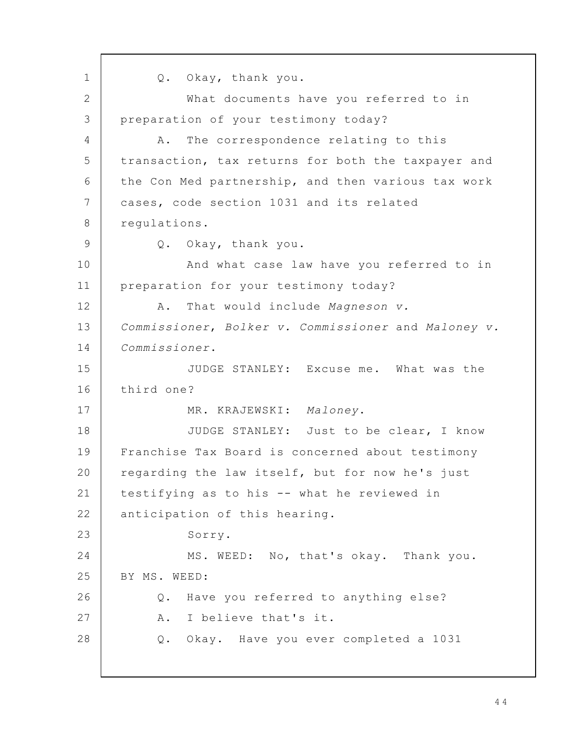Q. Okay, thank you.

What documents have you referred to in preparation of your testimony today?

A. The correspondence relating to this transaction, tax returns for both the taxpayer and the Con Med partnership, and then various tax work cases, code section 1031 and its related regulations.

Q. Okay, thank you.

And what case law have you referred to in preparation for your testimony today?

A. That would include *Magneson v. Commissioner*, *Bolker v. Commissioner* and *Maloney v. Commissioner*.

JUDGE STANLEY: Excuse me. What was the third one?

MR. KRAJEWSKI: *Maloney*.

JUDGE STANLEY: Just to be clear, I know Franchise Tax Board is concerned about testimony regarding the law itself, but for now he's just testifying as to his -- what he reviewed in anticipation of this hearing.

Sorry.

MS. WEED: No, that's okay. Thank you.

BY MS. WEED:

Q. Have you referred to anything else?

A. I believe that's it.

Q. Okay. Have you ever completed a 1031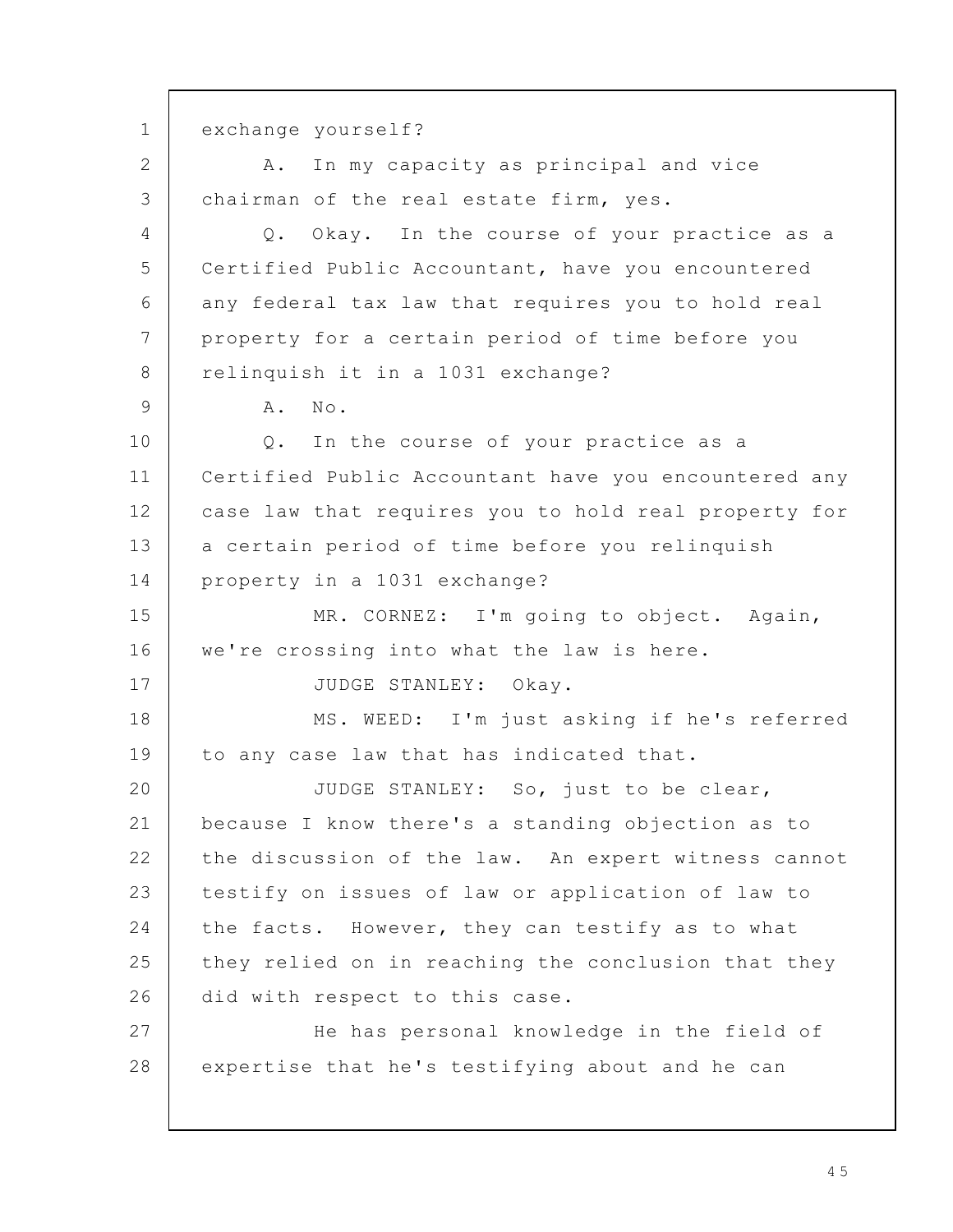exchange yourself?

A. In my capacity as principal and vice chairman of the real estate firm, yes.

Q. Okay. In the course of your practice as a Certified Public Accountant, have you encountered any federal tax law that requires you to hold real property for a certain period of time before you relinquish it in a 1031 exchange?

A. No.

Q. In the course of your practice as a Certified Public Accountant have you encountered any case law that requires you to hold real property for a certain period of time before you relinquish property in a 1031 exchange?

MR. CORNEZ: I'm going to object. Again, we're crossing into what the law is here.

JUDGE STANLEY: Okay.

MS. WEED: I'm just asking if he's referred to any case law that has indicated that.

JUDGE STANLEY: So, just to be clear, because I know there's a standing objection as to the discussion of the law. An expert witness cannot testify on issues of law or application of law to the facts. However, they can testify as to what they relied on in reaching the conclusion that they did with respect to this case.

He has personal knowledge in the field of expertise that he's testifying about and he can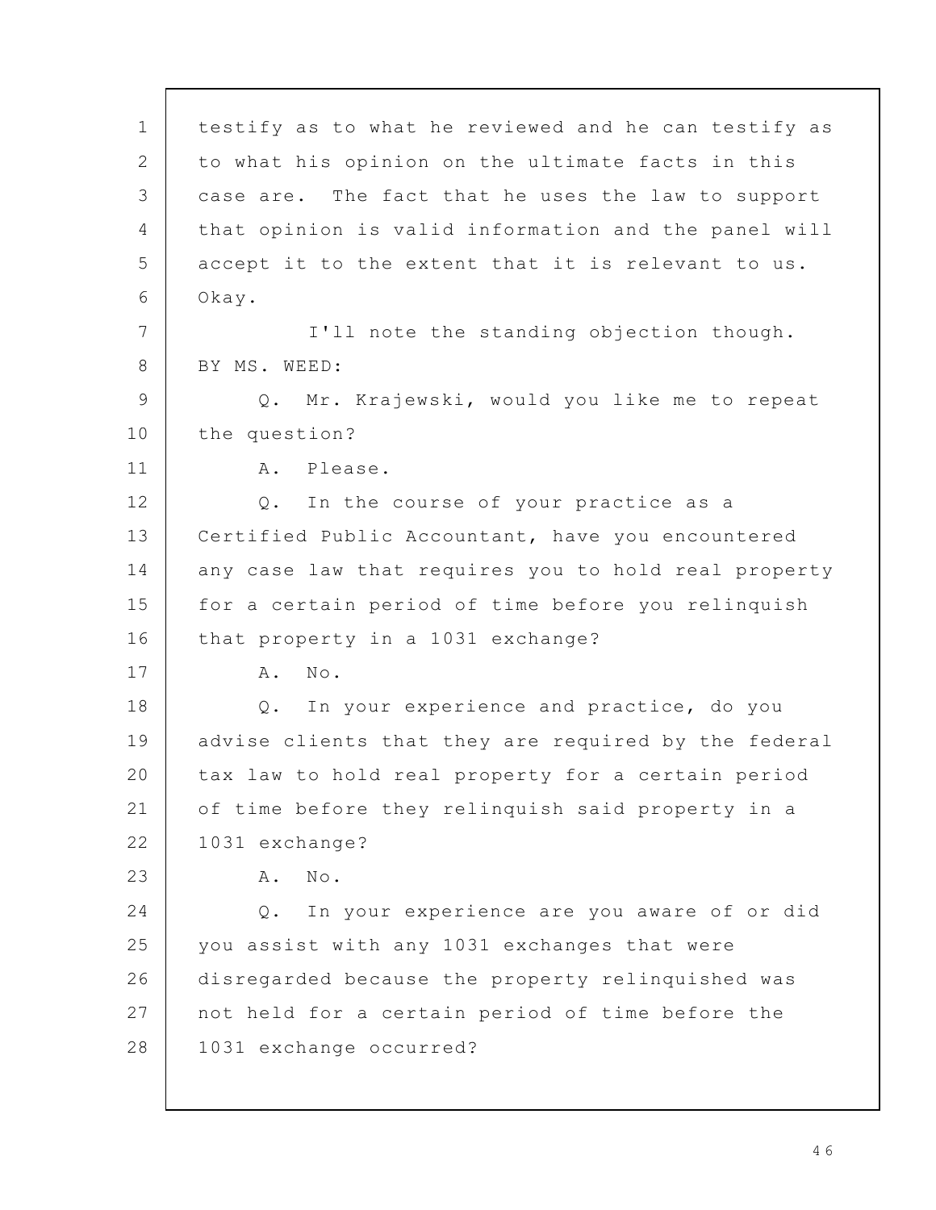testify as to what he reviewed and he can testify as to what his opinion on the ultimate facts in this case are. The fact that he uses the law to support that opinion is valid information and the panel will accept it to the extent that it is relevant to us. Okay.

I'll note the standing objection though.

BY MS. WEED:

Q. Mr. Krajewski, would you like me to repeat the question?

A. Please.

Q. In the course of your practice as a Certified Public Accountant, have you encountered any case law that requires you to hold real property for a certain period of time before you relinquish that property in a 1031 exchange?

A. No.

Q. In your experience and practice, do you advise clients that they are required by the federal tax law to hold real property for a certain period of time before they relinquish said property in a 1031 exchange?

A. No.

Q. In your experience are you aware of or did you assist with any 1031 exchanges that were disregarded because the property relinquished was not held for a certain period of time before the 1031 exchange occurred?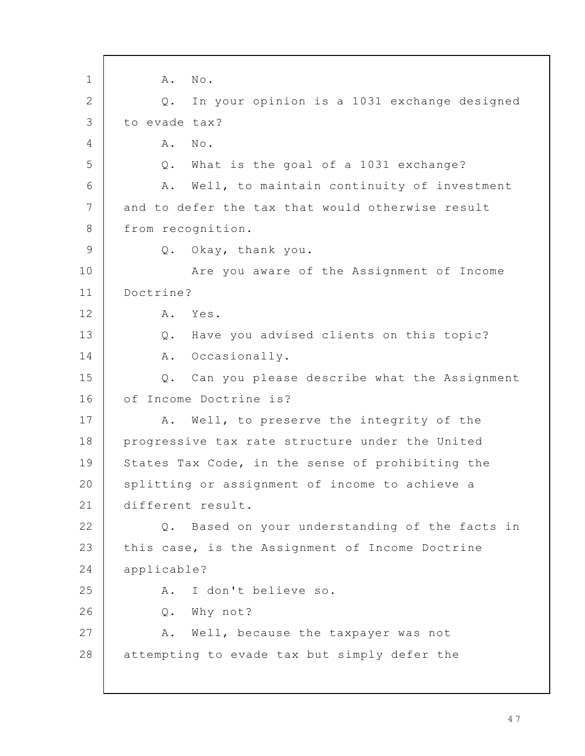A. No.

Q. In your opinion is a 1031 exchange designed to evade tax?

A. No.

Q. What is the goal of a 1031 exchange?

A. Well, to maintain continuity of investment and to defer the tax that would otherwise result from recognition.

Q. Okay, thank you.

Are you aware of the Assignment of Income Doctrine?

A. Yes.

Q. Have you advised clients on this topic?

A. Occasionally.

Q. Can you please describe what the Assignment of Income Doctrine is?

A. Well, to preserve the integrity of the progressive tax rate structure under the United States Tax Code, in the sense of prohibiting the splitting or assignment of income to achieve a different result.

Q. Based on your understanding of the facts in this case, is the Assignment of Income Doctrine applicable?

A. I don't believe so.

Q. Why not?

A. Well, because the taxpayer was not attempting to evade tax but simply defer the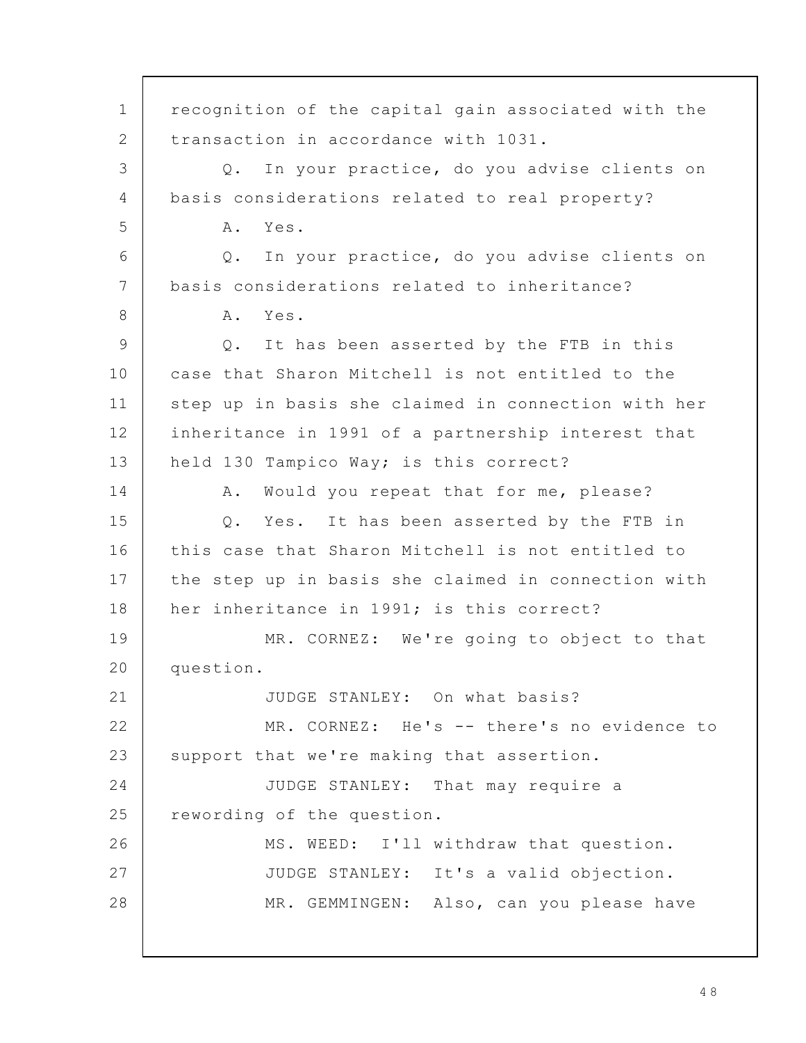recognition of the capital gain associated with the transaction in accordance with 1031.

Q. In your practice, do you advise clients on basis considerations related to real property?

A. Yes.

Q. In your practice, do you advise clients on basis considerations related to inheritance?

A. Yes.

Q. It has been asserted by the FTB in this case that Sharon Mitchell is not entitled to the step up in basis she claimed in connection with her inheritance in 1991 of a partnership interest that held 130 Tampico Way; is this correct?

A. Would you repeat that for me, please?

Q. Yes. It has been asserted by the FTB in this case that Sharon Mitchell is not entitled to the step up in basis she claimed in connection with her inheritance in 1991; is this correct?

MR. CORNEZ: We're going to object to that question.

JUDGE STANLEY: On what basis?

MR. CORNEZ: He's -- there's no evidence to support that we're making that assertion.

JUDGE STANLEY: That may require a rewording of the question.

MS. WEED: I'll withdraw that question.

JUDGE STANLEY: It's a valid objection.

MR. GEMMINGEN: Also, can you please have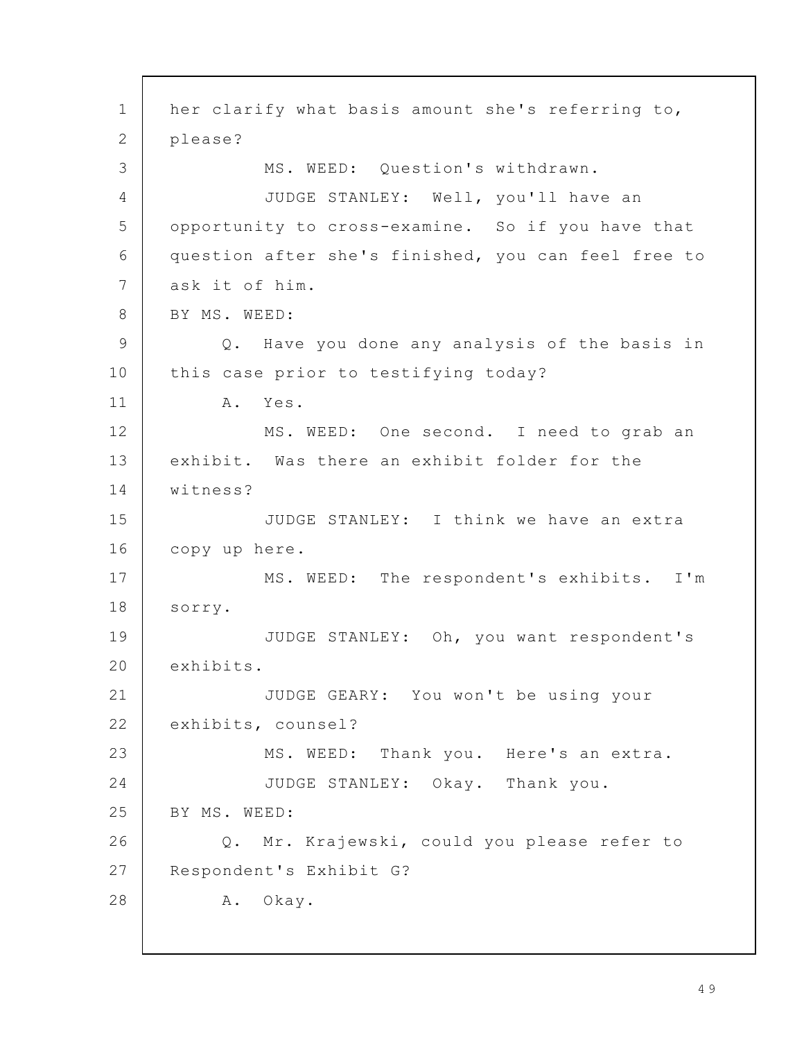her clarify what basis amount she's referring to, please?

MS. WEED: Question's withdrawn.

JUDGE STANLEY: Well, you'll have an opportunity to cross-examine. So if you have that question after she's finished, you can feel free to ask it of him.

BY MS. WEED:

Q. Have you done any analysis of the basis in this case prior to testifying today?

A. Yes.

MS. WEED: One second. I need to grab an exhibit. Was there an exhibit folder for the witness?

JUDGE STANLEY: I think we have an extra copy up here.

MS. WEED: The respondent's exhibits. I'm sorry.

JUDGE STANLEY: Oh, you want respondent's exhibits.

JUDGE GEARY: You won't be using your exhibits, counsel?

MS. WEED: Thank you. Here's an extra.

JUDGE STANLEY: Okay. Thank you.

BY MS. WEED:

Q. Mr. Krajewski, could you please refer to Respondent's Exhibit G?

A. Okay.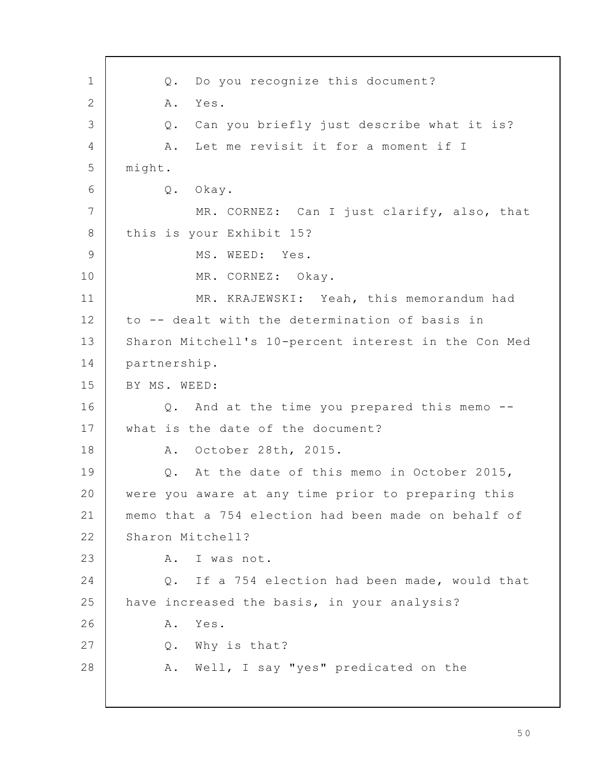Q. Do you recognize this document?

A. Yes.

Q. Can you briefly just describe what it is?

A. Let me revisit it for a moment if I might.

Q. Okay.

MR. CORNEZ: Can I just clarify, also, that this is your Exhibit 15?

MS. WEED: Yes.

MR. CORNEZ: Okay.

MR. KRAJEWSKI: Yeah, this memorandum had to -- dealt with the determination of basis in Sharon Mitchell's 10-percent interest in the Con Med partnership.

BY MS. WEED:

Q. And at the time you prepared this memo -- what is the date of the document?

A. October 28th, 2015.

Q. At the date of this memo in October 2015, were you aware at any time prior to preparing this memo that a 754 election had been made on behalf of Sharon Mitchell?

A. I was not.

Q. If a 754 election had been made, would that have increased the basis, in your analysis?

A. Yes.

Q. Why is that?

A. Well, I say "yes" predicated on the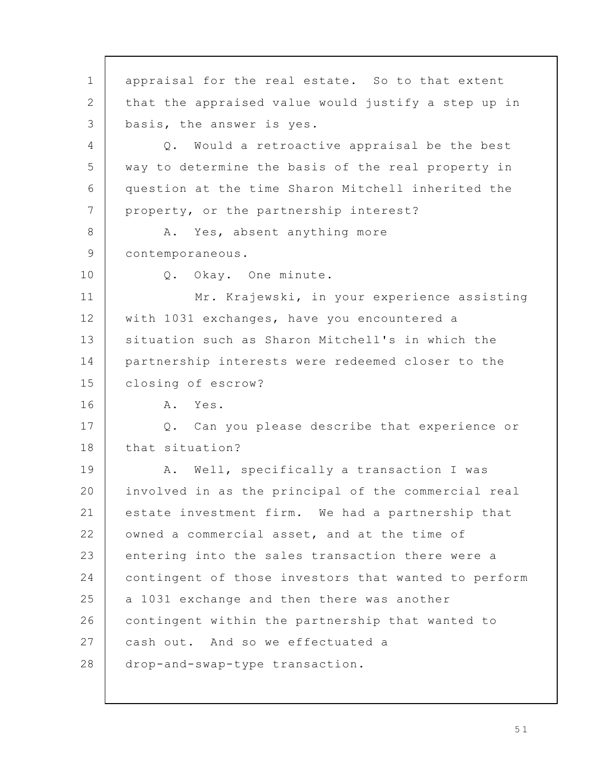appraisal for the real estate. So to that extent that the appraised value would justify a step up in basis, the answer is yes.

Q. Would a retroactive appraisal be the best way to determine the basis of the real property in question at the time Sharon Mitchell inherited the property, or the partnership interest?

A. Yes, absent anything more contemporaneous.

Q. Okay. One minute.

Mr. Krajewski, in your experience assisting with 1031 exchanges, have you encountered a situation such as Sharon Mitchell's in which the partnership interests were redeemed closer to the closing of escrow?

A. Yes.

Q. Can you please describe that experience or that situation?

A. Well, specifically a transaction I was involved in as the principal of the commercial real estate investment firm. We had a partnership that owned a commercial asset, and at the time of entering into the sales transaction there were a contingent of those investors that wanted to perform a 1031 exchange and then there was another contingent within the partnership that wanted to cash out. And so we effectuated a drop-and-swap-type transaction.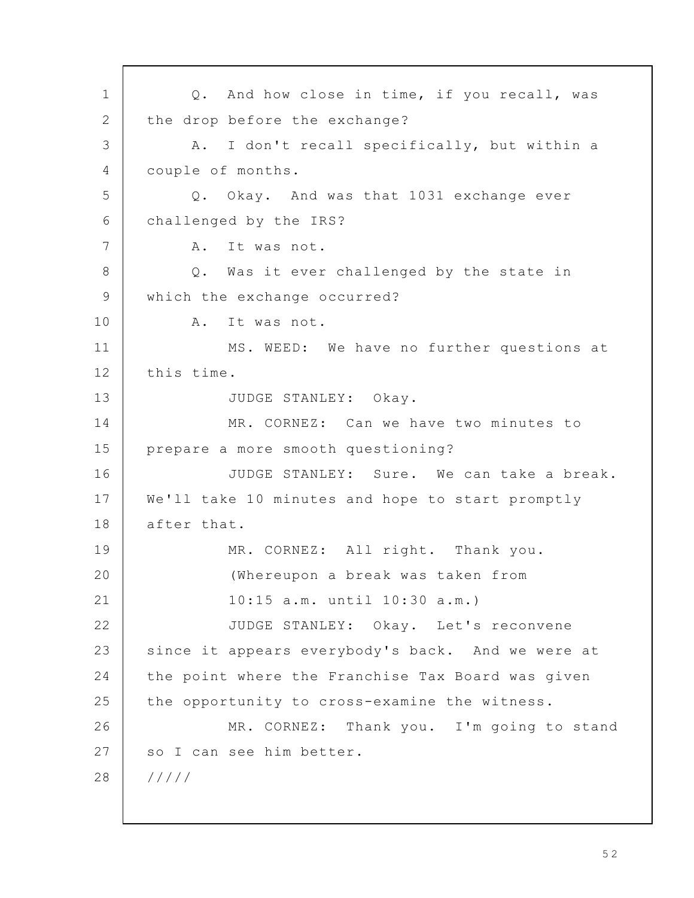Q. And how close in time, if you recall, was the drop before the exchange?

A. I don't recall specifically, but within a couple of months.

Q. Okay. And was that 1031 exchange ever challenged by the IRS?

A. It was not.

Q. Was it ever challenged by the state in which the exchange occurred?

A. It was not.

MS. WEED: We have no further questions at this time.

JUDGE STANLEY: Okay.

MR. CORNEZ: Can we have two minutes to prepare a more smooth questioning?

JUDGE STANLEY: Sure. We can take a break. We'll take 10 minutes and hope to start promptly after that.

MR. CORNEZ: All right. Thank you.

(Whereupon a break was taken from 10:15 a.m. until 10:30 a.m.)

JUDGE STANLEY: Okay. Let's reconvene since it appears everybody's back. And we were at the point where the Franchise Tax Board was given the opportunity to cross-examine the witness.

MR. CORNEZ: Thank you. I'm going to stand so I can see him better.

/////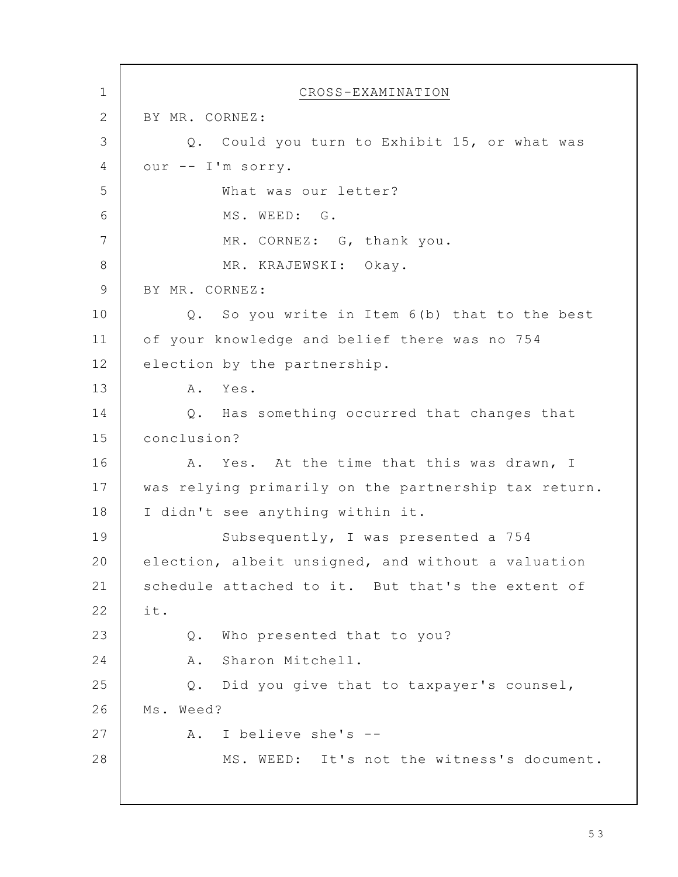CROSS-EXAMINATION

BY MR. CORNEZ:

Q. Could you turn to Exhibit 15, or what was our -- I'm sorry.

What was our letter?

MS. WEED: G.

MR. CORNEZ: G, thank you.

MR. KRAJEWSKI: Okay.

BY MR. CORNEZ:

Q. So you write in Item 6(b) that to the best of your knowledge and belief there was no 754 election by the partnership.

A. Yes.

Q. Has something occurred that changes that conclusion?

A. Yes. At the time that this was drawn, I was relying primarily on the partnership tax return. I didn't see anything within it.

Subsequently, I was presented a 754 election, albeit unsigned, and without a valuation schedule attached to it. But that's the extent of it.

Q. Who presented that to you?

A. Sharon Mitchell.

Q. Did you give that to taxpayer's counsel, Ms. Weed?

A. I believe she's --

MS. WEED: It's not the witness's document.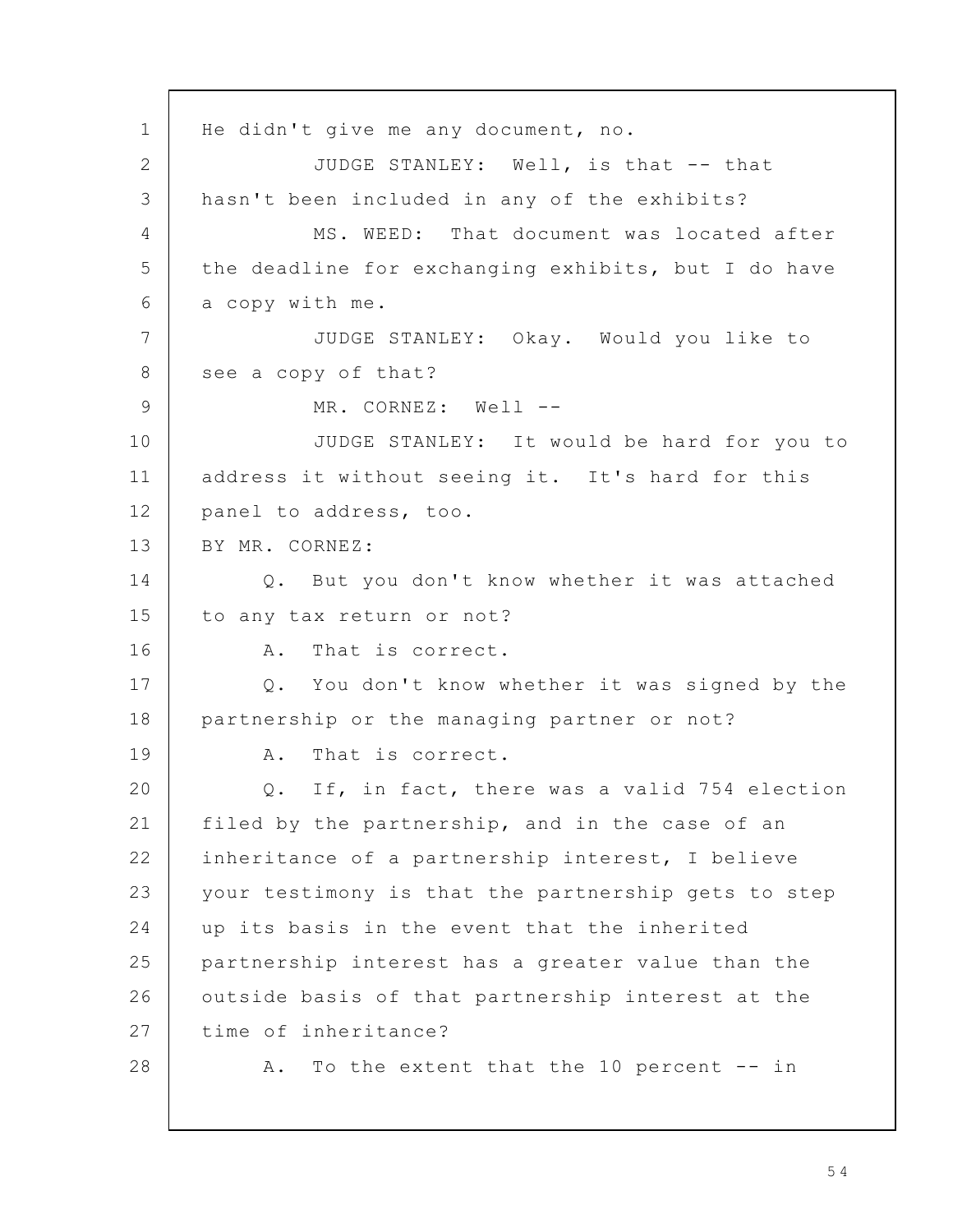He didn't give me any document, no.

JUDGE STANLEY: Well, is that -- that hasn't been included in any of the exhibits?

MS. WEED: That document was located after the deadline for exchanging exhibits, but I do have a copy with me.

JUDGE STANLEY: Okay. Would you like to see a copy of that?

MR. CORNEZ: Well --

JUDGE STANLEY: It would be hard for you to address it without seeing it. It's hard for this panel to address, too.

BY MR. CORNEZ:

Q. But you don't know whether it was attached to any tax return or not?

A. That is correct.

Q. You don't know whether it was signed by the partnership or the managing partner or not?

A. That is correct.

Q. If, in fact, there was a valid 754 election filed by the partnership, and in the case of an inheritance of a partnership interest, I believe your testimony is that the partnership gets to step up its basis in the event that the inherited partnership interest has a greater value than the outside basis of that partnership interest at the time of inheritance?

A. To the extent that the 10 percent -- in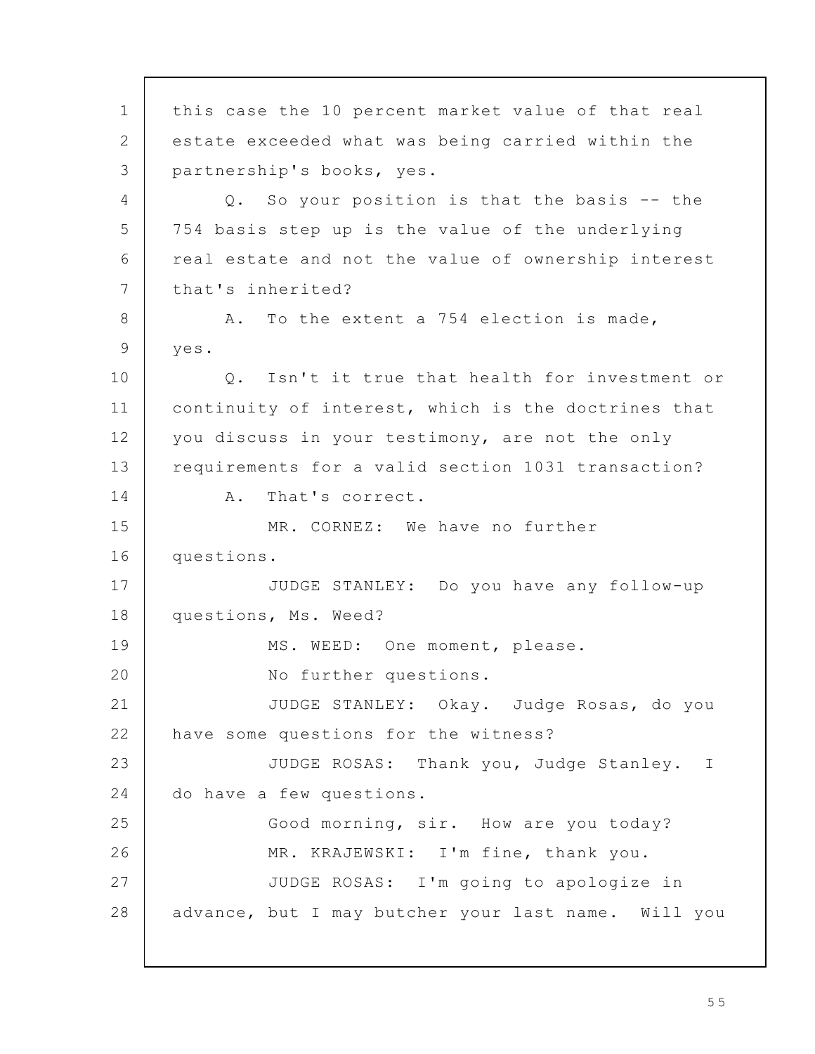this case the 10 percent market value of that real estate exceeded what was being carried within the partnership's books, yes.

Q. So your position is that the basis -- the 754 basis step up is the value of the underlying real estate and not the value of ownership interest that's inherited?

A. To the extent a 754 election is made, yes.

Q. Isn't it true that health for investment or continuity of interest, which is the doctrines that you discuss in your testimony, are not the only requirements for a valid section 1031 transaction?

A. That's correct.

MR. CORNEZ: We have no further questions.

JUDGE STANLEY: Do you have any follow-up questions, Ms. Weed?

MS. WEED: One moment, please.

No further questions.

JUDGE STANLEY: Okay. Judge Rosas, do you have some questions for the witness?

JUDGE ROSAS: Thank you, Judge Stanley. I do have a few questions.

Good morning, sir. How are you today?

MR. KRAJEWSKI: I'm fine, thank you.

JUDGE ROSAS: I'm going to apologize in advance, but I may butcher your last name. Will you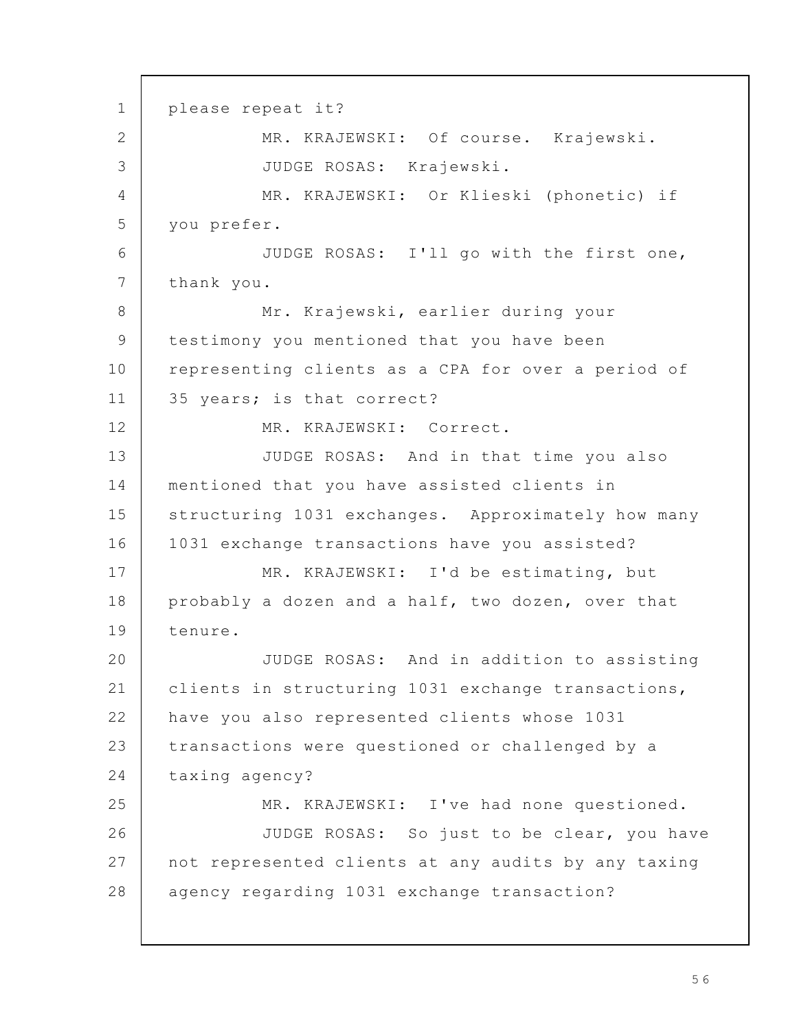please repeat it?

MR. KRAJEWSKI: Of course. Krajewski.

JUDGE ROSAS: Krajewski.

MR. KRAJEWSKI: Or Klieski (phonetic) if you prefer.

JUDGE ROSAS: I'll go with the first one, thank you.

Mr. Krajewski, earlier during your testimony you mentioned that you have been representing clients as a CPA for over a period of 35 years; is that correct?

MR. KRAJEWSKI: Correct.

JUDGE ROSAS: And in that time you also mentioned that you have assisted clients in structuring 1031 exchanges. Approximately how many 1031 exchange transactions have you assisted?

MR. KRAJEWSKI: I'd be estimating, but probably a dozen and a half, two dozen, over that tenure.

JUDGE ROSAS: And in addition to assisting clients in structuring 1031 exchange transactions, have you also represented clients whose 1031 transactions were questioned or challenged by a taxing agency?

MR. KRAJEWSKI: I've had none questioned.

JUDGE ROSAS: So just to be clear, you have not represented clients at any audits by any taxing agency regarding 1031 exchange transaction?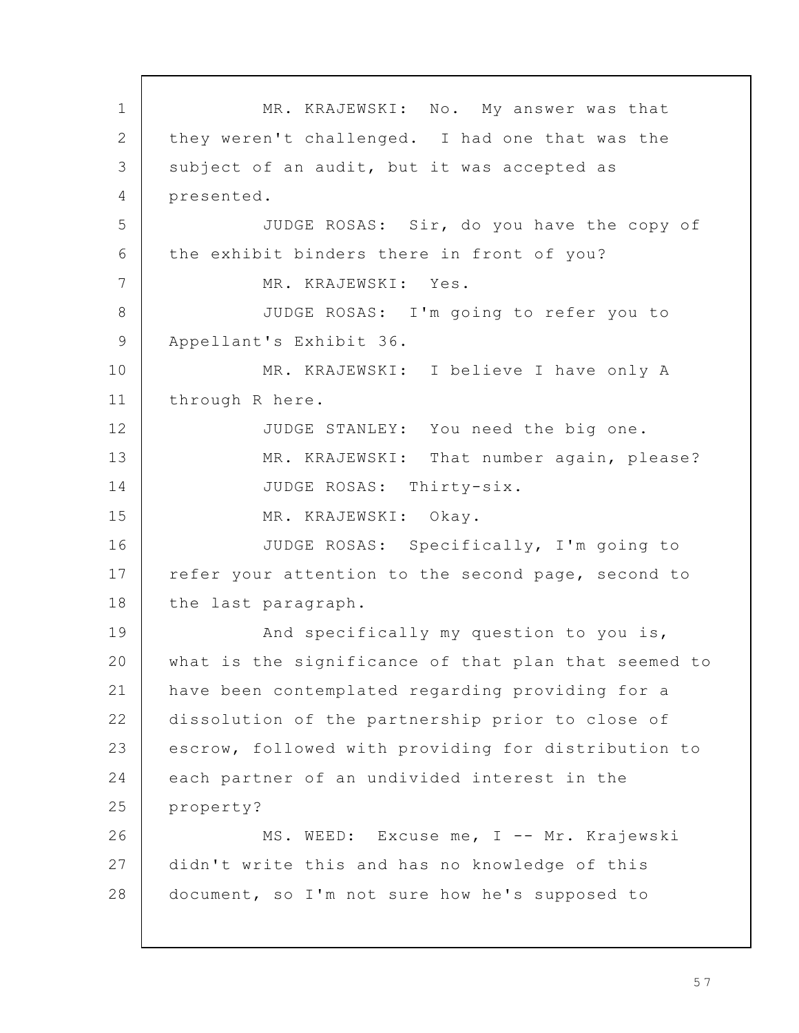MR. KRAJEWSKI: No. My answer was that they weren't challenged. I had one that was the subject of an audit, but it was accepted as presented.

JUDGE ROSAS: Sir, do you have the copy of the exhibit binders there in front of you?

MR. KRAJEWSKI: Yes.

JUDGE ROSAS: I'm going to refer you to Appellant's Exhibit 36.

MR. KRAJEWSKI: I believe I have only A through R here.

JUDGE STANLEY: You need the big one.

MR. KRAJEWSKI: That number again, please?

JUDGE ROSAS: Thirty-six.

MR. KRAJEWSKI: Okay.

JUDGE ROSAS: Specifically, I'm going to refer your attention to the second page, second to the last paragraph.

And specifically my question to you is, what is the significance of that plan that seemed to have been contemplated regarding providing for a dissolution of the partnership prior to close of escrow, followed with providing for distribution to each partner of an undivided interest in the property?

MS. WEED: Excuse me, I -- Mr. Krajewski didn't write this and has no knowledge of this document, so I'm not sure how he's supposed to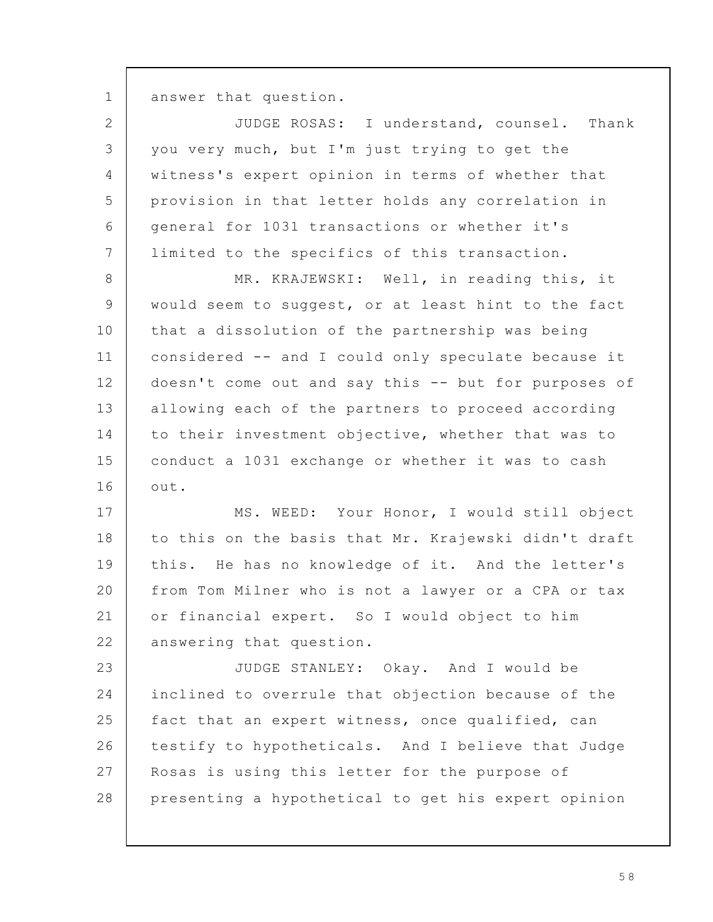answer that question.

JUDGE ROSAS: I understand, counsel. Thank you very much, but I'm just trying to get the witness's expert opinion in terms of whether that provision in that letter holds any correlation in general for 1031 transactions or whether it's limited to the specifics of this transaction.

MR. KRAJEWSKI: Well, in reading this, it would seem to suggest, or at least hint to the fact that a dissolution of the partnership was being considered -- and I could only speculate because it doesn't come out and say this -- but for purposes of allowing each of the partners to proceed according to their investment objective, whether that was to conduct a 1031 exchange or whether it was to cash out.

MS. WEED: Your Honor, I would still object to this on the basis that Mr. Krajewski didn't draft this. He has no knowledge of it. And the letter's from Tom Milner who is not a lawyer or a CPA or tax or financial expert. So I would object to him answering that question.

JUDGE STANLEY: Okay. And I would be inclined to overrule that objection because of the fact that an expert witness, once qualified, can testify to hypotheticals. And I believe that Judge Rosas is using this letter for the purpose of presenting a hypothetical to get his expert opinion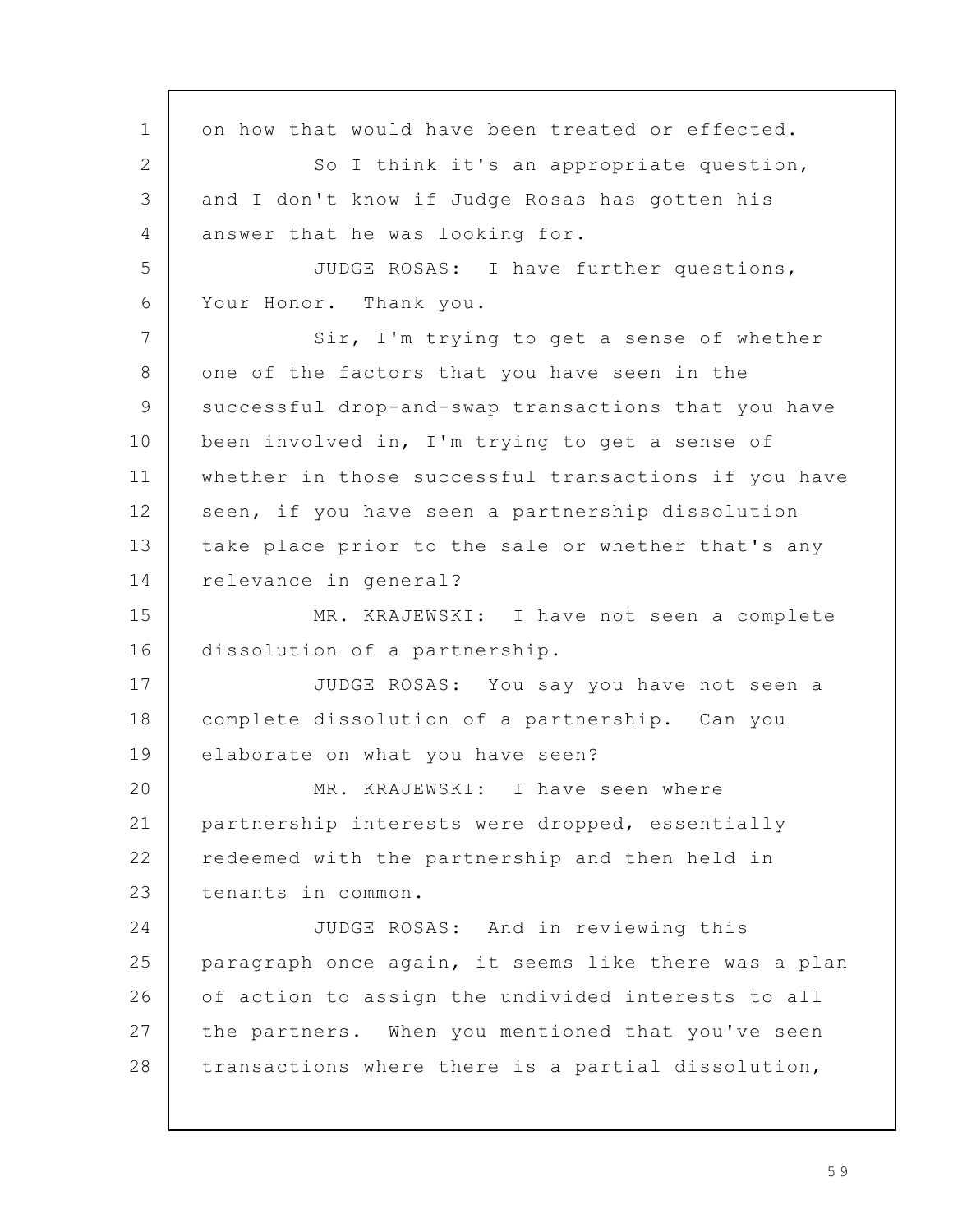on how that would have been treated or effected.

So I think it's an appropriate question, and I don't know if Judge Rosas has gotten his answer that he was looking for.

JUDGE ROSAS: I have further questions, Your Honor. Thank you.

Sir, I'm trying to get a sense of whether one of the factors that you have seen in the successful drop-and-swap transactions that you have been involved in, I'm trying to get a sense of whether in those successful transactions if you have seen, if you have seen a partnership dissolution take place prior to the sale or whether that's any relevance in general?

MR. KRAJEWSKI: I have not seen a complete dissolution of a partnership.

JUDGE ROSAS: You say you have not seen a complete dissolution of a partnership. Can you elaborate on what you have seen?

MR. KRAJEWSKI: I have seen where partnership interests were dropped, essentially redeemed with the partnership and then held in tenants in common.

JUDGE ROSAS: And in reviewing this paragraph once again, it seems like there was a plan of action to assign the undivided interests to all the partners. When you mentioned that you've seen transactions where there is a partial dissolution,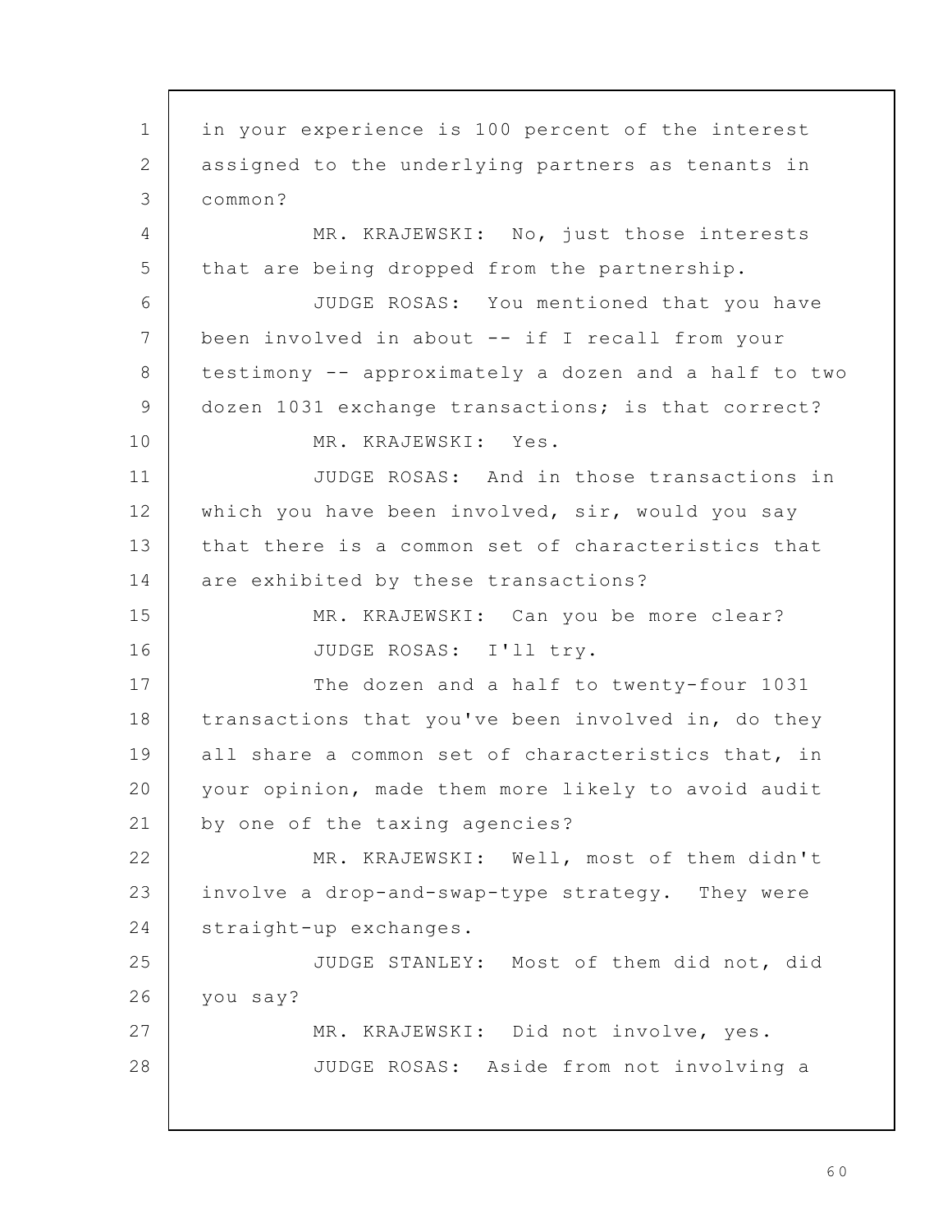in your experience is 100 percent of the interest assigned to the underlying partners as tenants in common?

MR. KRAJEWSKI: No, just those interests that are being dropped from the partnership.

JUDGE ROSAS: You mentioned that you have been involved in about -- if I recall from your testimony -- approximately a dozen and a half to two dozen 1031 exchange transactions; is that correct?

MR. KRAJEWSKI: Yes.

JUDGE ROSAS: And in those transactions in which you have been involved, sir, would you say that there is a common set of characteristics that are exhibited by these transactions?

MR. KRAJEWSKI: Can you be more clear?

JUDGE ROSAS: I'll try.

The dozen and a half to twenty-four 1031 transactions that you've been involved in, do they all share a common set of characteristics that, in your opinion, made them more likely to avoid audit by one of the taxing agencies?

MR. KRAJEWSKI: Well, most of them didn't involve a drop-and-swap-type strategy. They were straight-up exchanges.

JUDGE STANLEY: Most of them did not, did you say?

MR. KRAJEWSKI: Did not involve, yes.

JUDGE ROSAS: Aside from not involving a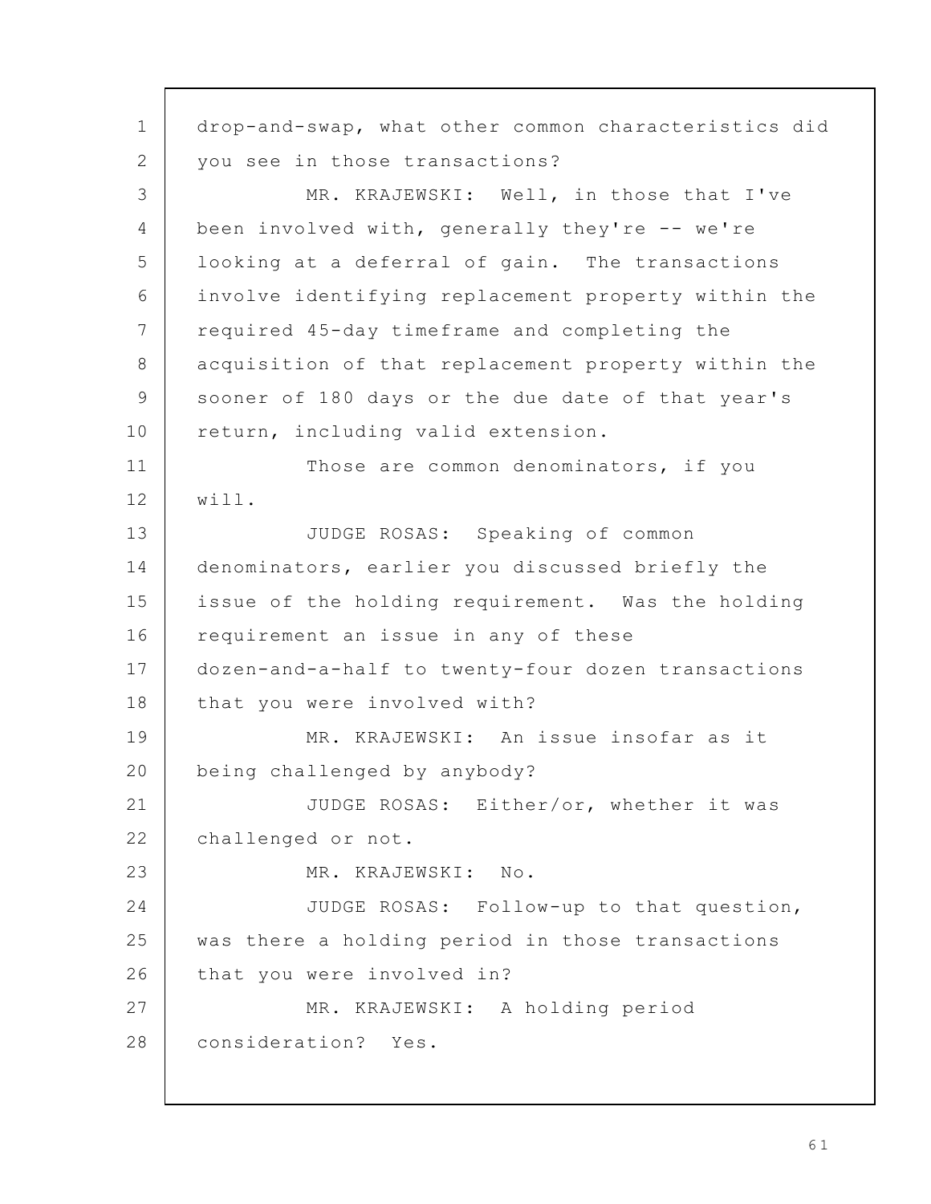drop-and-swap, what other common characteristics did you see in those transactions?

MR. KRAJEWSKI: Well, in those that I've been involved with, generally they're -- we're looking at a deferral of gain. The transactions involve identifying replacement property within the required 45-day timeframe and completing the acquisition of that replacement property within the sooner of 180 days or the due date of that year's return, including valid extension.

Those are common denominators, if you will.

JUDGE ROSAS: Speaking of common denominators, earlier you discussed briefly the issue of the holding requirement. Was the holding requirement an issue in any of these dozen-and-a-half to twenty-four dozen transactions that you were involved with?

MR. KRAJEWSKI: An issue insofar as it being challenged by anybody?

JUDGE ROSAS: Either/or, whether it was challenged or not.

MR. KRAJEWSKI: No.

JUDGE ROSAS: Follow-up to that question, was there a holding period in those transactions that you were involved in?

MR. KRAJEWSKI: A holding period consideration? Yes.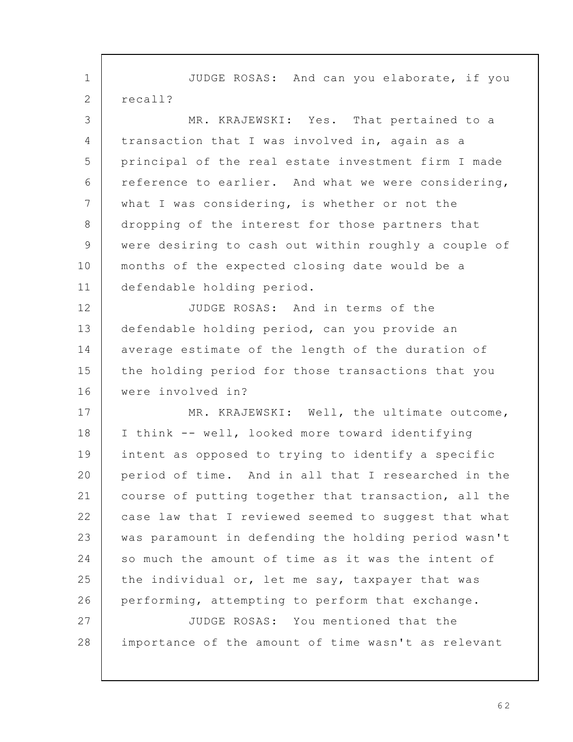JUDGE ROSAS: And can you elaborate, if you recall?

MR. KRAJEWSKI: Yes. That pertained to a transaction that I was involved in, again as a principal of the real estate investment firm I made reference to earlier. And what we were considering, what I was considering, is whether or not the dropping of the interest for those partners that were desiring to cash out within roughly a couple of months of the expected closing date would be a defendable holding period.

JUDGE ROSAS: And in terms of the defendable holding period, can you provide an average estimate of the length of the duration of the holding period for those transactions that you were involved in?

MR. KRAJEWSKI: Well, the ultimate outcome, I think -- well, looked more toward identifying intent as opposed to trying to identify a specific period of time. And in all that I researched in the course of putting together that transaction, all the case law that I reviewed seemed to suggest that what was paramount in defending the holding period wasn't so much the amount of time as it was the intent of the individual or, let me say, taxpayer that was performing, attempting to perform that exchange.

JUDGE ROSAS: You mentioned that the importance of the amount of time wasn't as relevant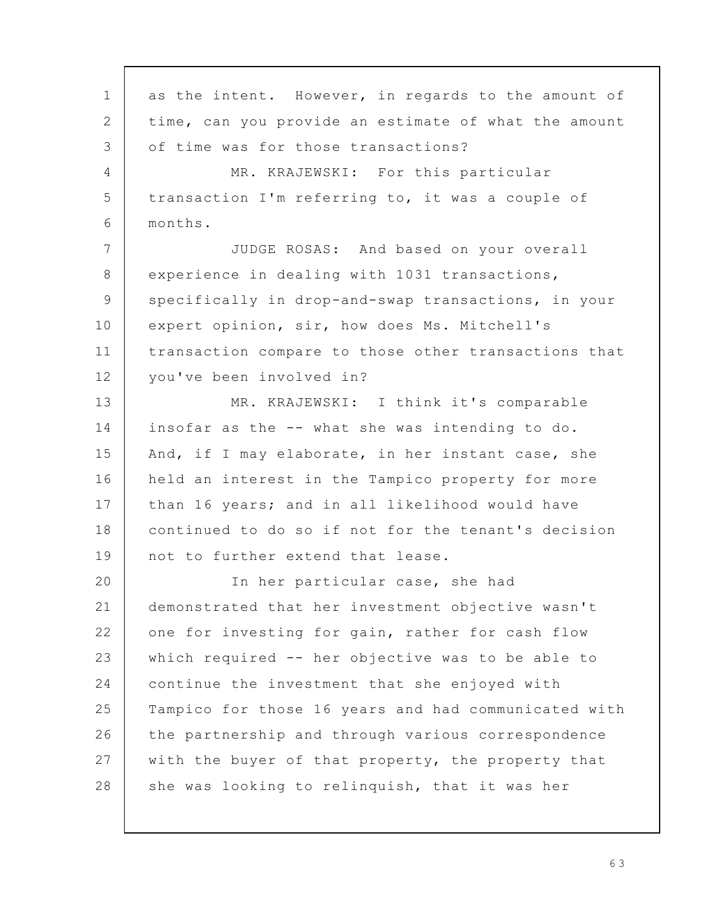as the intent. However, in regards to the amount of time, can you provide an estimate of what the amount of time was for those transactions?

MR. KRAJEWSKI: For this particular transaction I'm referring to, it was a couple of months.

JUDGE ROSAS: And based on your overall experience in dealing with 1031 transactions, specifically in drop-and-swap transactions, in your expert opinion, sir, how does Ms. Mitchell's transaction compare to those other transactions that you've been involved in?

MR. KRAJEWSKI: I think it's comparable insofar as the -- what she was intending to do. And, if I may elaborate, in her instant case, she held an interest in the Tampico property for more than 16 years; and in all likelihood would have continued to do so if not for the tenant's decision not to further extend that lease.

In her particular case, she had demonstrated that her investment objective wasn't one for investing for gain, rather for cash flow which required -- her objective was to be able to continue the investment that she enjoyed with Tampico for those 16 years and had communicated with the partnership and through various correspondence with the buyer of that property, the property that she was looking to relinquish, that it was her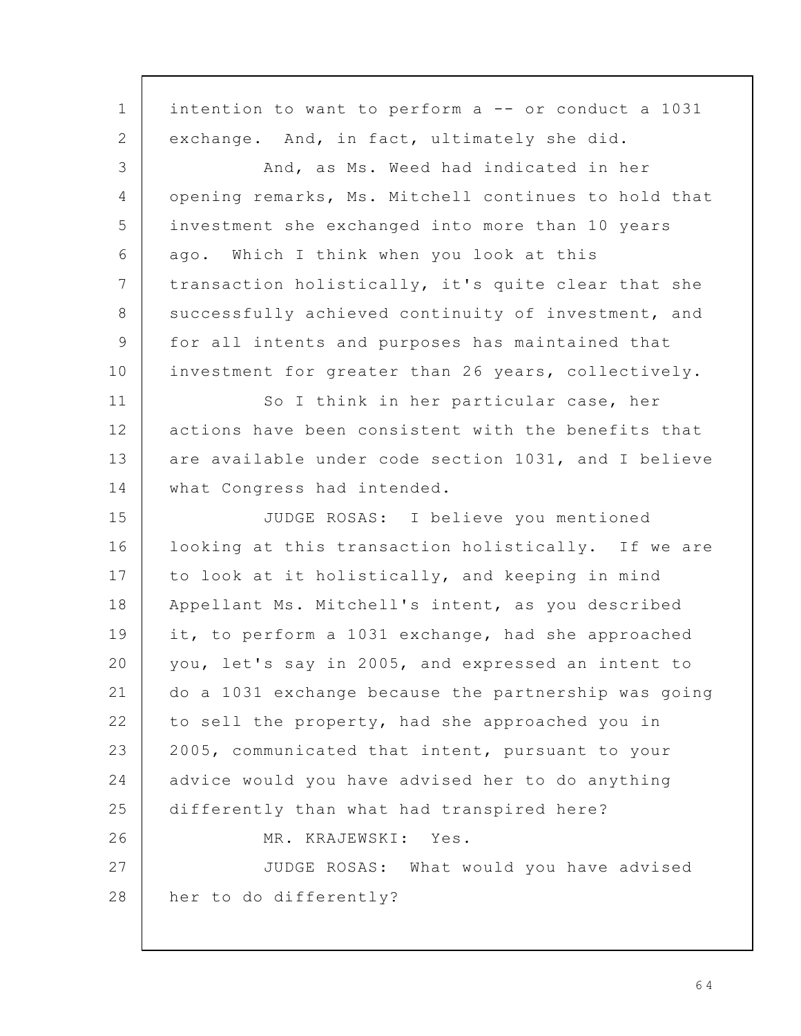intention to want to perform a -- or conduct a 1031 exchange. And, in fact, ultimately she did.

And, as Ms. Weed had indicated in her opening remarks, Ms. Mitchell continues to hold that investment she exchanged into more than 10 years ago. Which I think when you look at this transaction holistically, it's quite clear that she successfully achieved continuity of investment, and for all intents and purposes has maintained that investment for greater than 26 years, collectively.

So I think in her particular case, her actions have been consistent with the benefits that are available under code section 1031, and I believe what Congress had intended.

JUDGE ROSAS: I believe you mentioned looking at this transaction holistically. If we are to look at it holistically, and keeping in mind Appellant Ms. Mitchell's intent, as you described it, to perform a 1031 exchange, had she approached you, let's say in 2005, and expressed an intent to do a 1031 exchange because the partnership was going to sell the property, had she approached you in 2005, communicated that intent, pursuant to your advice would you have advised her to do anything differently than what had transpired here?

MR. KRAJEWSKI: Yes.

JUDGE ROSAS: What would you have advised her to do differently?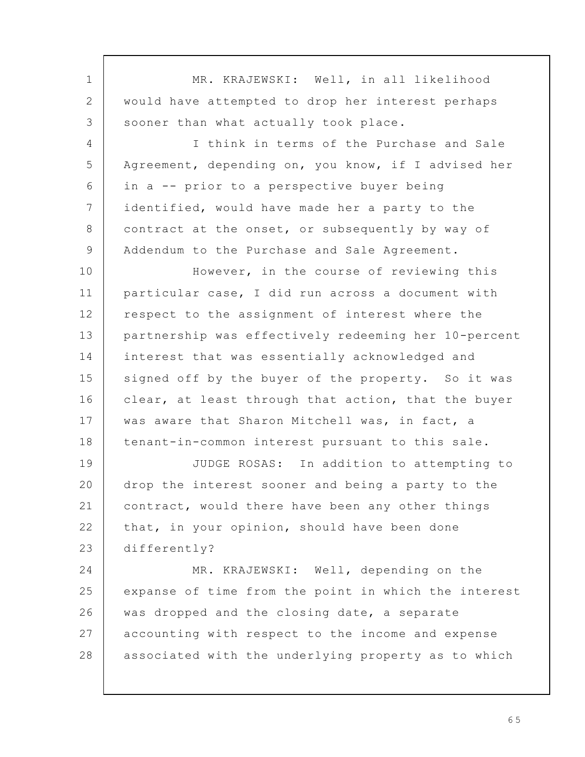MR. KRAJEWSKI: Well, in all likelihood would have attempted to drop her interest perhaps sooner than what actually took place.

I think in terms of the Purchase and Sale Agreement, depending on, you know, if I advised her in a -- prior to a perspective buyer being identified, would have made her a party to the contract at the onset, or subsequently by way of Addendum to the Purchase and Sale Agreement.

However, in the course of reviewing this particular case, I did run across a document with respect to the assignment of interest where the partnership was effectively redeeming her 10-percent interest that was essentially acknowledged and signed off by the buyer of the property. So it was clear, at least through that action, that the buyer was aware that Sharon Mitchell was, in fact, a tenant-in-common interest pursuant to this sale.

JUDGE ROSAS: In addition to attempting to drop the interest sooner and being a party to the contract, would there have been any other things that, in your opinion, should have been done differently?

MR. KRAJEWSKI: Well, depending on the expanse of time from the point in which the interest was dropped and the closing date, a separate accounting with respect to the income and expense associated with the underlying property as to which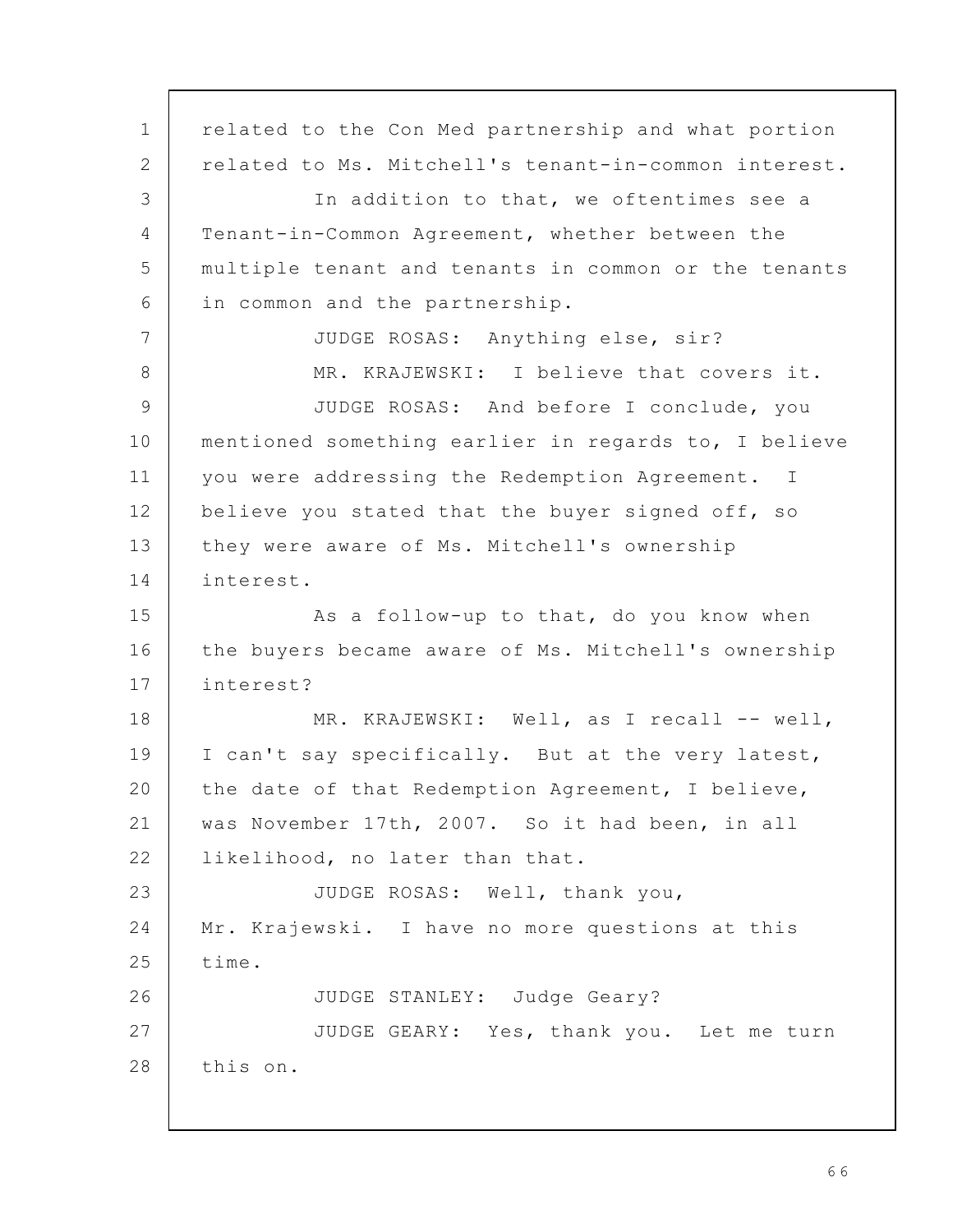related to the Con Med partnership and what portion related to Ms. Mitchell's tenant-in-common interest.

In addition to that, we oftentimes see a Tenant-in-Common Agreement, whether between the multiple tenant and tenants in common or the tenants in common and the partnership.

JUDGE ROSAS: Anything else, sir?

MR. KRAJEWSKI: I believe that covers it.

JUDGE ROSAS: And before I conclude, you mentioned something earlier in regards to, I believe you were addressing the Redemption Agreement. I believe you stated that the buyer signed off, so they were aware of Ms. Mitchell's ownership interest.

As a follow-up to that, do you know when the buyers became aware of Ms. Mitchell's ownership interest?

MR. KRAJEWSKI: Well, as I recall -- well, I can't say specifically. But at the very latest, the date of that Redemption Agreement, I believe, was November 17th, 2007. So it had been, in all likelihood, no later than that.

JUDGE ROSAS: Well, thank you, Mr. Krajewski. I have no more questions at this time.

JUDGE STANLEY: Judge Geary?

JUDGE GEARY: Yes, thank you. Let me turn this on.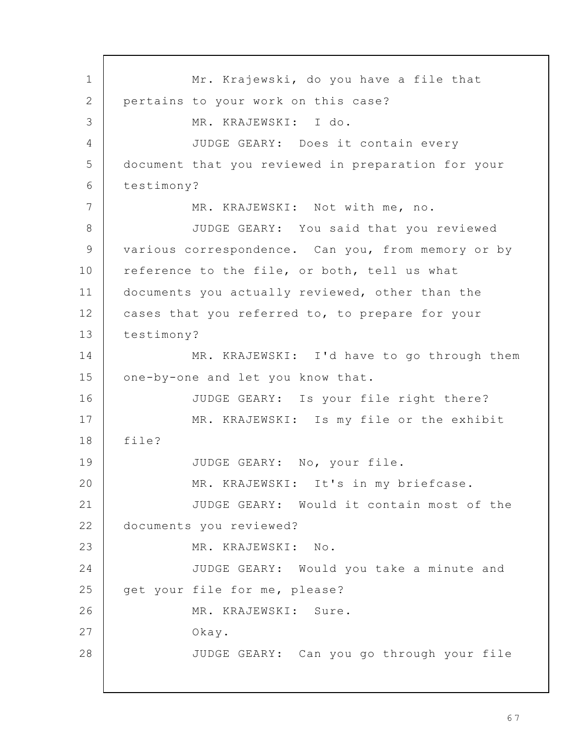Mr. Krajewski, do you have a file that pertains to your work on this case?

MR. KRAJEWSKI: I do.

JUDGE GEARY: Does it contain every document that you reviewed in preparation for your testimony?

MR. KRAJEWSKI: Not with me, no.

JUDGE GEARY: You said that you reviewed various correspondence. Can you, from memory or by reference to the file, or both, tell us what documents you actually reviewed, other than the cases that you referred to, to prepare for your testimony?

MR. KRAJEWSKI: I'd have to go through them one-by-one and let you know that.

JUDGE GEARY: Is your file right there?

MR. KRAJEWSKI: Is my file or the exhibit file?

JUDGE GEARY: No, your file.

MR. KRAJEWSKI: It's in my briefcase.

JUDGE GEARY: Would it contain most of the documents you reviewed?

MR. KRAJEWSKI: No.

JUDGE GEARY: Would you take a minute and get your file for me, please?

MR. KRAJEWSKI: Sure.

Okay.

JUDGE GEARY: Can you go through your file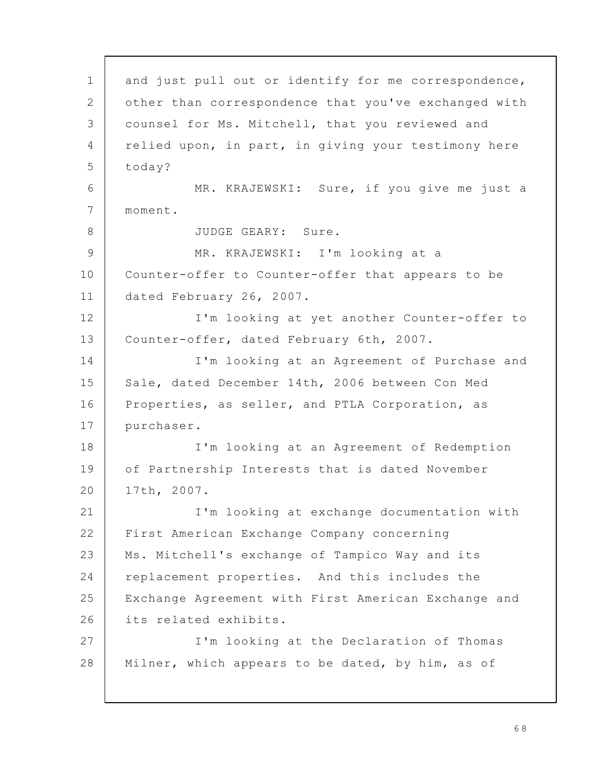and just pull out or identify for me correspondence, other than correspondence that you've exchanged with counsel for Ms. Mitchell, that you reviewed and relied upon, in part, in giving your testimony here today?

MR. KRAJEWSKI: Sure, if you give me just a moment.

JUDGE GEARY: Sure.

MR. KRAJEWSKI: I'm looking at a Counter-offer to Counter-offer that appears to be dated February 26, 2007.

I'm looking at yet another Counter-offer to Counter-offer, dated February 6th, 2007.

I'm looking at an Agreement of Purchase and Sale, dated December 14th, 2006 between Con Med Properties, as seller, and PTLA Corporation, as purchaser.

I'm looking at an Agreement of Redemption of Partnership Interests that is dated November 17th, 2007.

I'm looking at exchange documentation with First American Exchange Company concerning Ms. Mitchell's exchange of Tampico Way and its replacement properties. And this includes the Exchange Agreement with First American Exchange and its related exhibits.

I'm looking at the Declaration of Thomas Milner, which appears to be dated, by him, as of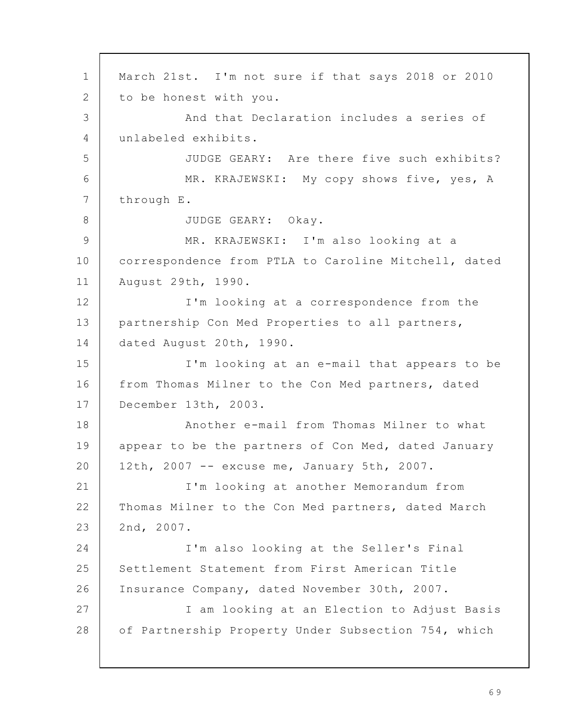March 21st. I'm not sure if that says 2018 or 2010 to be honest with you.

And that Declaration includes a series of unlabeled exhibits.

JUDGE GEARY: Are there five such exhibits?

MR. KRAJEWSKI: My copy shows five, yes, A through E.

JUDGE GEARY: Okay.

MR. KRAJEWSKI: I'm also looking at a correspondence from PTLA to Caroline Mitchell, dated August 29th, 1990.

I'm looking at a correspondence from the partnership Con Med Properties to all partners, dated August 20th, 1990.

I'm looking at an e-mail that appears to be from Thomas Milner to the Con Med partners, dated December 13th, 2003.

Another e-mail from Thomas Milner to what appear to be the partners of Con Med, dated January 12th, 2007 -- excuse me, January 5th, 2007.

I'm looking at another Memorandum from Thomas Milner to the Con Med partners, dated March 2nd, 2007.

I'm also looking at the Seller's Final Settlement Statement from First American Title Insurance Company, dated November 30th, 2007.

I am looking at an Election to Adjust Basis of Partnership Property Under Subsection 754, which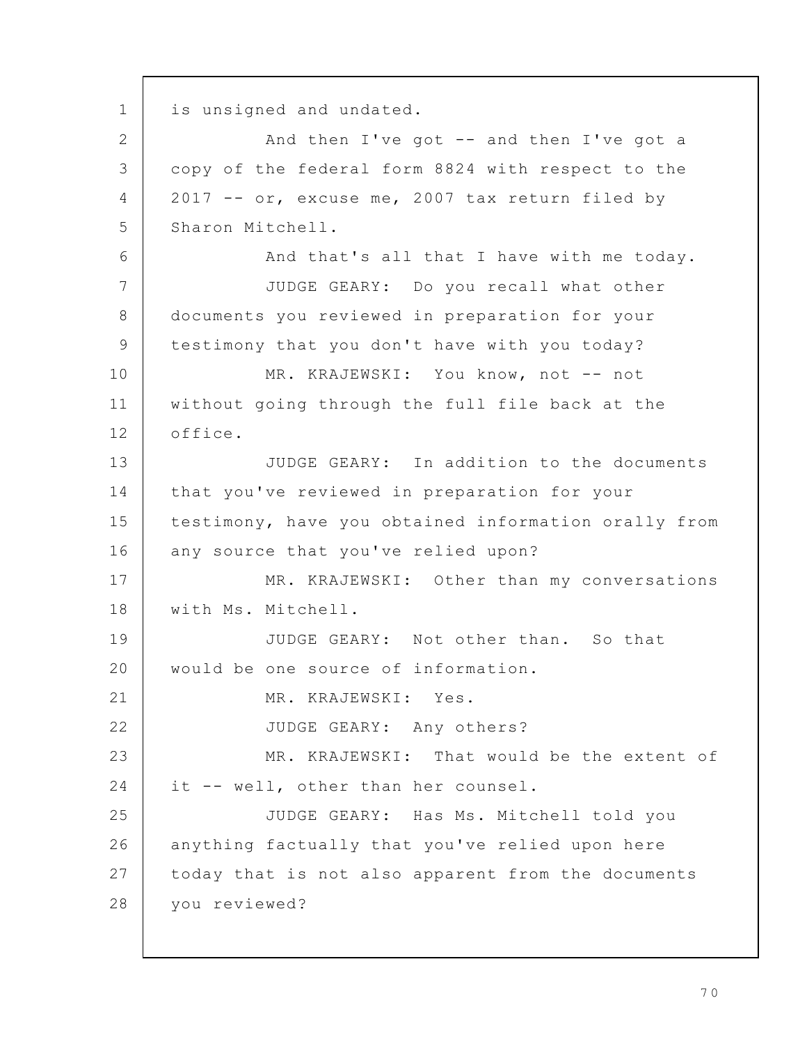is unsigned and undated.

And then I've got -- and then I've got a copy of the federal form 8824 with respect to the 2017 -- or, excuse me, 2007 tax return filed by Sharon Mitchell.

And that's all that I have with me today.

JUDGE GEARY: Do you recall what other documents you reviewed in preparation for your testimony that you don't have with you today?

MR. KRAJEWSKI: You know, not -- not without going through the full file back at the office.

JUDGE GEARY: In addition to the documents that you've reviewed in preparation for your testimony, have you obtained information orally from any source that you've relied upon?

MR. KRAJEWSKI: Other than my conversations with Ms. Mitchell.

JUDGE GEARY: Not other than. So that would be one source of information.

MR. KRAJEWSKI: Yes.

JUDGE GEARY: Any others?

MR. KRAJEWSKI: That would be the extent of it -- well, other than her counsel.

JUDGE GEARY: Has Ms. Mitchell told you anything factually that you've relied upon here today that is not also apparent from the documents you reviewed?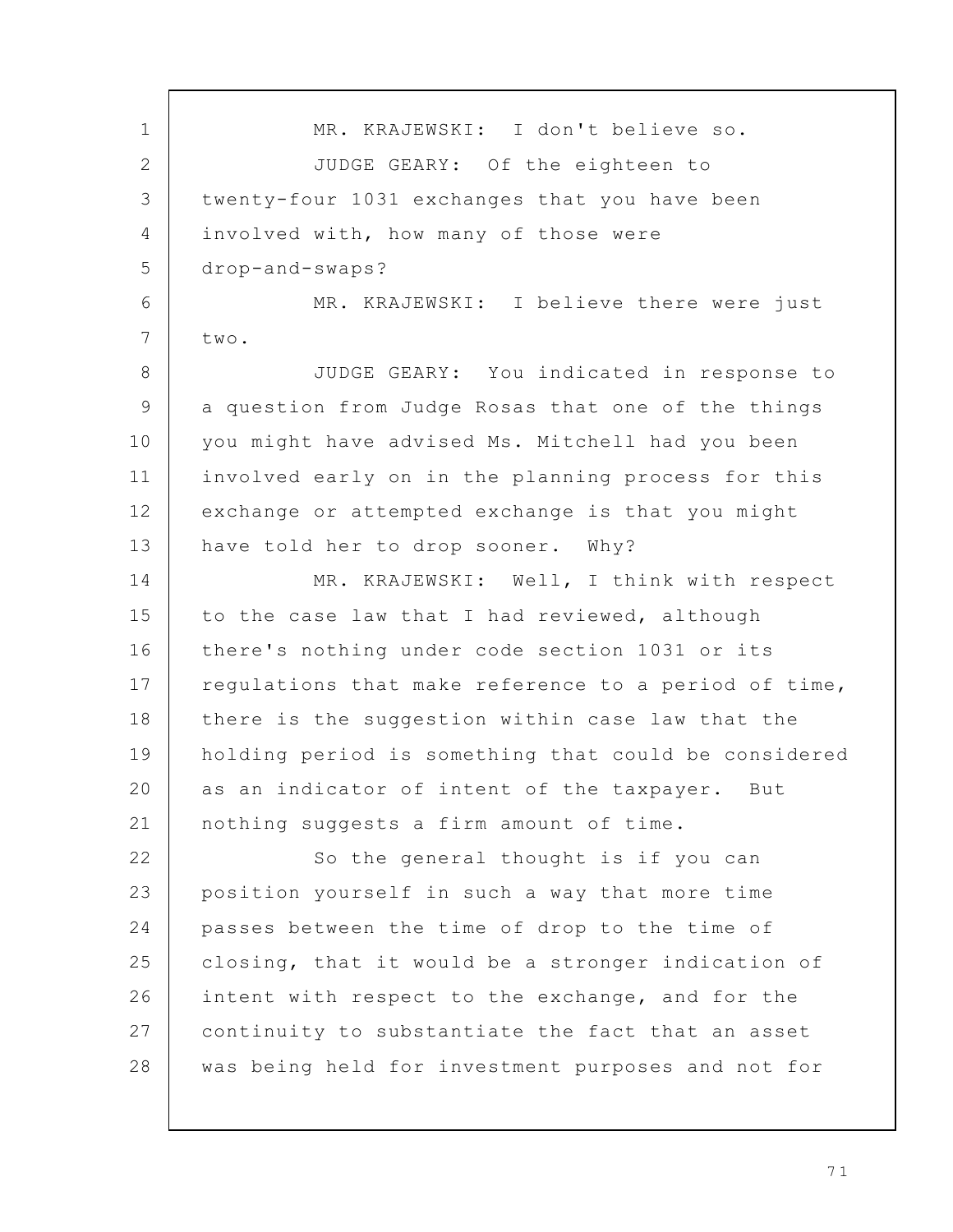MR. KRAJEWSKI: I don't believe so.

JUDGE GEARY: Of the eighteen to twenty-four 1031 exchanges that you have been involved with, how many of those were drop-and-swaps?

MR. KRAJEWSKI: I believe there were just two.

JUDGE GEARY: You indicated in response to a question from Judge Rosas that one of the things you might have advised Ms. Mitchell had you been involved early on in the planning process for this exchange or attempted exchange is that you might have told her to drop sooner. Why?

MR. KRAJEWSKI: Well, I think with respect to the case law that I had reviewed, although there's nothing under code section 1031 or its regulations that make reference to a period of time, there is the suggestion within case law that the holding period is something that could be considered as an indicator of intent of the taxpayer. But nothing suggests a firm amount of time.

So the general thought is if you can position yourself in such a way that more time passes between the time of drop to the time of closing, that it would be a stronger indication of intent with respect to the exchange, and for the continuity to substantiate the fact that an asset was being held for investment purposes and not for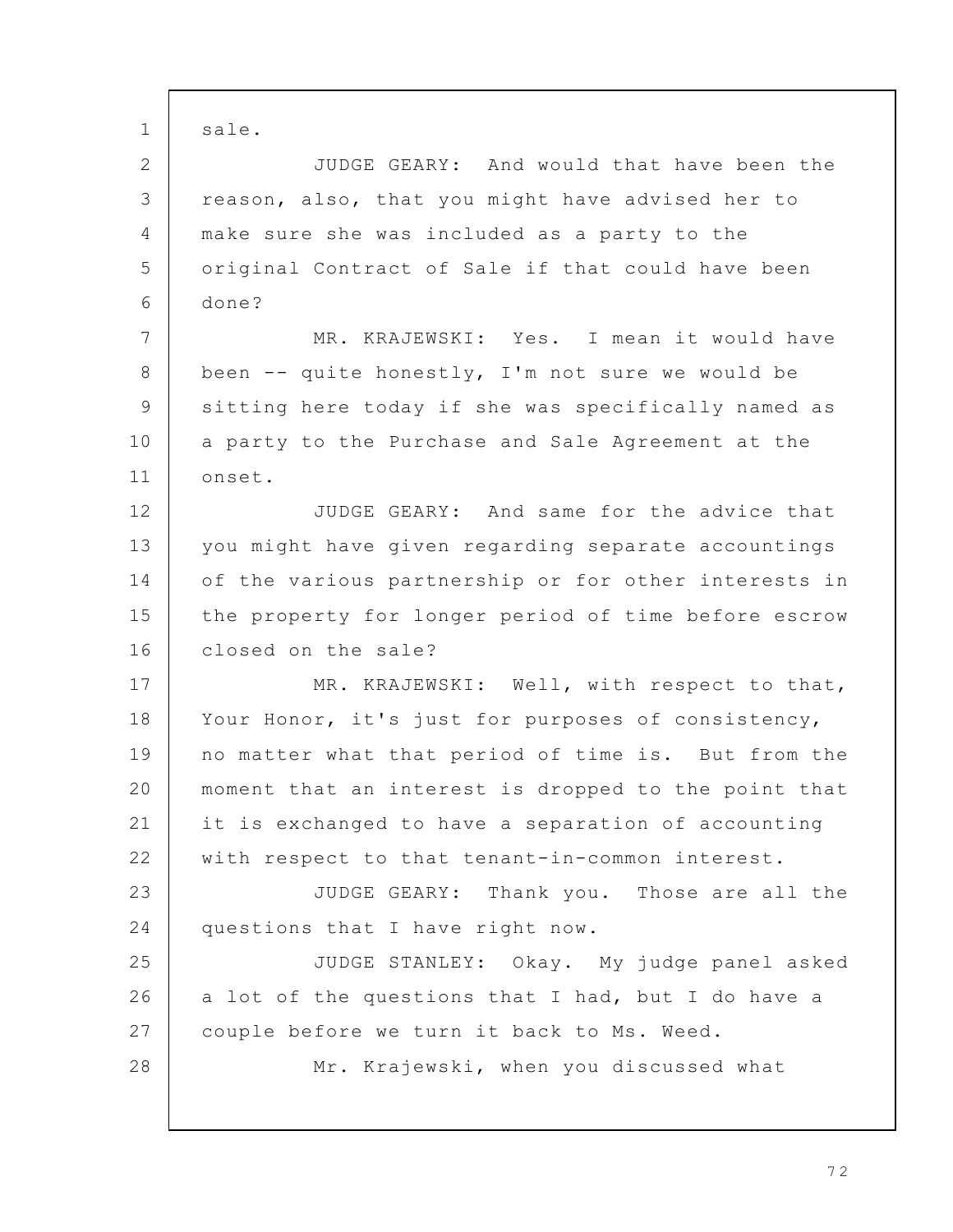sale.

JUDGE GEARY: And would that have been the reason, also, that you might have advised her to make sure she was included as a party to the original Contract of Sale if that could have been done?

MR. KRAJEWSKI: Yes. I mean it would have been -- quite honestly, I'm not sure we would be sitting here today if she was specifically named as a party to the Purchase and Sale Agreement at the onset.

JUDGE GEARY: And same for the advice that you might have given regarding separate accountings of the various partnership or for other interests in the property for longer period of time before escrow closed on the sale?

MR. KRAJEWSKI: Well, with respect to that, Your Honor, it's just for purposes of consistency, no matter what that period of time is. But from the moment that an interest is dropped to the point that it is exchanged to have a separation of accounting with respect to that tenant-in-common interest.

JUDGE GEARY: Thank you. Those are all the questions that I have right now.

JUDGE STANLEY: Okay. My judge panel asked a lot of the questions that I had, but I do have a couple before we turn it back to Ms. Weed.

Mr. Krajewski, when you discussed what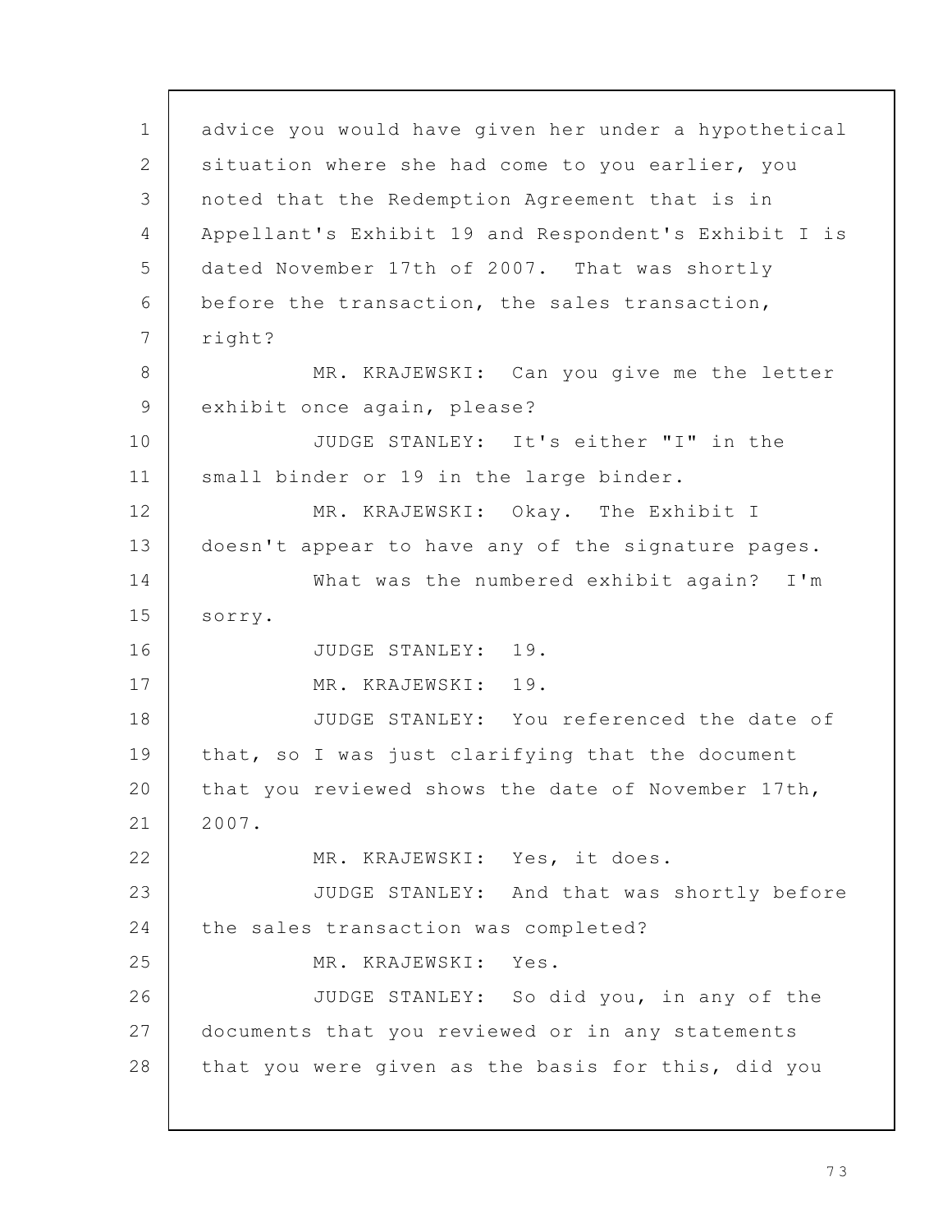advice you would have given her under a hypothetical situation where she had come to you earlier, you noted that the Redemption Agreement that is in Appellant's Exhibit 19 and Respondent's Exhibit I is dated November 17th of 2007. That was shortly before the transaction, the sales transaction, right?

MR. KRAJEWSKI: Can you give me the letter exhibit once again, please?

JUDGE STANLEY: It's either "I" in the small binder or 19 in the large binder.

MR. KRAJEWSKI: Okay. The Exhibit I doesn't appear to have any of the signature pages.

What was the numbered exhibit again? I'm sorry.

JUDGE STANLEY: 19.

MR. KRAJEWSKI: 19.

JUDGE STANLEY: You referenced the date of that, so I was just clarifying that the document that you reviewed shows the date of November 17th, 2007.

MR. KRAJEWSKI: Yes, it does.

JUDGE STANLEY: And that was shortly before the sales transaction was completed?

MR. KRAJEWSKI: Yes.

JUDGE STANLEY: So did you, in any of the documents that you reviewed or in any statements that you were given as the basis for this, did you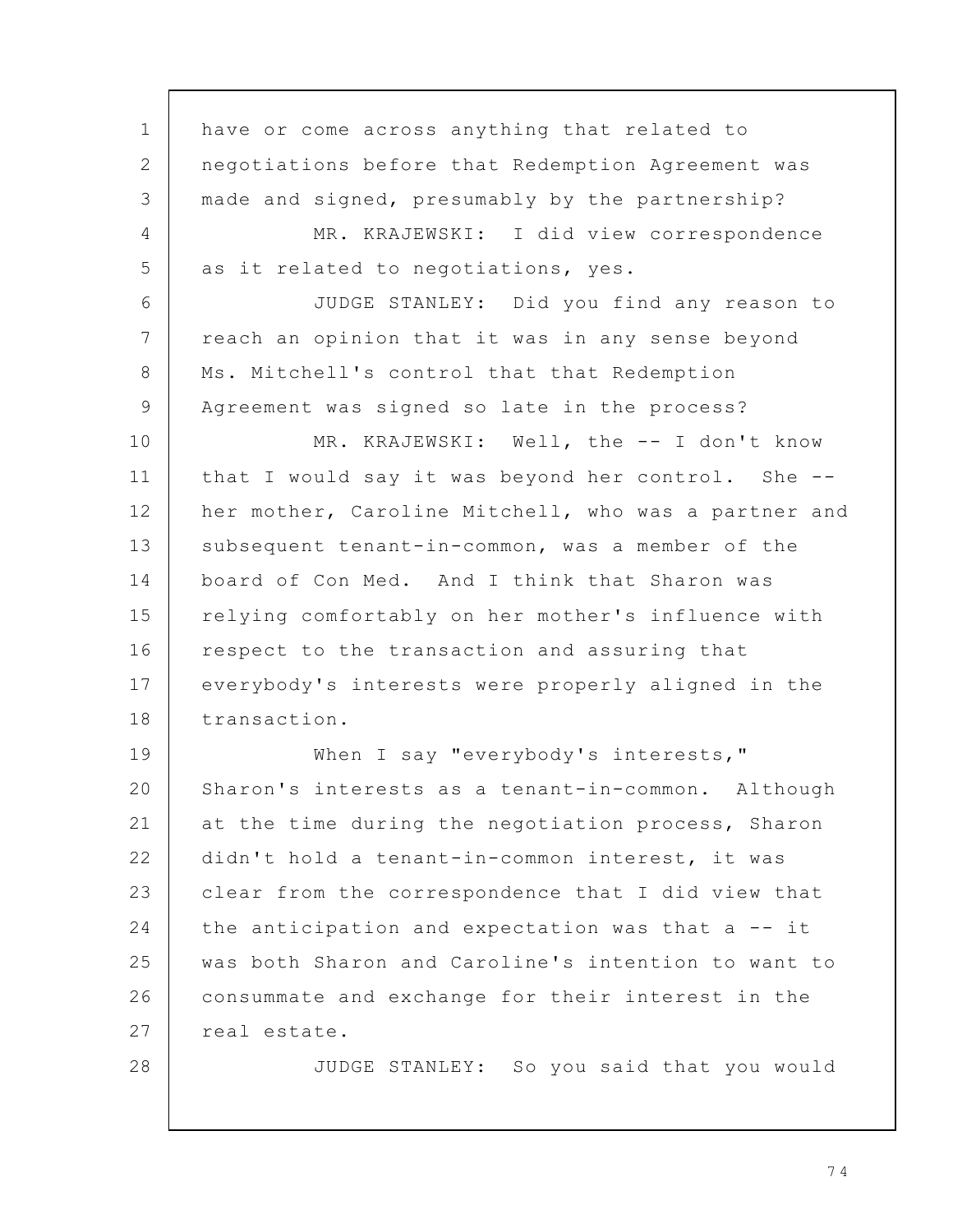have or come across anything that related to negotiations before that Redemption Agreement was made and signed, presumably by the partnership?

MR. KRAJEWSKI: I did view correspondence as it related to negotiations, yes.

JUDGE STANLEY: Did you find any reason to reach an opinion that it was in any sense beyond Ms. Mitchell's control that that Redemption Agreement was signed so late in the process?

MR. KRAJEWSKI: Well, the -- I don't know that I would say it was beyond her control. She -- her mother, Caroline Mitchell, who was a partner and subsequent tenant-in-common, was a member of the board of Con Med. And I think that Sharon was relying comfortably on her mother's influence with respect to the transaction and assuring that everybody's interests were properly aligned in the transaction.

When I say "everybody's interests," Sharon's interests as a tenant-in-common. Although at the time during the negotiation process, Sharon didn't hold a tenant-in-common interest, it was clear from the correspondence that I did view that the anticipation and expectation was that a -- it was both Sharon and Caroline's intention to want to consummate and exchange for their interest in the real estate.

JUDGE STANLEY: So you said that you would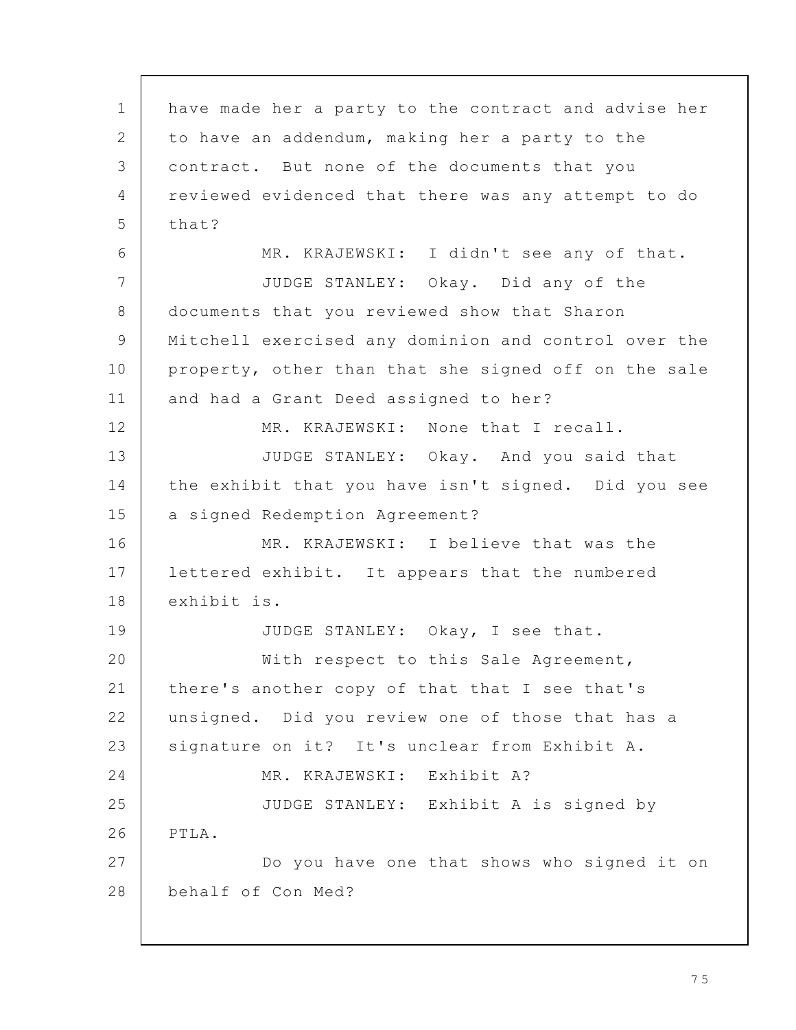have made her a party to the contract and advise her to have an addendum, making her a party to the contract. But none of the documents that you reviewed evidenced that there was any attempt to do that?

MR. KRAJEWSKI: I didn't see any of that.

JUDGE STANLEY: Okay. Did any of the documents that you reviewed show that Sharon Mitchell exercised any dominion and control over the property, other than that she signed off on the sale and had a Grant Deed assigned to her?

MR. KRAJEWSKI: None that I recall.

JUDGE STANLEY: Okay. And you said that the exhibit that you have isn't signed. Did you see a signed Redemption Agreement?

MR. KRAJEWSKI: I believe that was the lettered exhibit. It appears that the numbered exhibit is.

JUDGE STANLEY: Okay, I see that.

With respect to this Sale Agreement, there's another copy of that that I see that's unsigned. Did you review one of those that has a signature on it? It's unclear from Exhibit A.

MR. KRAJEWSKI: Exhibit A?

JUDGE STANLEY: Exhibit A is signed by PTLA.

Do you have one that shows who signed it on behalf of Con Med?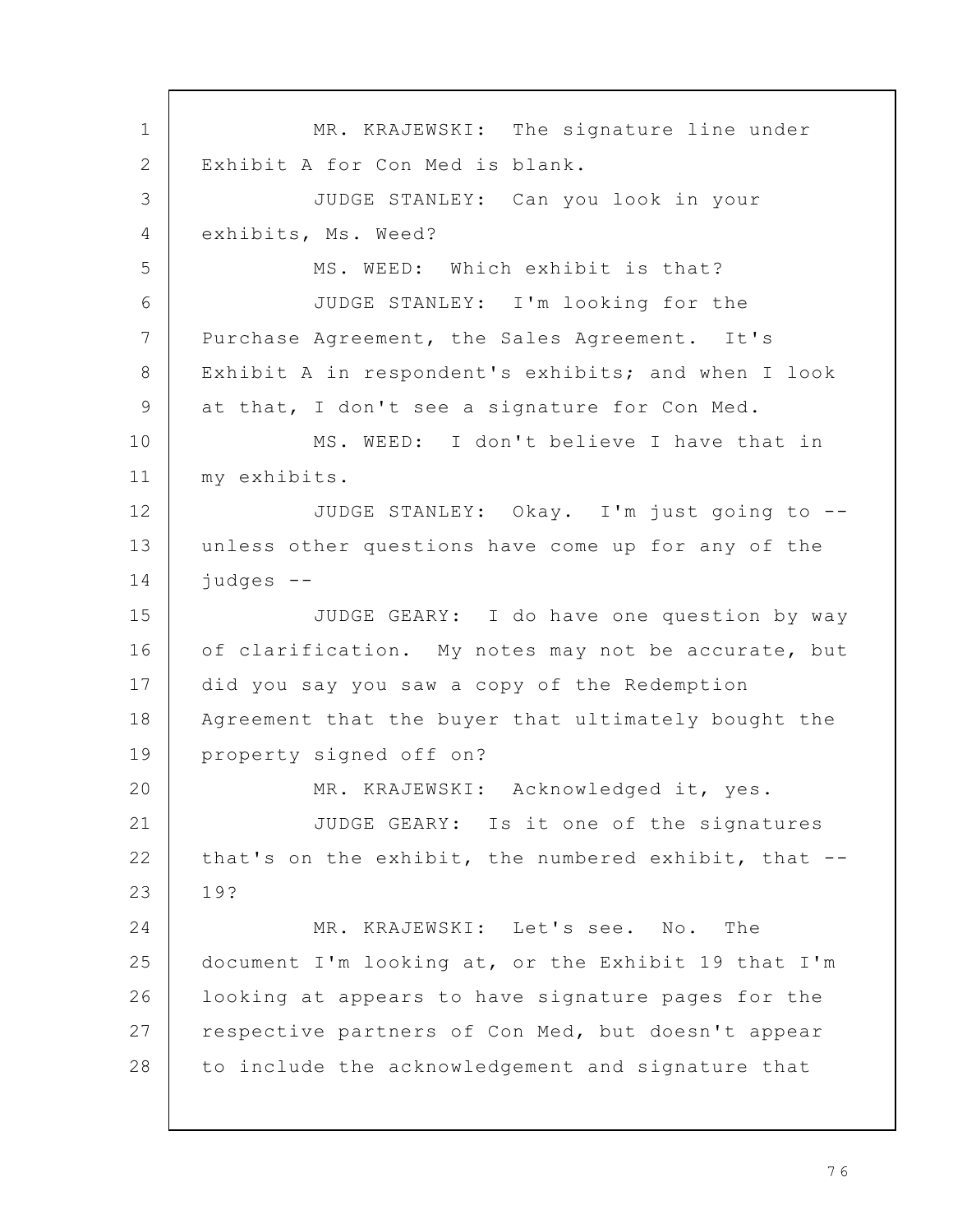MR. KRAJEWSKI: The signature line under Exhibit A for Con Med is blank.

JUDGE STANLEY: Can you look in your exhibits, Ms. Weed?

MS. WEED: Which exhibit is that?

JUDGE STANLEY: I'm looking for the Purchase Agreement, the Sales Agreement. It's Exhibit A in respondent's exhibits; and when I look at that, I don't see a signature for Con Med.

MS. WEED: I don't believe I have that in my exhibits.

JUDGE STANLEY: Okay. I'm just going to -- unless other questions have come up for any of the judges --

JUDGE GEARY: I do have one question by way of clarification. My notes may not be accurate, but did you say you saw a copy of the Redemption Agreement that the buyer that ultimately bought the property signed off on?

MR. KRAJEWSKI: Acknowledged it, yes.

JUDGE GEARY: Is it one of the signatures that's on the exhibit, the numbered exhibit, that -- 19?

MR. KRAJEWSKI: Let's see. No. The document I'm looking at, or the Exhibit 19 that I'm looking at appears to have signature pages for the respective partners of Con Med, but doesn't appear to include the acknowledgement and signature that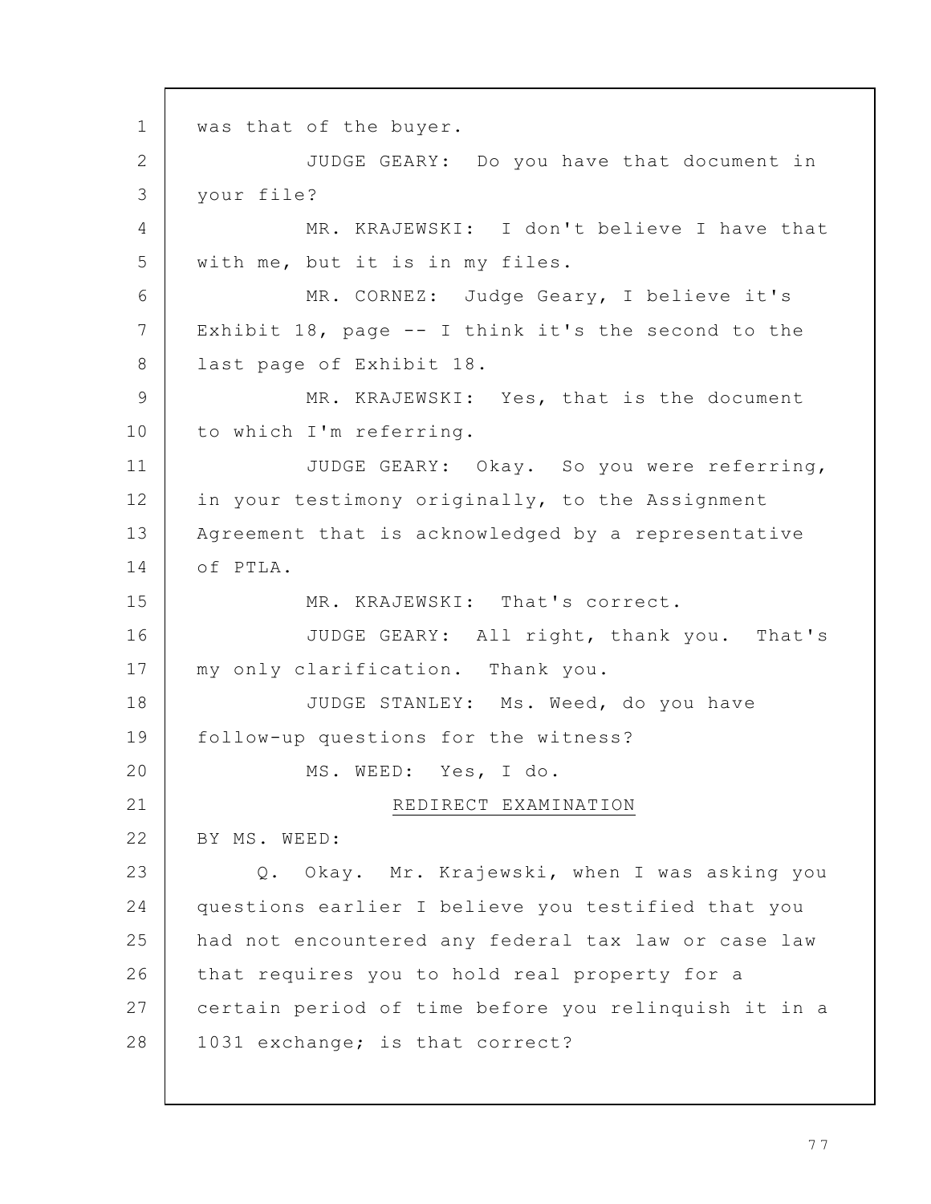was that of the buyer.

JUDGE GEARY: Do you have that document in your file?

MR. KRAJEWSKI: I don't believe I have that with me, but it is in my files.

MR. CORNEZ: Judge Geary, I believe it's Exhibit 18, page -- I think it's the second to the last page of Exhibit 18.

MR. KRAJEWSKI: Yes, that is the document to which I'm referring.

JUDGE GEARY: Okay. So you were referring, in your testimony originally, to the Assignment Agreement that is acknowledged by a representative of PTLA.

MR. KRAJEWSKI: That's correct.

JUDGE GEARY: All right, thank you. That's my only clarification. Thank you.

JUDGE STANLEY: Ms. Weed, do you have follow-up questions for the witness?

MS. WEED: Yes, I do.

## REDIRECT EXAMINATION

BY MS. WEED:

Q. Okay. Mr. Krajewski, when I was asking you questions earlier I believe you testified that you had not encountered any federal tax law or case law that requires you to hold real property for a certain period of time before you relinquish it in a 1031 exchange; is that correct?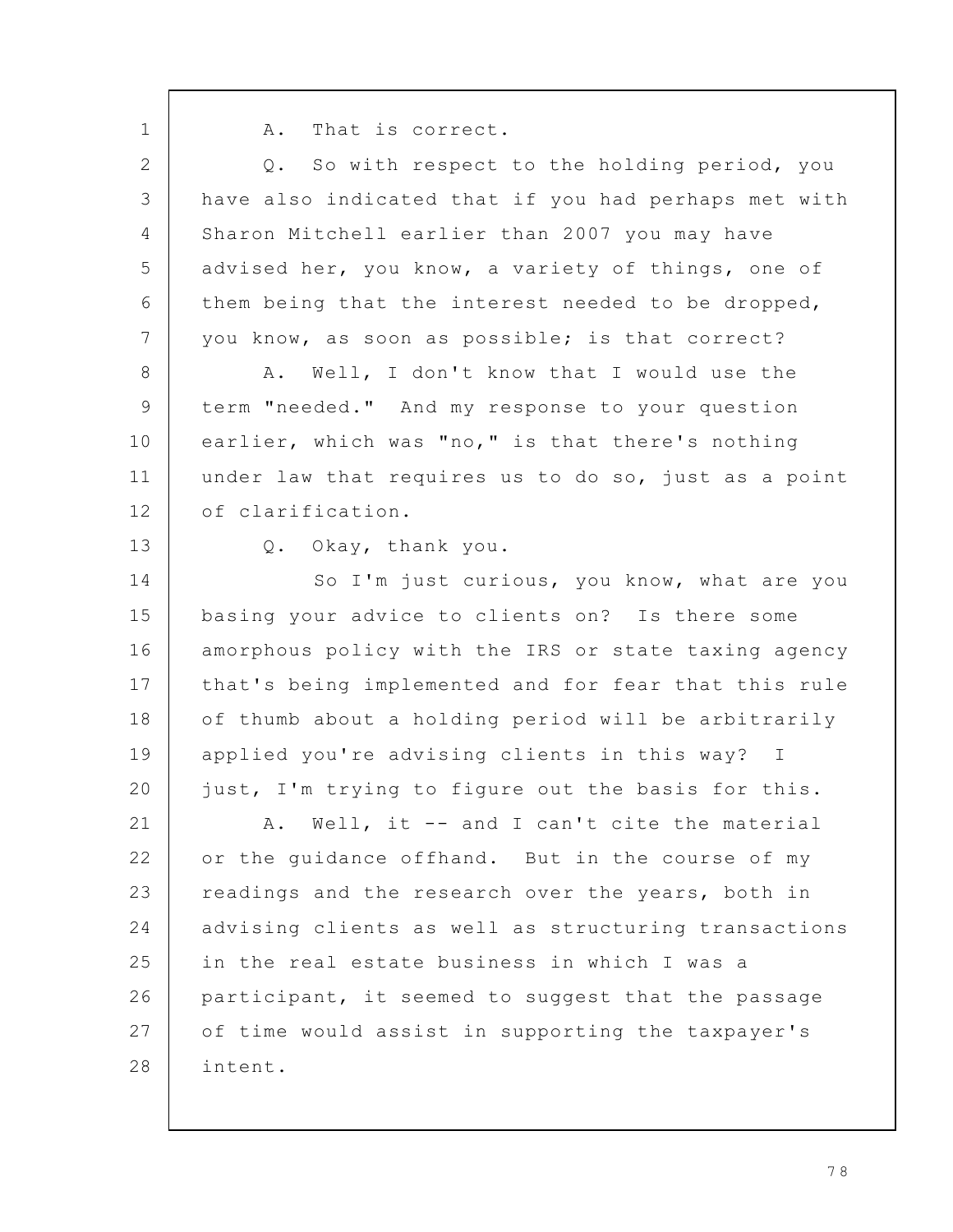A. That is correct.

Q. So with respect to the holding period, you have also indicated that if you had perhaps met with Sharon Mitchell earlier than 2007 you may have advised her, you know, a variety of things, one of them being that the interest needed to be dropped, you know, as soon as possible; is that correct?

A. Well, I don't know that I would use the term "needed." And my response to your question earlier, which was "no," is that there's nothing under law that requires us to do so, just as a point of clarification.

Q. Okay, thank you.

So I'm just curious, you know, what are you basing your advice to clients on? Is there some amorphous policy with the IRS or state taxing agency that's being implemented and for fear that this rule of thumb about a holding period will be arbitrarily applied you're advising clients in this way? I just, I'm trying to figure out the basis for this.

A. Well, it -- and I can't cite the material or the guidance offhand. But in the course of my readings and the research over the years, both in advising clients as well as structuring transactions in the real estate business in which I was a participant, it seemed to suggest that the passage of time would assist in supporting the taxpayer's intent.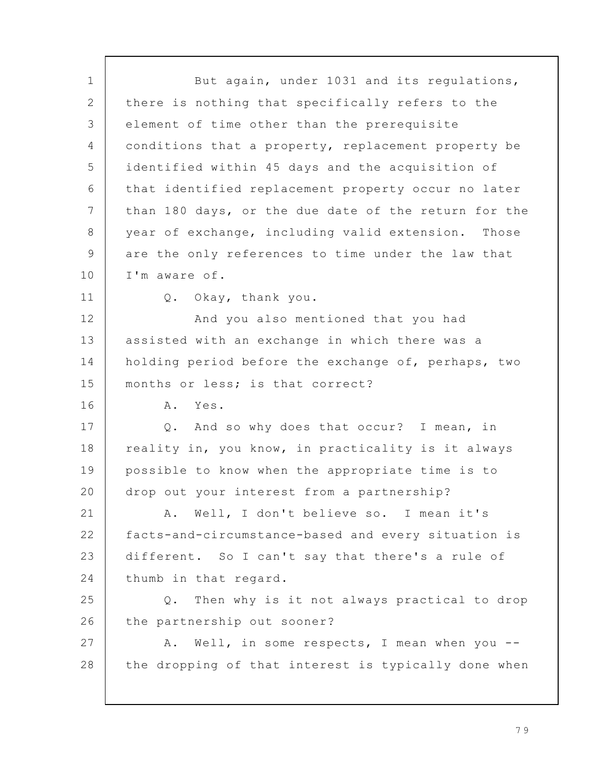But again, under 1031 and its regulations, there is nothing that specifically refers to the element of time other than the prerequisite conditions that a property, replacement property be identified within 45 days and the acquisition of that identified replacement property occur no later than 180 days, or the due date of the return for the year of exchange, including valid extension. Those are the only references to time under the law that I'm aware of.

Q. Okay, thank you.

And you also mentioned that you had assisted with an exchange in which there was a holding period before the exchange of, perhaps, two months or less; is that correct?

A. Yes.

Q. And so why does that occur? I mean, in reality in, you know, in practicality is it always possible to know when the appropriate time is to drop out your interest from a partnership?

A. Well, I don't believe so. I mean it's facts-and-circumstance-based and every situation is different. So I can't say that there's a rule of thumb in that regard.

Q. Then why is it not always practical to drop the partnership out sooner?

A. Well, in some respects, I mean when you -- the dropping of that interest is typically done when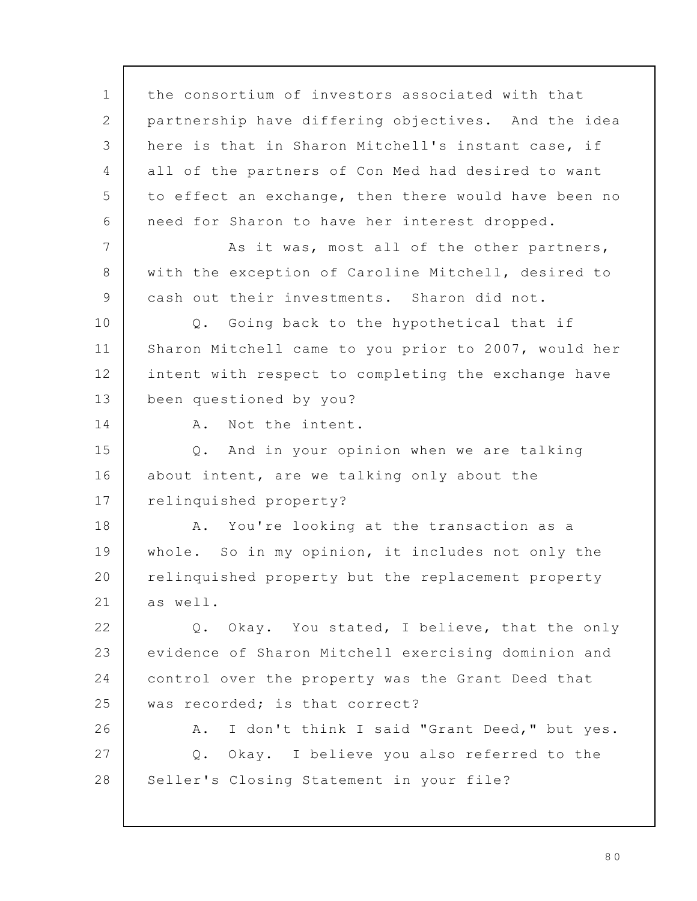the consortium of investors associated with that partnership have differing objectives. And the idea here is that in Sharon Mitchell's instant case, if all of the partners of Con Med had desired to want to effect an exchange, then there would have been no need for Sharon to have her interest dropped.

As it was, most all of the other partners, with the exception of Caroline Mitchell, desired to cash out their investments. Sharon did not.

Q. Going back to the hypothetical that if Sharon Mitchell came to you prior to 2007, would her intent with respect to completing the exchange have been questioned by you?

A. Not the intent.

Q. And in your opinion when we are talking about intent, are we talking only about the relinquished property?

A. You're looking at the transaction as a whole. So in my opinion, it includes not only the relinquished property but the replacement property as well.

Q. Okay. You stated, I believe, that the only evidence of Sharon Mitchell exercising dominion and control over the property was the Grant Deed that was recorded; is that correct?

A. I don't think I said "Grant Deed," but yes.

Q. Okay. I believe you also referred to the Seller's Closing Statement in your file?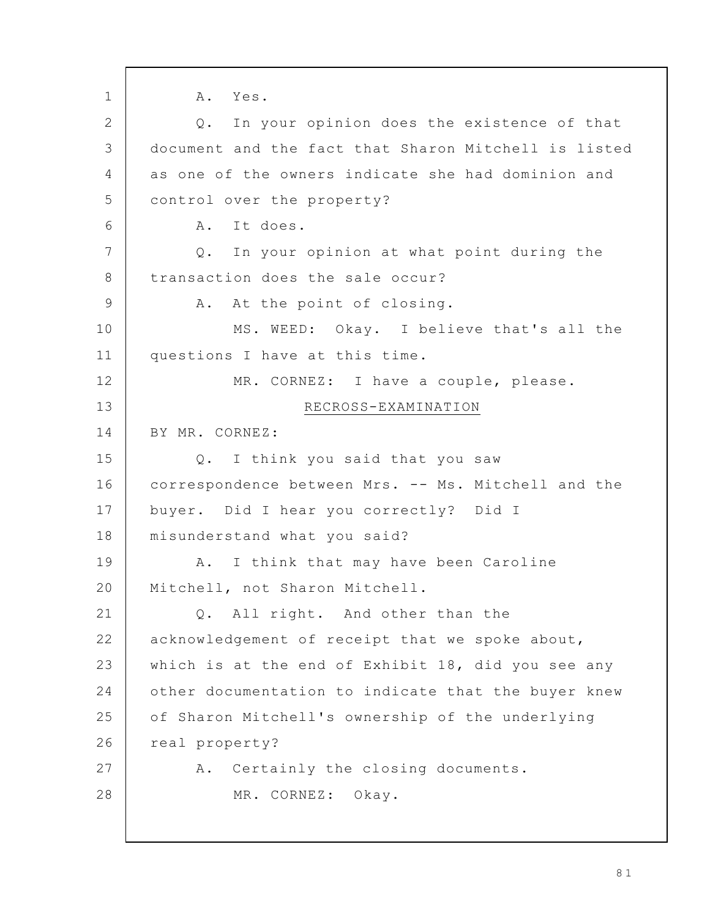A. Yes.

Q. In your opinion does the existence of that document and the fact that Sharon Mitchell is listed as one of the owners indicate she had dominion and control over the property?

A. It does.

Q. In your opinion at what point during the transaction does the sale occur?

A. At the point of closing.

MS. WEED: Okay. I believe that's all the questions I have at this time.

MR. CORNEZ: I have a couple, please.

RECROSS-EXAMINATION

BY MR. CORNEZ:

Q. I think you said that you saw correspondence between Mrs. -- Ms. Mitchell and the buyer. Did I hear you correctly? Did I misunderstand what you said?

A. I think that may have been Caroline Mitchell, not Sharon Mitchell.

Q. All right. And other than the acknowledgement of receipt that we spoke about, which is at the end of Exhibit 18, did you see any other documentation to indicate that the buyer knew of Sharon Mitchell's ownership of the underlying real property?

A. Certainly the closing documents.

MR. CORNEZ: Okay.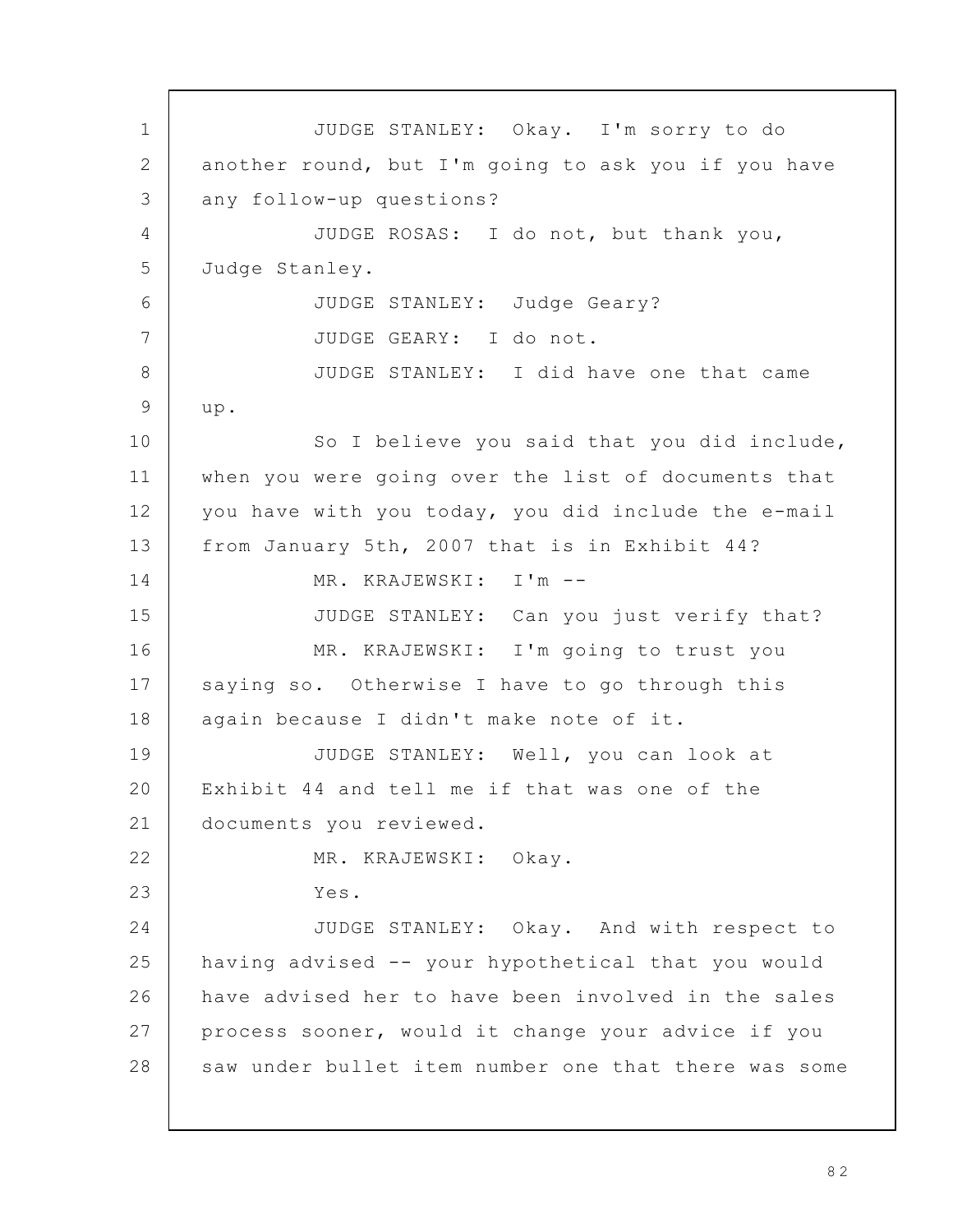JUDGE STANLEY: Okay. I'm sorry to do another round, but I'm going to ask you if you have any follow-up questions?

JUDGE ROSAS: I do not, but thank you, Judge Stanley.

JUDGE STANLEY: Judge Geary?

JUDGE GEARY: I do not.

JUDGE STANLEY: I did have one that came up.

So I believe you said that you did include, when you were going over the list of documents that you have with you today, you did include the e-mail from January 5th, 2007 that is in Exhibit 44?

MR. KRAJEWSKI: I'm --

JUDGE STANLEY: Can you just verify that?

MR. KRAJEWSKI: I'm going to trust you saying so. Otherwise I have to go through this again because I didn't make note of it.

JUDGE STANLEY: Well, you can look at Exhibit 44 and tell me if that was one of the documents you reviewed.

MR. KRAJEWSKI: Okay.

Yes.

JUDGE STANLEY: Okay. And with respect to having advised -- your hypothetical that you would have advised her to have been involved in the sales process sooner, would it change your advice if you saw under bullet item number one that there was some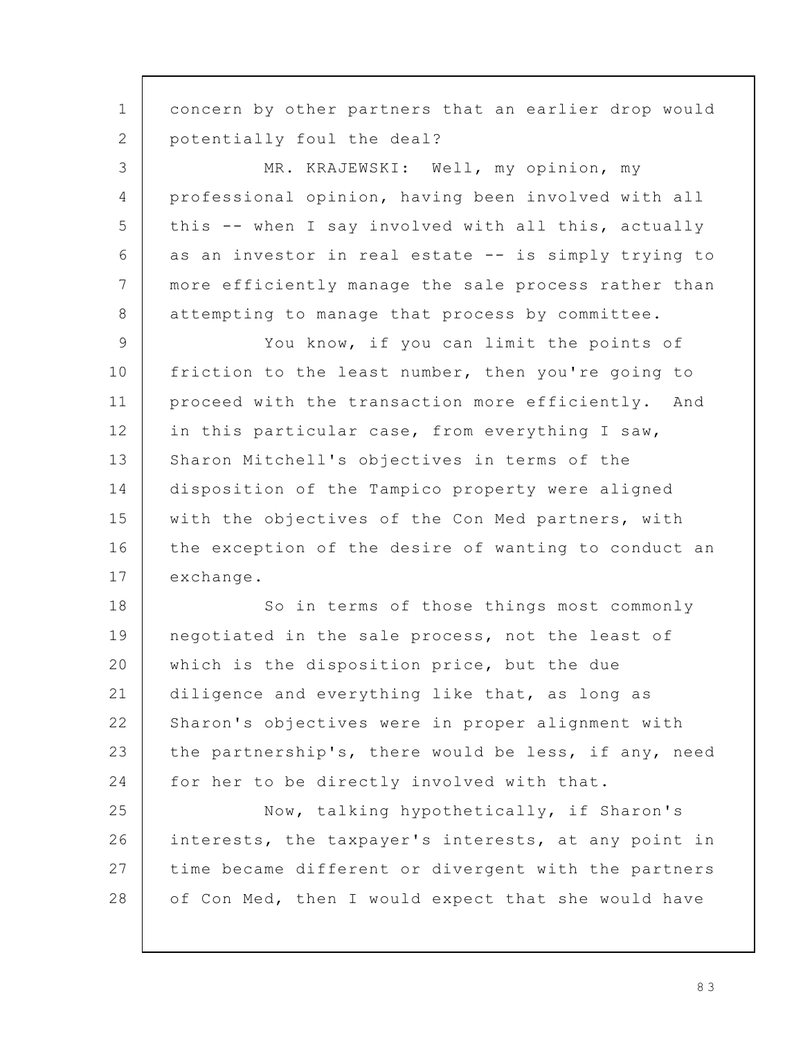concern by other partners that an earlier drop would potentially foul the deal?

MR. KRAJEWSKI: Well, my opinion, my professional opinion, having been involved with all this -- when I say involved with all this, actually as an investor in real estate -- is simply trying to more efficiently manage the sale process rather than attempting to manage that process by committee.

You know, if you can limit the points of friction to the least number, then you're going to proceed with the transaction more efficiently. And in this particular case, from everything I saw, Sharon Mitchell's objectives in terms of the disposition of the Tampico property were aligned with the objectives of the Con Med partners, with the exception of the desire of wanting to conduct an exchange.

So in terms of those things most commonly negotiated in the sale process, not the least of which is the disposition price, but the due diligence and everything like that, as long as Sharon's objectives were in proper alignment with the partnership's, there would be less, if any, need for her to be directly involved with that.

Now, talking hypothetically, if Sharon's interests, the taxpayer's interests, at any point in time became different or divergent with the partners of Con Med, then I would expect that she would have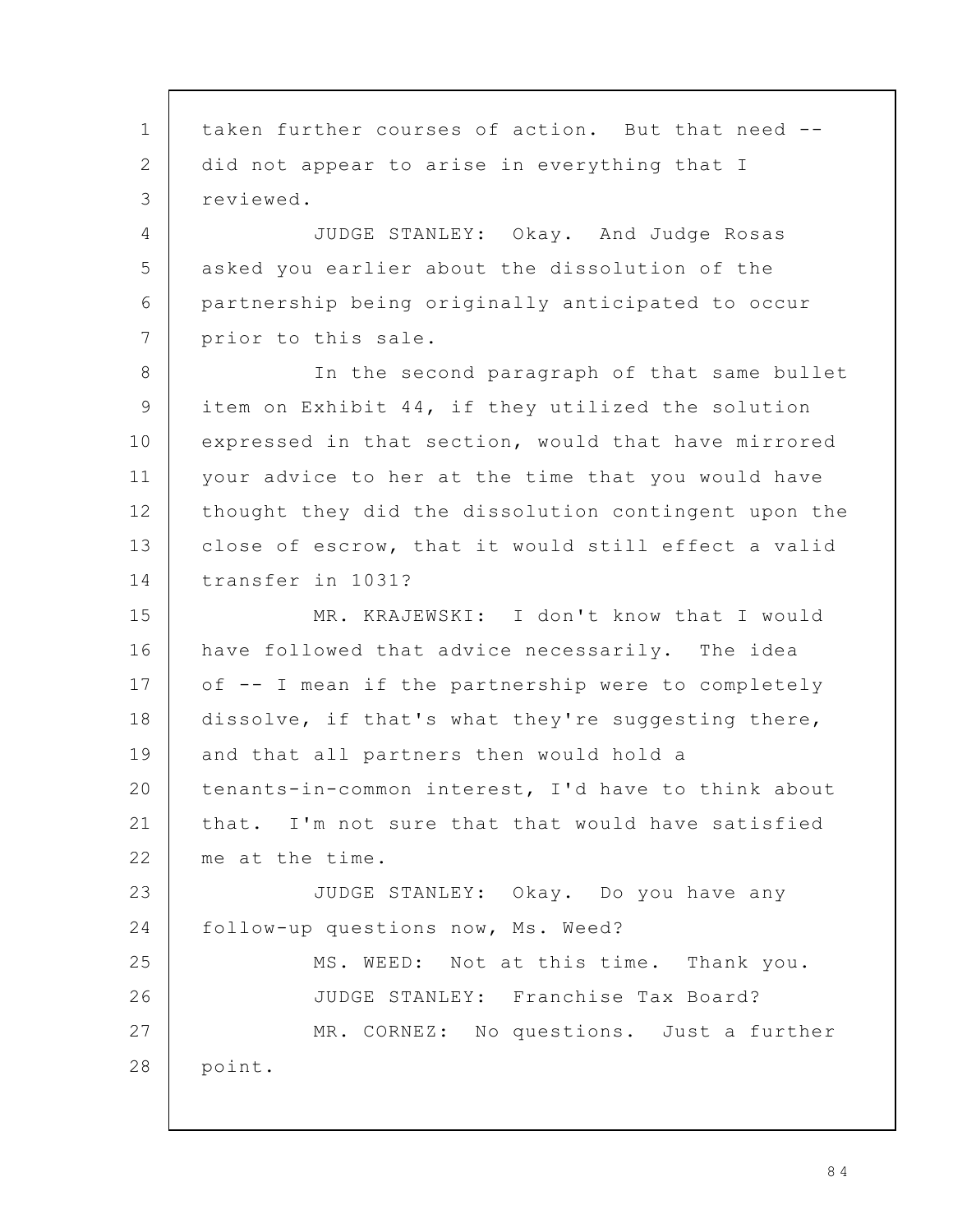taken further courses of action. But that need -- did not appear to arise in everything that I reviewed.

JUDGE STANLEY: Okay. And Judge Rosas asked you earlier about the dissolution of the partnership being originally anticipated to occur prior to this sale.

In the second paragraph of that same bullet item on Exhibit 44, if they utilized the solution expressed in that section, would that have mirrored your advice to her at the time that you would have thought they did the dissolution contingent upon the close of escrow, that it would still effect a valid transfer in 1031?

MR. KRAJEWSKI: I don't know that I would have followed that advice necessarily. The idea of -- I mean if the partnership were to completely dissolve, if that's what they're suggesting there, and that all partners then would hold a tenants-in-common interest, I'd have to think about that. I'm not sure that that would have satisfied me at the time.

JUDGE STANLEY: Okay. Do you have any follow-up questions now, Ms. Weed?

MS. WEED: Not at this time. Thank you.

JUDGE STANLEY: Franchise Tax Board?

MR. CORNEZ: No questions. Just a further point.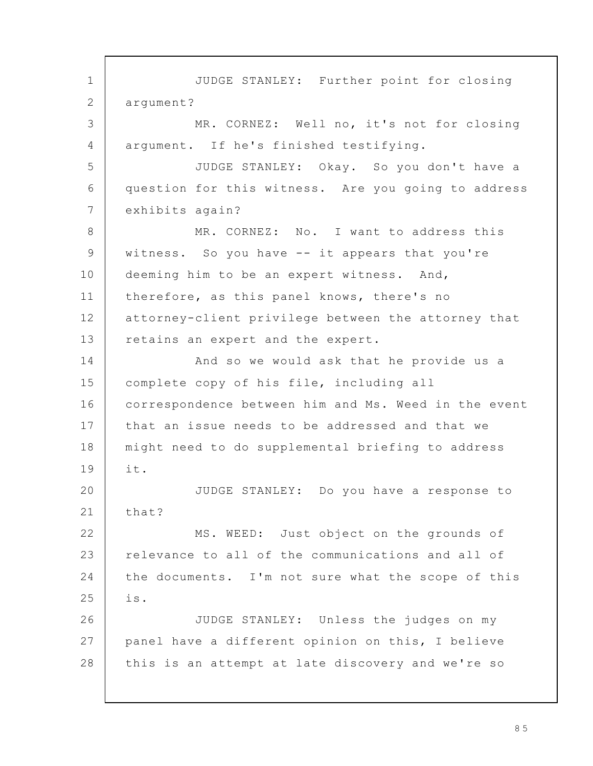JUDGE STANLEY: Further point for closing argument?

MR. CORNEZ: Well no, it's not for closing argument. If he's finished testifying.

JUDGE STANLEY: Okay. So you don't have a question for this witness. Are you going to address exhibits again?

MR. CORNEZ: No. I want to address this witness. So you have -- it appears that you're deeming him to be an expert witness. And, therefore, as this panel knows, there's no attorney-client privilege between the attorney that retains an expert and the expert.

And so we would ask that he provide us a complete copy of his file, including all correspondence between him and Ms. Weed in the event that an issue needs to be addressed and that we might need to do supplemental briefing to address it.

JUDGE STANLEY: Do you have a response to that?

MS. WEED: Just object on the grounds of relevance to all of the communications and all of the documents. I'm not sure what the scope of this is.

JUDGE STANLEY: Unless the judges on my panel have a different opinion on this, I believe this is an attempt at late discovery and we're so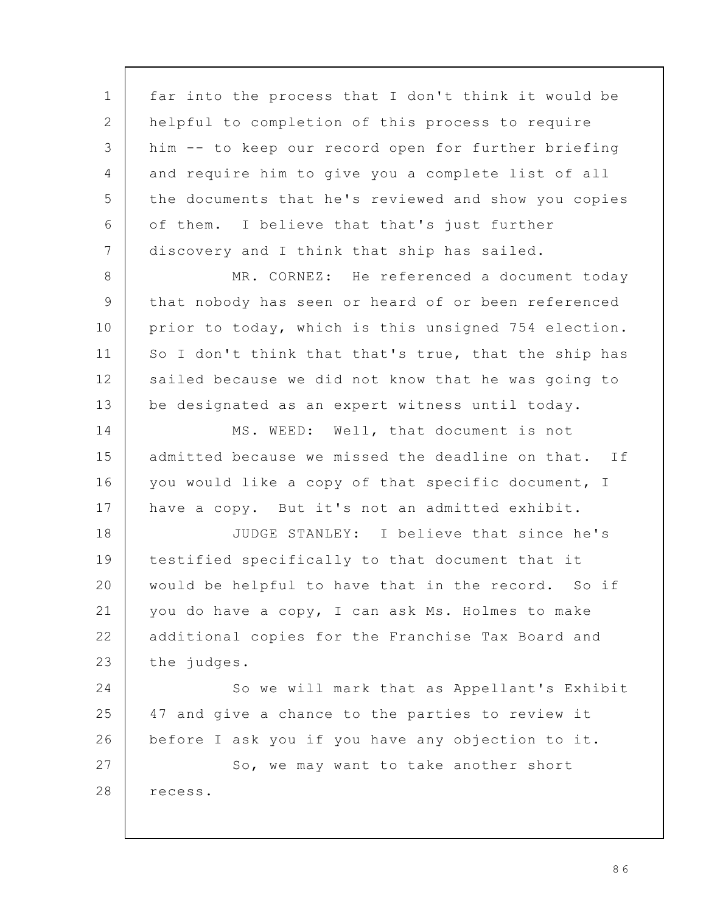far into the process that I don't think it would be helpful to completion of this process to require him -- to keep our record open for further briefing and require him to give you a complete list of all the documents that he's reviewed and show you copies of them. I believe that that's just further discovery and I think that ship has sailed.

MR. CORNEZ: He referenced a document today that nobody has seen or heard of or been referenced prior to today, which is this unsigned 754 election. So I don't think that that's true, that the ship has sailed because we did not know that he was going to be designated as an expert witness until today.

MS. WEED: Well, that document is not admitted because we missed the deadline on that. If you would like a copy of that specific document, I have a copy. But it's not an admitted exhibit.

JUDGE STANLEY: I believe that since he's testified specifically to that document that it would be helpful to have that in the record. So if you do have a copy, I can ask Ms. Holmes to make additional copies for the Franchise Tax Board and the judges.

So we will mark that as Appellant's Exhibit 47 and give a chance to the parties to review it before I ask you if you have any objection to it.

So, we may want to take another short recess.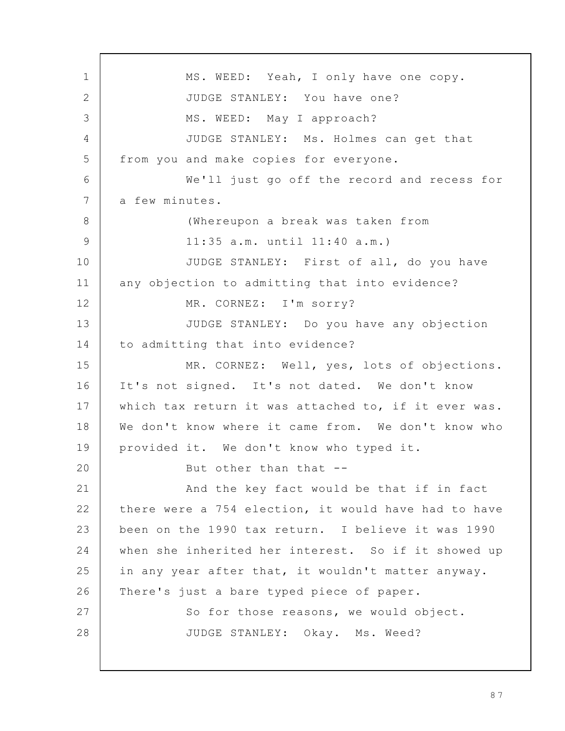MS. WEED: Yeah, I only have one copy.

JUDGE STANLEY: You have one?

MS. WEED: May I approach?

JUDGE STANLEY: Ms. Holmes can get that from you and make copies for everyone.

We'll just go off the record and recess for a few minutes.

(Whereupon a break was taken from 11:35 a.m. until 11:40 a.m.)

JUDGE STANLEY: First of all, do you have any objection to admitting that into evidence?

MR. CORNEZ: I'm sorry?

JUDGE STANLEY: Do you have any objection to admitting that into evidence?

MR. CORNEZ: Well, yes, lots of objections. It's not signed. It's not dated. We don't know which tax return it was attached to, if it ever was. We don't know where it came from. We don't know who provided it. We don't know who typed it.

But other than that --

And the key fact would be that if in fact there were a 754 election, it would have had to have been on the 1990 tax return. I believe it was 1990 when she inherited her interest. So if it showed up in any year after that, it wouldn't matter anyway. There's just a bare typed piece of paper.

So for those reasons, we would object.

JUDGE STANLEY: Okay. Ms. Weed?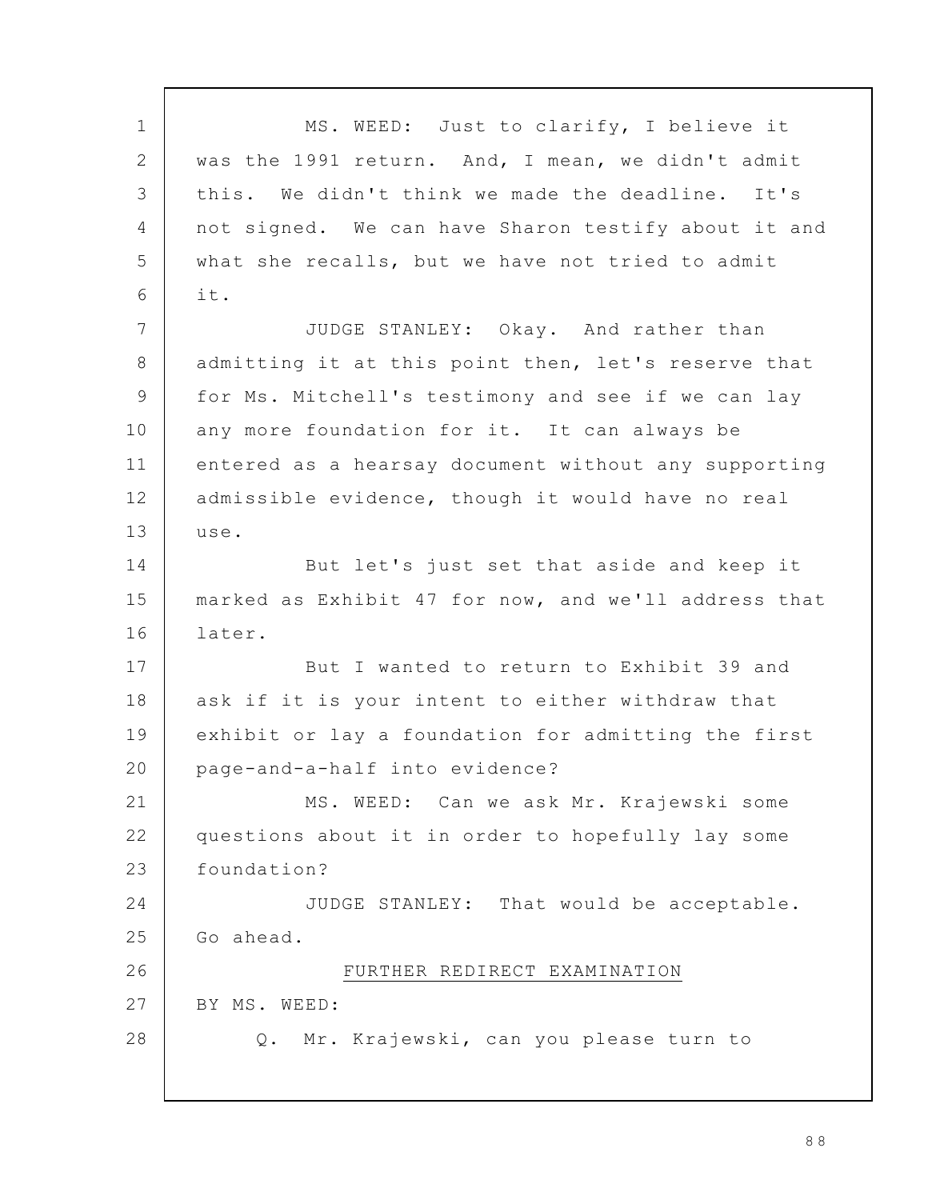MS. WEED: Just to clarify, I believe it was the 1991 return. And, I mean, we didn't admit this. We didn't think we made the deadline. It's not signed. We can have Sharon testify about it and what she recalls, but we have not tried to admit it.

JUDGE STANLEY: Okay. And rather than admitting it at this point then, let's reserve that for Ms. Mitchell's testimony and see if we can lay any more foundation for it. It can always be entered as a hearsay document without any supporting admissible evidence, though it would have no real use.

But let's just set that aside and keep it marked as Exhibit 47 for now, and we'll address that later.

But I wanted to return to Exhibit 39 and ask if it is your intent to either withdraw that exhibit or lay a foundation for admitting the first page-and-a-half into evidence?

MS. WEED: Can we ask Mr. Krajewski some questions about it in order to hopefully lay some foundation?

JUDGE STANLEY: That would be acceptable. Go ahead.

FURTHER REDIRECT EXAMINATION

BY MS. WEED:

Q. Mr. Krajewski, can you please turn to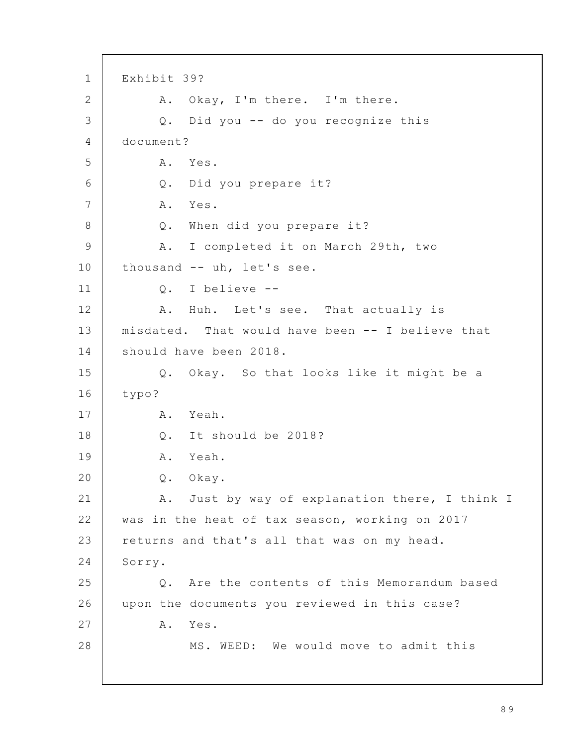Exhibit 39?

A. Okay, I'm there. I'm there.

Q. Did you -- do you recognize this document?

A. Yes.

Q. Did you prepare it?

A. Yes.

Q. When did you prepare it?

A. I completed it on March 29th, two thousand -- uh, let's see.

Q. I believe --

A. Huh. Let's see. That actually is misdated. That would have been -- I believe that should have been 2018.

Q. Okay. So that looks like it might be a typo?

A. Yeah.

Q. It should be 2018?

A. Yeah.

Q. Okay.

A. Just by way of explanation there, I think I was in the heat of tax season, working on 2017 returns and that's all that was on my head. Sorry.

Q. Are the contents of this Memorandum based upon the documents you reviewed in this case?

A. Yes.

MS. WEED: We would move to admit this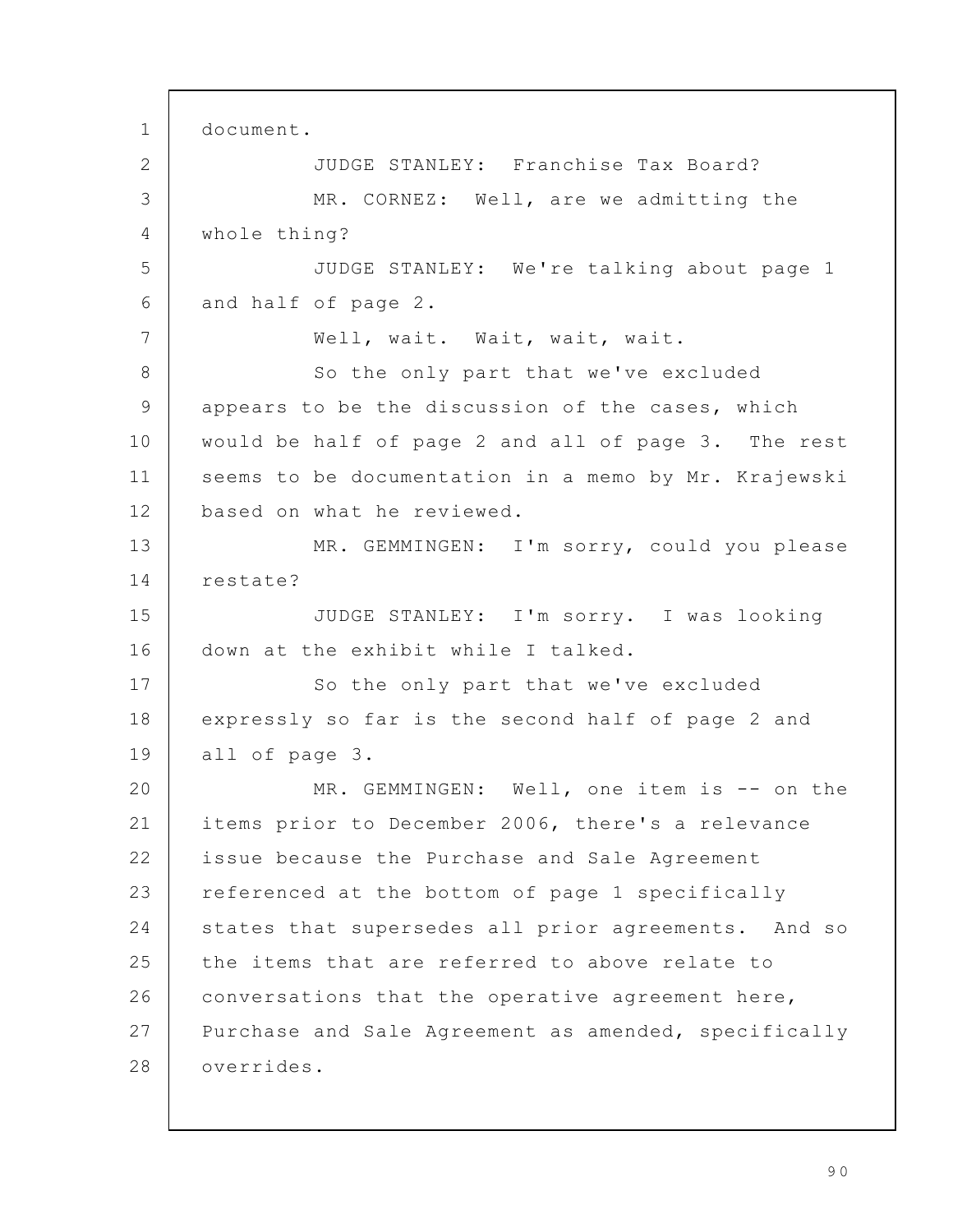document.

JUDGE STANLEY: Franchise Tax Board?

MR. CORNEZ: Well, are we admitting the whole thing?

JUDGE STANLEY: We're talking about page 1 and half of page 2.

Well, wait. Wait, wait, wait.

So the only part that we've excluded appears to be the discussion of the cases, which would be half of page 2 and all of page 3. The rest seems to be documentation in a memo by Mr. Krajewski based on what he reviewed.

MR. GEMMINGEN: I'm sorry, could you please restate?

JUDGE STANLEY: I'm sorry. I was looking down at the exhibit while I talked.

So the only part that we've excluded expressly so far is the second half of page 2 and all of page 3.

MR. GEMMINGEN: Well, one item is -- on the items prior to December 2006, there's a relevance issue because the Purchase and Sale Agreement referenced at the bottom of page 1 specifically states that supersedes all prior agreements. And so the items that are referred to above relate to conversations that the operative agreement here, Purchase and Sale Agreement as amended, specifically overrides.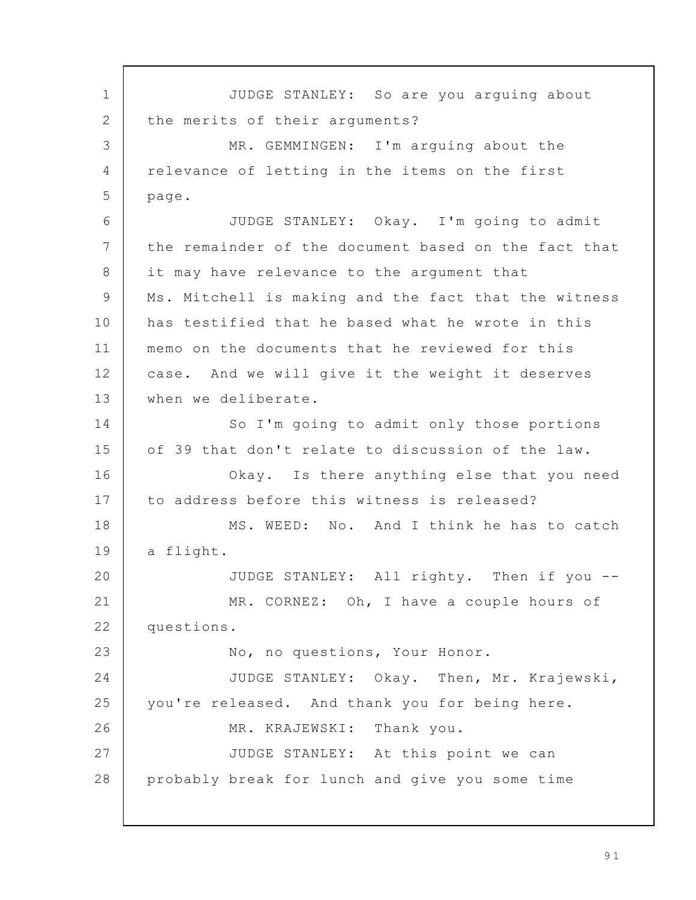JUDGE STANLEY: So are you arguing about the merits of their arguments?

MR. GEMMINGEN: I'm arguing about the relevance of letting in the items on the first page.

JUDGE STANLEY: Okay. I'm going to admit the remainder of the document based on the fact that it may have relevance to the argument that Ms. Mitchell is making and the fact that the witness has testified that he based what he wrote in this memo on the documents that he reviewed for this case. And we will give it the weight it deserves when we deliberate.

So I'm going to admit only those portions of 39 that don't relate to discussion of the law.

Okay. Is there anything else that you need to address before this witness is released?

MS. WEED: No. And I think he has to catch a flight.

JUDGE STANLEY: All righty. Then if you --

MR. CORNEZ: Oh, I have a couple hours of questions.

No, no questions, Your Honor.

JUDGE STANLEY: Okay. Then, Mr. Krajewski, you're released. And thank you for being here.

MR. KRAJEWSKI: Thank you.

JUDGE STANLEY: At this point we can probably break for lunch and give you some time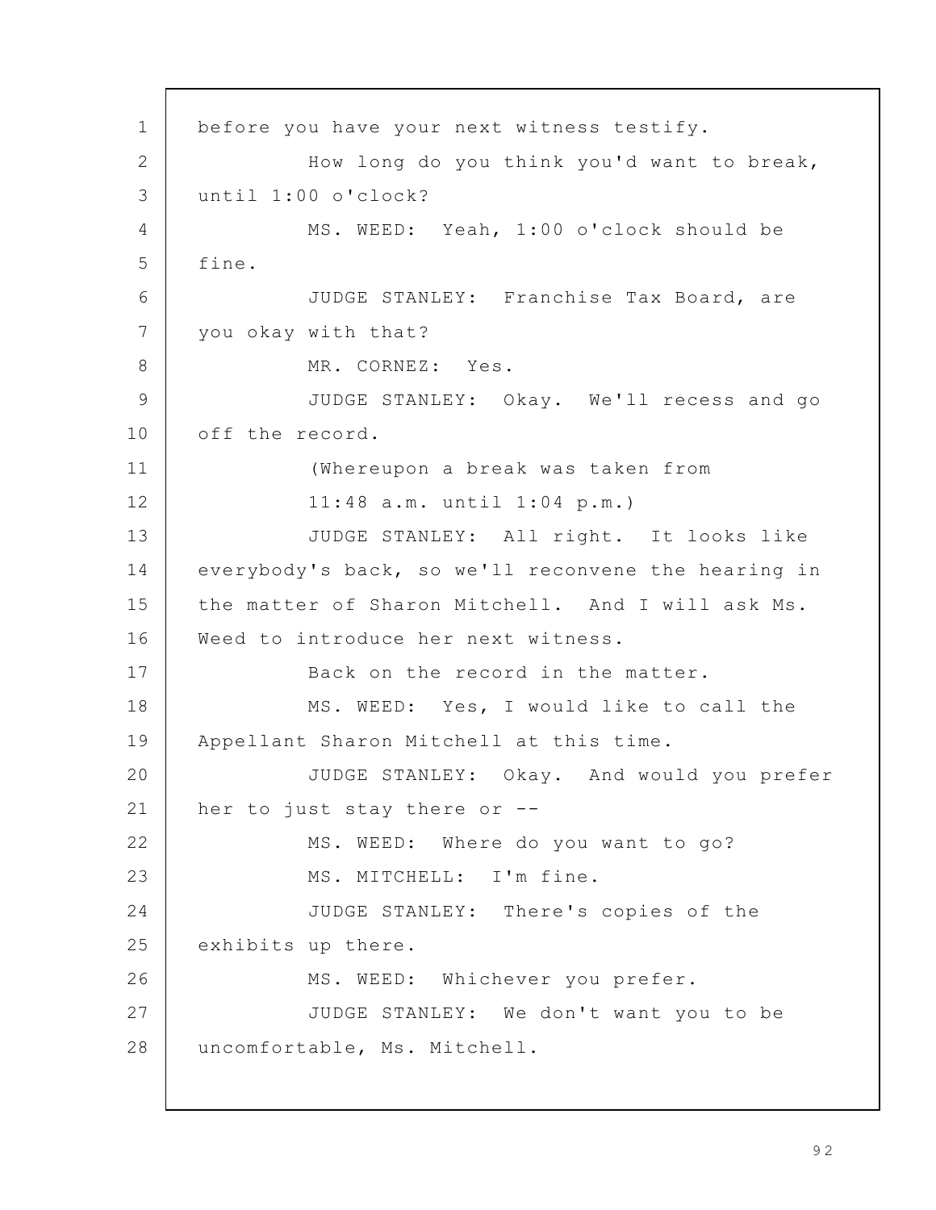before you have your next witness testify.

How long do you think you'd want to break, until 1:00 o'clock?

MS. WEED: Yeah, 1:00 o'clock should be fine.

JUDGE STANLEY: Franchise Tax Board, are you okay with that?

MR. CORNEZ: Yes.

JUDGE STANLEY: Okay. We'll recess and go off the record.

(Whereupon a break was taken from 11:48 a.m. until 1:04 p.m.)

JUDGE STANLEY: All right. It looks like everybody's back, so we'll reconvene the hearing in the matter of Sharon Mitchell. And I will ask Ms. Weed to introduce her next witness.

Back on the record in the matter.

MS. WEED: Yes, I would like to call the Appellant Sharon Mitchell at this time.

JUDGE STANLEY: Okay. And would you prefer her to just stay there or --

MS. WEED: Where do you want to go?

MS. MITCHELL: I'm fine.

JUDGE STANLEY: There's copies of the exhibits up there.

MS. WEED: Whichever you prefer.

JUDGE STANLEY: We don't want you to be uncomfortable, Ms. Mitchell.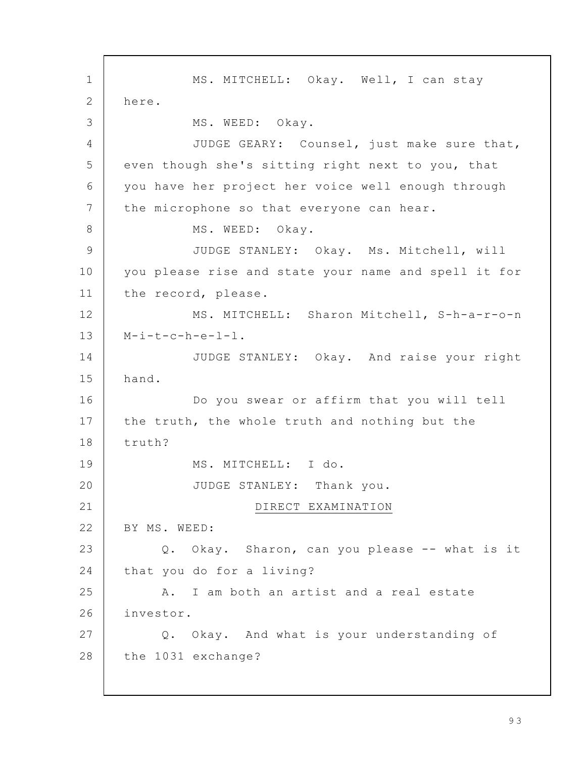MS. MITCHELL: Okay. Well, I can stay here.

MS. WEED: Okay.

JUDGE GEARY: Counsel, just make sure that, even though she's sitting right next to you, that you have her project her voice well enough through the microphone so that everyone can hear.

MS. WEED: Okay.

JUDGE STANLEY: Okay. Ms. Mitchell, will you please rise and state your name and spell it for the record, please.

MS. MITCHELL: Sharon Mitchell, S-h-a-r-o-n M-i-t-c-h-e-l-l.

JUDGE STANLEY: Okay. And raise your right hand.

Do you swear or affirm that you will tell the truth, the whole truth and nothing but the truth?

MS. MITCHELL: I do.

JUDGE STANLEY: Thank you.

DIRECT EXAMINATION

BY MS. WEED:

Q. Okay. Sharon, can you please -- what is it that you do for a living?

A. I am both an artist and a real estate investor.

Q. Okay. And what is your understanding of the 1031 exchange?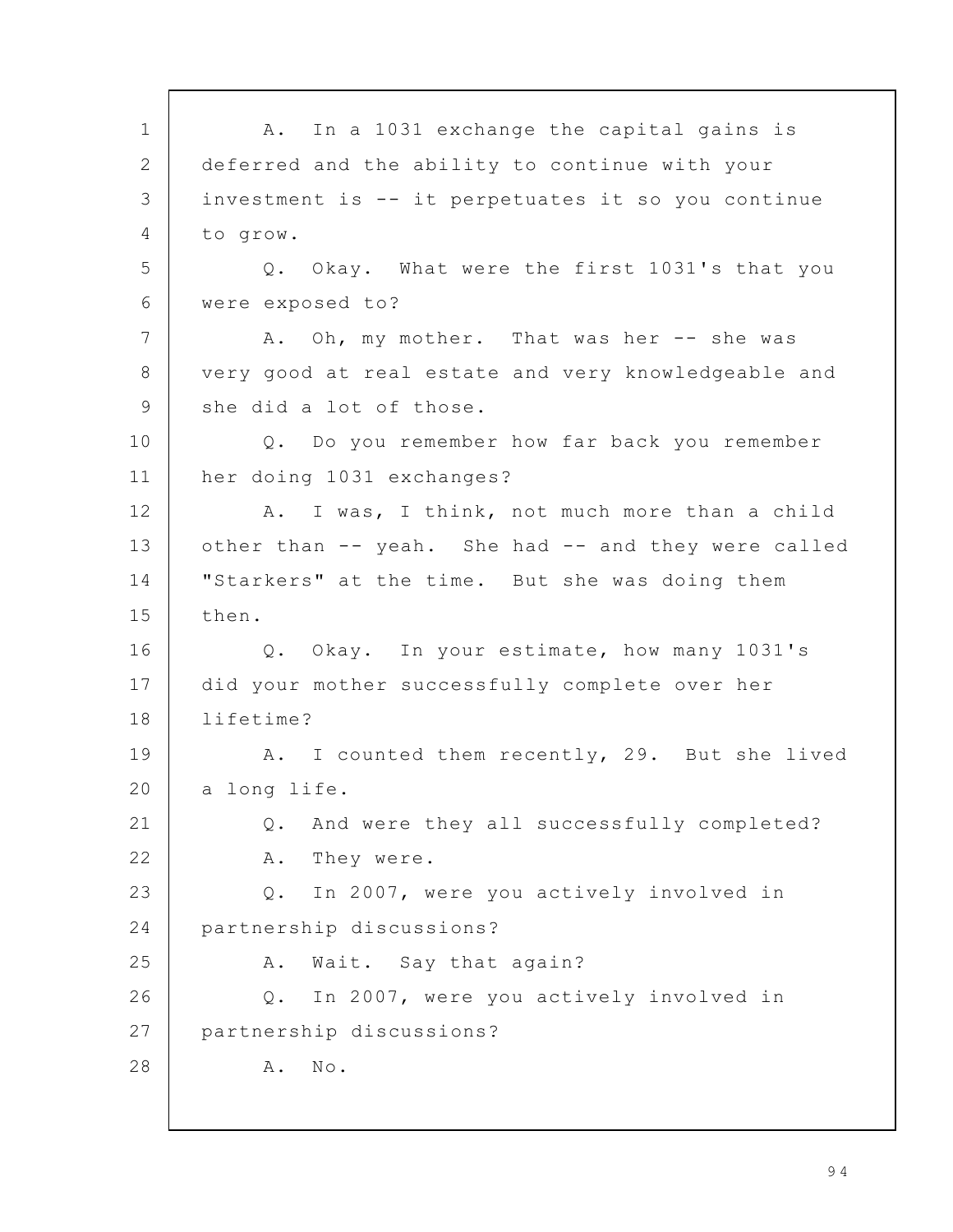A. In a 1031 exchange the capital gains is deferred and the ability to continue with your investment is -- it perpetuates it so you continue to grow.

Q. Okay. What were the first 1031's that you were exposed to?

A. Oh, my mother. That was her -- she was very good at real estate and very knowledgeable and she did a lot of those.

Q. Do you remember how far back you remember her doing 1031 exchanges?

A. I was, I think, not much more than a child other than -- yeah. She had -- and they were called "Starkers" at the time. But she was doing them then.

Q. Okay. In your estimate, how many 1031's did your mother successfully complete over her lifetime?

A. I counted them recently, 29. But she lived a long life.

Q. And were they all successfully completed?

A. They were.

Q. In 2007, were you actively involved in partnership discussions?

A. Wait. Say that again?

Q. In 2007, were you actively involved in partnership discussions?

A. No.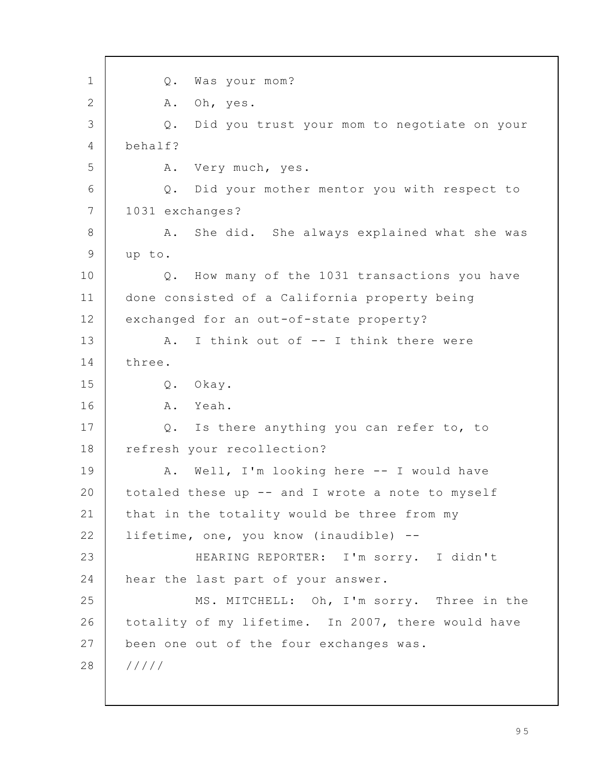Q. Was your mom?

A. Oh, yes.

Q. Did you trust your mom to negotiate on your behalf?

A. Very much, yes.

Q. Did your mother mentor you with respect to 1031 exchanges?

A. She did. She always explained what she was up to.

Q. How many of the 1031 transactions you have done consisted of a California property being exchanged for an out-of-state property?

A. I think out of -- I think there were three.

Q. Okay.

A. Yeah.

Q. Is there anything you can refer to, to refresh your recollection?

A. Well, I'm looking here -- I would have totaled these up -- and I wrote a note to myself that in the totality would be three from my lifetime, one, you know (inaudible) --

HEARING REPORTER: I'm sorry. I didn't hear the last part of your answer.

MS. MITCHELL: Oh, I'm sorry. Three in the totality of my lifetime. In 2007, there would have been one out of the four exchanges was.

/////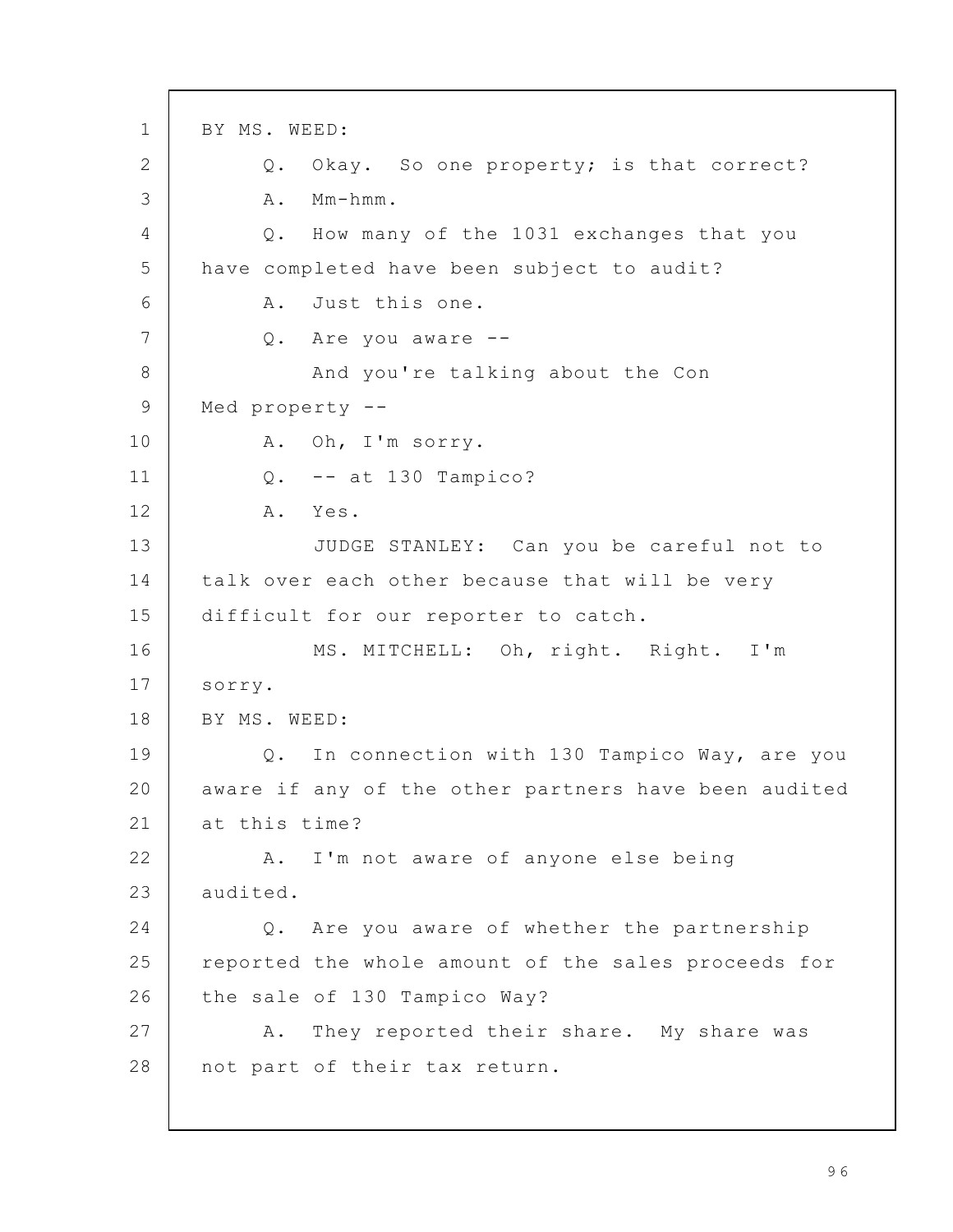BY MS. WEED:

Q. Okay. So one property; is that correct?

A. Mm-hmm.

Q. How many of the 1031 exchanges that you have completed have been subject to audit?

A. Just this one.

Q. Are you aware --

And you're talking about the Con Med property --

A. Oh, I'm sorry.

Q. -- at 130 Tampico?

A. Yes.

JUDGE STANLEY: Can you be careful not to talk over each other because that will be very difficult for our reporter to catch.

MS. MITCHELL: Oh, right. Right. I'm sorry.

BY MS. WEED:

Q. In connection with 130 Tampico Way, are you aware if any of the other partners have been audited at this time?

A. I'm not aware of anyone else being audited.

Q. Are you aware of whether the partnership reported the whole amount of the sales proceeds for the sale of 130 Tampico Way?

A. They reported their share. My share was not part of their tax return.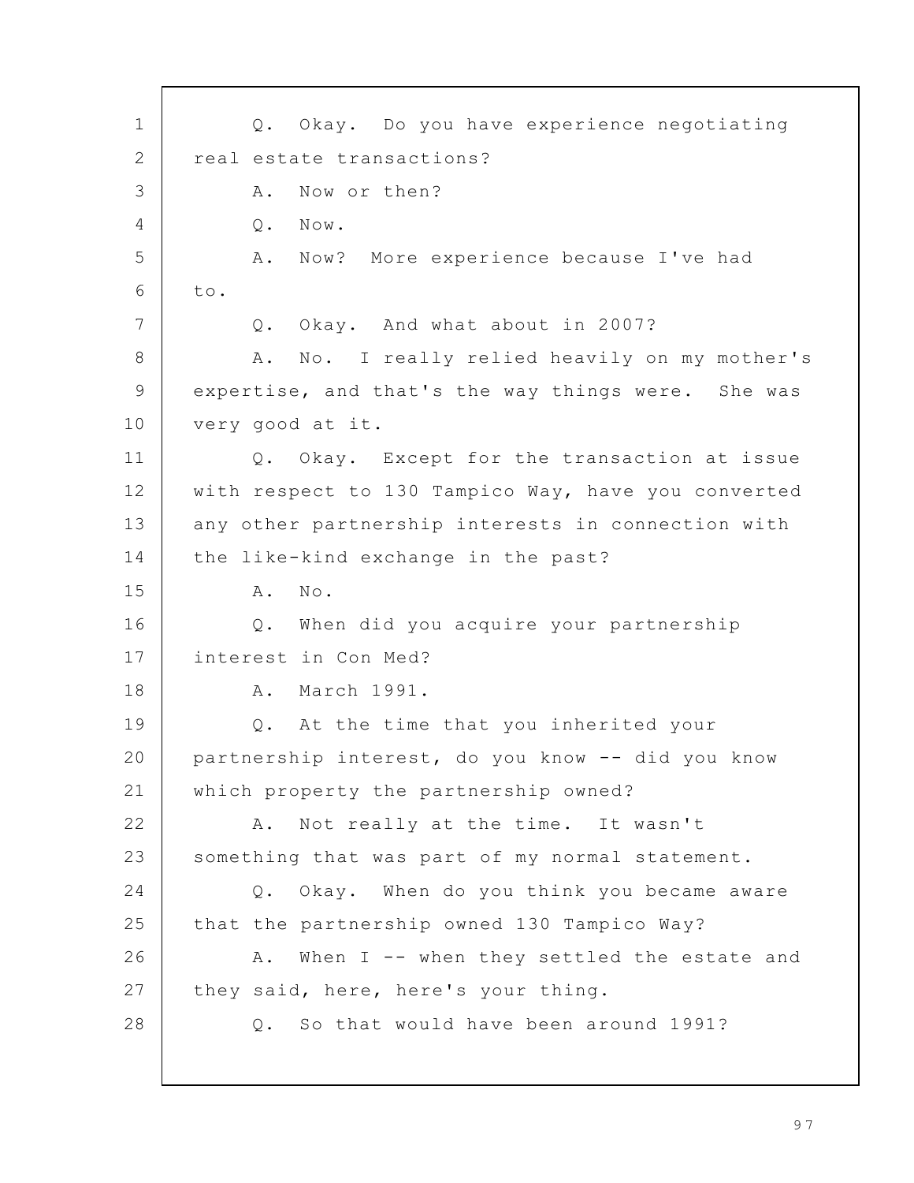Q. Okay. Do you have experience negotiating real estate transactions?

A. Now or then?

Q. Now.

A. Now? More experience because I've had to.

Q. Okay. And what about in 2007?

A. No. I really relied heavily on my mother's expertise, and that's the way things were. She was very good at it.

Q. Okay. Except for the transaction at issue with respect to 130 Tampico Way, have you converted any other partnership interests in connection with the like-kind exchange in the past?

A. No.

Q. When did you acquire your partnership interest in Con Med?

A. March 1991.

Q. At the time that you inherited your partnership interest, do you know -- did you know which property the partnership owned?

A. Not really at the time. It wasn't something that was part of my normal statement.

Q. Okay. When do you think you became aware that the partnership owned 130 Tampico Way?

A. When I -- when they settled the estate and they said, here, here's your thing.

Q. So that would have been around 1991?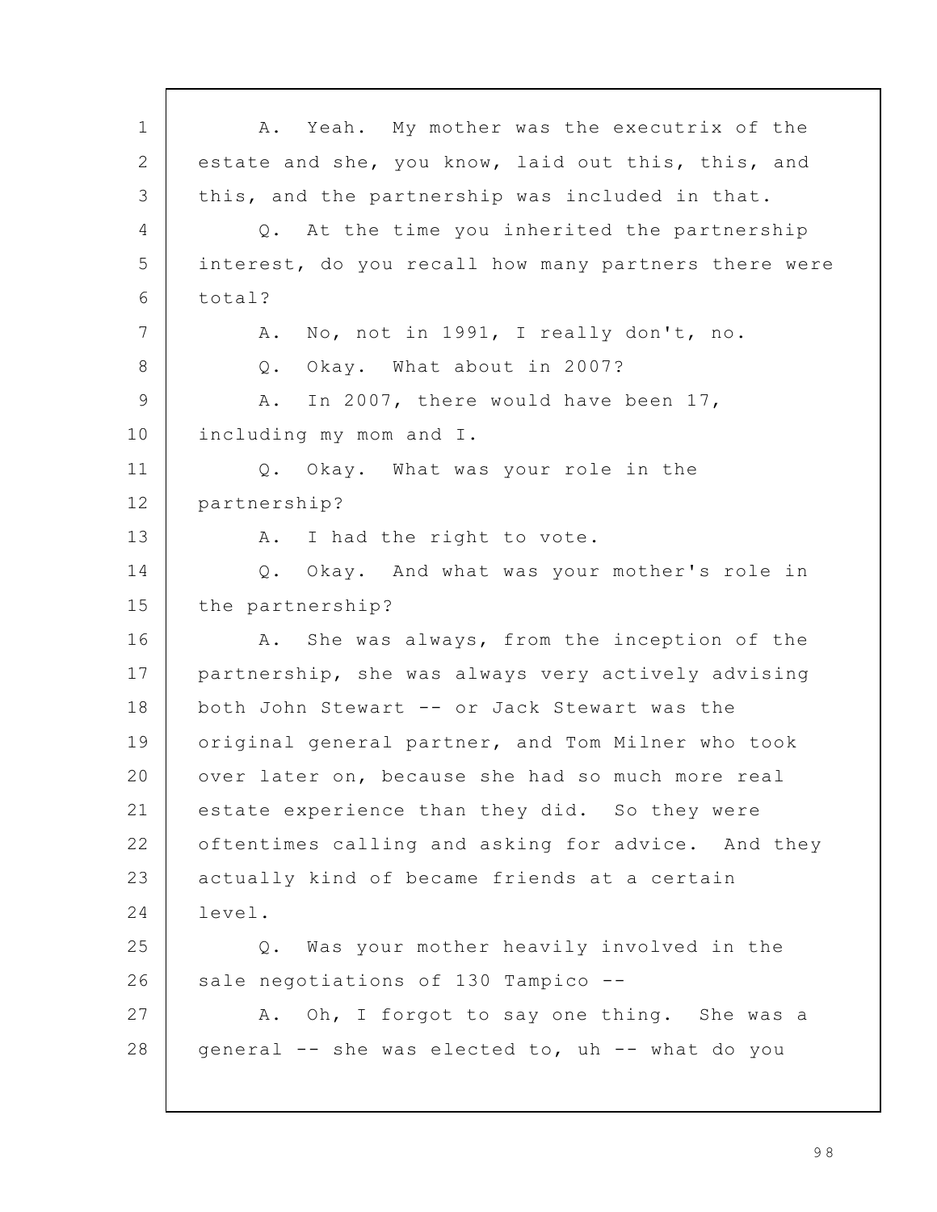A. Yeah. My mother was the executrix of the estate and she, you know, laid out this, this, and this, and the partnership was included in that.

Q. At the time you inherited the partnership interest, do you recall how many partners there were total?

A. No, not in 1991, I really don't, no.

Q. Okay. What about in 2007?

A. In 2007, there would have been 17, including my mom and I.

Q. Okay. What was your role in the partnership?

A. I had the right to vote.

Q. Okay. And what was your mother's role in the partnership?

A. She was always, from the inception of the partnership, she was always very actively advising both John Stewart -- or Jack Stewart was the original general partner, and Tom Milner who took over later on, because she had so much more real estate experience than they did. So they were oftentimes calling and asking for advice. And they actually kind of became friends at a certain level.

Q. Was your mother heavily involved in the sale negotiations of 130 Tampico --

A. Oh, I forgot to say one thing. She was a general -- she was elected to, uh -- what do you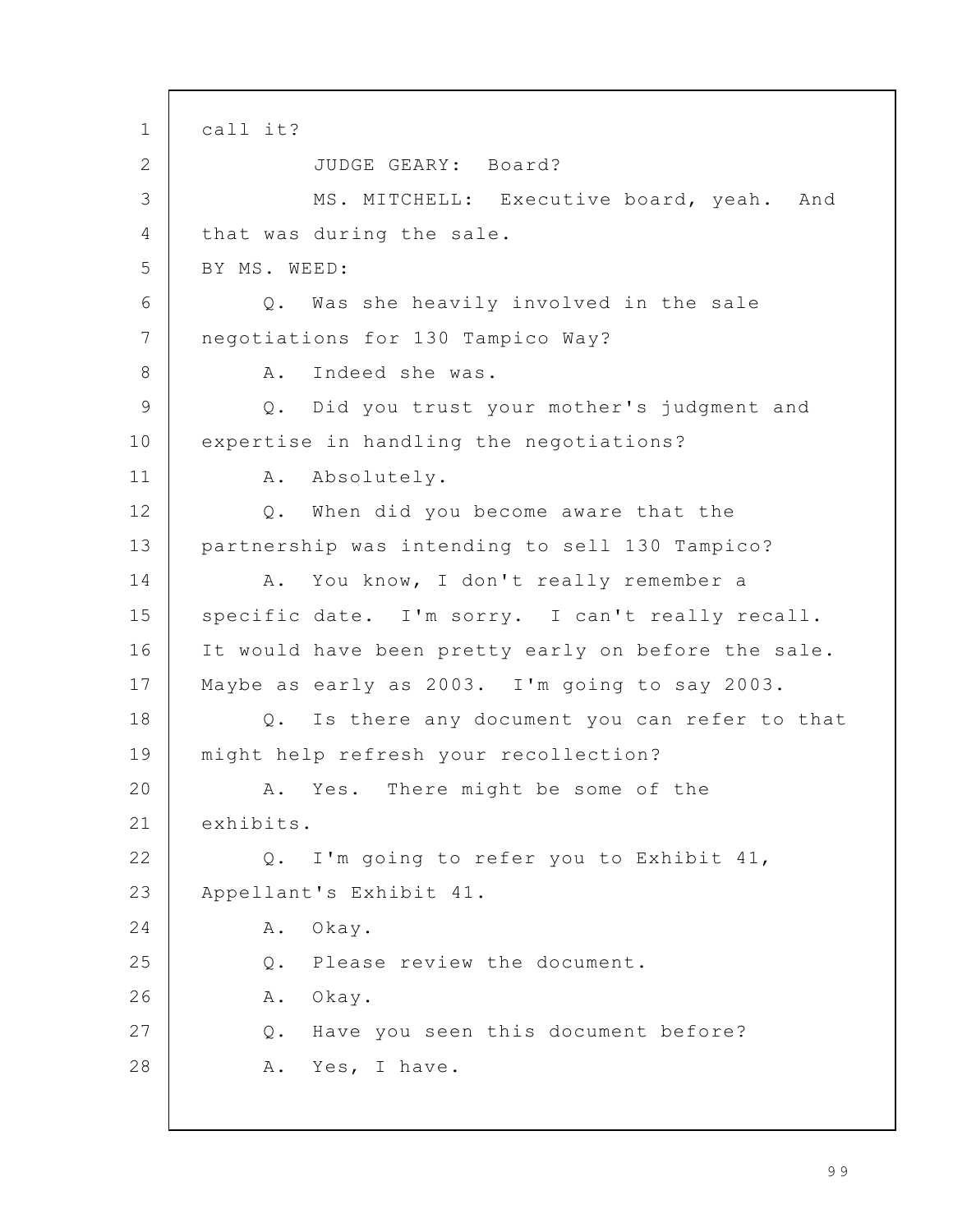call it?

JUDGE GEARY: Board?

MS. MITCHELL: Executive board, yeah. And that was during the sale.

BY MS. WEED:

Q. Was she heavily involved in the sale negotiations for 130 Tampico Way?

A. Indeed she was.

Q. Did you trust your mother's judgment and expertise in handling the negotiations?

A. Absolutely.

Q. When did you become aware that the partnership was intending to sell 130 Tampico?

A. You know, I don't really remember a specific date. I'm sorry. I can't really recall. It would have been pretty early on before the sale. Maybe as early as 2003. I'm going to say 2003.

Q. Is there any document you can refer to that might help refresh your recollection?

A. Yes. There might be some of the exhibits.

Q. I'm going to refer you to Exhibit 41, Appellant's Exhibit 41.

A. Okay.

Q. Please review the document.

A. Okay.

Q. Have you seen this document before?

A. Yes, I have.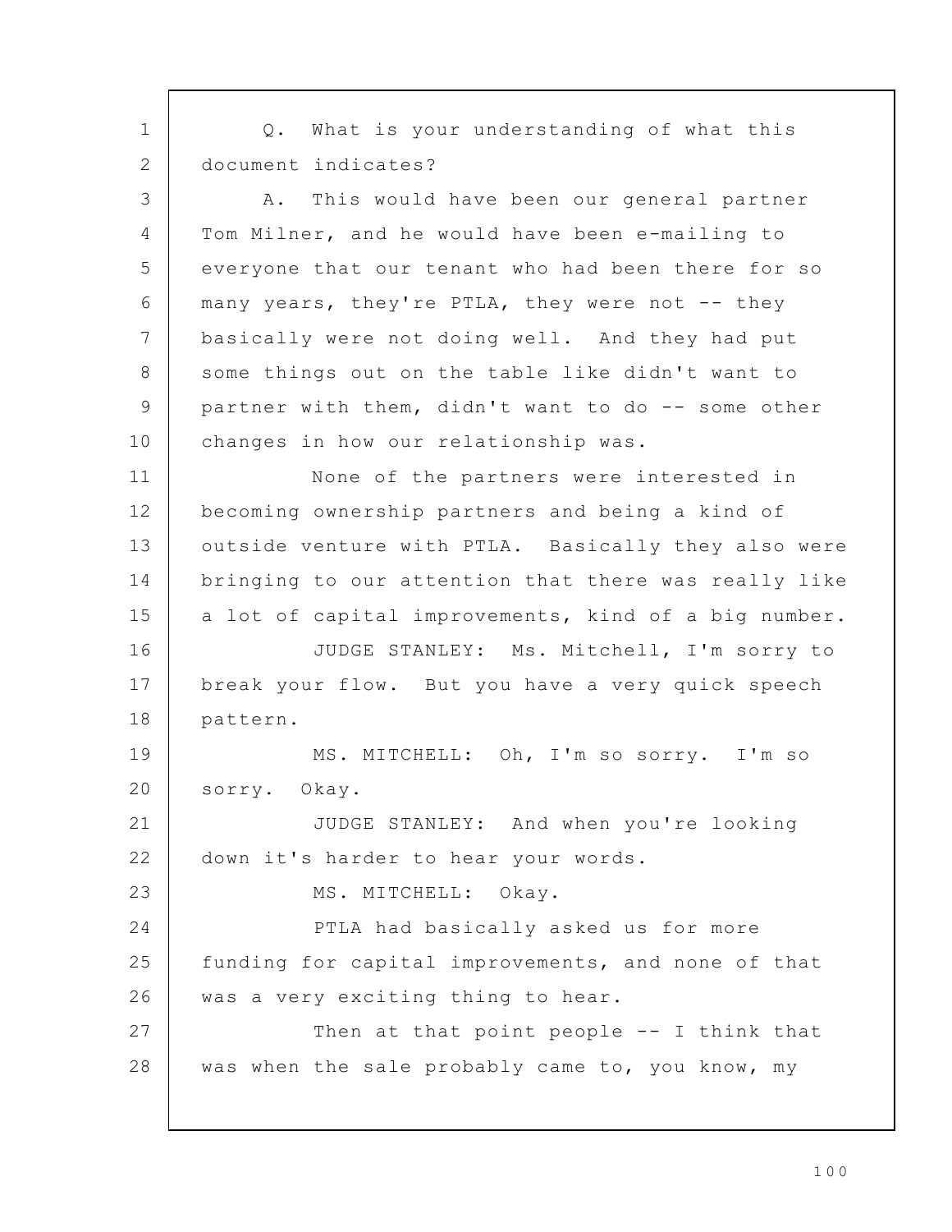Q. What is your understanding of what this document indicates?

A. This would have been our general partner Tom Milner, and he would have been e-mailing to everyone that our tenant who had been there for so many years, they're PTLA, they were not -- they basically were not doing well. And they had put some things out on the table like didn't want to partner with them, didn't want to do -- some other changes in how our relationship was.

None of the partners were interested in becoming ownership partners and being a kind of outside venture with PTLA. Basically they also were bringing to our attention that there was really like a lot of capital improvements, kind of a big number.

JUDGE STANLEY: Ms. Mitchell, I'm sorry to break your flow. But you have a very quick speech pattern.

MS. MITCHELL: Oh, I'm so sorry. I'm so sorry. Okay.

JUDGE STANLEY: And when you're looking down it's harder to hear your words.

MS. MITCHELL: Okay.

PTLA had basically asked us for more funding for capital improvements, and none of that was a very exciting thing to hear.

Then at that point people -- I think that was when the sale probably came to, you know, my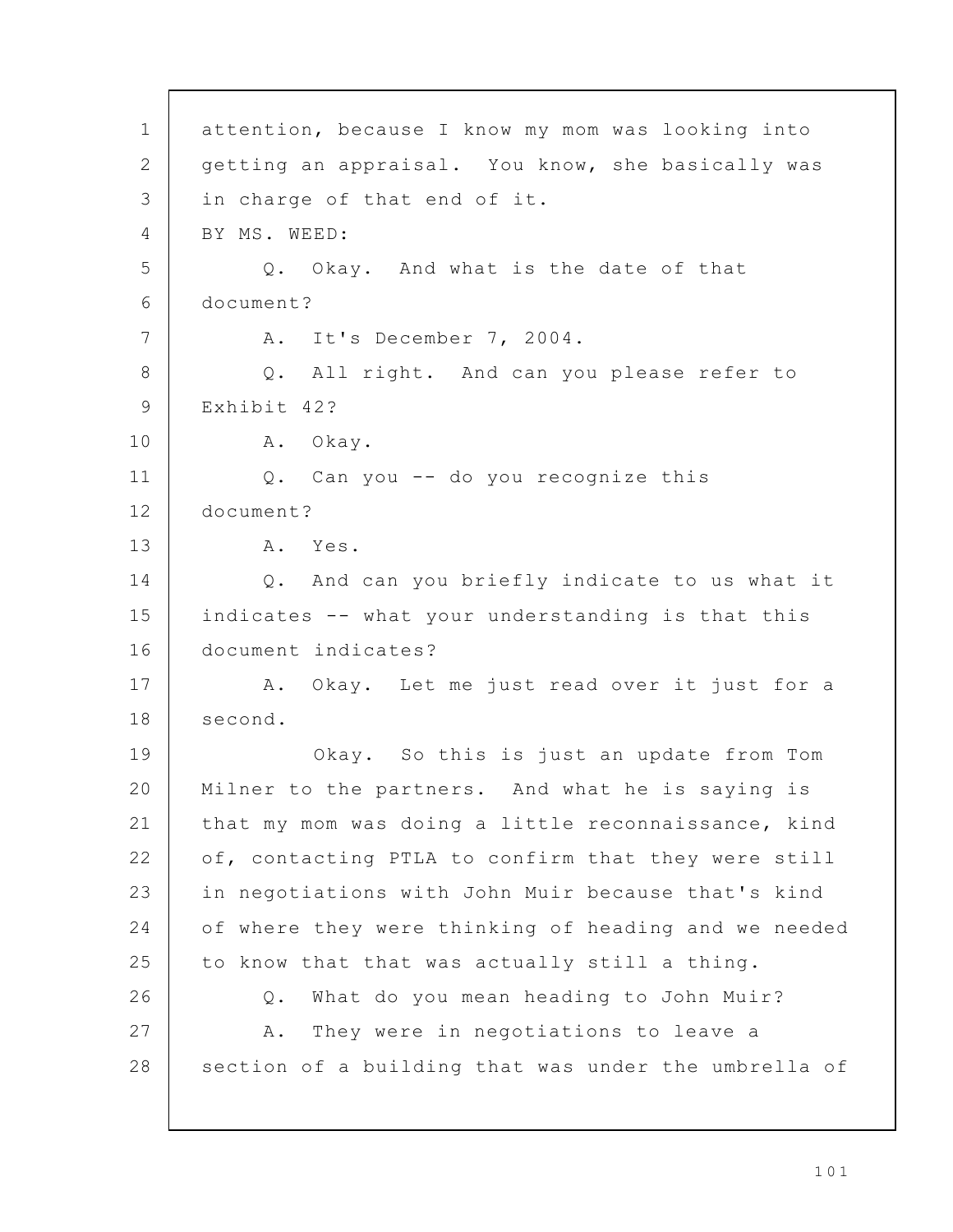attention, because I know my mom was looking into getting an appraisal. You know, she basically was in charge of that end of it.

BY MS. WEED:

Q. Okay. And what is the date of that document?

A. It's December 7, 2004.

Q. All right. And can you please refer to Exhibit 42?

A. Okay.

Q. Can you -- do you recognize this document?

A. Yes.

Q. And can you briefly indicate to us what it indicates -- what your understanding is that this document indicates?

A. Okay. Let me just read over it just for a second.

Okay. So this is just an update from Tom Milner to the partners. And what he is saying is that my mom was doing a little reconnaissance, kind of, contacting PTLA to confirm that they were still in negotiations with John Muir because that's kind of where they were thinking of heading and we needed to know that that was actually still a thing.

Q. What do you mean heading to John Muir?

A. They were in negotiations to leave a section of a building that was under the umbrella of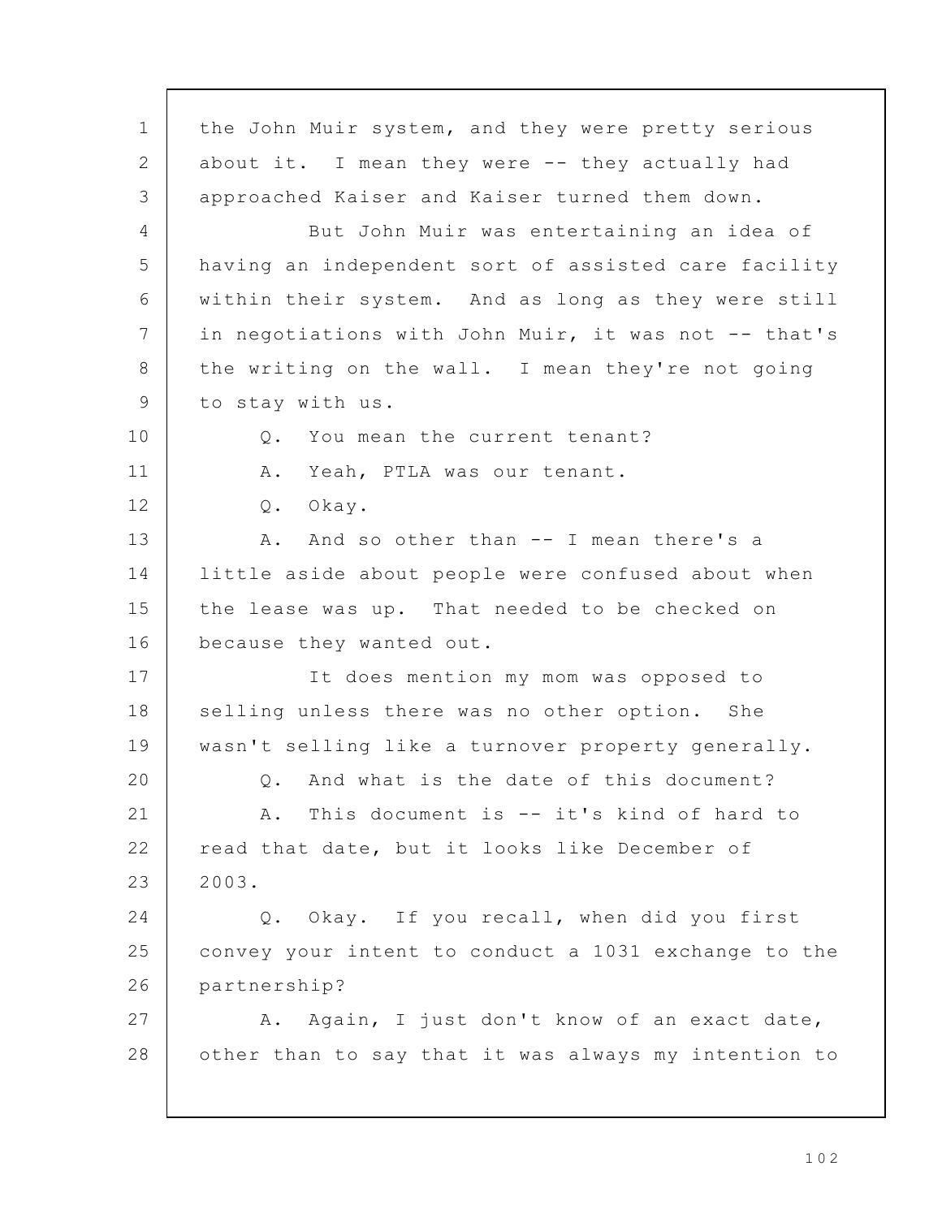the John Muir system, and they were pretty serious about it. I mean they were -- they actually had approached Kaiser and Kaiser turned them down.

But John Muir was entertaining an idea of having an independent sort of assisted care facility within their system. And as long as they were still in negotiations with John Muir, it was not -- that's the writing on the wall. I mean they're not going to stay with us.

Q. You mean the current tenant?

A. Yeah, PTLA was our tenant.

Q. Okay.

A. And so other than -- I mean there's a little aside about people were confused about when the lease was up. That needed to be checked on because they wanted out.

It does mention my mom was opposed to selling unless there was no other option. She wasn't selling like a turnover property generally.

Q. And what is the date of this document?

A. This document is -- it's kind of hard to read that date, but it looks like December of 2003.

Q. Okay. If you recall, when did you first convey your intent to conduct a 1031 exchange to the partnership?

A. Again, I just don't know of an exact date, other than to say that it was always my intention to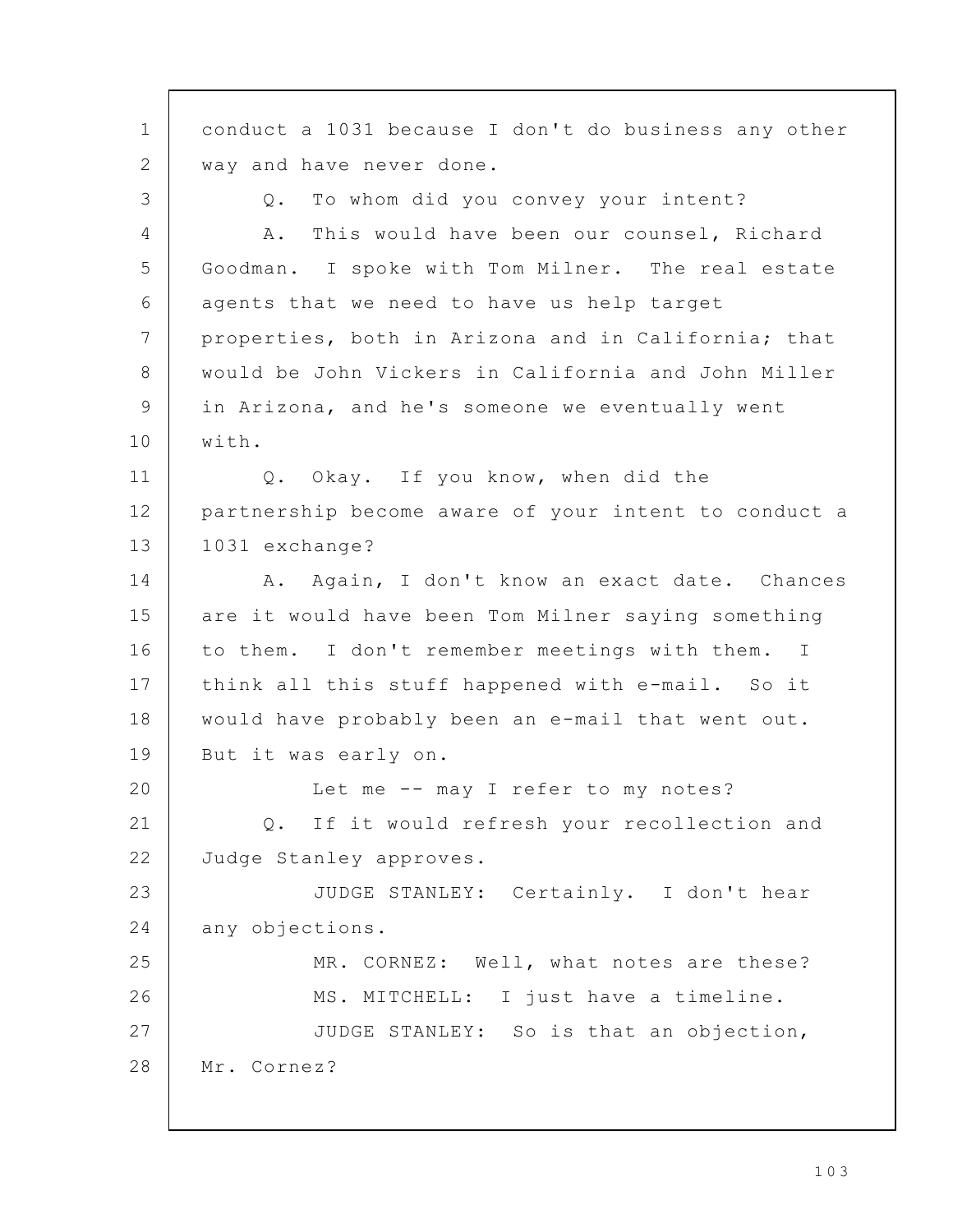conduct a 1031 because I don't do business any other way and have never done.

Q. To whom did you convey your intent?

A. This would have been our counsel, Richard Goodman. I spoke with Tom Milner. The real estate agents that we need to have us help target properties, both in Arizona and in California; that would be John Vickers in California and John Miller in Arizona, and he's someone we eventually went with.

Q. Okay. If you know, when did the partnership become aware of your intent to conduct a 1031 exchange?

A. Again, I don't know an exact date. Chances are it would have been Tom Milner saying something to them. I don't remember meetings with them. I think all this stuff happened with e-mail. So it would have probably been an e-mail that went out. But it was early on.

Let me -- may I refer to my notes?

Q. If it would refresh your recollection and Judge Stanley approves.

JUDGE STANLEY: Certainly. I don't hear any objections.

MR. CORNEZ: Well, what notes are these?

MS. MITCHELL: I just have a timeline.

JUDGE STANLEY: So is that an objection, Mr. Cornez?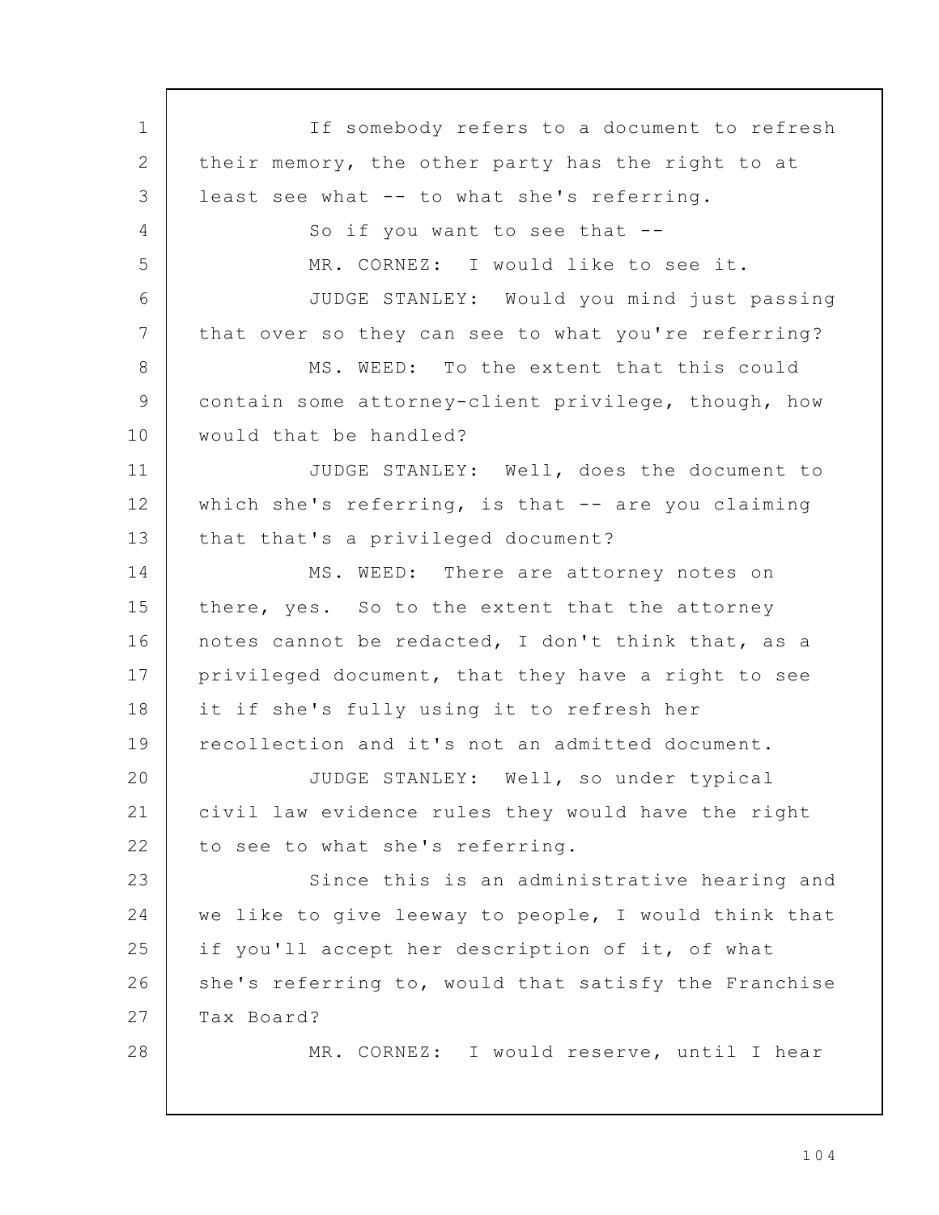If somebody refers to a document to refresh their memory, the other party has the right to at least see what -- to what she's referring.

So if you want to see that --

MR. CORNEZ: I would like to see it.

JUDGE STANLEY: Would you mind just passing that over so they can see to what you're referring?

MS. WEED: To the extent that this could contain some attorney-client privilege, though, how would that be handled?

JUDGE STANLEY: Well, does the document to which she's referring, is that -- are you claiming that that's a privileged document?

MS. WEED: There are attorney notes on there, yes. So to the extent that the attorney notes cannot be redacted, I don't think that, as a privileged document, that they have a right to see it if she's fully using it to refresh her recollection and it's not an admitted document.

JUDGE STANLEY: Well, so under typical civil law evidence rules they would have the right to see to what she's referring.

Since this is an administrative hearing and we like to give leeway to people, I would think that if you'll accept her description of it, of what she's referring to, would that satisfy the Franchise Tax Board?

MR. CORNEZ: I would reserve, until I hear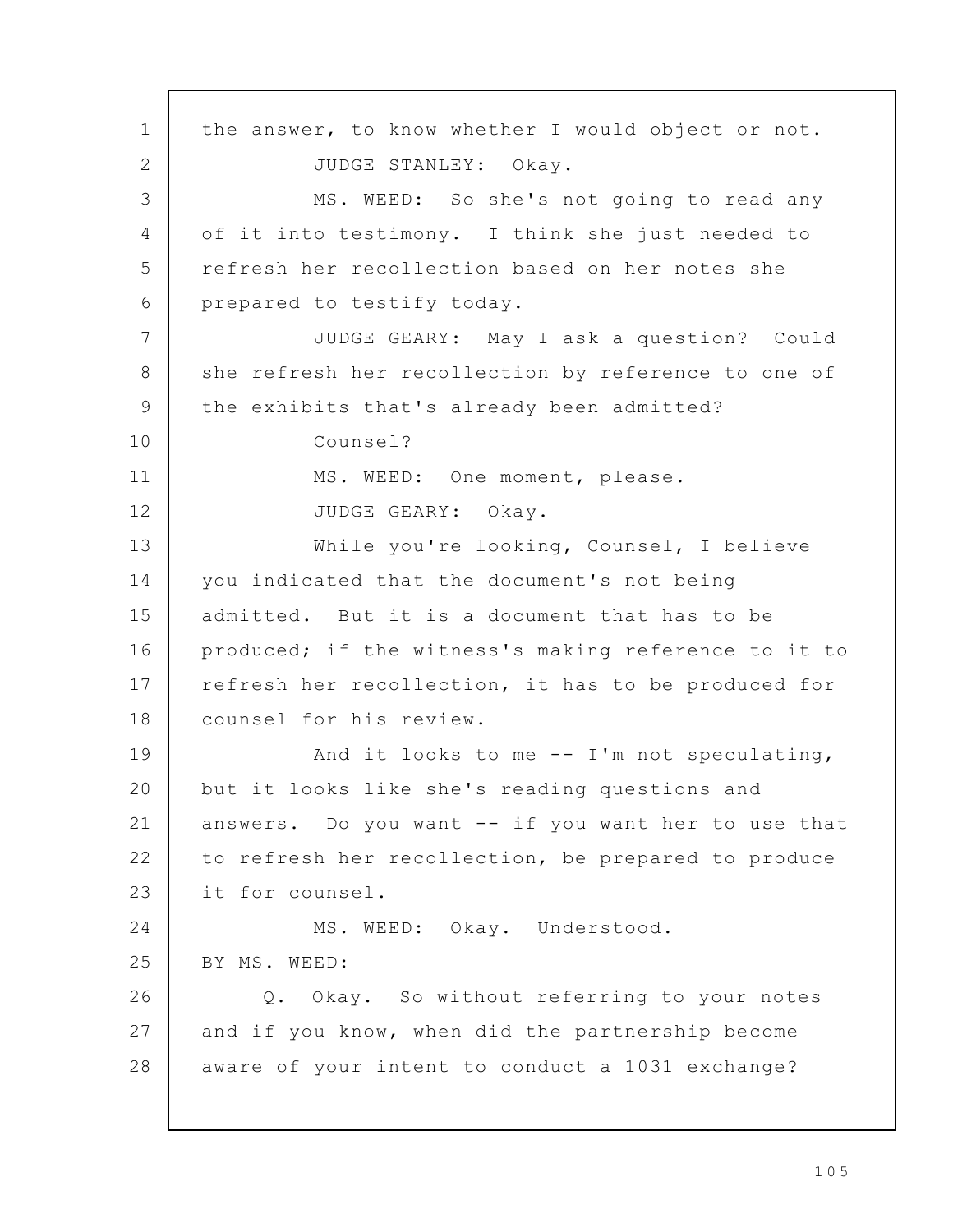the answer, to know whether I would object or not.

JUDGE STANLEY: Okay.

MS. WEED: So she's not going to read any of it into testimony. I think she just needed to refresh her recollection based on her notes she prepared to testify today.

JUDGE GEARY: May I ask a question? Could she refresh her recollection by reference to one of the exhibits that's already been admitted?

Counsel?

MS. WEED: One moment, please.

JUDGE GEARY: Okay.

While you're looking, Counsel, I believe you indicated that the document's not being admitted. But it is a document that has to be produced; if the witness's making reference to it to refresh her recollection, it has to be produced for counsel for his review.

And it looks to me -- I'm not speculating, but it looks like she's reading questions and answers. Do you want -- if you want her to use that to refresh her recollection, be prepared to produce it for counsel.

MS. WEED: Okay. Understood.

BY MS. WEED:

Q. Okay. So without referring to your notes and if you know, when did the partnership become aware of your intent to conduct a 1031 exchange?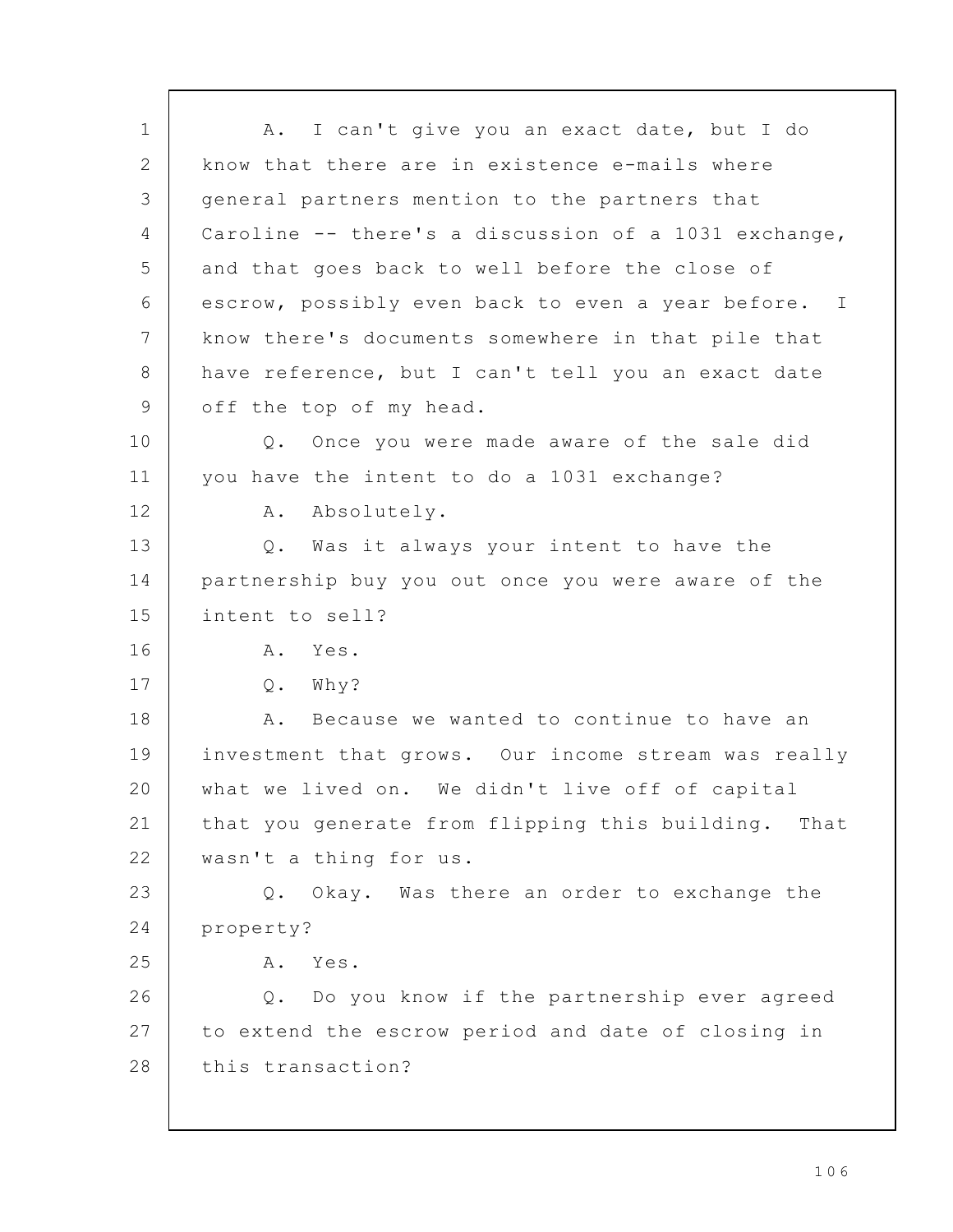A. I can't give you an exact date, but I do know that there are in existence e-mails where general partners mention to the partners that Caroline -- there's a discussion of a 1031 exchange, and that goes back to well before the close of escrow, possibly even back to even a year before. I know there's documents somewhere in that pile that have reference, but I can't tell you an exact date off the top of my head.

Q. Once you were made aware of the sale did you have the intent to do a 1031 exchange?

A. Absolutely.

Q. Was it always your intent to have the partnership buy you out once you were aware of the intent to sell?

A. Yes.

Q. Why?

A. Because we wanted to continue to have an investment that grows. Our income stream was really what we lived on. We didn't live off of capital that you generate from flipping this building. That wasn't a thing for us.

Q. Okay. Was there an order to exchange the property?

A. Yes.

Q. Do you know if the partnership ever agreed to extend the escrow period and date of closing in this transaction?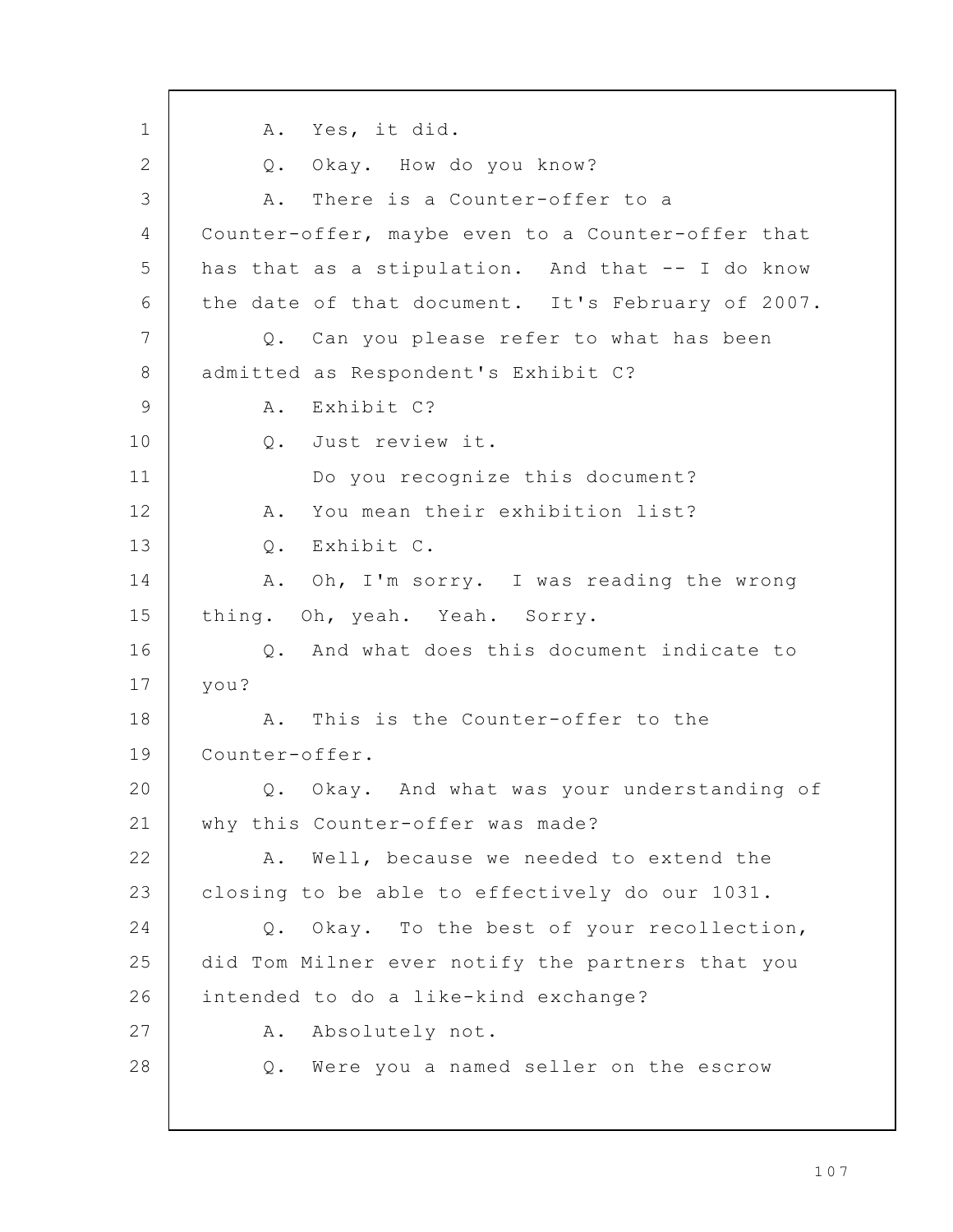A. Yes, it did.

Q. Okay. How do you know?

A. There is a Counter-offer to a Counter-offer, maybe even to a Counter-offer that has that as a stipulation. And that -- I do know the date of that document. It's February of 2007.

Q. Can you please refer to what has been admitted as Respondent's Exhibit C?

A. Exhibit C?

Q. Just review it.

Do you recognize this document?

A. You mean their exhibition list?

Q. Exhibit C.

A. Oh, I'm sorry. I was reading the wrong thing. Oh, yeah. Yeah. Sorry.

Q. And what does this document indicate to you?

A. This is the Counter-offer to the Counter-offer.

Q. Okay. And what was your understanding of why this Counter-offer was made?

A. Well, because we needed to extend the closing to be able to effectively do our 1031.

Q. Okay. To the best of your recollection, did Tom Milner ever notify the partners that you intended to do a like-kind exchange?

A. Absolutely not.

Q. Were you a named seller on the escrow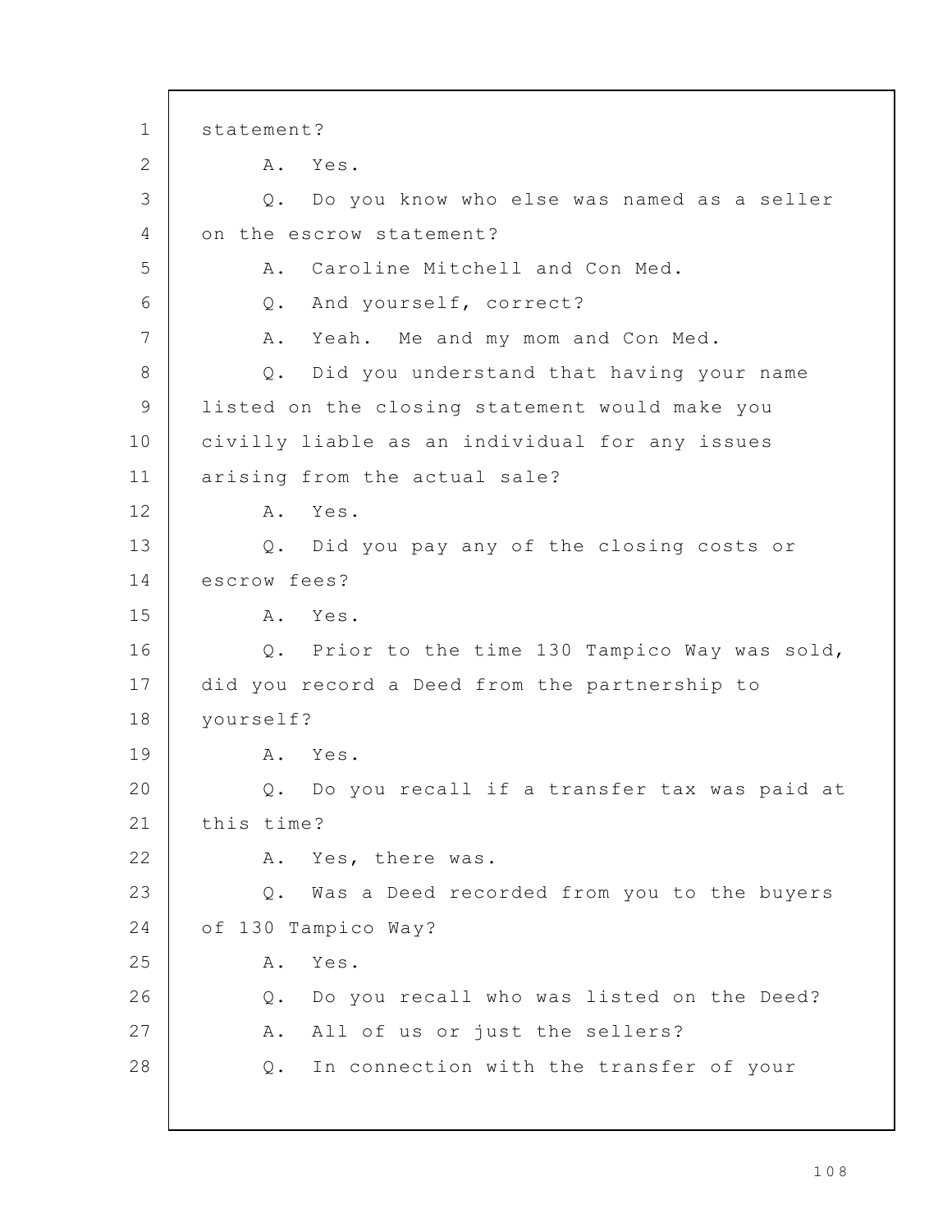statement?

A. Yes.

Q. Do you know who else was named as a seller on the escrow statement?

A. Caroline Mitchell and Con Med.

Q. And yourself, correct?

A. Yeah. Me and my mom and Con Med.

Q. Did you understand that having your name listed on the closing statement would make you civilly liable as an individual for any issues arising from the actual sale?

A. Yes.

Q. Did you pay any of the closing costs or escrow fees?

A. Yes.

Q. Prior to the time 130 Tampico Way was sold, did you record a Deed from the partnership to yourself?

A. Yes.

Q. Do you recall if a transfer tax was paid at this time?

A. Yes, there was.

Q. Was a Deed recorded from you to the buyers of 130 Tampico Way?

A. Yes.

Q. Do you recall who was listed on the Deed?

A. All of us or just the sellers?

Q. In connection with the transfer of your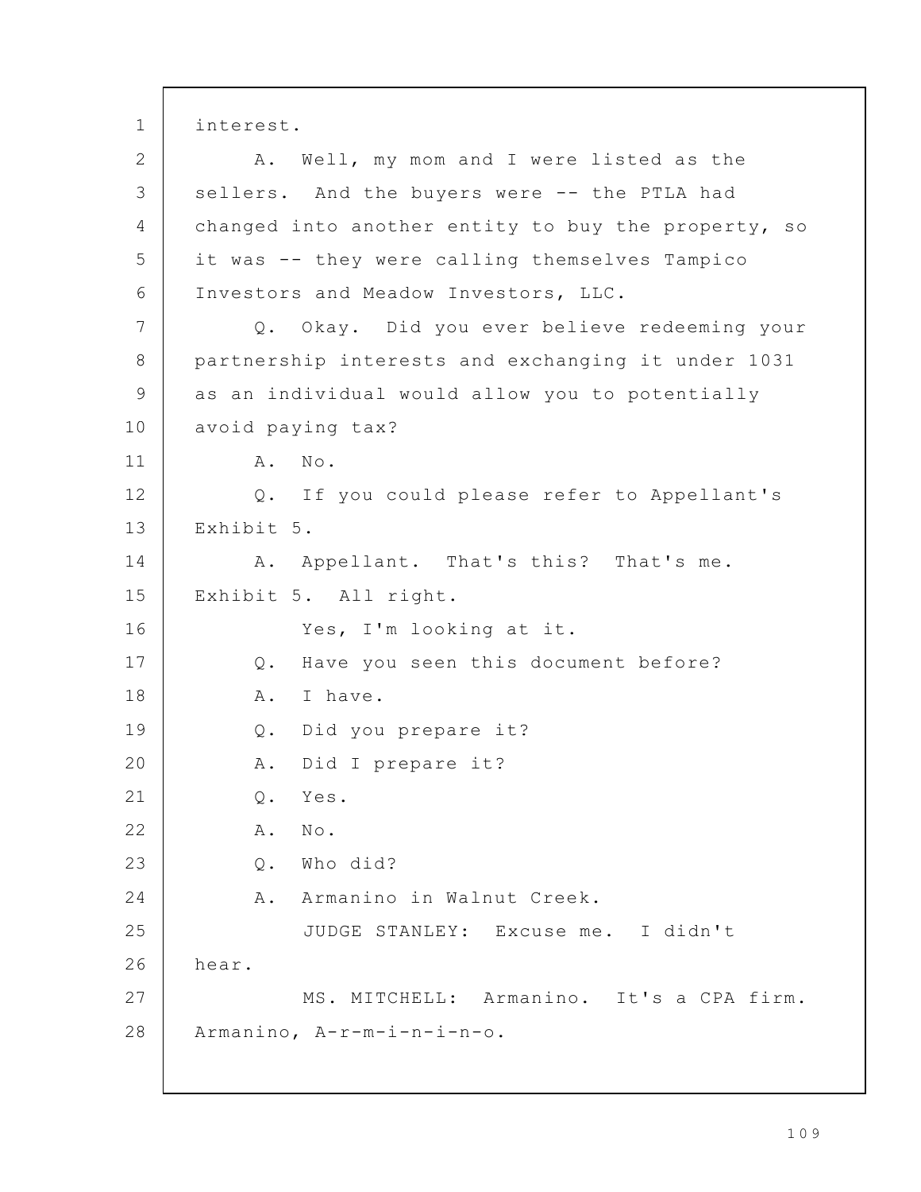interest.

A. Well, my mom and I were listed as the sellers. And the buyers were -- the PTLA had changed into another entity to buy the property, so it was -- they were calling themselves Tampico Investors and Meadow Investors, LLC.

Q. Okay. Did you ever believe redeeming your partnership interests and exchanging it under 1031 as an individual would allow you to potentially avoid paying tax?

A. No.

Q. If you could please refer to Appellant's Exhibit 5.

A. Appellant. That's this? That's me. Exhibit 5. All right.

Yes, I'm looking at it.

Q. Have you seen this document before?

A. I have.

Q. Did you prepare it?

A. Did I prepare it?

Q. Yes.

A. No.

Q. Who did?

A. Armanino in Walnut Creek.

JUDGE STANLEY: Excuse me. I didn't hear.

MS. MITCHELL: Armanino. It's a CPA firm. Armanino, A-r-m-i-n-i-n-o.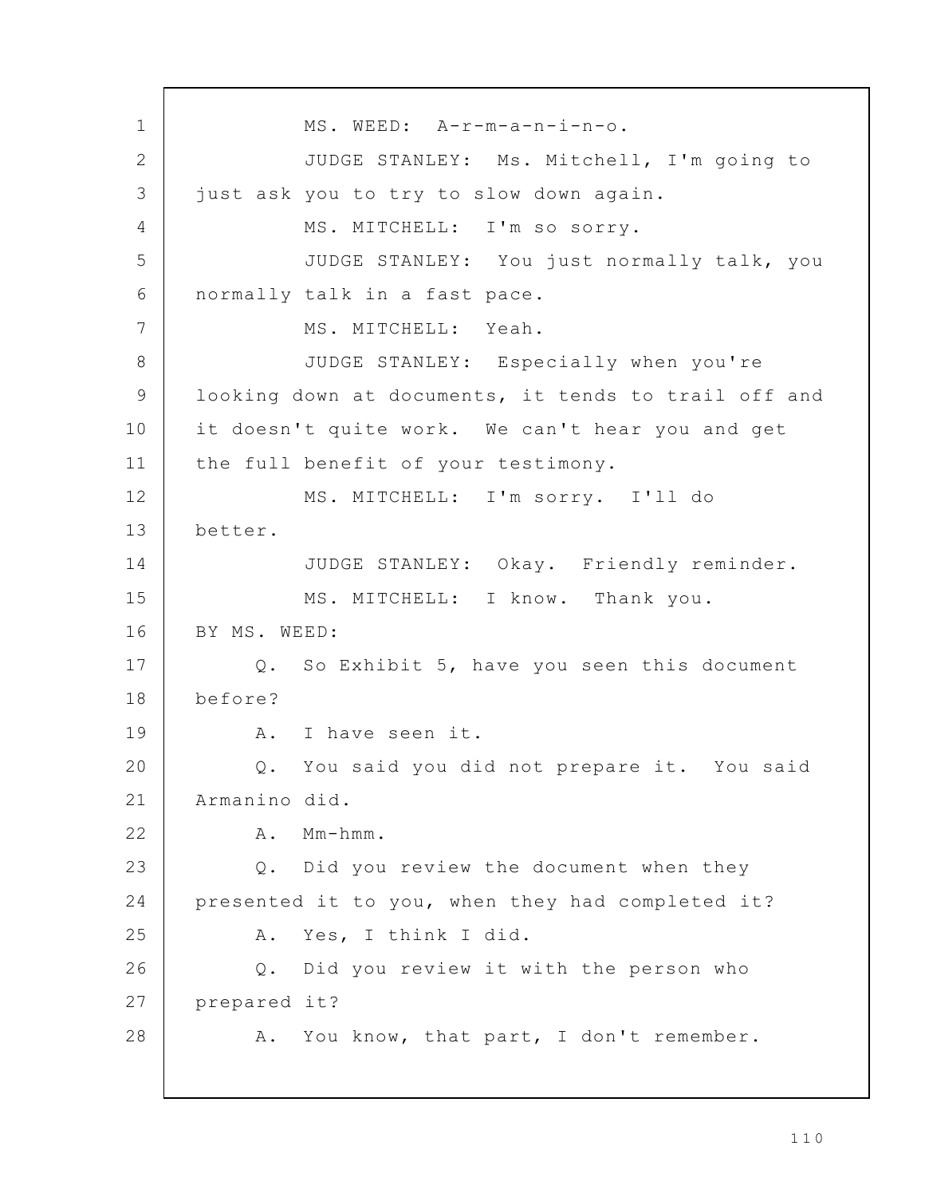MS. WEED: A-r-m-a-n-i-n-o.

JUDGE STANLEY: Ms. Mitchell, I'm going to just ask you to try to slow down again.

MS. MITCHELL: I'm so sorry.

JUDGE STANLEY: You just normally talk, you normally talk in a fast pace.

MS. MITCHELL: Yeah.

JUDGE STANLEY: Especially when you're looking down at documents, it tends to trail off and it doesn't quite work. We can't hear you and get the full benefit of your testimony.

MS. MITCHELL: I'm sorry. I'll do better.

JUDGE STANLEY: Okay. Friendly reminder.

MS. MITCHELL: I know. Thank you.

BY MS. WEED:

Q. So Exhibit 5, have you seen this document before?

A. I have seen it.

Q. You said you did not prepare it. You said Armanino did.

A. Mm-hmm.

Q. Did you review the document when they presented it to you, when they had completed it?

A. Yes, I think I did.

Q. Did you review it with the person who prepared it?

A. You know, that part, I don't remember.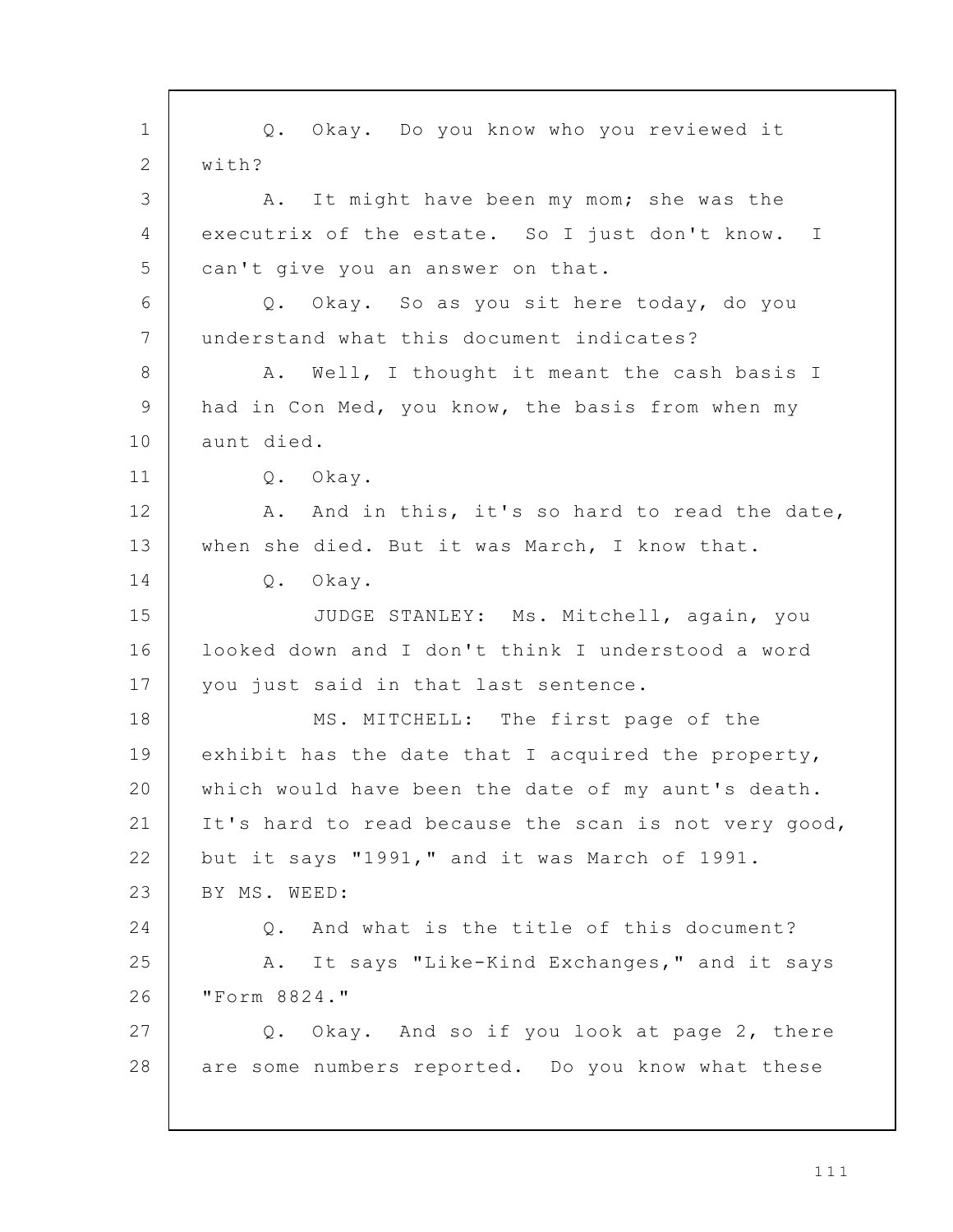Q. Okay. Do you know who you reviewed it with?

A. It might have been my mom; she was the executrix of the estate. So I just don't know. I can't give you an answer on that.

Q. Okay. So as you sit here today, do you understand what this document indicates?

A. Well, I thought it meant the cash basis I had in Con Med, you know, the basis from when my aunt died.

Q. Okay.

A. And in this, it's so hard to read the date, when she died. But it was March, I know that.

Q. Okay.

JUDGE STANLEY: Ms. Mitchell, again, you looked down and I don't think I understood a word you just said in that last sentence.

MS. MITCHELL: The first page of the exhibit has the date that I acquired the property, which would have been the date of my aunt's death. It's hard to read because the scan is not very good, but it says "1991," and it was March of 1991.

BY MS. WEED:

Q. And what is the title of this document?

A. It says "Like-Kind Exchanges," and it says "Form 8824."

Q. Okay. And so if you look at page 2, there are some numbers reported. Do you know what these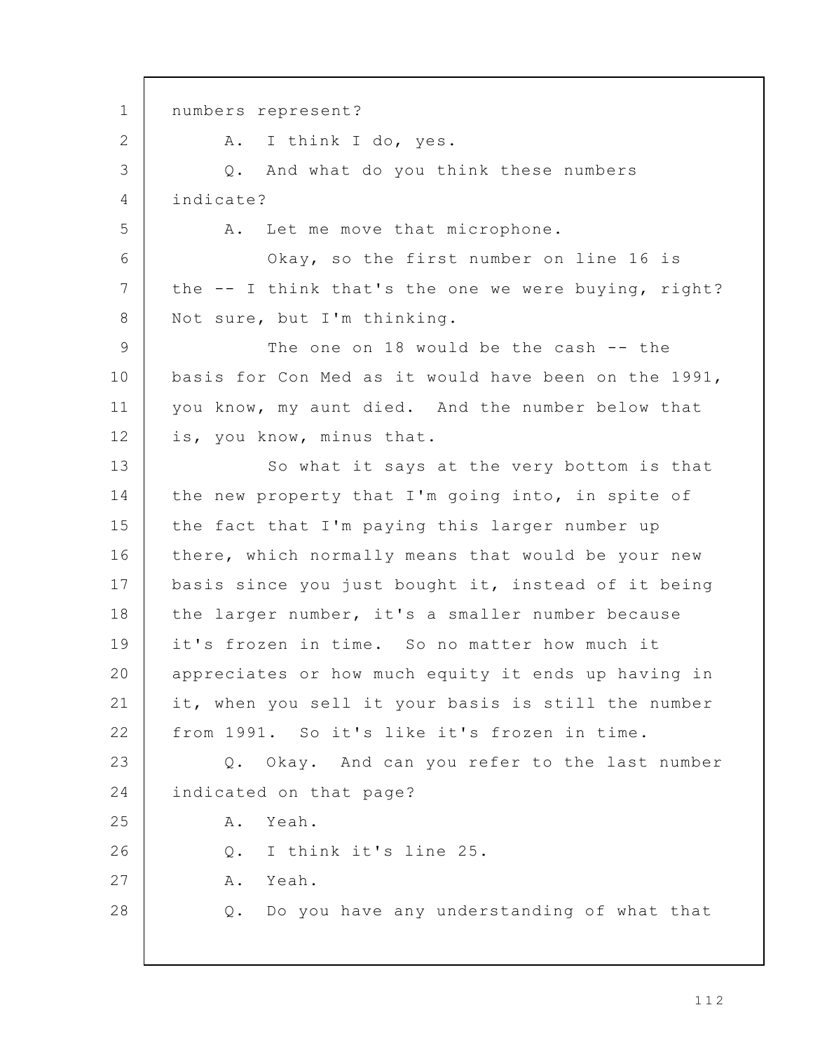numbers represent?

A. I think I do, yes.

Q. And what do you think these numbers indicate?

A. Let me move that microphone.

Okay, so the first number on line 16 is the -- I think that's the one we were buying, right? Not sure, but I'm thinking.

The one on 18 would be the cash -- the basis for Con Med as it would have been on the 1991, you know, my aunt died. And the number below that is, you know, minus that.

So what it says at the very bottom is that the new property that I'm going into, in spite of the fact that I'm paying this larger number up there, which normally means that would be your new basis since you just bought it, instead of it being the larger number, it's a smaller number because it's frozen in time. So no matter how much it appreciates or how much equity it ends up having in it, when you sell it your basis is still the number from 1991. So it's like it's frozen in time.

Q. Okay. And can you refer to the last number indicated on that page?

A. Yeah.

Q. I think it's line 25.

A. Yeah.

Q. Do you have any understanding of what that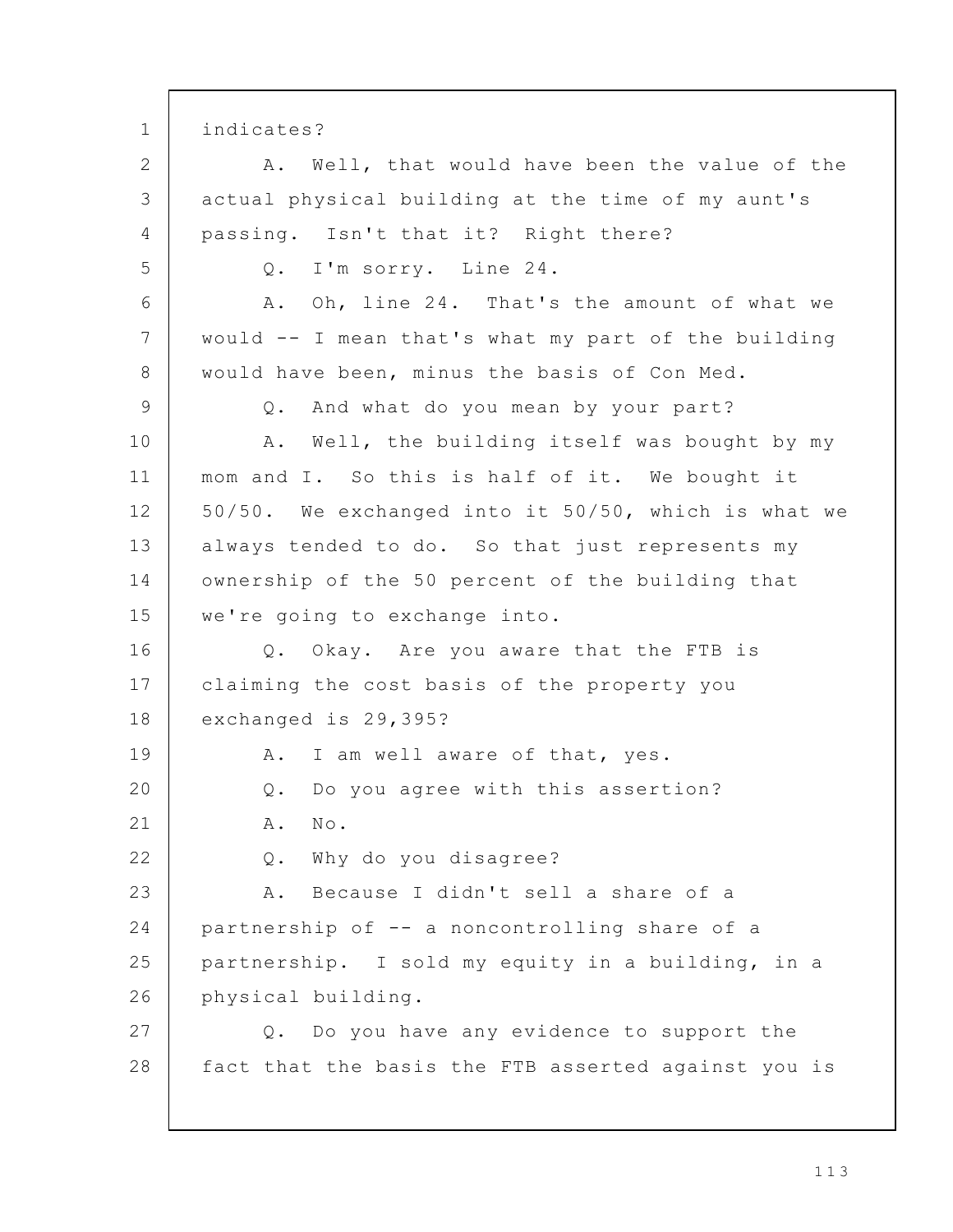indicates?

A. Well, that would have been the value of the actual physical building at the time of my aunt's passing. Isn't that it? Right there?

Q. I'm sorry. Line 24.

A. Oh, line 24. That's the amount of what we would -- I mean that's what my part of the building would have been, minus the basis of Con Med.

Q. And what do you mean by your part?

A. Well, the building itself was bought by my mom and I. So this is half of it. We bought it 50/50. We exchanged into it 50/50, which is what we always tended to do. So that just represents my ownership of the 50 percent of the building that we're going to exchange into.

Q. Okay. Are you aware that the FTB is claiming the cost basis of the property you exchanged is 29,395?

A. I am well aware of that, yes.

Q. Do you agree with this assertion?

A. No.

Q. Why do you disagree?

A. Because I didn't sell a share of a partnership of -- a noncontrolling share of a partnership. I sold my equity in a building, in a physical building.

Q. Do you have any evidence to support the fact that the basis the FTB asserted against you is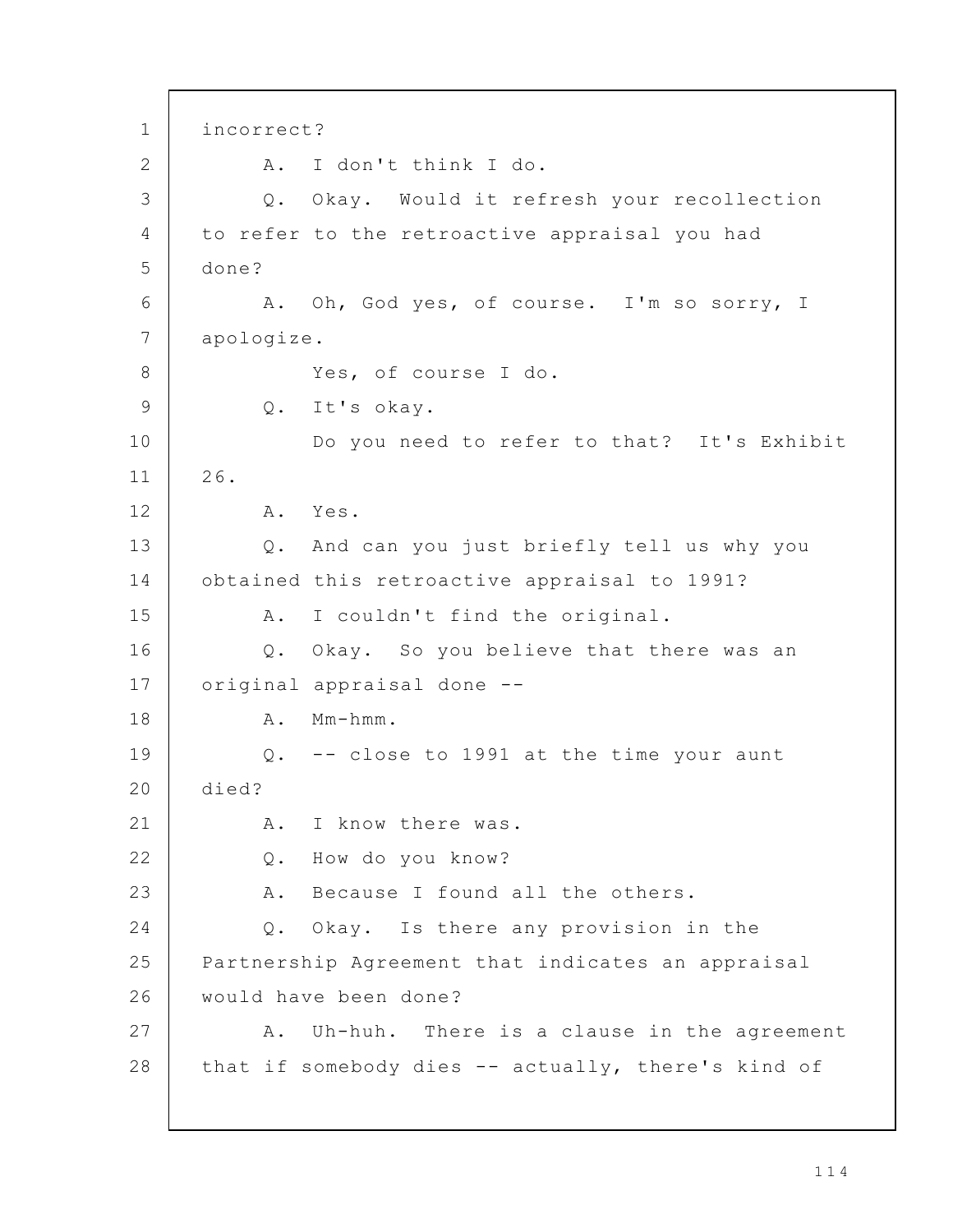incorrect?

A. I don't think I do.

Q. Okay. Would it refresh your recollection to refer to the retroactive appraisal you had done?

A. Oh, God yes, of course. I'm so sorry, I apologize.

Yes, of course I do.

Q. It's okay.

Do you need to refer to that? It's Exhibit 26.

A. Yes.

Q. And can you just briefly tell us why you obtained this retroactive appraisal to 1991?

A. I couldn't find the original.

Q. Okay. So you believe that there was an original appraisal done --

A. Mm-hmm.

Q. -- close to 1991 at the time your aunt died?

A. I know there was.

Q. How do you know?

A. Because I found all the others.

Q. Okay. Is there any provision in the Partnership Agreement that indicates an appraisal would have been done?

A. Uh-huh. There is a clause in the agreement that if somebody dies -- actually, there's kind of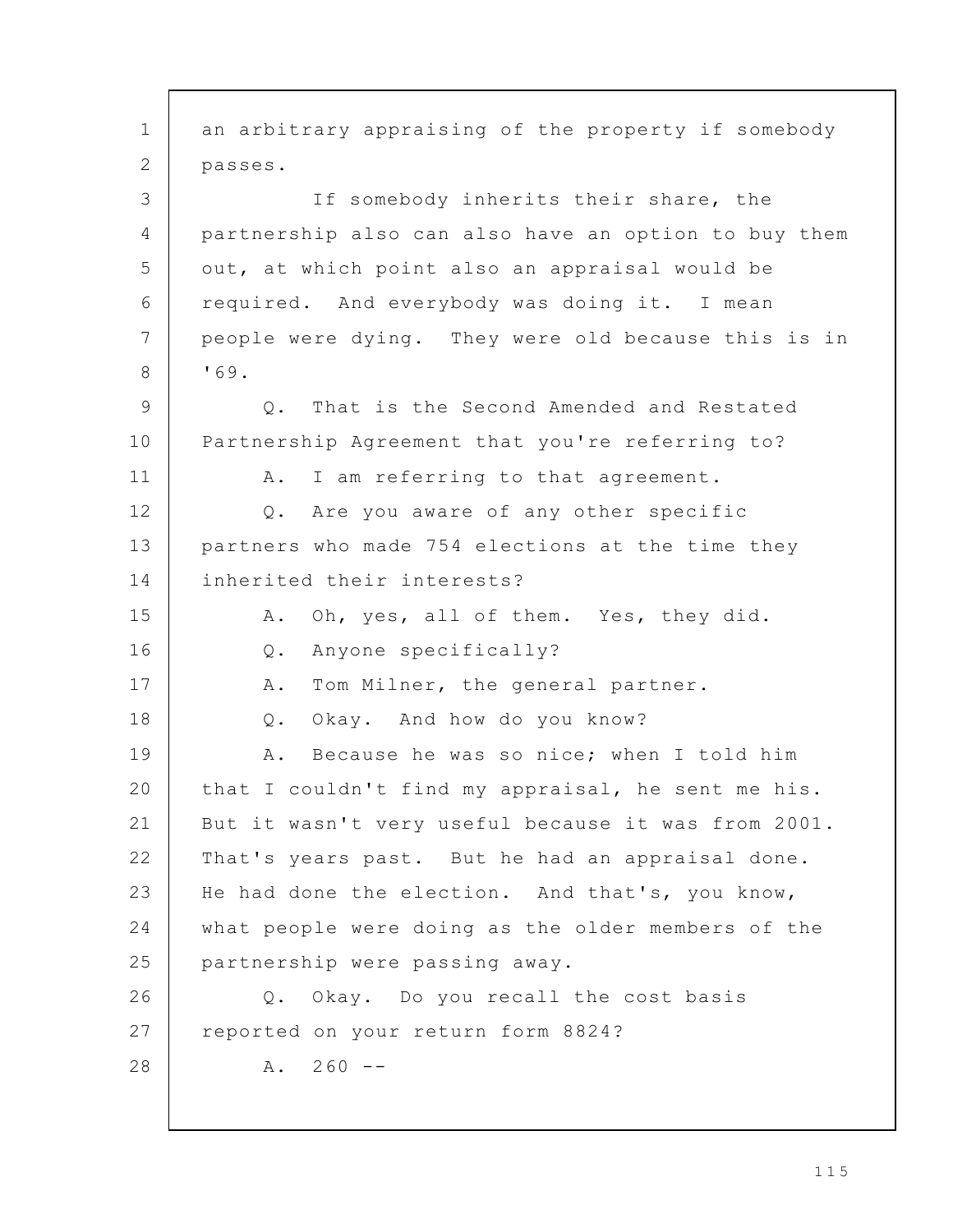an arbitrary appraising of the property if somebody passes.

If somebody inherits their share, the partnership also can also have an option to buy them out, at which point also an appraisal would be required. And everybody was doing it. I mean people were dying. They were old because this is in '69.

Q. That is the Second Amended and Restated Partnership Agreement that you're referring to?

A. I am referring to that agreement.

Q. Are you aware of any other specific partners who made 754 elections at the time they inherited their interests?

A. Oh, yes, all of them. Yes, they did.

Q. Anyone specifically?

A. Tom Milner, the general partner.

Q. Okay. And how do you know?

A. Because he was so nice; when I told him that I couldn't find my appraisal, he sent me his. But it wasn't very useful because it was from 2001. That's years past. But he had an appraisal done. He had done the election. And that's, you know, what people were doing as the older members of the partnership were passing away.

Q. Okay. Do you recall the cost basis reported on your return form 8824?

A. 260 --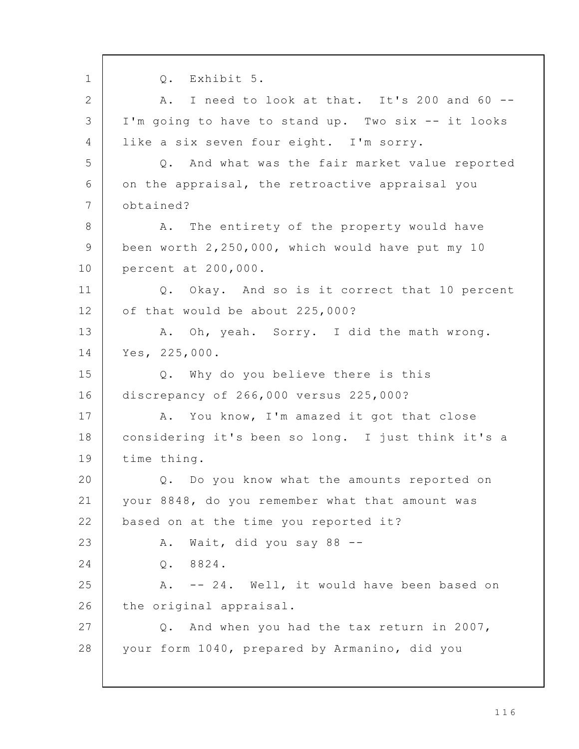Q. Exhibit 5.

A. I need to look at that. It's 200 and 60 -- I'm going to have to stand up. Two six -- it looks like a six seven four eight. I'm sorry.

Q. And what was the fair market value reported on the appraisal, the retroactive appraisal you obtained?

A. The entirety of the property would have been worth 2,250,000, which would have put my 10 percent at 200,000.

Q. Okay. And so is it correct that 10 percent of that would be about 225,000?

A. Oh, yeah. Sorry. I did the math wrong. Yes, 225,000.

Q. Why do you believe there is this discrepancy of 266,000 versus 225,000?

A. You know, I'm amazed it got that close considering it's been so long. I just think it's a time thing.

Q. Do you know what the amounts reported on your 8848, do you remember what that amount was based on at the time you reported it?

A. Wait, did you say 88 --

Q. 8824.

A. -- 24. Well, it would have been based on the original appraisal.

Q. And when you had the tax return in 2007, your form 1040, prepared by Armanino, did you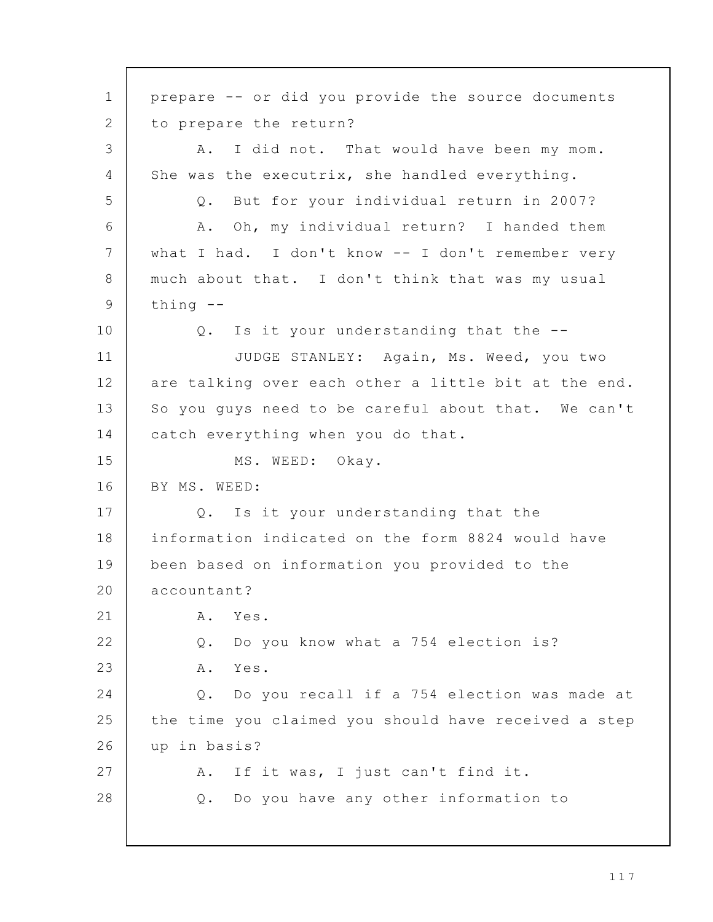prepare -- or did you provide the source documents to prepare the return?

A. I did not. That would have been my mom. She was the executrix, she handled everything.

Q. But for your individual return in 2007?

A. Oh, my individual return? I handed them what I had. I don't know -- I don't remember very much about that. I don't think that was my usual thing --

Q. Is it your understanding that the --

JUDGE STANLEY: Again, Ms. Weed, you two are talking over each other a little bit at the end. So you guys need to be careful about that. We can't catch everything when you do that.

MS. WEED: Okay.

BY MS. WEED:

Q. Is it your understanding that the information indicated on the form 8824 would have been based on information you provided to the accountant?

A. Yes.

Q. Do you know what a 754 election is?

A. Yes.

Q. Do you recall if a 754 election was made at the time you claimed you should have received a step up in basis?

A. If it was, I just can't find it.

Q. Do you have any other information to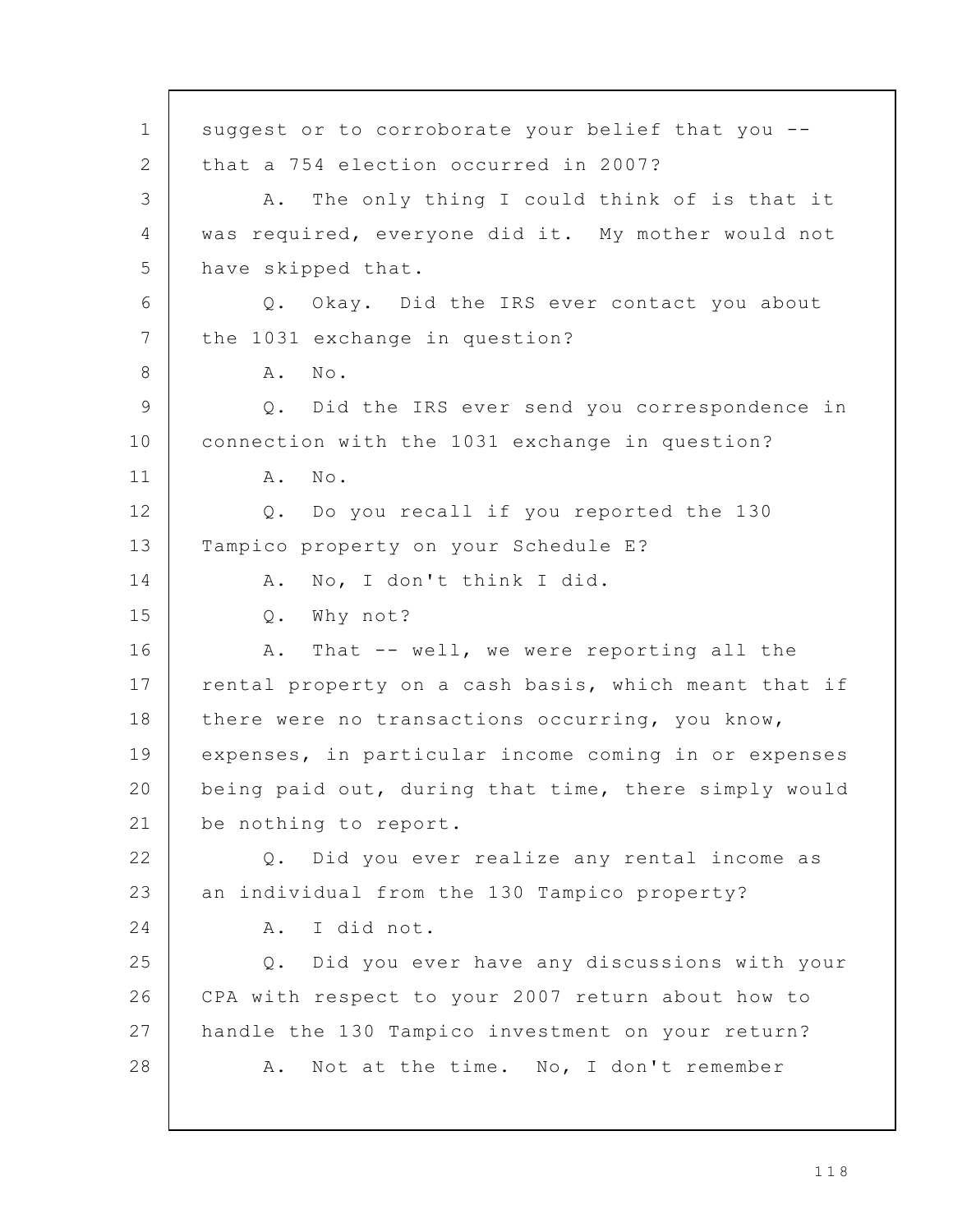suggest or to corroborate your belief that you -- that a 754 election occurred in 2007?

A. The only thing I could think of is that it was required, everyone did it. My mother would not have skipped that.

Q. Okay. Did the IRS ever contact you about the 1031 exchange in question?

A. No.

Q. Did the IRS ever send you correspondence in connection with the 1031 exchange in question?

A. No.

Q. Do you recall if you reported the 130 Tampico property on your Schedule E?

A. No, I don't think I did.

Q. Why not?

A. That -- well, we were reporting all the rental property on a cash basis, which meant that if there were no transactions occurring, you know, expenses, in particular income coming in or expenses being paid out, during that time, there simply would be nothing to report.

Q. Did you ever realize any rental income as an individual from the 130 Tampico property?

A. I did not.

Q. Did you ever have any discussions with your CPA with respect to your 2007 return about how to handle the 130 Tampico investment on your return?

A. Not at the time. No, I don't remember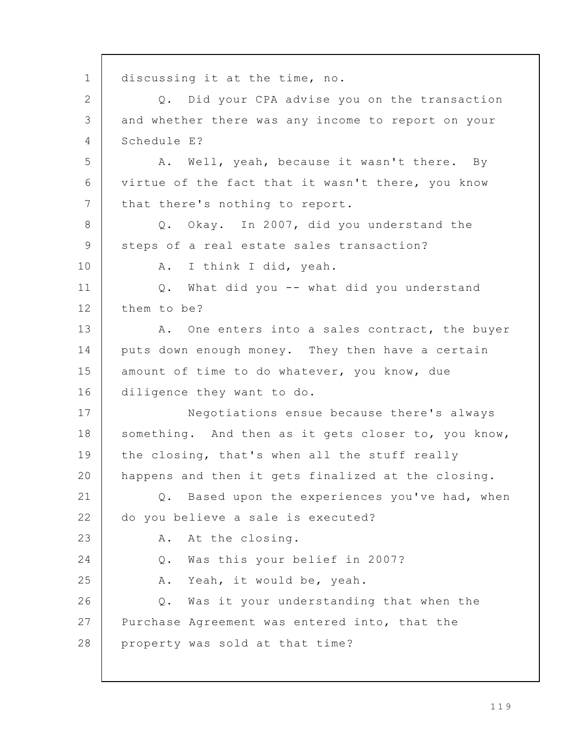discussing it at the time, no.

Q. Did your CPA advise you on the transaction and whether there was any income to report on your Schedule E?

A. Well, yeah, because it wasn't there. By virtue of the fact that it wasn't there, you know that there's nothing to report.

Q. Okay. In 2007, did you understand the steps of a real estate sales transaction?

A. I think I did, yeah.

Q. What did you -- what did you understand them to be?

A. One enters into a sales contract, the buyer puts down enough money. They then have a certain amount of time to do whatever, you know, due diligence they want to do.

Negotiations ensue because there's always something. And then as it gets closer to, you know, the closing, that's when all the stuff really happens and then it gets finalized at the closing.

Q. Based upon the experiences you've had, when do you believe a sale is executed?

A. At the closing.

Q. Was this your belief in 2007?

A. Yeah, it would be, yeah.

Q. Was it your understanding that when the Purchase Agreement was entered into, that the property was sold at that time?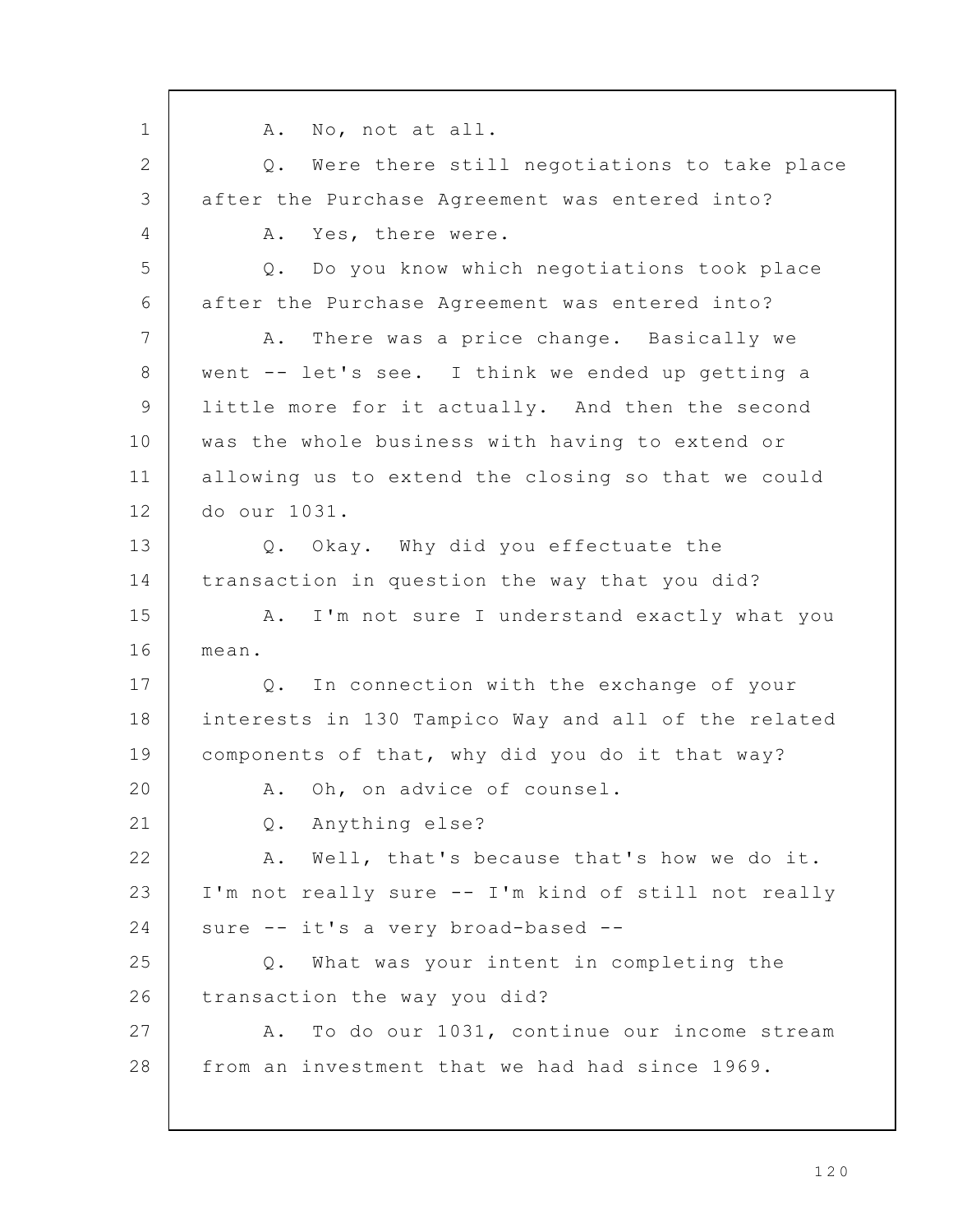A. No, not at all.

Q. Were there still negotiations to take place after the Purchase Agreement was entered into?

A. Yes, there were.

Q. Do you know which negotiations took place after the Purchase Agreement was entered into?

A. There was a price change. Basically we went -- let's see. I think we ended up getting a little more for it actually. And then the second was the whole business with having to extend or allowing us to extend the closing so that we could do our 1031.

Q. Okay. Why did you effectuate the transaction in question the way that you did?

A. I'm not sure I understand exactly what you mean.

Q. In connection with the exchange of your interests in 130 Tampico Way and all of the related components of that, why did you do it that way?

A. Oh, on advice of counsel.

Q. Anything else?

A. Well, that's because that's how we do it. I'm not really sure -- I'm kind of still not really sure -- it's a very broad-based --

Q. What was your intent in completing the transaction the way you did?

A. To do our 1031, continue our income stream from an investment that we had had since 1969.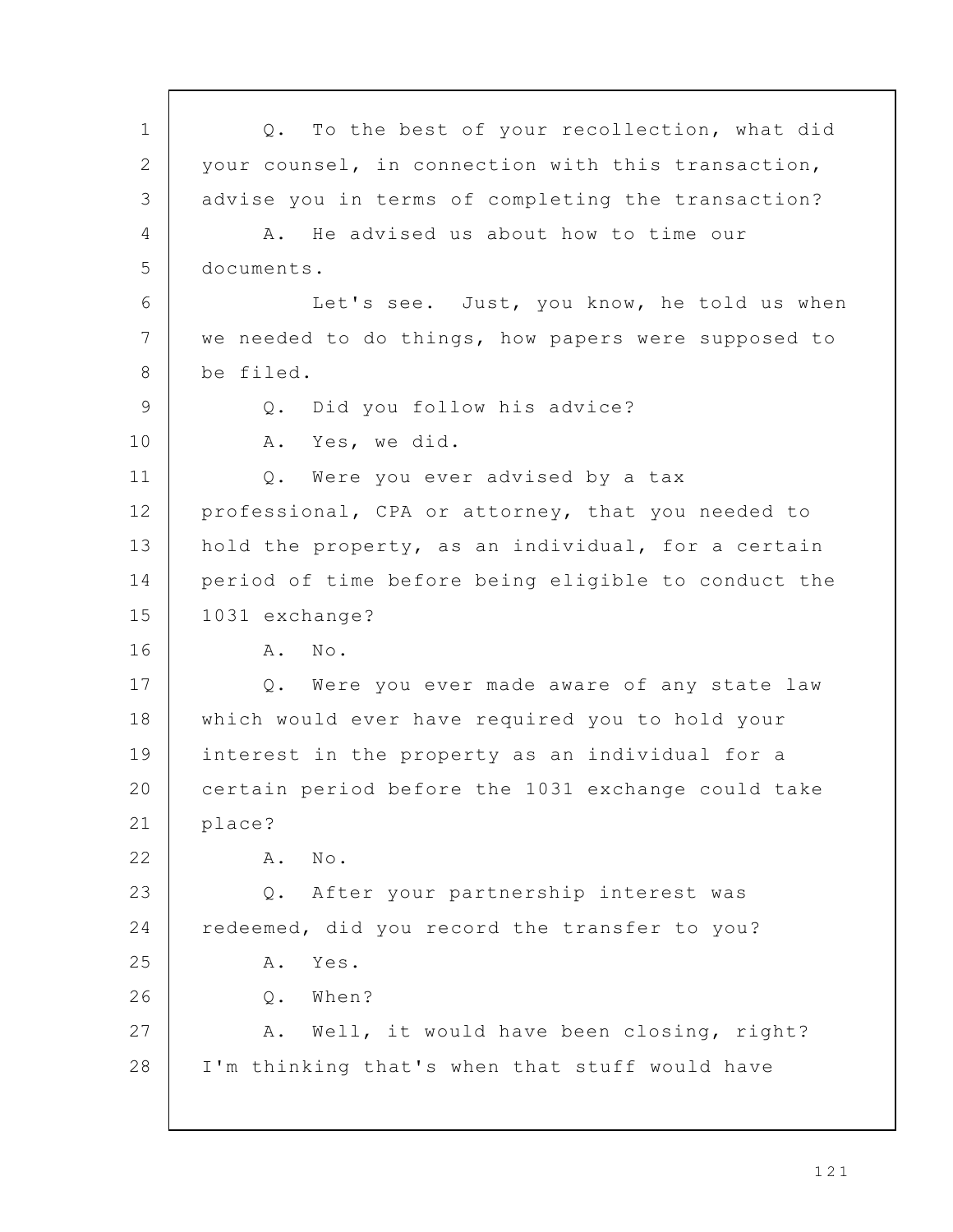Q. To the best of your recollection, what did your counsel, in connection with this transaction, advise you in terms of completing the transaction?

A. He advised us about how to time our documents.

Let's see. Just, you know, he told us when we needed to do things, how papers were supposed to be filed.

Q. Did you follow his advice?

A. Yes, we did.

Q. Were you ever advised by a tax professional, CPA or attorney, that you needed to hold the property, as an individual, for a certain period of time before being eligible to conduct the 1031 exchange?

A. No.

Q. Were you ever made aware of any state law which would ever have required you to hold your interest in the property as an individual for a certain period before the 1031 exchange could take place?

A. No.

Q. After your partnership interest was redeemed, did you record the transfer to you?

A. Yes.

Q. When?

A. Well, it would have been closing, right? I'm thinking that's when that stuff would have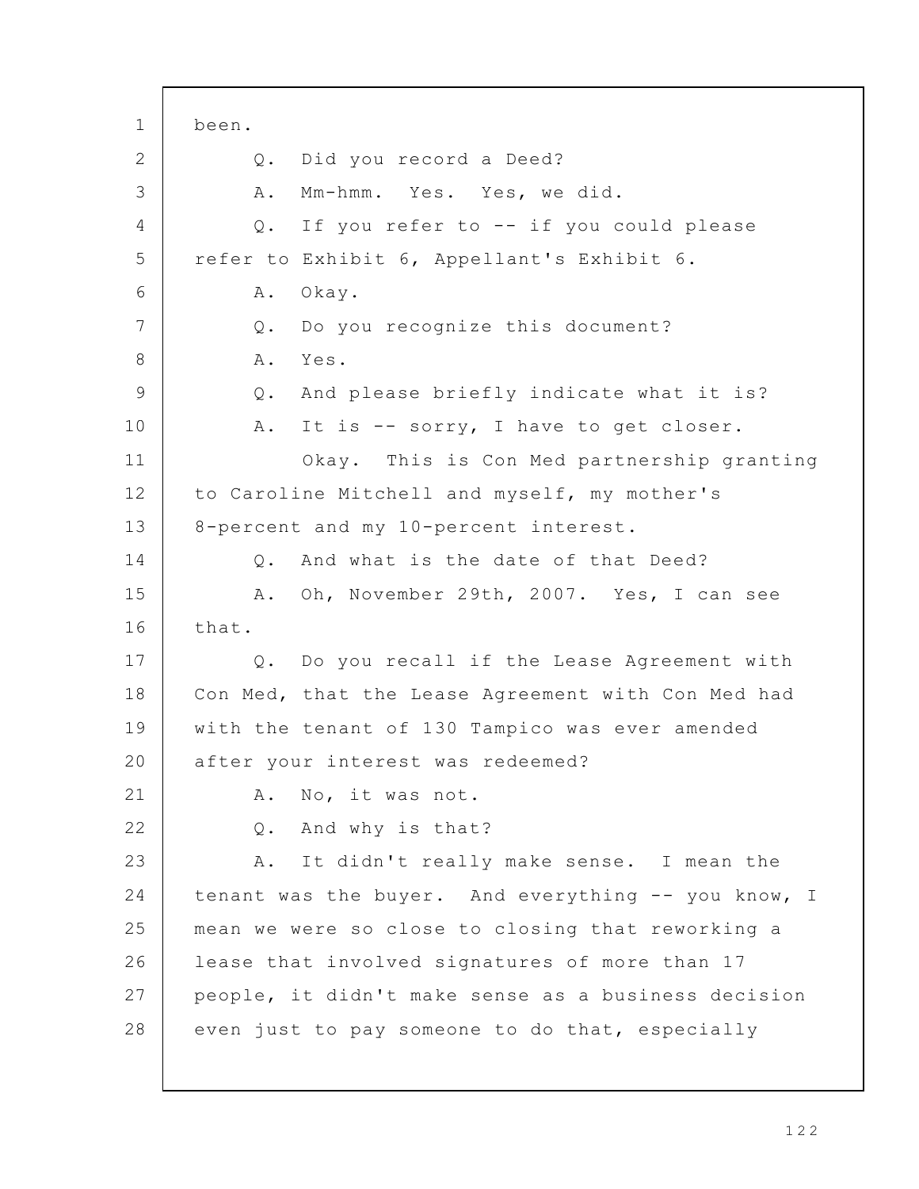been.

Q. Did you record a Deed?

A. Mm-hmm. Yes. Yes, we did.

Q. If you refer to -- if you could please refer to Exhibit 6, Appellant's Exhibit 6.

A. Okay.

Q. Do you recognize this document?

A. Yes.

Q. And please briefly indicate what it is?

A. It is -- sorry, I have to get closer.

Okay. This is Con Med partnership granting to Caroline Mitchell and myself, my mother's 8-percent and my 10-percent interest.

Q. And what is the date of that Deed?

A. Oh, November 29th, 2007. Yes, I can see that.

Q. Do you recall if the Lease Agreement with Con Med, that the Lease Agreement with Con Med had with the tenant of 130 Tampico was ever amended after your interest was redeemed?

A. No, it was not.

Q. And why is that?

A. It didn't really make sense. I mean the tenant was the buyer. And everything -- you know, I mean we were so close to closing that reworking a lease that involved signatures of more than 17 people, it didn't make sense as a business decision even just to pay someone to do that, especially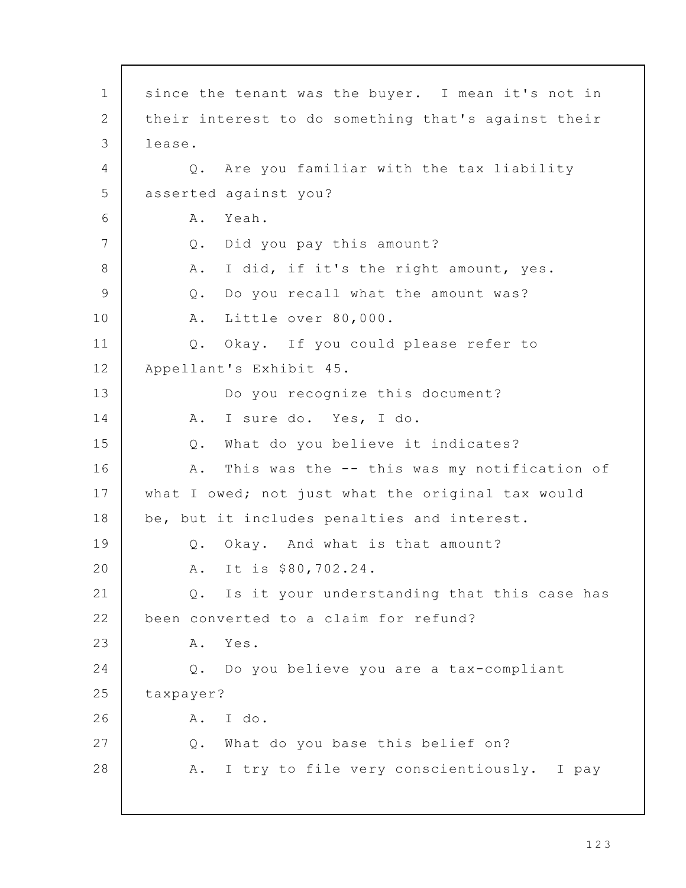since the tenant was the buyer. I mean it's not in their interest to do something that's against their lease.

Q. Are you familiar with the tax liability asserted against you?

A. Yeah.

Q. Did you pay this amount?

A. I did, if it's the right amount, yes.

Q. Do you recall what the amount was?

A. Little over 80,000.

Q. Okay. If you could please refer to Appellant's Exhibit 45.

Do you recognize this document?

A. I sure do. Yes, I do.

Q. What do you believe it indicates?

A. This was the -- this was my notification of what I owed; not just what the original tax would be, but it includes penalties and interest.

Q. Okay. And what is that amount?

A. It is $80,702.24.

Q. Is it your understanding that this case has been converted to a claim for refund?

A. Yes.

Q. Do you believe you are a tax-compliant taxpayer?

A. I do.

Q. What do you base this belief on?

A. I try to file very conscientiously. I pay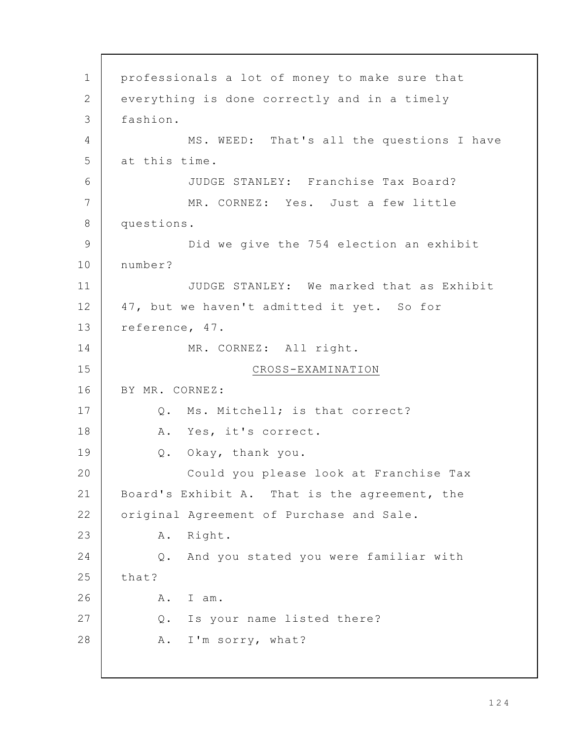professionals a lot of money to make sure that everything is done correctly and in a timely fashion.

MS. WEED: That's all the questions I have at this time.

JUDGE STANLEY: Franchise Tax Board?

MR. CORNEZ: Yes. Just a few little questions.

Did we give the 754 election an exhibit number?

JUDGE STANLEY: We marked that as Exhibit 47, but we haven't admitted it yet. So for reference, 47.

MR. CORNEZ: All right.

CROSS-EXAMINATION

BY MR. CORNEZ:

Q. Ms. Mitchell; is that correct?

A. Yes, it's correct.

Q. Okay, thank you.

Could you please look at Franchise Tax Board's Exhibit A. That is the agreement, the original Agreement of Purchase and Sale.

A. Right.

Q. And you stated you were familiar with that?

A. I am.

Q. Is your name listed there?

A. I'm sorry, what?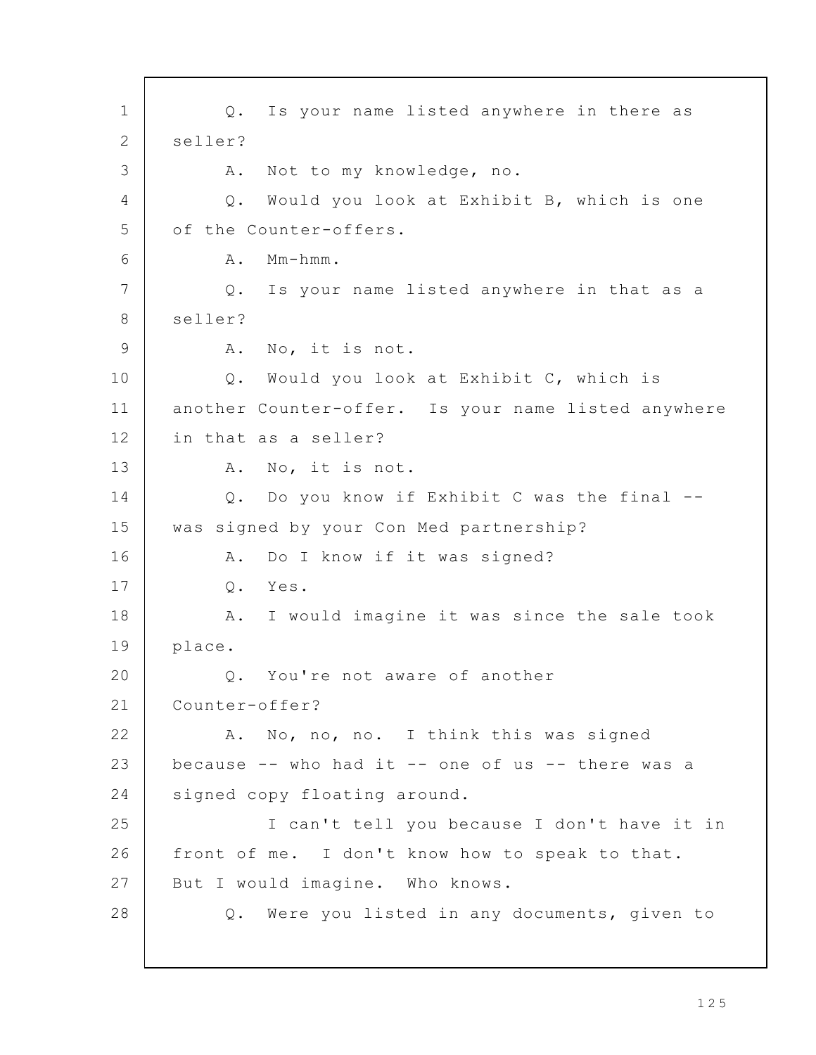Q. Is your name listed anywhere in there as seller?

A. Not to my knowledge, no.

Q. Would you look at Exhibit B, which is one of the Counter-offers.

A. Mm-hmm.

Q. Is your name listed anywhere in that as a seller?

A. No, it is not.

Q. Would you look at Exhibit C, which is another Counter-offer. Is your name listed anywhere in that as a seller?

A. No, it is not.

Q. Do you know if Exhibit C was the final -- was signed by your Con Med partnership?

A. Do I know if it was signed?

Q. Yes.

A. I would imagine it was since the sale took place.

Q. You're not aware of another Counter-offer?

A. No, no, no. I think this was signed because -- who had it -- one of us -- there was a signed copy floating around.

I can't tell you because I don't have it in front of me. I don't know how to speak to that. But I would imagine. Who knows.

Q. Were you listed in any documents, given to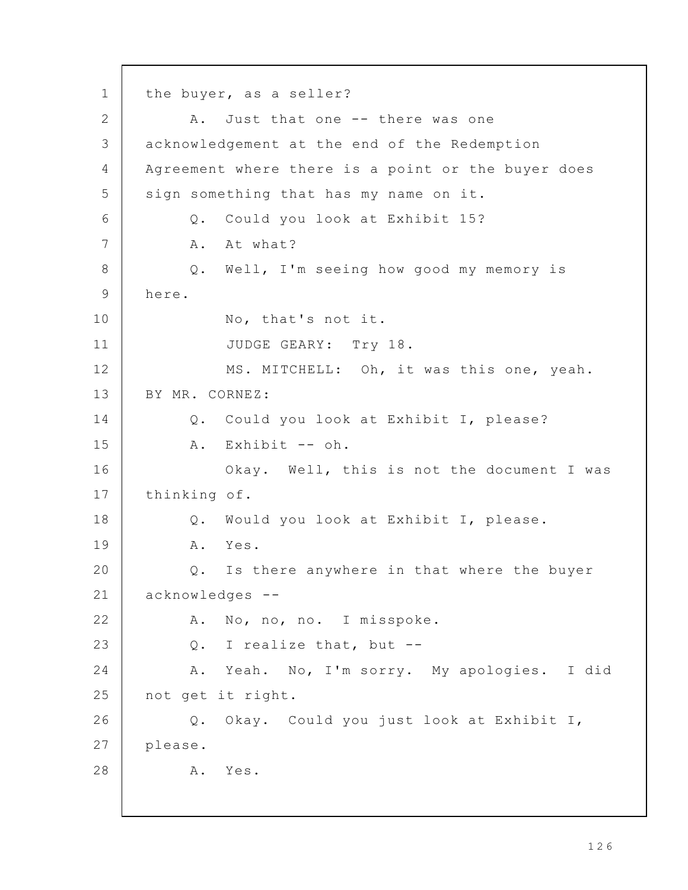the buyer, as a seller?

A. Just that one -- there was one acknowledgement at the end of the Redemption Agreement where there is a point or the buyer does sign something that has my name on it.

Q. Could you look at Exhibit 15?

A. At what?

Q. Well, I'm seeing how good my memory is here.

No, that's not it.

JUDGE GEARY: Try 18.

MS. MITCHELL: Oh, it was this one, yeah.

BY MR. CORNEZ:

Q. Could you look at Exhibit I, please?

A. Exhibit -- oh.

Okay. Well, this is not the document I was thinking of.

Q. Would you look at Exhibit I, please.

A. Yes.

Q. Is there anywhere in that where the buyer acknowledges --

A. No, no, no. I misspoke.

Q. I realize that, but --

A. Yeah. No, I'm sorry. My apologies. I did not get it right.

Q. Okay. Could you just look at Exhibit I, please.

A. Yes.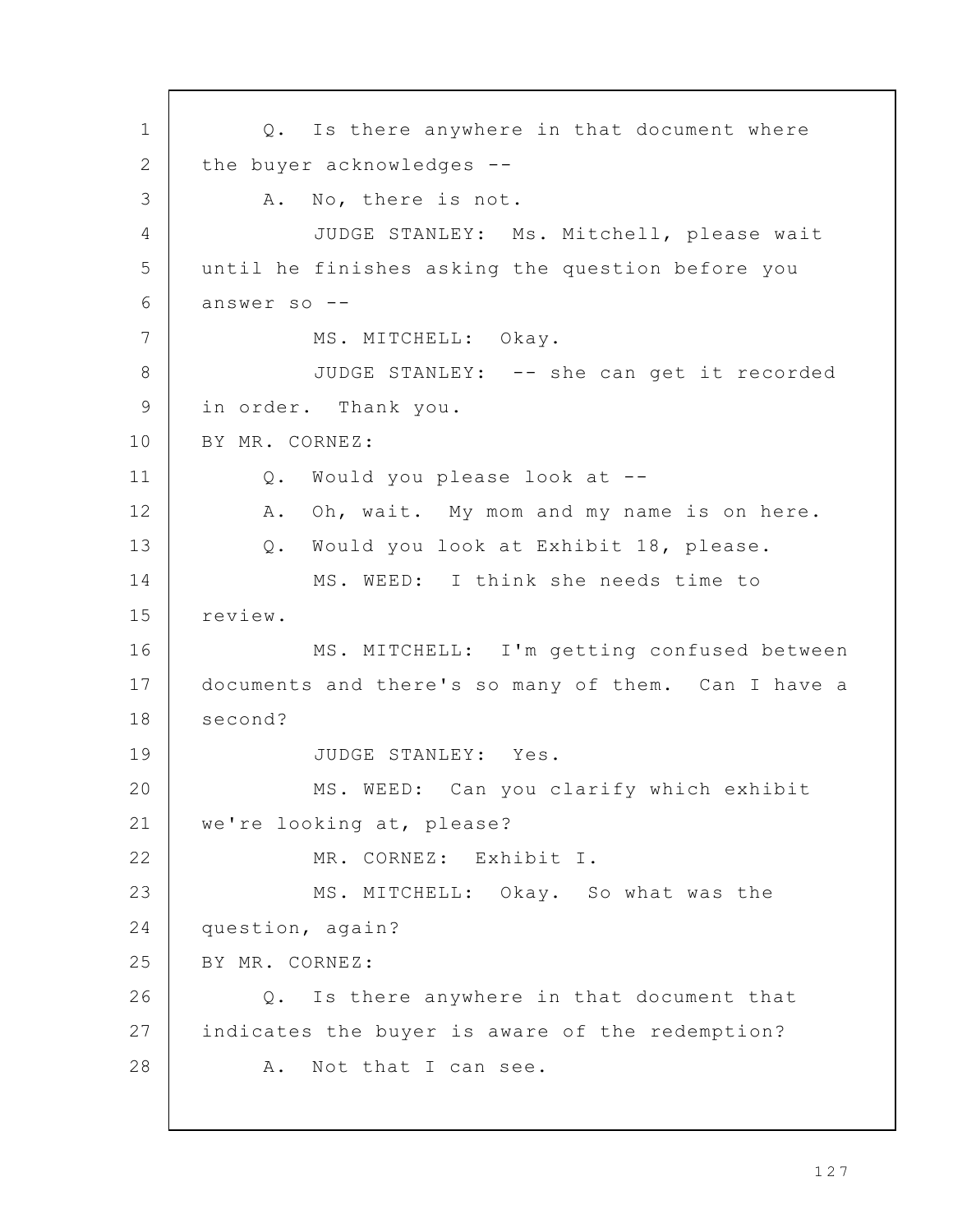Q. Is there anywhere in that document where the buyer acknowledges --

A. No, there is not.

JUDGE STANLEY: Ms. Mitchell, please wait until he finishes asking the question before you answer so --

MS. MITCHELL: Okay.

JUDGE STANLEY: -- she can get it recorded in order. Thank you.

BY MR. CORNEZ:

Q. Would you please look at --

A. Oh, wait. My mom and my name is on here.

Q. Would you look at Exhibit 18, please.

MS. WEED: I think she needs time to review.

MS. MITCHELL: I'm getting confused between documents and there's so many of them. Can I have a second?

JUDGE STANLEY: Yes.

MS. WEED: Can you clarify which exhibit we're looking at, please?

MR. CORNEZ: Exhibit I.

MS. MITCHELL: Okay. So what was the question, again?

BY MR. CORNEZ:

Q. Is there anywhere in that document that indicates the buyer is aware of the redemption?

A. Not that I can see.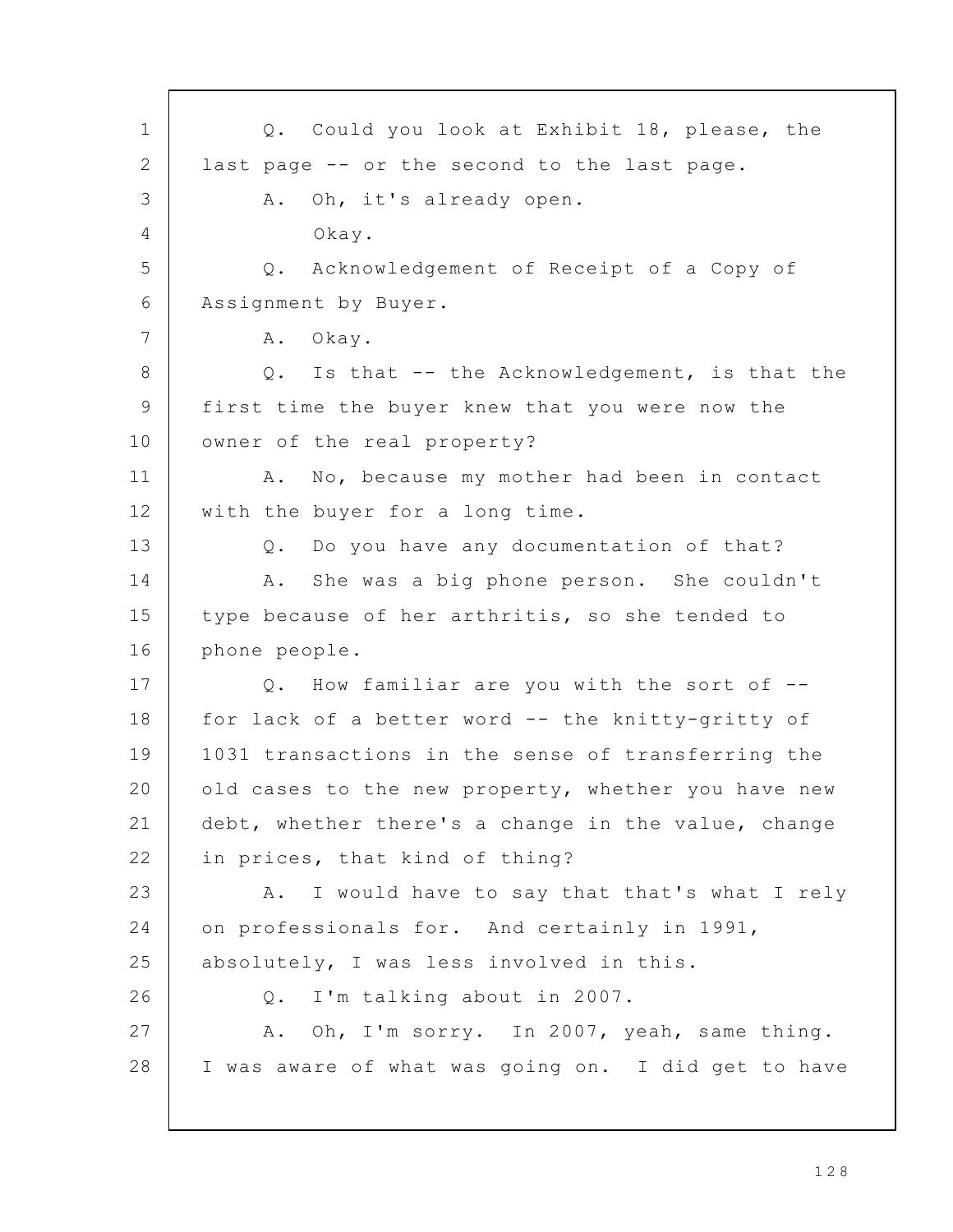Q. Could you look at Exhibit 18, please, the last page -- or the second to the last page.

A. Oh, it's already open.

Okay.

Q. Acknowledgement of Receipt of a Copy of Assignment by Buyer.

A. Okay.

Q. Is that -- the Acknowledgement, is that the first time the buyer knew that you were now the owner of the real property?

A. No, because my mother had been in contact with the buyer for a long time.

Q. Do you have any documentation of that?

A. She was a big phone person. She couldn't type because of her arthritis, so she tended to phone people.

Q. How familiar are you with the sort of -- for lack of a better word -- the knitty-gritty of 1031 transactions in the sense of transferring the old cases to the new property, whether you have new debt, whether there's a change in the value, change in prices, that kind of thing?

A. I would have to say that that's what I rely on professionals for. And certainly in 1991, absolutely, I was less involved in this.

Q. I'm talking about in 2007.

A. Oh, I'm sorry. In 2007, yeah, same thing. I was aware of what was going on. I did get to have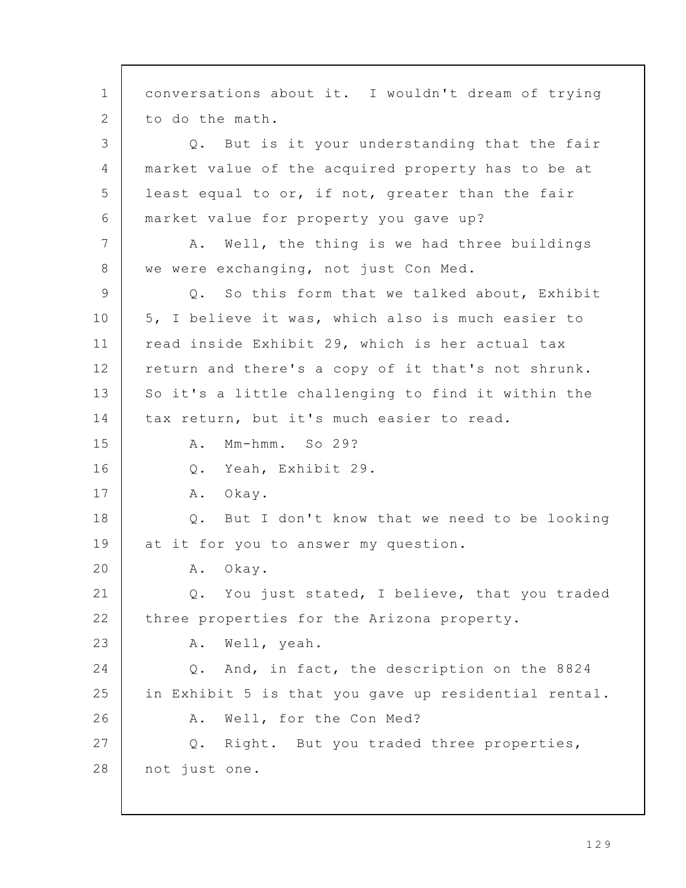conversations about it. I wouldn't dream of trying to do the math.

Q. But is it your understanding that the fair market value of the acquired property has to be at least equal to or, if not, greater than the fair market value for property you gave up?

A. Well, the thing is we had three buildings we were exchanging, not just Con Med.

Q. So this form that we talked about, Exhibit 5, I believe it was, which also is much easier to read inside Exhibit 29, which is her actual tax return and there's a copy of it that's not shrunk. So it's a little challenging to find it within the tax return, but it's much easier to read.

A. Mm-hmm. So 29?

Q. Yeah, Exhibit 29.

A. Okay.

Q. But I don't know that we need to be looking at it for you to answer my question.

A. Okay.

Q. You just stated, I believe, that you traded three properties for the Arizona property.

A. Well, yeah.

Q. And, in fact, the description on the 8824 in Exhibit 5 is that you gave up residential rental.

A. Well, for the Con Med?

Q. Right. But you traded three properties, not just one.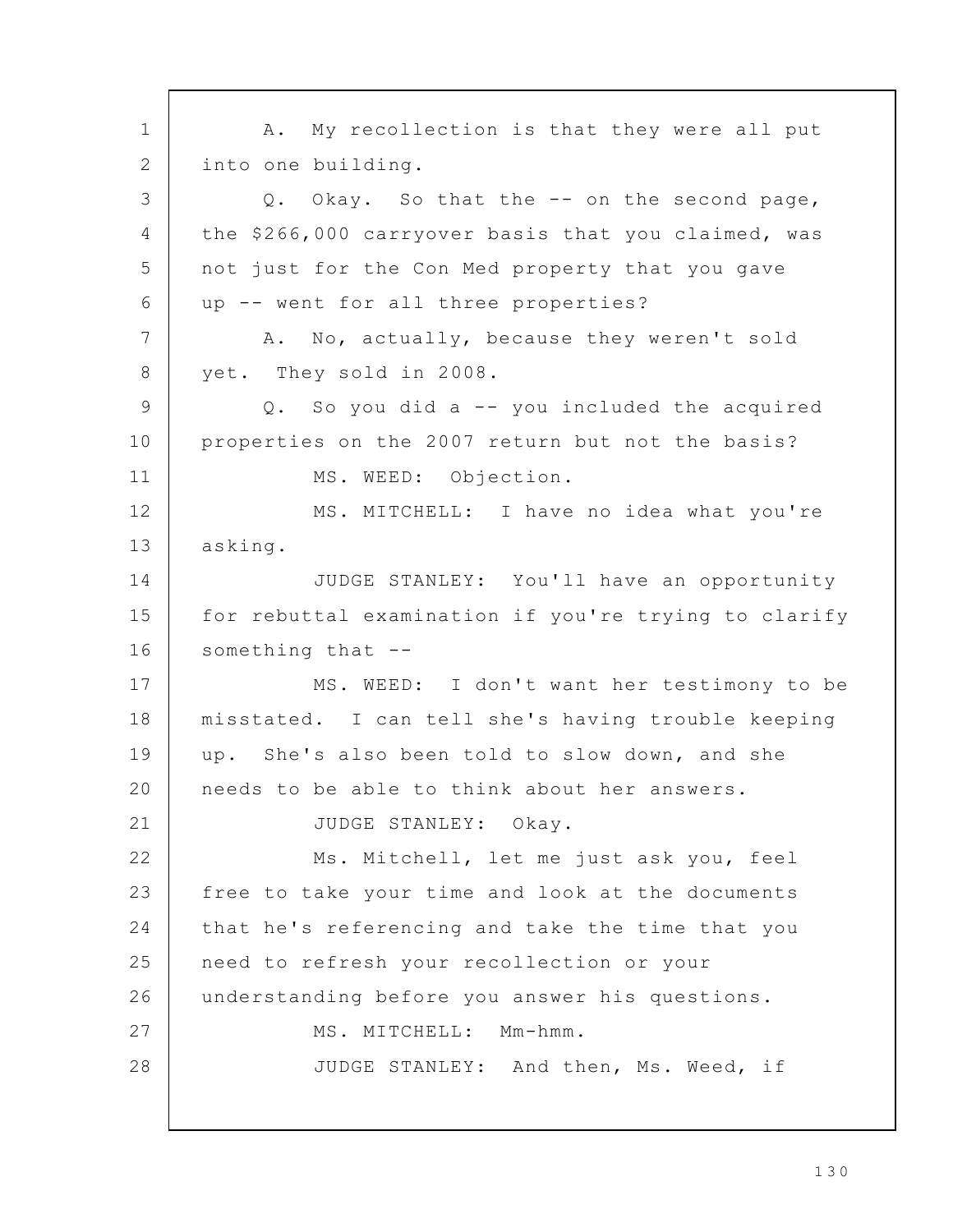A. My recollection is that they were all put into one building.

Q. Okay. So that the -- on the second page, the $266,000 carryover basis that you claimed, was not just for the Con Med property that you gave up -- went for all three properties?

A. No, actually, because they weren't sold yet. They sold in 2008.

Q. So you did a -- you included the acquired properties on the 2007 return but not the basis?

MS. WEED: Objection.

MS. MITCHELL: I have no idea what you're asking.

JUDGE STANLEY: You'll have an opportunity for rebuttal examination if you're trying to clarify something that --

MS. WEED: I don't want her testimony to be misstated. I can tell she's having trouble keeping up. She's also been told to slow down, and she needs to be able to think about her answers.

JUDGE STANLEY: Okay.

Ms. Mitchell, let me just ask you, feel free to take your time and look at the documents that he's referencing and take the time that you need to refresh your recollection or your understanding before you answer his questions.

MS. MITCHELL: Mm-hmm.

JUDGE STANLEY: And then, Ms. Weed, if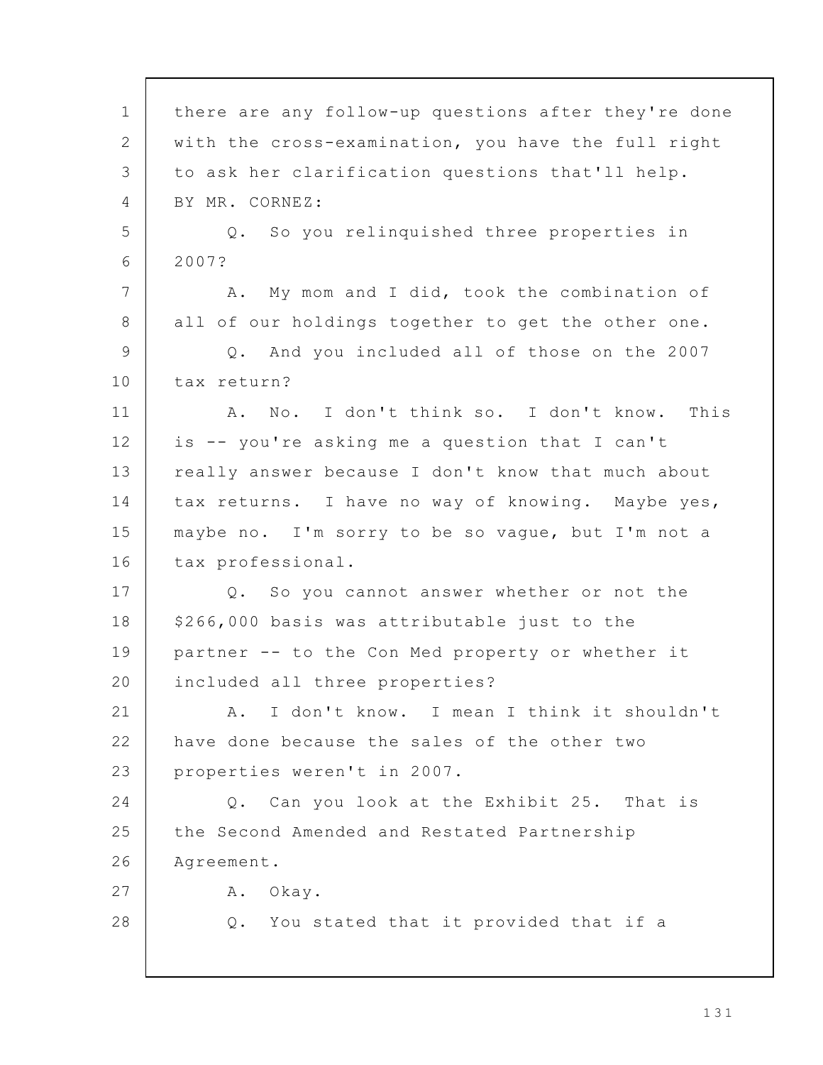there are any follow-up questions after they're done with the cross-examination, you have the full right to ask her clarification questions that'll help.

BY MR. CORNEZ:

Q. So you relinquished three properties in 2007?

A. My mom and I did, took the combination of all of our holdings together to get the other one.

Q. And you included all of those on the 2007 tax return?

A. No. I don't think so. I don't know. This is -- you're asking me a question that I can't really answer because I don't know that much about tax returns. I have no way of knowing. Maybe yes, maybe no. I'm sorry to be so vague, but I'm not a tax professional.

Q. So you cannot answer whether or not the $266,000 basis was attributable just to the partner -- to the Con Med property or whether it included all three properties?

A. I don't know. I mean I think it shouldn't have done because the sales of the other two properties weren't in 2007.

Q. Can you look at the Exhibit 25. That is the Second Amended and Restated Partnership Agreement.

A. Okay.

Q. You stated that it provided that if a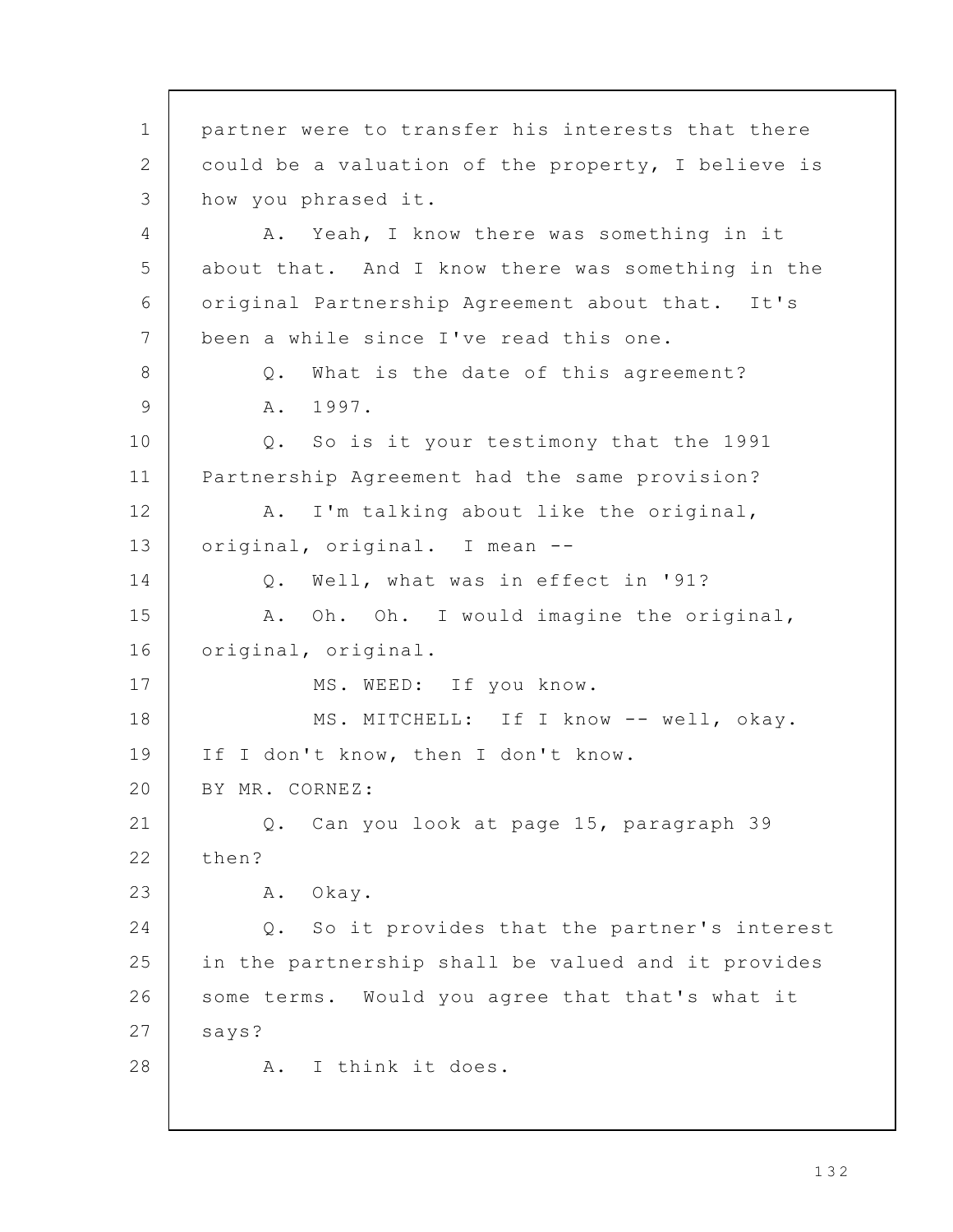partner were to transfer his interests that there could be a valuation of the property, I believe is how you phrased it.

A. Yeah, I know there was something in it about that. And I know there was something in the original Partnership Agreement about that. It's been a while since I've read this one.

Q. What is the date of this agreement?

A. 1997.

Q. So is it your testimony that the 1991 Partnership Agreement had the same provision?

A. I'm talking about like the original, original, original. I mean --

Q. Well, what was in effect in '91?

A. Oh. Oh. I would imagine the original, original, original.

MS. WEED: If you know.

MS. MITCHELL: If I know -- well, okay. If I don't know, then I don't know.

BY MR. CORNEZ:

Q. Can you look at page 15, paragraph 39 then?

A. Okay.

Q. So it provides that the partner's interest in the partnership shall be valued and it provides some terms. Would you agree that that's what it says?

A. I think it does.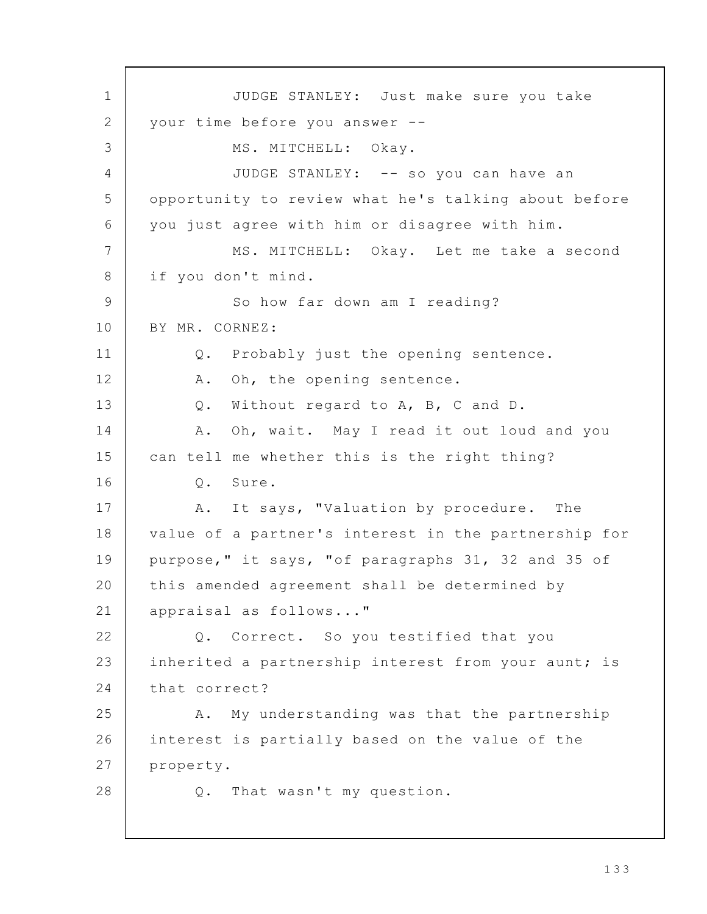JUDGE STANLEY: Just make sure you take your time before you answer --

MS. MITCHELL: Okay.

JUDGE STANLEY: -- so you can have an opportunity to review what he's talking about before you just agree with him or disagree with him.

MS. MITCHELL: Okay. Let me take a second if you don't mind.

So how far down am I reading?

BY MR. CORNEZ:

Q. Probably just the opening sentence.

A. Oh, the opening sentence.

Q. Without regard to A, B, C and D.

A. Oh, wait. May I read it out loud and you can tell me whether this is the right thing?

Q. Sure.

A. It says, "Valuation by procedure. The value of a partner's interest in the partnership for purpose," it says, "of paragraphs 31, 32 and 35 of this amended agreement shall be determined by appraisal as follows..."

Q. Correct. So you testified that you inherited a partnership interest from your aunt; is that correct?

A. My understanding was that the partnership interest is partially based on the value of the property.

Q. That wasn't my question.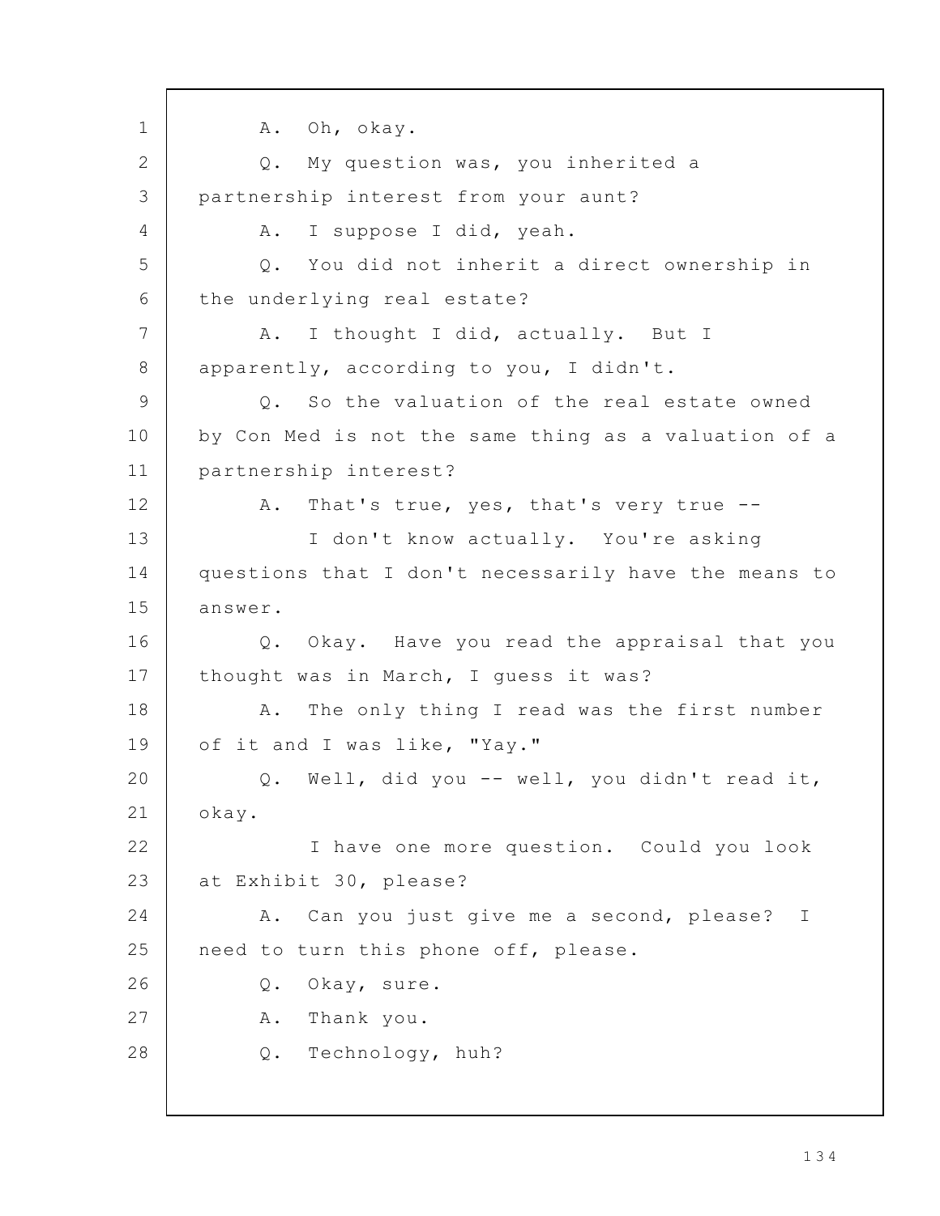A. Oh, okay.

Q. My question was, you inherited a partnership interest from your aunt?

A. I suppose I did, yeah.

Q. You did not inherit a direct ownership in the underlying real estate?

A. I thought I did, actually. But I apparently, according to you, I didn't.

Q. So the valuation of the real estate owned by Con Med is not the same thing as a valuation of a partnership interest?

A. That's true, yes, that's very true --

I don't know actually. You're asking questions that I don't necessarily have the means to answer.

Q. Okay. Have you read the appraisal that you thought was in March, I guess it was?

A. The only thing I read was the first number of it and I was like, "Yay."

Q. Well, did you -- well, you didn't read it, okay.

I have one more question. Could you look at Exhibit 30, please?

A. Can you just give me a second, please? I need to turn this phone off, please.

Q. Okay, sure.

A. Thank you.

Q. Technology, huh?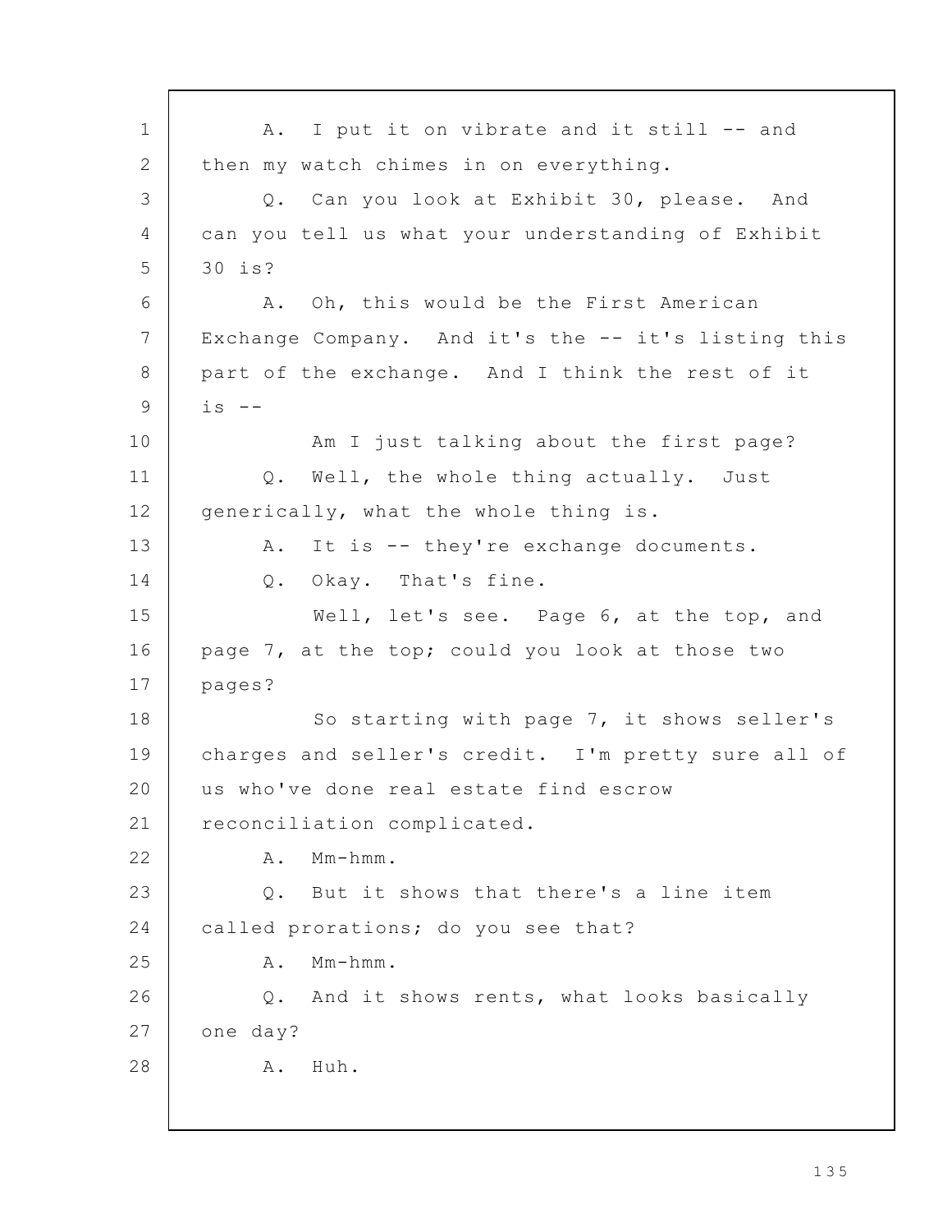A. I put it on vibrate and it still -- and then my watch chimes in on everything.

Q. Can you look at Exhibit 30, please. And can you tell us what your understanding of Exhibit 30 is?

A. Oh, this would be the First American Exchange Company. And it's the -- it's listing this part of the exchange. And I think the rest of it is --

Am I just talking about the first page?

Q. Well, the whole thing actually. Just generically, what the whole thing is.

A. It is -- they're exchange documents.

Q. Okay. That's fine.

Well, let's see. Page 6, at the top, and page 7, at the top; could you look at those two pages?

So starting with page 7, it shows seller's charges and seller's credit. I'm pretty sure all of us who've done real estate find escrow reconciliation complicated.

A. Mm-hmm.

Q. But it shows that there's a line item called prorations; do you see that?

A. Mm-hmm.

Q. And it shows rents, what looks basically one day?

A. Huh.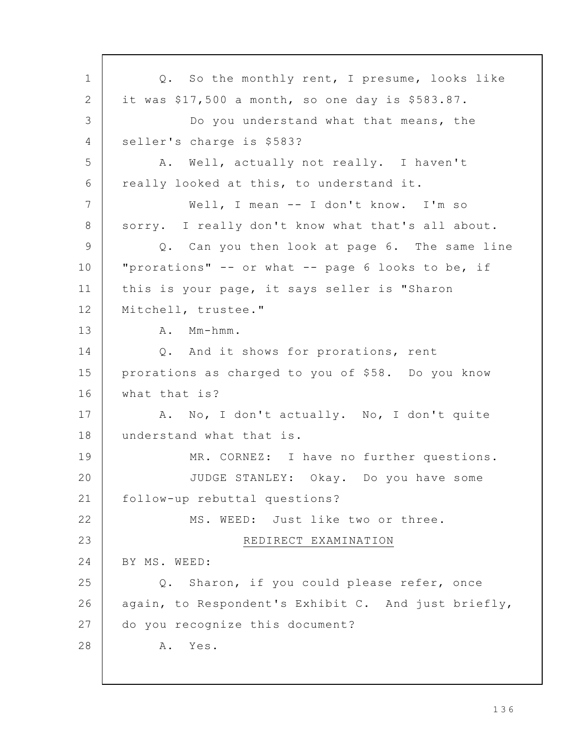Q. So the monthly rent, I presume, looks like it was $17,500 a month, so one day is $583.87.

Do you understand what that means, the seller's charge is $583?

A. Well, actually not really. I haven't really looked at this, to understand it.

Well, I mean -- I don't know. I'm so sorry. I really don't know what that's all about.

Q. Can you then look at page 6. The same line "prorations" -- or what -- page 6 looks to be, if this is your page, it says seller is "Sharon Mitchell, trustee."

A. Mm-hmm.

Q. And it shows for prorations, rent prorations as charged to you of $58. Do you know what that is?

A. No, I don't actually. No, I don't quite understand what that is.

MR. CORNEZ: I have no further questions.

JUDGE STANLEY: Okay. Do you have some follow-up rebuttal questions?

MS. WEED: Just like two or three.

REDIRECT EXAMINATION

BY MS. WEED:

Q. Sharon, if you could please refer, once again, to Respondent's Exhibit C. And just briefly, do you recognize this document?

A. Yes.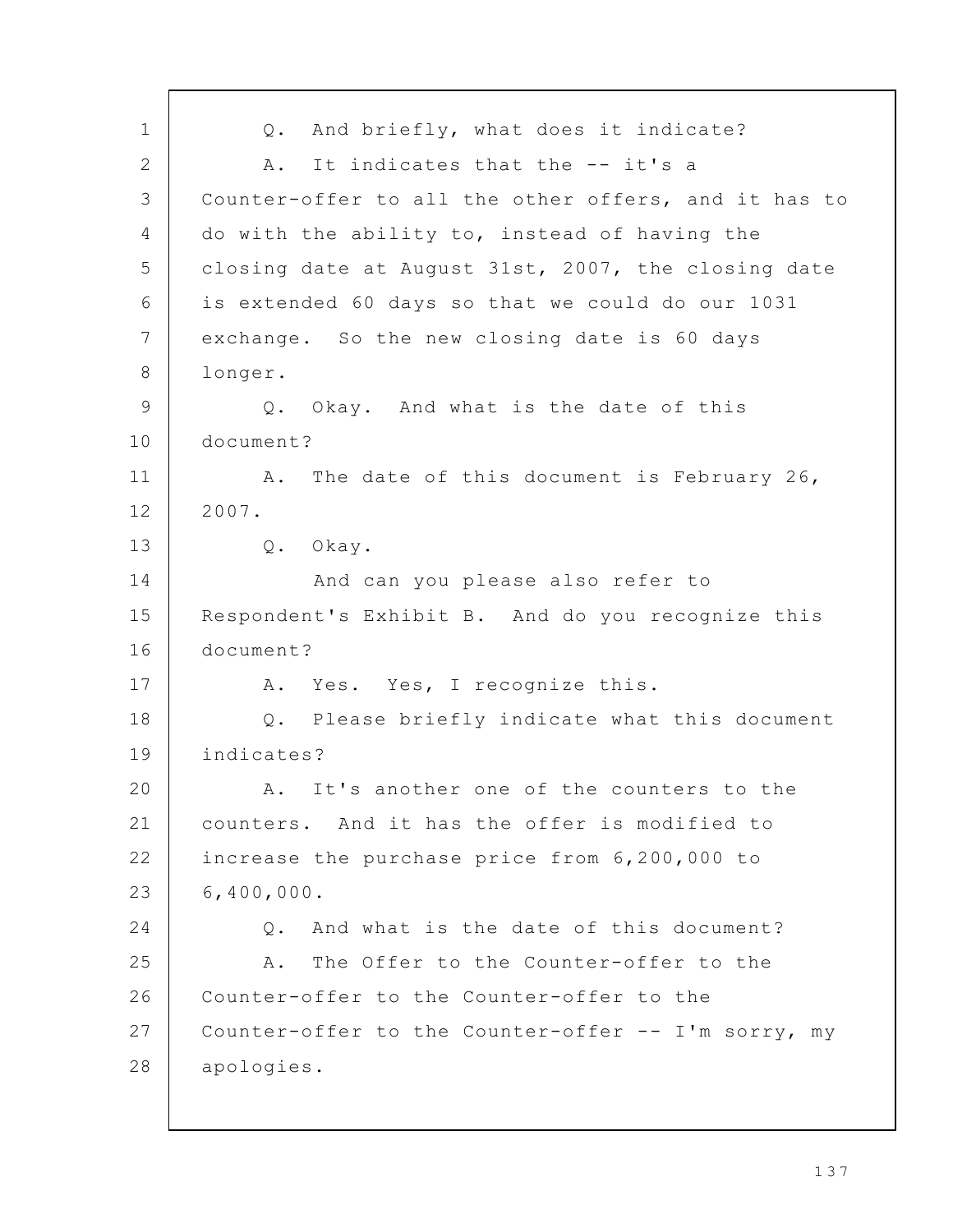Q. And briefly, what does it indicate?

A. It indicates that the -- it's a Counter-offer to all the other offers, and it has to do with the ability to, instead of having the closing date at August 31st, 2007, the closing date is extended 60 days so that we could do our 1031 exchange. So the new closing date is 60 days longer.

Q. Okay. And what is the date of this document?

A. The date of this document is February 26, 2007.

Q. Okay.

And can you please also refer to Respondent's Exhibit B. And do you recognize this document?

A. Yes. Yes, I recognize this.

Q. Please briefly indicate what this document indicates?

A. It's another one of the counters to the counters. And it has the offer is modified to increase the purchase price from 6,200,000 to 6,400,000.

Q. And what is the date of this document?

A. The Offer to the Counter-offer to the Counter-offer to the Counter-offer to the Counter-offer to the Counter-offer -- I'm sorry, my apologies.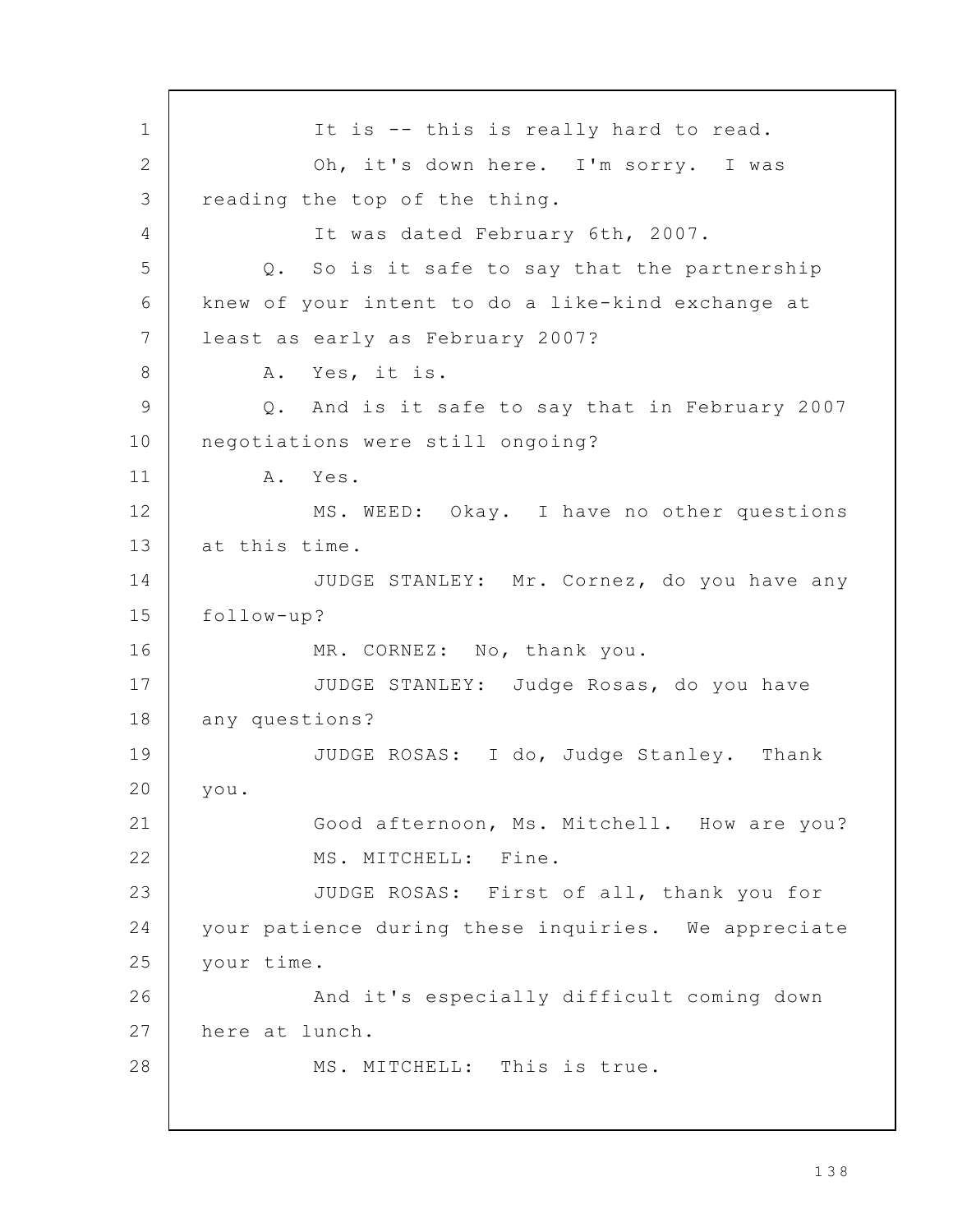It is -- this is really hard to read.

Oh, it's down here. I'm sorry. I was reading the top of the thing.

It was dated February 6th, 2007.

Q. So is it safe to say that the partnership knew of your intent to do a like-kind exchange at least as early as February 2007?

A. Yes, it is.

Q. And is it safe to say that in February 2007 negotiations were still ongoing?

A. Yes.

MS. WEED: Okay. I have no other questions at this time.

JUDGE STANLEY: Mr. Cornez, do you have any follow-up?

MR. CORNEZ: No, thank you.

JUDGE STANLEY: Judge Rosas, do you have any questions?

JUDGE ROSAS: I do, Judge Stanley. Thank you.

Good afternoon, Ms. Mitchell. How are you?

MS. MITCHELL: Fine.

JUDGE ROSAS: First of all, thank you for your patience during these inquiries. We appreciate your time.

And it's especially difficult coming down here at lunch.

MS. MITCHELL: This is true.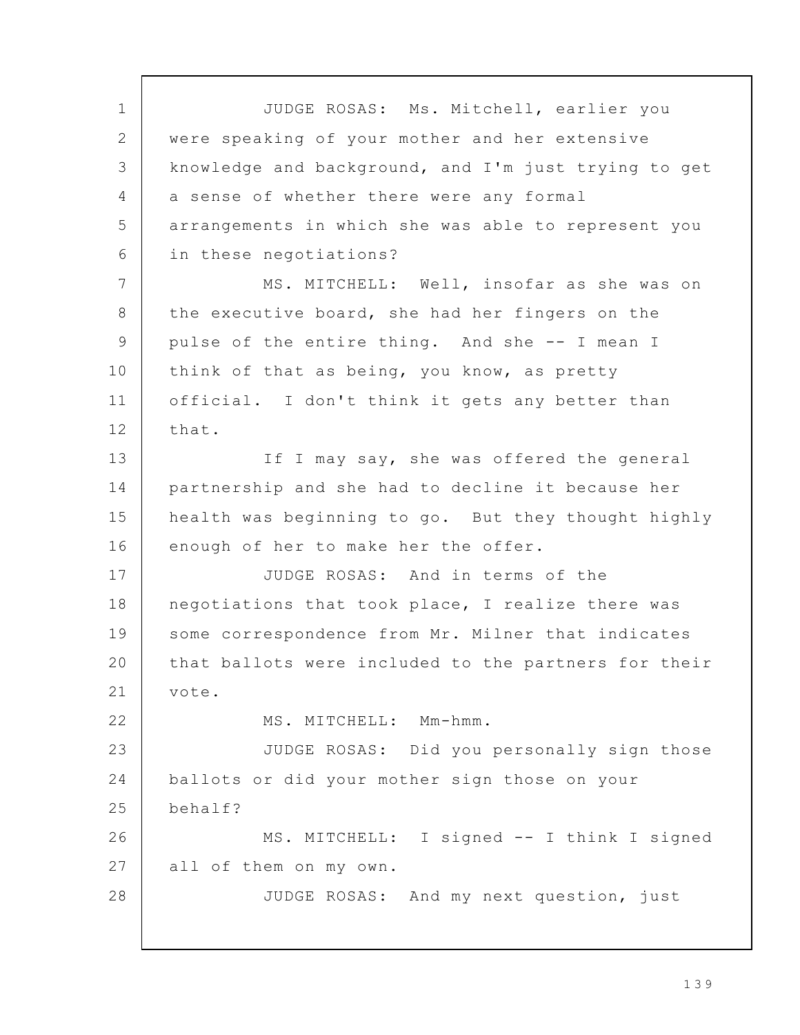JUDGE ROSAS: Ms. Mitchell, earlier you were speaking of your mother and her extensive knowledge and background, and I'm just trying to get a sense of whether there were any formal arrangements in which she was able to represent you in these negotiations?

MS. MITCHELL: Well, insofar as she was on the executive board, she had her fingers on the pulse of the entire thing. And she -- I mean I think of that as being, you know, as pretty official. I don't think it gets any better than that.

If I may say, she was offered the general partnership and she had to decline it because her health was beginning to go. But they thought highly enough of her to make her the offer.

JUDGE ROSAS: And in terms of the negotiations that took place, I realize there was some correspondence from Mr. Milner that indicates that ballots were included to the partners for their vote.

MS. MITCHELL: Mm-hmm.

JUDGE ROSAS: Did you personally sign those ballots or did your mother sign those on your behalf?

MS. MITCHELL: I signed -- I think I signed all of them on my own.

JUDGE ROSAS: And my next question, just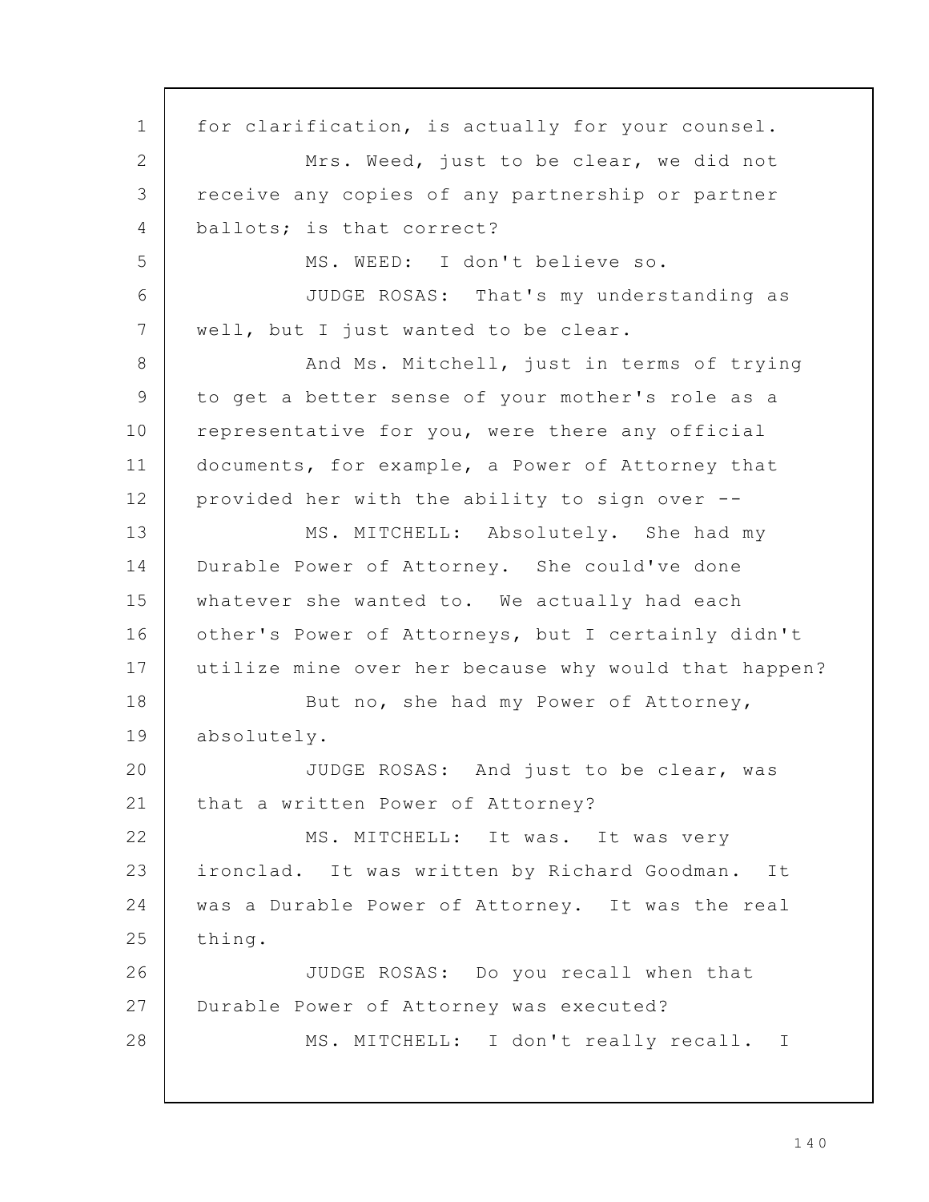for clarification, is actually for your counsel.

Mrs. Weed, just to be clear, we did not receive any copies of any partnership or partner ballots; is that correct?

MS. WEED: I don't believe so.

JUDGE ROSAS: That's my understanding as well, but I just wanted to be clear.

And Ms. Mitchell, just in terms of trying to get a better sense of your mother's role as a representative for you, were there any official documents, for example, a Power of Attorney that provided her with the ability to sign over --

MS. MITCHELL: Absolutely. She had my Durable Power of Attorney. She could've done whatever she wanted to. We actually had each other's Power of Attorneys, but I certainly didn't utilize mine over her because why would that happen?

But no, she had my Power of Attorney, absolutely.

JUDGE ROSAS: And just to be clear, was that a written Power of Attorney?

MS. MITCHELL: It was. It was very ironclad. It was written by Richard Goodman. It was a Durable Power of Attorney. It was the real thing.

JUDGE ROSAS: Do you recall when that Durable Power of Attorney was executed?

MS. MITCHELL: I don't really recall. I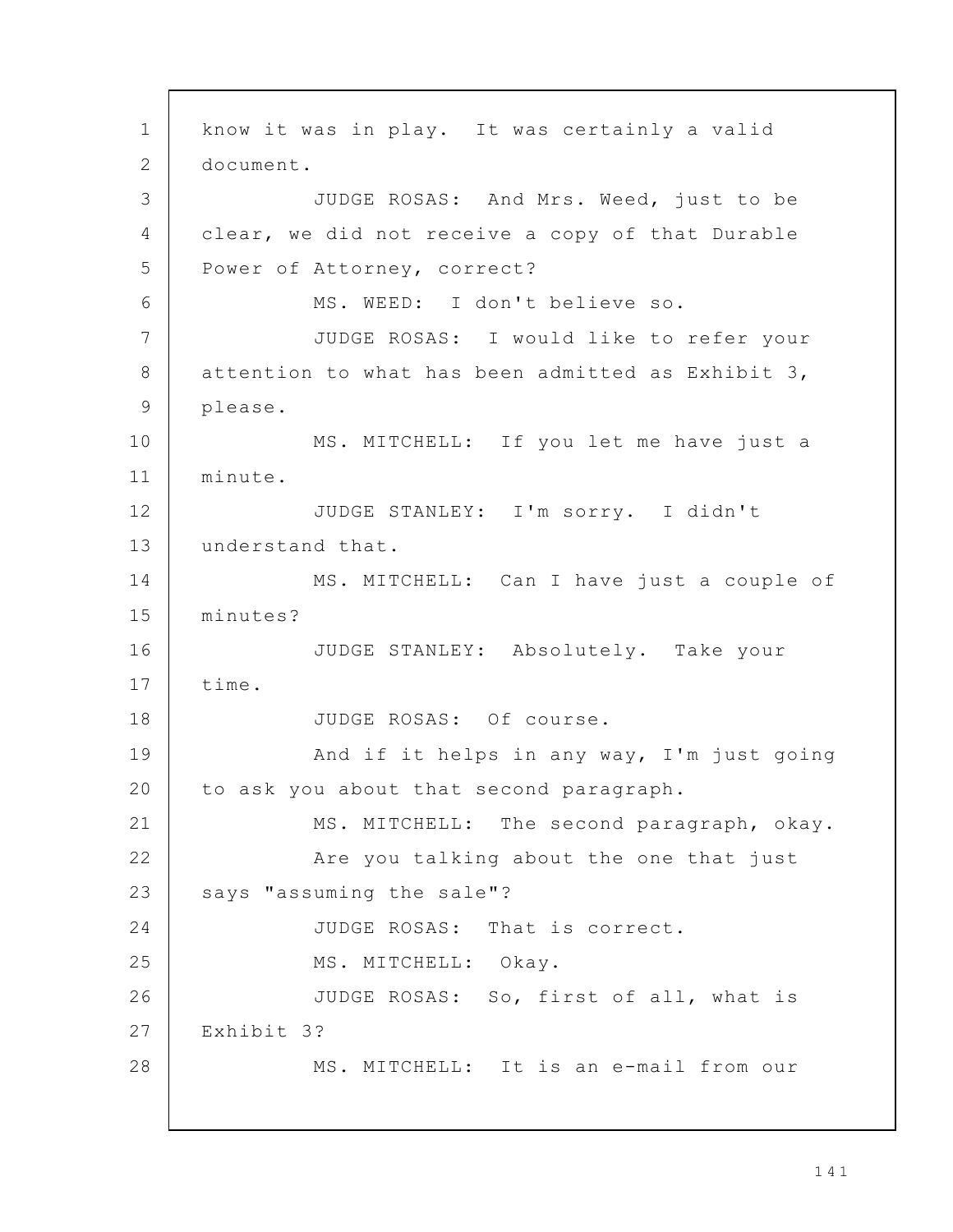know it was in play. It was certainly a valid document.

JUDGE ROSAS: And Mrs. Weed, just to be clear, we did not receive a copy of that Durable Power of Attorney, correct?

MS. WEED: I don't believe so.

JUDGE ROSAS: I would like to refer your attention to what has been admitted as Exhibit 3, please.

MS. MITCHELL: If you let me have just a minute.

JUDGE STANLEY: I'm sorry. I didn't understand that.

MS. MITCHELL: Can I have just a couple of minutes?

JUDGE STANLEY: Absolutely. Take your time.

JUDGE ROSAS: Of course.

And if it helps in any way, I'm just going to ask you about that second paragraph.

MS. MITCHELL: The second paragraph, okay.

Are you talking about the one that just says "assuming the sale"?

JUDGE ROSAS: That is correct.

MS. MITCHELL: Okay.

JUDGE ROSAS: So, first of all, what is Exhibit 3?

MS. MITCHELL: It is an e-mail from our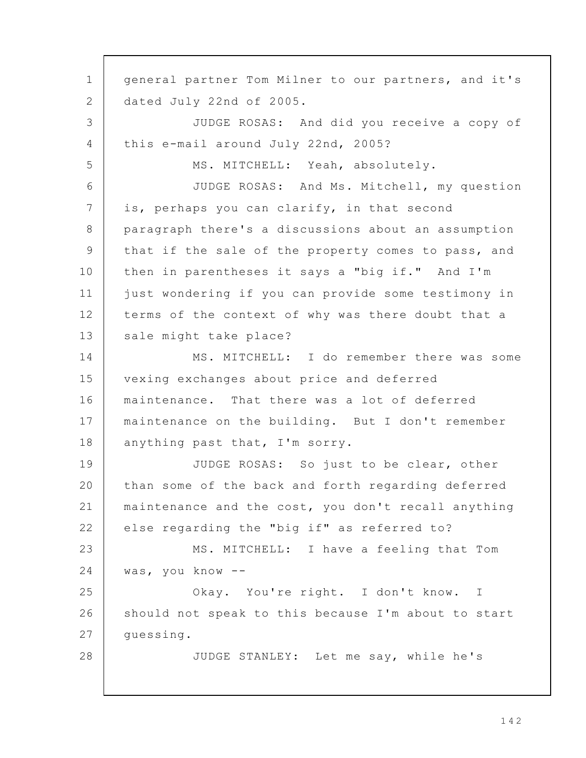general partner Tom Milner to our partners, and it's dated July 22nd of 2005.

JUDGE ROSAS: And did you receive a copy of this e-mail around July 22nd, 2005?

MS. MITCHELL: Yeah, absolutely.

JUDGE ROSAS: And Ms. Mitchell, my question is, perhaps you can clarify, in that second paragraph there's a discussions about an assumption that if the sale of the property comes to pass, and then in parentheses it says a "big if." And I'm just wondering if you can provide some testimony in terms of the context of why was there doubt that a sale might take place?

MS. MITCHELL: I do remember there was some vexing exchanges about price and deferred maintenance. That there was a lot of deferred maintenance on the building. But I don't remember anything past that, I'm sorry.

JUDGE ROSAS: So just to be clear, other than some of the back and forth regarding deferred maintenance and the cost, you don't recall anything else regarding the "big if" as referred to?

MS. MITCHELL: I have a feeling that Tom was, you know --

Okay. You're right. I don't know. I should not speak to this because I'm about to start guessing.

JUDGE STANLEY: Let me say, while he's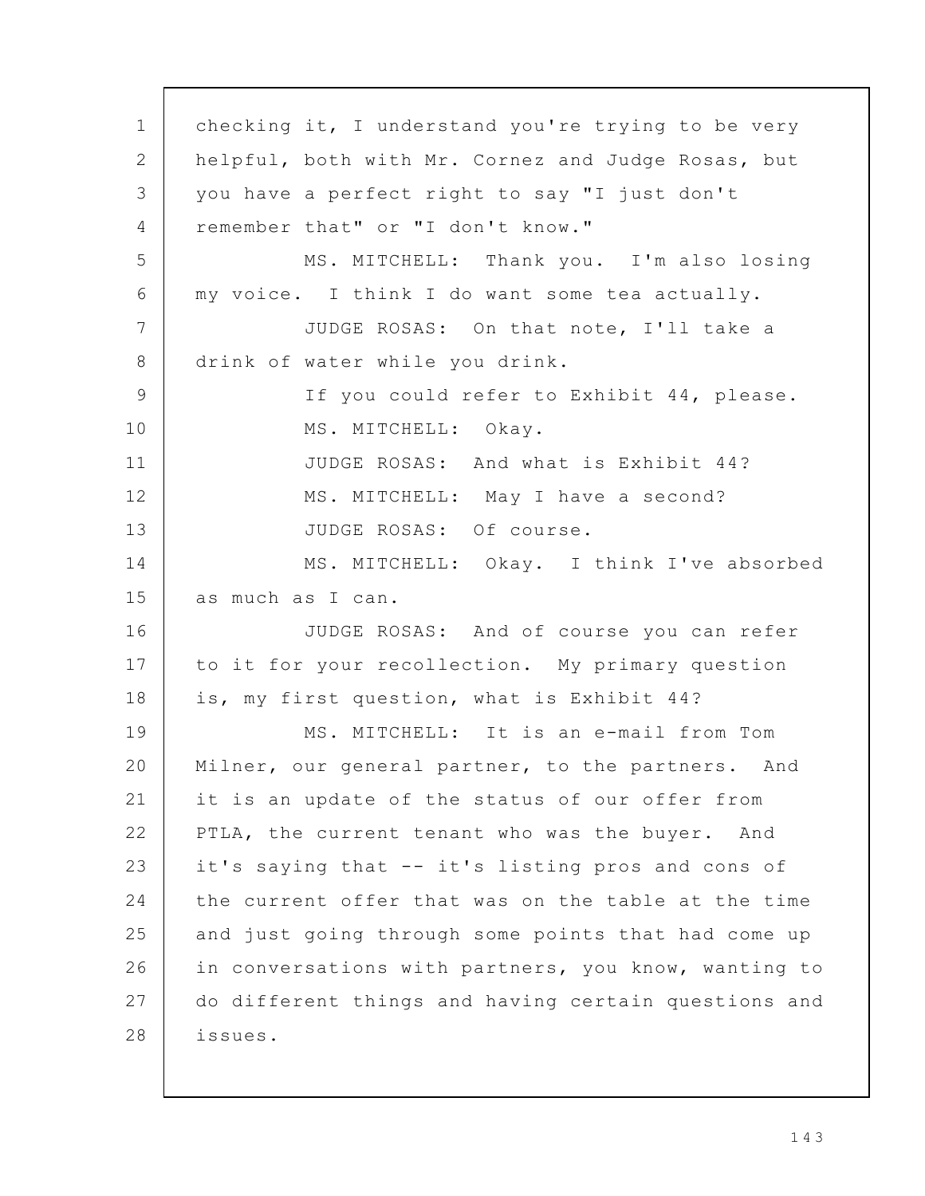checking it, I understand you're trying to be very helpful, both with Mr. Cornez and Judge Rosas, but you have a perfect right to say "I just don't remember that" or "I don't know."

MS. MITCHELL: Thank you. I'm also losing my voice. I think I do want some tea actually.

JUDGE ROSAS: On that note, I'll take a drink of water while you drink.

If you could refer to Exhibit 44, please.

MS. MITCHELL: Okay.

JUDGE ROSAS: And what is Exhibit 44?

MS. MITCHELL: May I have a second?

JUDGE ROSAS: Of course.

MS. MITCHELL: Okay. I think I've absorbed as much as I can.

JUDGE ROSAS: And of course you can refer to it for your recollection. My primary question is, my first question, what is Exhibit 44?

MS. MITCHELL: It is an e-mail from Tom Milner, our general partner, to the partners. And it is an update of the status of our offer from PTLA, the current tenant who was the buyer. And it's saying that -- it's listing pros and cons of the current offer that was on the table at the time and just going through some points that had come up in conversations with partners, you know, wanting to do different things and having certain questions and issues.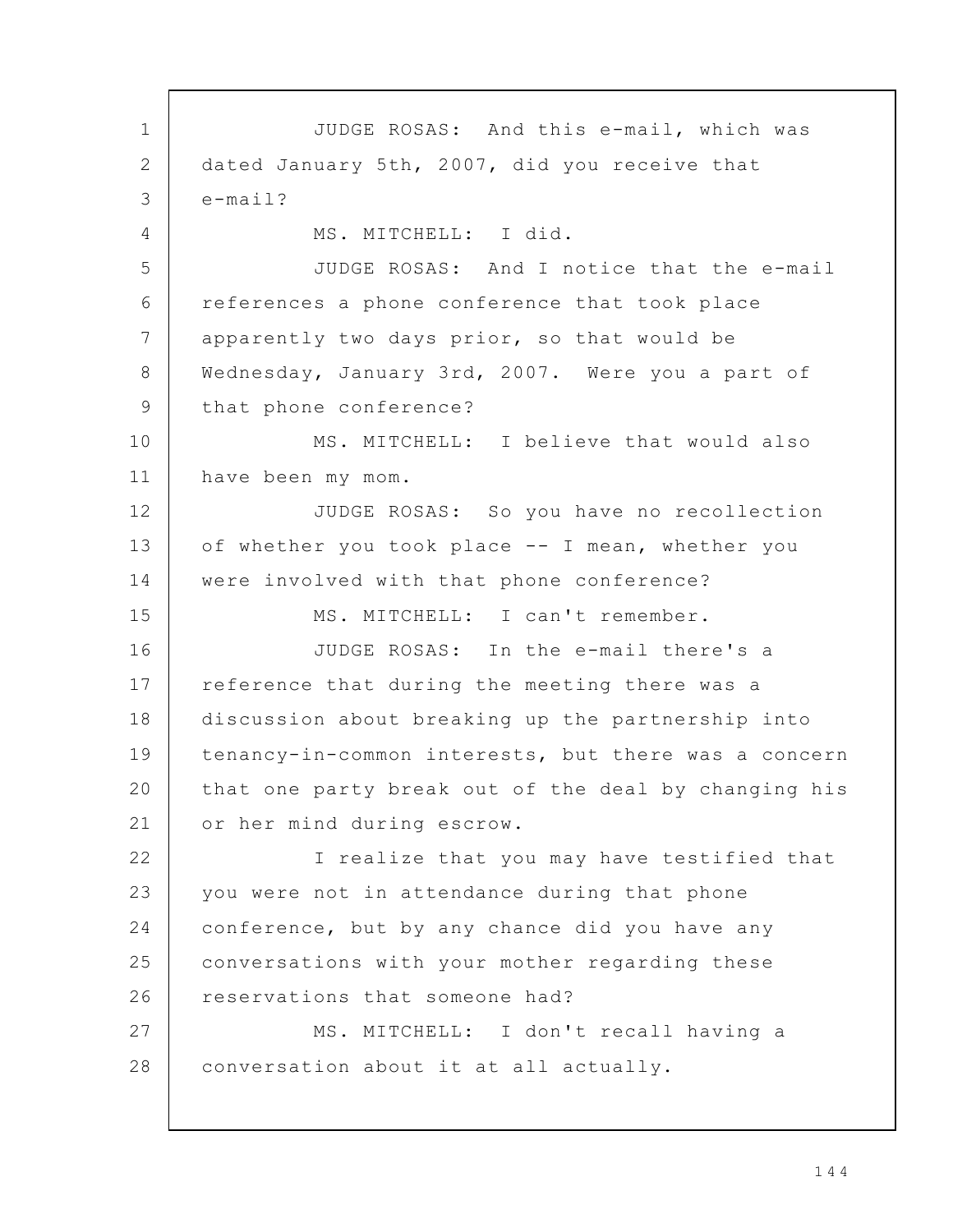JUDGE ROSAS: And this e-mail, which was dated January 5th, 2007, did you receive that e-mail?

MS. MITCHELL: I did.

JUDGE ROSAS: And I notice that the e-mail references a phone conference that took place apparently two days prior, so that would be Wednesday, January 3rd, 2007. Were you a part of that phone conference?

MS. MITCHELL: I believe that would also have been my mom.

JUDGE ROSAS: So you have no recollection of whether you took place -- I mean, whether you were involved with that phone conference?

MS. MITCHELL: I can't remember.

JUDGE ROSAS: In the e-mail there's a reference that during the meeting there was a discussion about breaking up the partnership into tenancy-in-common interests, but there was a concern that one party break out of the deal by changing his or her mind during escrow.

I realize that you may have testified that you were not in attendance during that phone conference, but by any chance did you have any conversations with your mother regarding these reservations that someone had?

MS. MITCHELL: I don't recall having a conversation about it at all actually.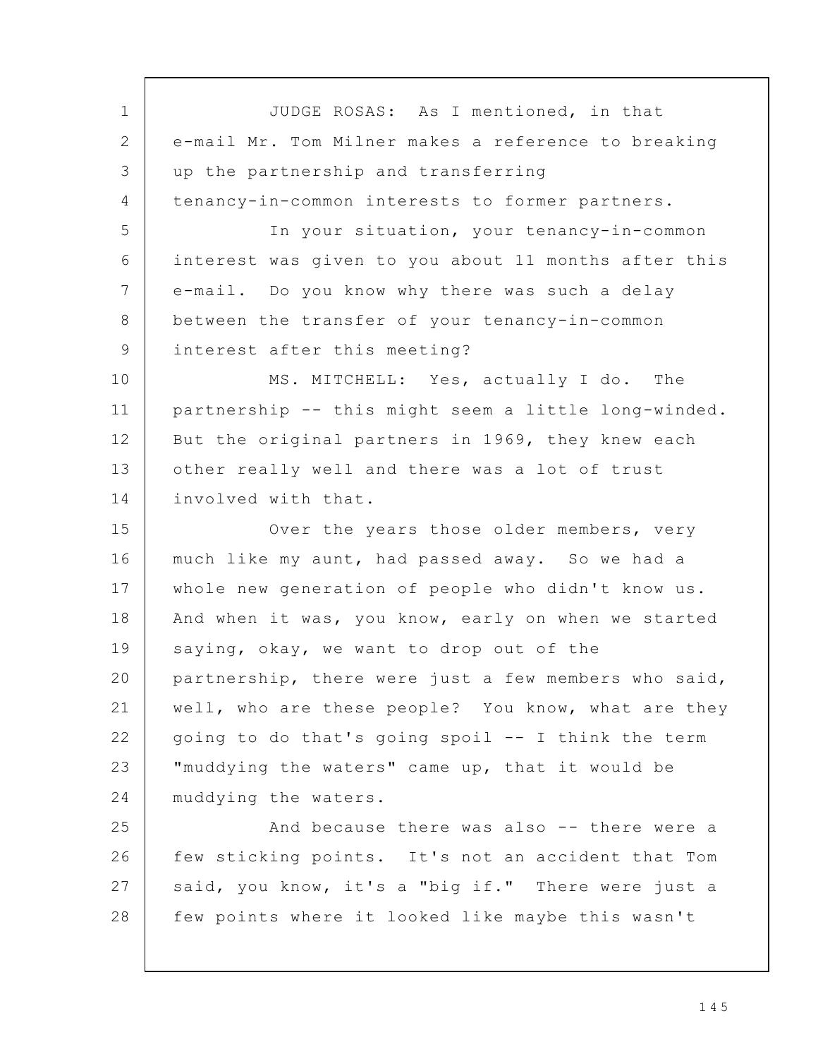JUDGE ROSAS: As I mentioned, in that e-mail Mr. Tom Milner makes a reference to breaking up the partnership and transferring tenancy-in-common interests to former partners.

In your situation, your tenancy-in-common interest was given to you about 11 months after this e-mail. Do you know why there was such a delay between the transfer of your tenancy-in-common interest after this meeting?

MS. MITCHELL: Yes, actually I do. The partnership -- this might seem a little long-winded. But the original partners in 1969, they knew each other really well and there was a lot of trust involved with that.

Over the years those older members, very much like my aunt, had passed away. So we had a whole new generation of people who didn't know us. And when it was, you know, early on when we started saying, okay, we want to drop out of the partnership, there were just a few members who said, well, who are these people? You know, what are they going to do that's going spoil -- I think the term "muddying the waters" came up, that it would be muddying the waters.

And because there was also -- there were a few sticking points. It's not an accident that Tom said, you know, it's a "big if." There were just a few points where it looked like maybe this wasn't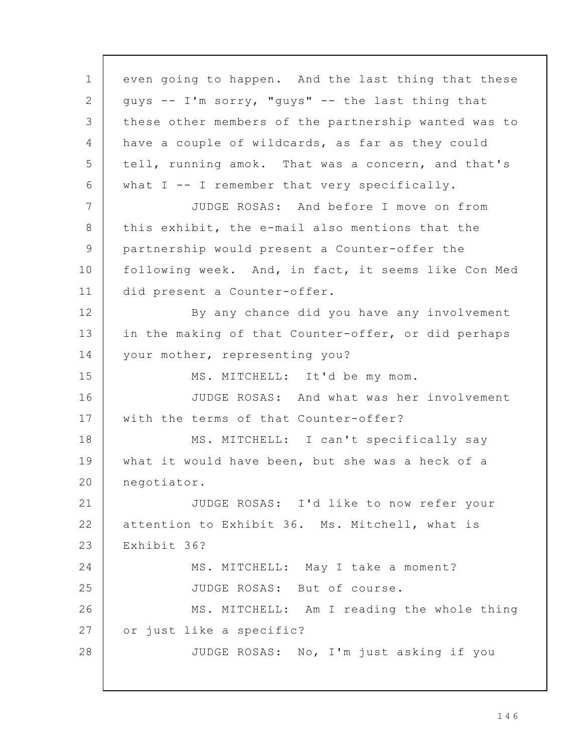even going to happen. And the last thing that these guys -- I'm sorry, "guys" -- the last thing that these other members of the partnership wanted was to have a couple of wildcards, as far as they could tell, running amok. That was a concern, and that's what I -- I remember that very specifically.

JUDGE ROSAS: And before I move on from this exhibit, the e-mail also mentions that the partnership would present a Counter-offer the following week. And, in fact, it seems like Con Med did present a Counter-offer.

By any chance did you have any involvement in the making of that Counter-offer, or did perhaps your mother, representing you?

MS. MITCHELL: It'd be my mom.

JUDGE ROSAS: And what was her involvement with the terms of that Counter-offer?

MS. MITCHELL: I can't specifically say what it would have been, but she was a heck of a negotiator.

JUDGE ROSAS: I'd like to now refer your attention to Exhibit 36. Ms. Mitchell, what is Exhibit 36?

MS. MITCHELL: May I take a moment?

JUDGE ROSAS: But of course.

MS. MITCHELL: Am I reading the whole thing or just like a specific?

JUDGE ROSAS: No, I'm just asking if you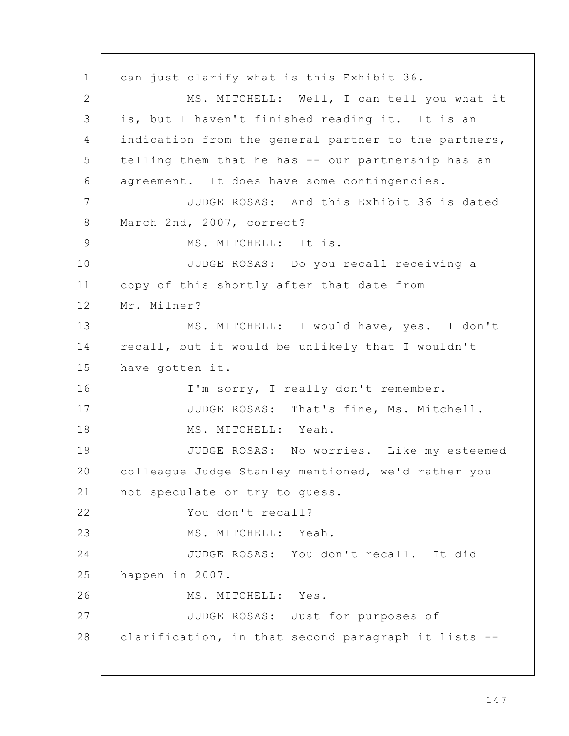can just clarify what is this Exhibit 36.

MS. MITCHELL: Well, I can tell you what it is, but I haven't finished reading it. It is an indication from the general partner to the partners, telling them that he has -- our partnership has an agreement. It does have some contingencies.

JUDGE ROSAS: And this Exhibit 36 is dated March 2nd, 2007, correct?

MS. MITCHELL: It is.

JUDGE ROSAS: Do you recall receiving a copy of this shortly after that date from Mr. Milner?

MS. MITCHELL: I would have, yes. I don't recall, but it would be unlikely that I wouldn't have gotten it.

I'm sorry, I really don't remember.

JUDGE ROSAS: That's fine, Ms. Mitchell.

MS. MITCHELL: Yeah.

JUDGE ROSAS: No worries. Like my esteemed colleague Judge Stanley mentioned, we'd rather you not speculate or try to guess.

You don't recall?

MS. MITCHELL: Yeah.

JUDGE ROSAS: You don't recall. It did happen in 2007.

MS. MITCHELL: Yes.

JUDGE ROSAS: Just for purposes of clarification, in that second paragraph it lists --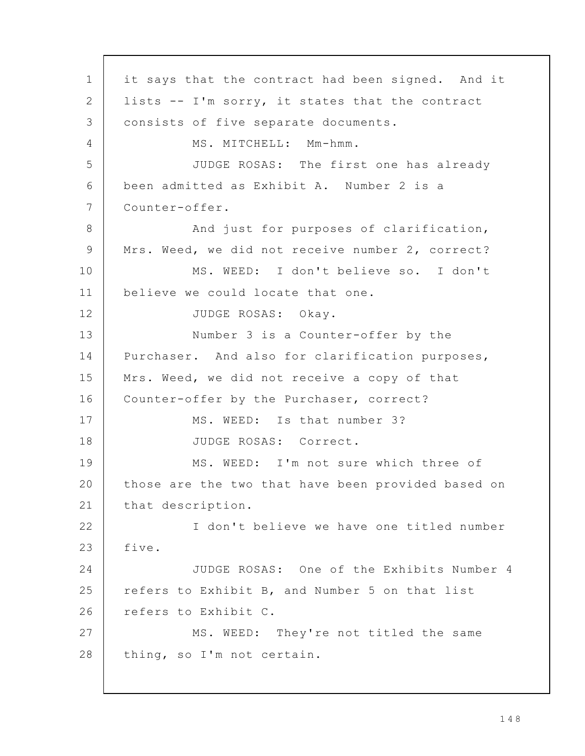it says that the contract had been signed. And it lists -- I'm sorry, it states that the contract consists of five separate documents.

MS. MITCHELL: Mm-hmm.

JUDGE ROSAS: The first one has already been admitted as Exhibit A. Number 2 is a Counter-offer.

And just for purposes of clarification, Mrs. Weed, we did not receive number 2, correct?

MS. WEED: I don't believe so. I don't believe we could locate that one.

JUDGE ROSAS: Okay.

Number 3 is a Counter-offer by the Purchaser. And also for clarification purposes, Mrs. Weed, we did not receive a copy of that Counter-offer by the Purchaser, correct?

MS. WEED: Is that number 3?

JUDGE ROSAS: Correct.

MS. WEED: I'm not sure which three of those are the two that have been provided based on that description.

I don't believe we have one titled number five.

JUDGE ROSAS: One of the Exhibits Number 4 refers to Exhibit B, and Number 5 on that list refers to Exhibit C.

MS. WEED: They're not titled the same thing, so I'm not certain.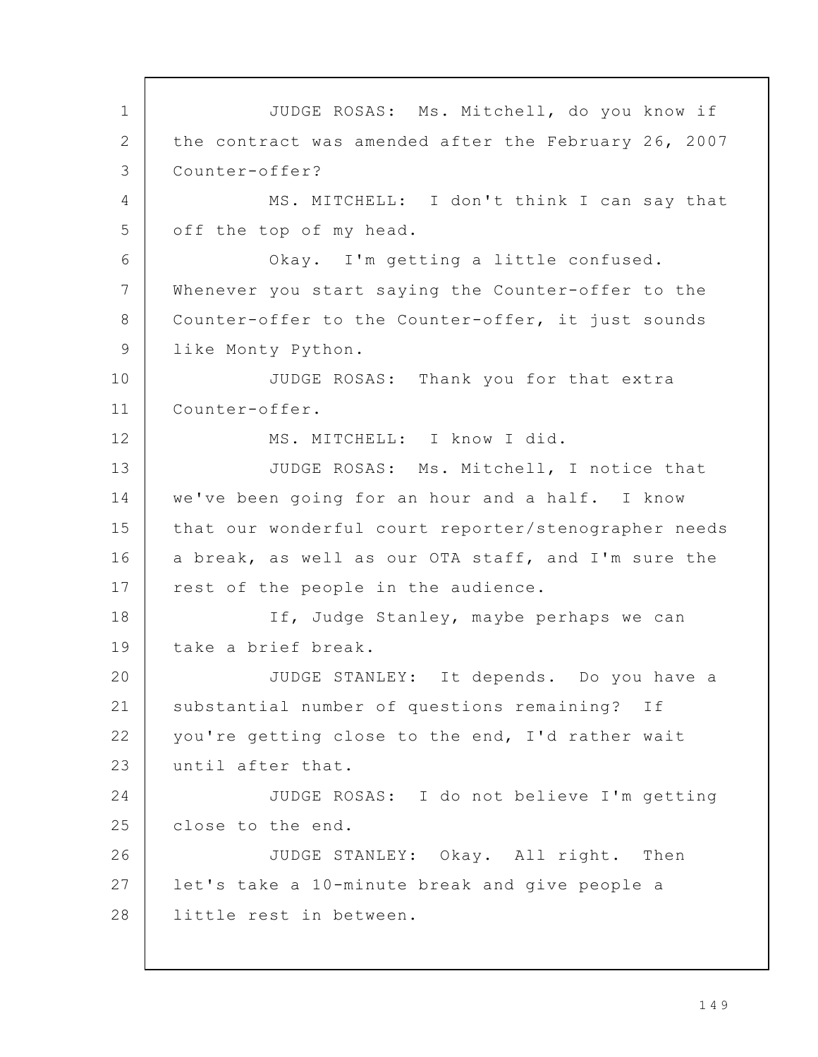JUDGE ROSAS: Ms. Mitchell, do you know if the contract was amended after the February 26, 2007 Counter-offer?

MS. MITCHELL: I don't think I can say that off the top of my head.

Okay. I'm getting a little confused. Whenever you start saying the Counter-offer to the Counter-offer to the Counter-offer, it just sounds like Monty Python.

JUDGE ROSAS: Thank you for that extra Counter-offer.

MS. MITCHELL: I know I did.

JUDGE ROSAS: Ms. Mitchell, I notice that we've been going for an hour and a half. I know that our wonderful court reporter/stenographer needs a break, as well as our OTA staff, and I'm sure the rest of the people in the audience.

If, Judge Stanley, maybe perhaps we can take a brief break.

JUDGE STANLEY: It depends. Do you have a substantial number of questions remaining? If you're getting close to the end, I'd rather wait until after that.

JUDGE ROSAS: I do not believe I'm getting close to the end.

JUDGE STANLEY: Okay. All right. Then let's take a 10-minute break and give people a little rest in between.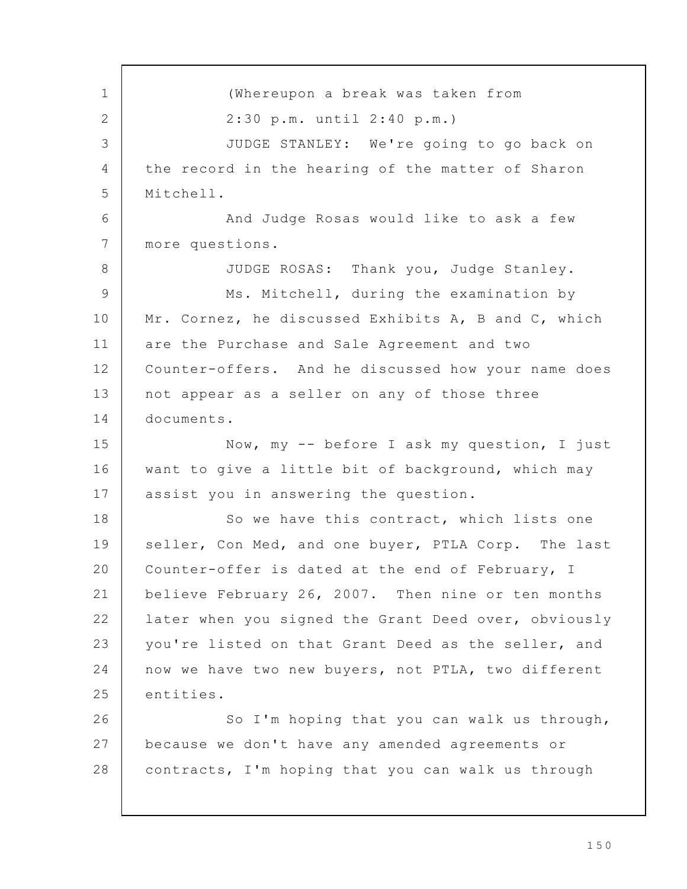(Whereupon a break was taken from 2:30 p.m. until 2:40 p.m.)

JUDGE STANLEY: We're going to go back on the record in the hearing of the matter of Sharon Mitchell.

And Judge Rosas would like to ask a few more questions.

JUDGE ROSAS: Thank you, Judge Stanley.

Ms. Mitchell, during the examination by Mr. Cornez, he discussed Exhibits A, B and C, which are the Purchase and Sale Agreement and two Counter-offers. And he discussed how your name does not appear as a seller on any of those three documents.

Now, my -- before I ask my question, I just want to give a little bit of background, which may assist you in answering the question.

So we have this contract, which lists one seller, Con Med, and one buyer, PTLA Corp. The last Counter-offer is dated at the end of February, I believe February 26, 2007. Then nine or ten months later when you signed the Grant Deed over, obviously you're listed on that Grant Deed as the seller, and now we have two new buyers, not PTLA, two different entities.

So I'm hoping that you can walk us through, because we don't have any amended agreements or contracts, I'm hoping that you can walk us through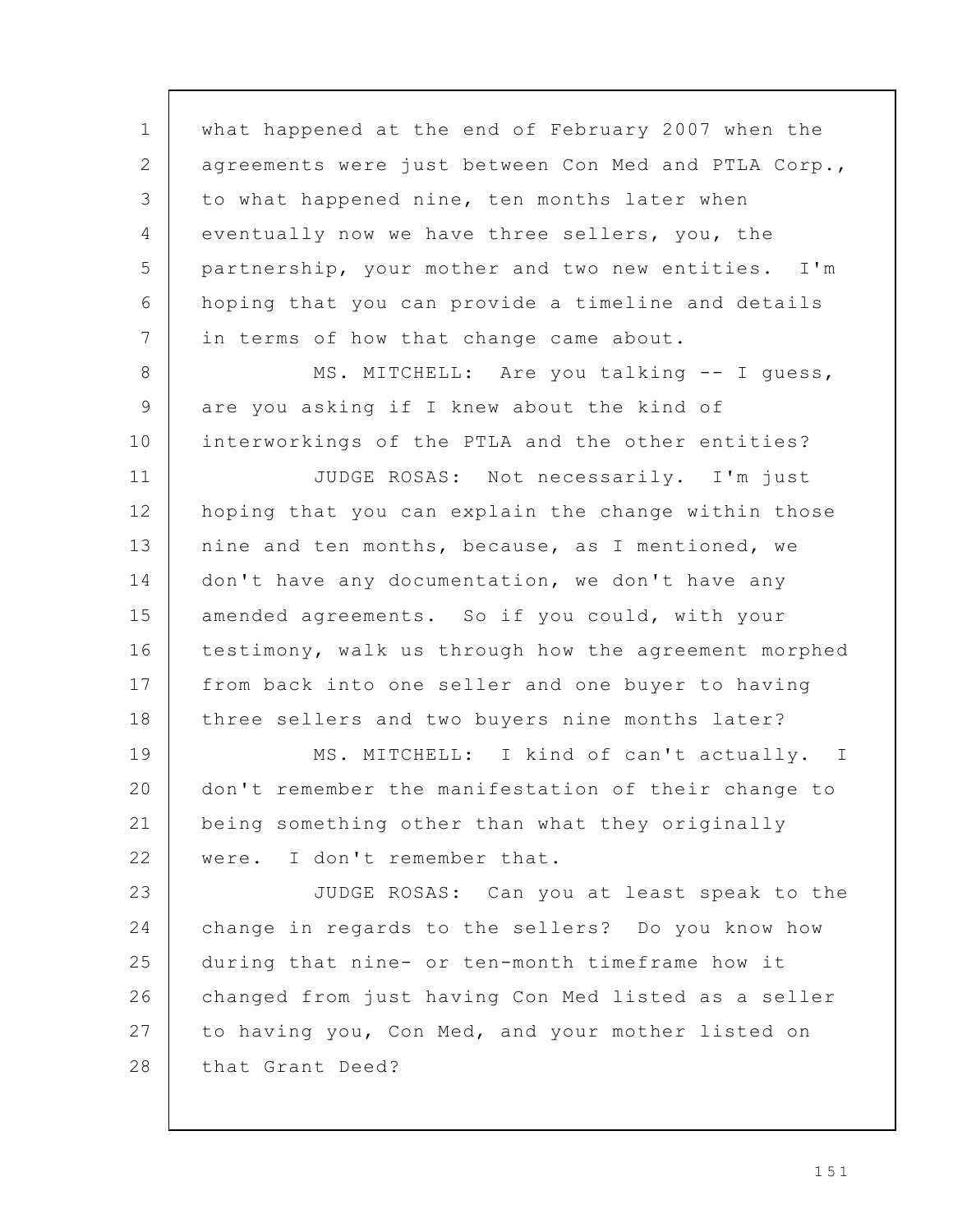what happened at the end of February 2007 when the agreements were just between Con Med and PTLA Corp., to what happened nine, ten months later when eventually now we have three sellers, you, the partnership, your mother and two new entities. I'm hoping that you can provide a timeline and details in terms of how that change came about.

MS. MITCHELL: Are you talking -- I guess, are you asking if I knew about the kind of interworkings of the PTLA and the other entities?

JUDGE ROSAS: Not necessarily. I'm just hoping that you can explain the change within those nine and ten months, because, as I mentioned, we don't have any documentation, we don't have any amended agreements. So if you could, with your testimony, walk us through how the agreement morphed from back into one seller and one buyer to having three sellers and two buyers nine months later?

MS. MITCHELL: I kind of can't actually. I don't remember the manifestation of their change to being something other than what they originally were. I don't remember that.

JUDGE ROSAS: Can you at least speak to the change in regards to the sellers? Do you know how during that nine- or ten-month timeframe how it changed from just having Con Med listed as a seller to having you, Con Med, and your mother listed on that Grant Deed?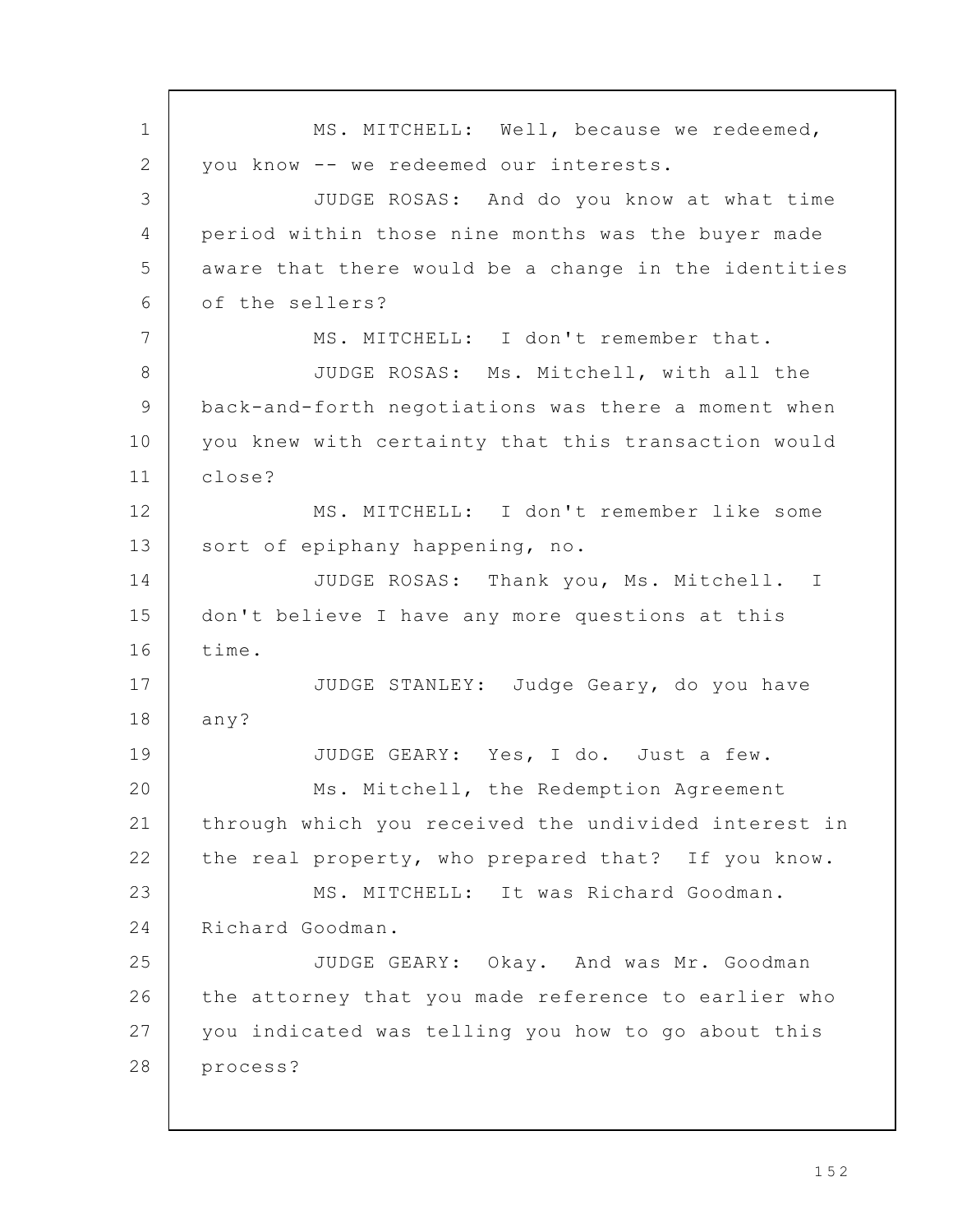MS. MITCHELL: Well, because we redeemed, you know -- we redeemed our interests.

JUDGE ROSAS: And do you know at what time period within those nine months was the buyer made aware that there would be a change in the identities of the sellers?

MS. MITCHELL: I don't remember that.

JUDGE ROSAS: Ms. Mitchell, with all the back-and-forth negotiations was there a moment when you knew with certainty that this transaction would close?

MS. MITCHELL: I don't remember like some sort of epiphany happening, no.

JUDGE ROSAS: Thank you, Ms. Mitchell. I don't believe I have any more questions at this time.

JUDGE STANLEY: Judge Geary, do you have any?

JUDGE GEARY: Yes, I do. Just a few.

Ms. Mitchell, the Redemption Agreement through which you received the undivided interest in the real property, who prepared that? If you know.

MS. MITCHELL: It was Richard Goodman. Richard Goodman.

JUDGE GEARY: Okay. And was Mr. Goodman the attorney that you made reference to earlier who you indicated was telling you how to go about this process?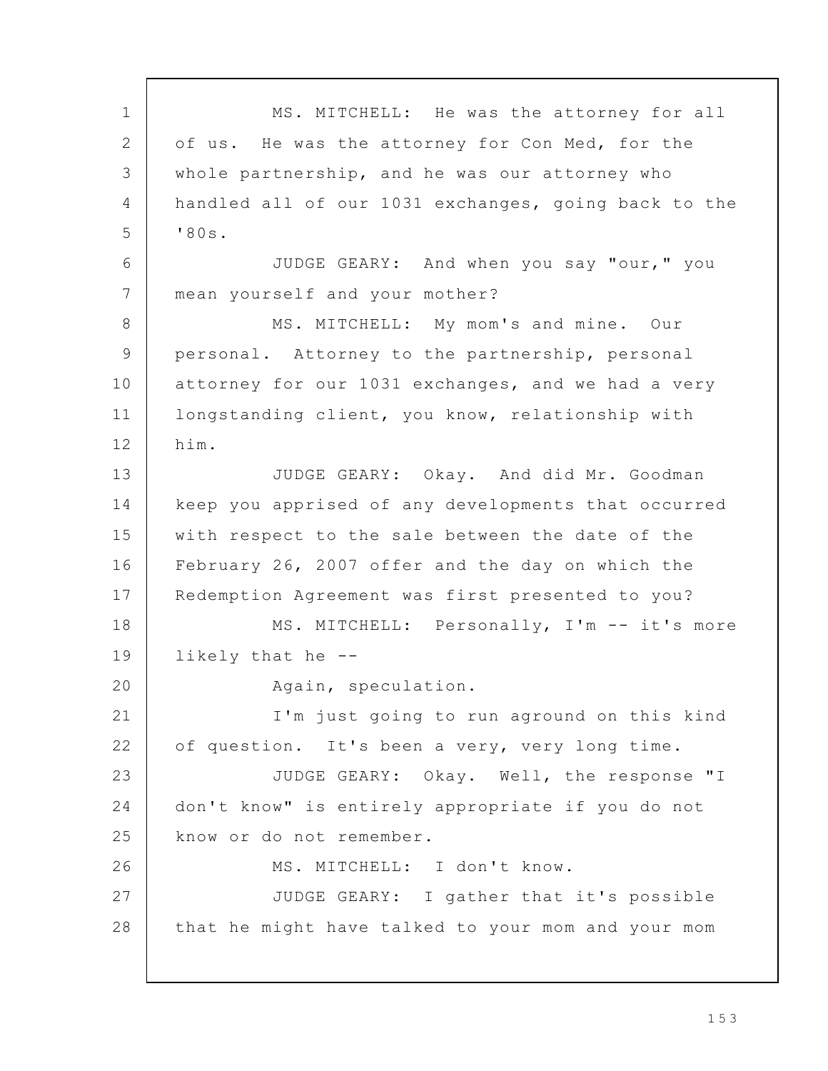MS. MITCHELL: He was the attorney for all of us. He was the attorney for Con Med, for the whole partnership, and he was our attorney who handled all of our 1031 exchanges, going back to the '80s.

JUDGE GEARY: And when you say "our," you mean yourself and your mother?

MS. MITCHELL: My mom's and mine. Our personal. Attorney to the partnership, personal attorney for our 1031 exchanges, and we had a very longstanding client, you know, relationship with him.

JUDGE GEARY: Okay. And did Mr. Goodman keep you apprised of any developments that occurred with respect to the sale between the date of the February 26, 2007 offer and the day on which the Redemption Agreement was first presented to you?

MS. MITCHELL: Personally, I'm -- it's more likely that he --

Again, speculation.

I'm just going to run aground on this kind of question. It's been a very, very long time.

JUDGE GEARY: Okay. Well, the response "I don't know" is entirely appropriate if you do not know or do not remember.

MS. MITCHELL: I don't know.

JUDGE GEARY: I gather that it's possible that he might have talked to your mom and your mom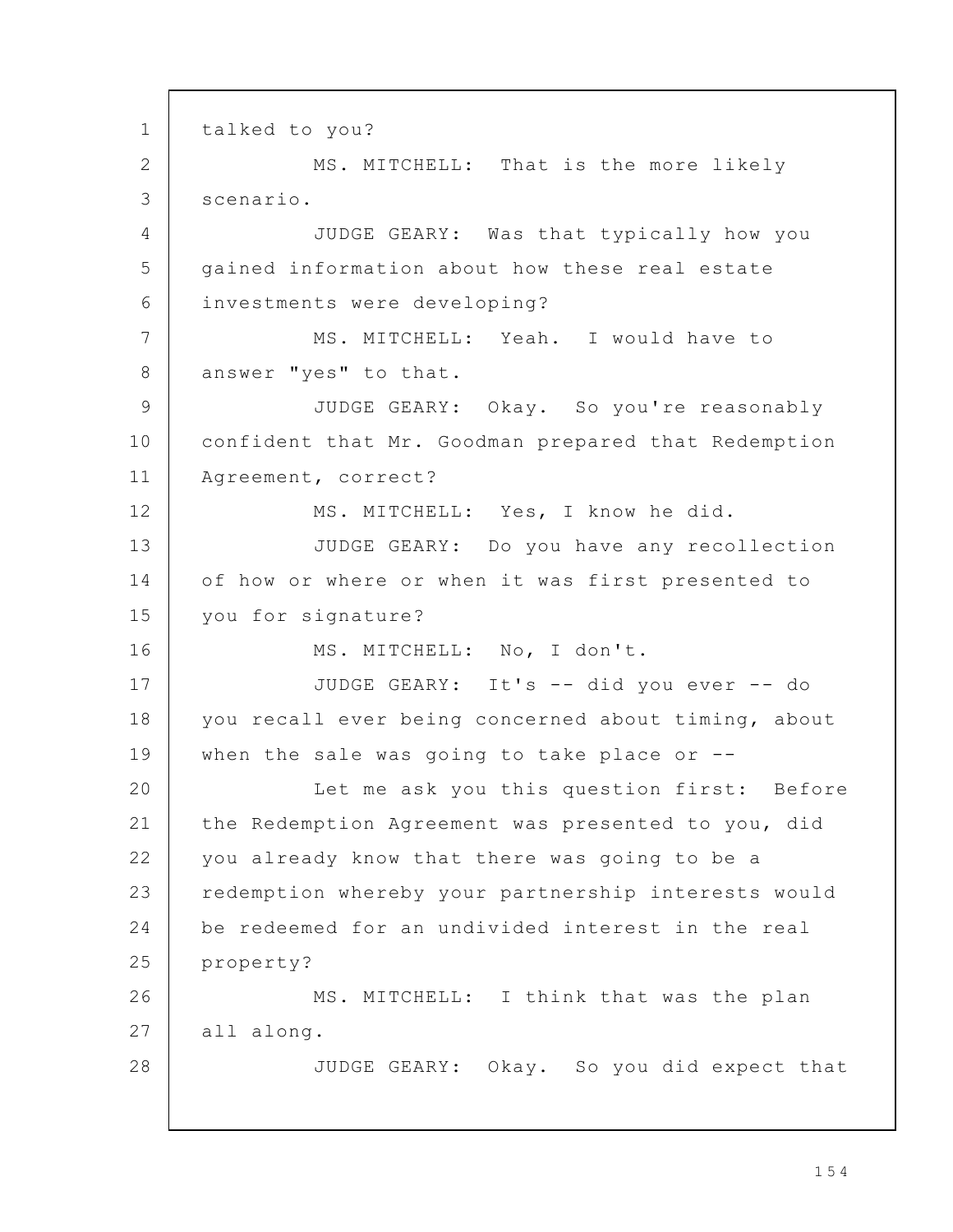talked to you?

MS. MITCHELL: That is the more likely scenario.

JUDGE GEARY: Was that typically how you gained information about how these real estate investments were developing?

MS. MITCHELL: Yeah. I would have to answer "yes" to that.

JUDGE GEARY: Okay. So you're reasonably confident that Mr. Goodman prepared that Redemption Agreement, correct?

MS. MITCHELL: Yes, I know he did.

JUDGE GEARY: Do you have any recollection of how or where or when it was first presented to you for signature?

MS. MITCHELL: No, I don't.

JUDGE GEARY: It's -- did you ever -- do you recall ever being concerned about timing, about when the sale was going to take place or --

Let me ask you this question first: Before the Redemption Agreement was presented to you, did you already know that there was going to be a redemption whereby your partnership interests would be redeemed for an undivided interest in the real property?

MS. MITCHELL: I think that was the plan all along.

JUDGE GEARY: Okay. So you did expect that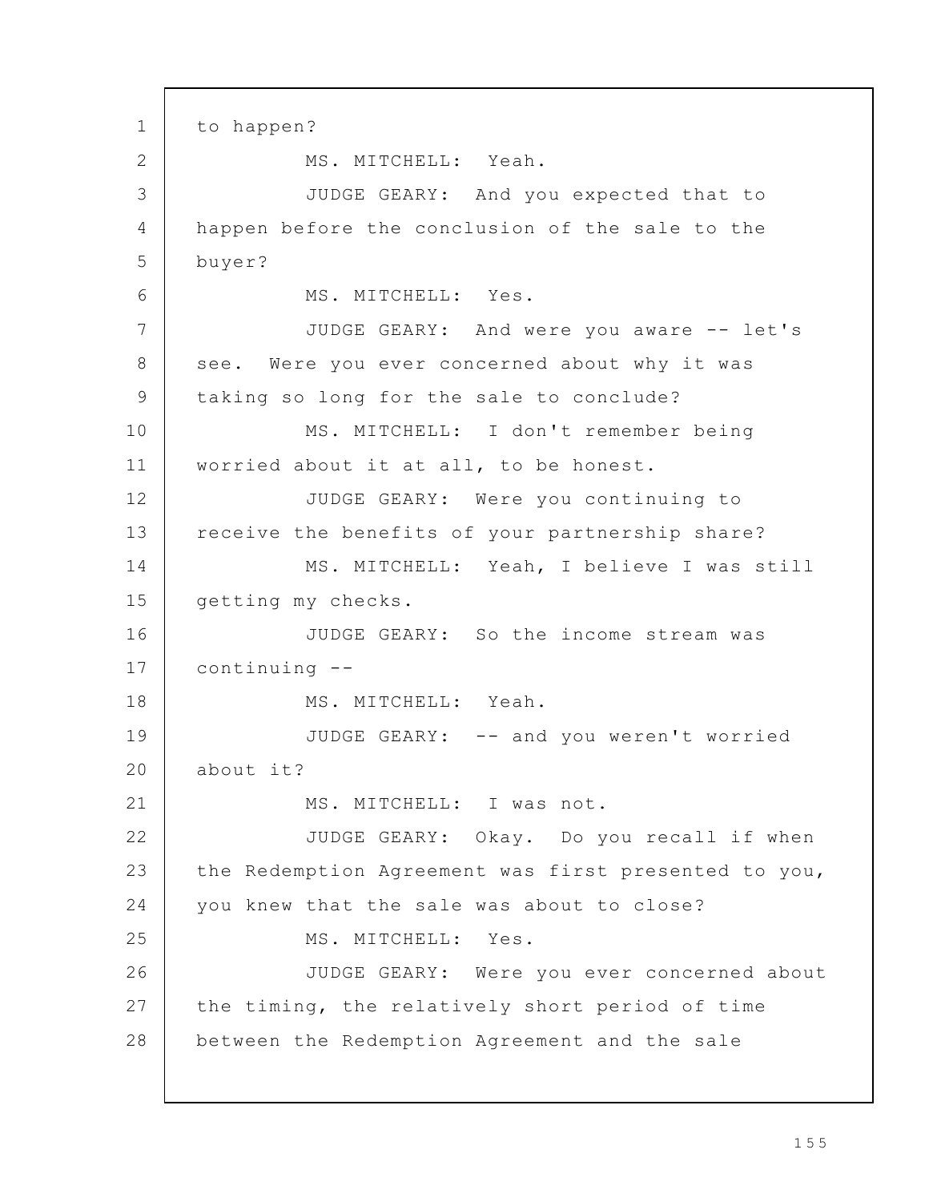to happen?

MS. MITCHELL: Yeah.

JUDGE GEARY: And you expected that to happen before the conclusion of the sale to the buyer?

MS. MITCHELL: Yes.

JUDGE GEARY: And were you aware -- let's see. Were you ever concerned about why it was taking so long for the sale to conclude?

MS. MITCHELL: I don't remember being worried about it at all, to be honest.

JUDGE GEARY: Were you continuing to receive the benefits of your partnership share?

MS. MITCHELL: Yeah, I believe I was still getting my checks.

JUDGE GEARY: So the income stream was continuing --

MS. MITCHELL: Yeah.

JUDGE GEARY: -- and you weren't worried about it?

MS. MITCHELL: I was not.

JUDGE GEARY: Okay. Do you recall if when the Redemption Agreement was first presented to you, you knew that the sale was about to close?

MS. MITCHELL: Yes.

JUDGE GEARY: Were you ever concerned about the timing, the relatively short period of time between the Redemption Agreement and the sale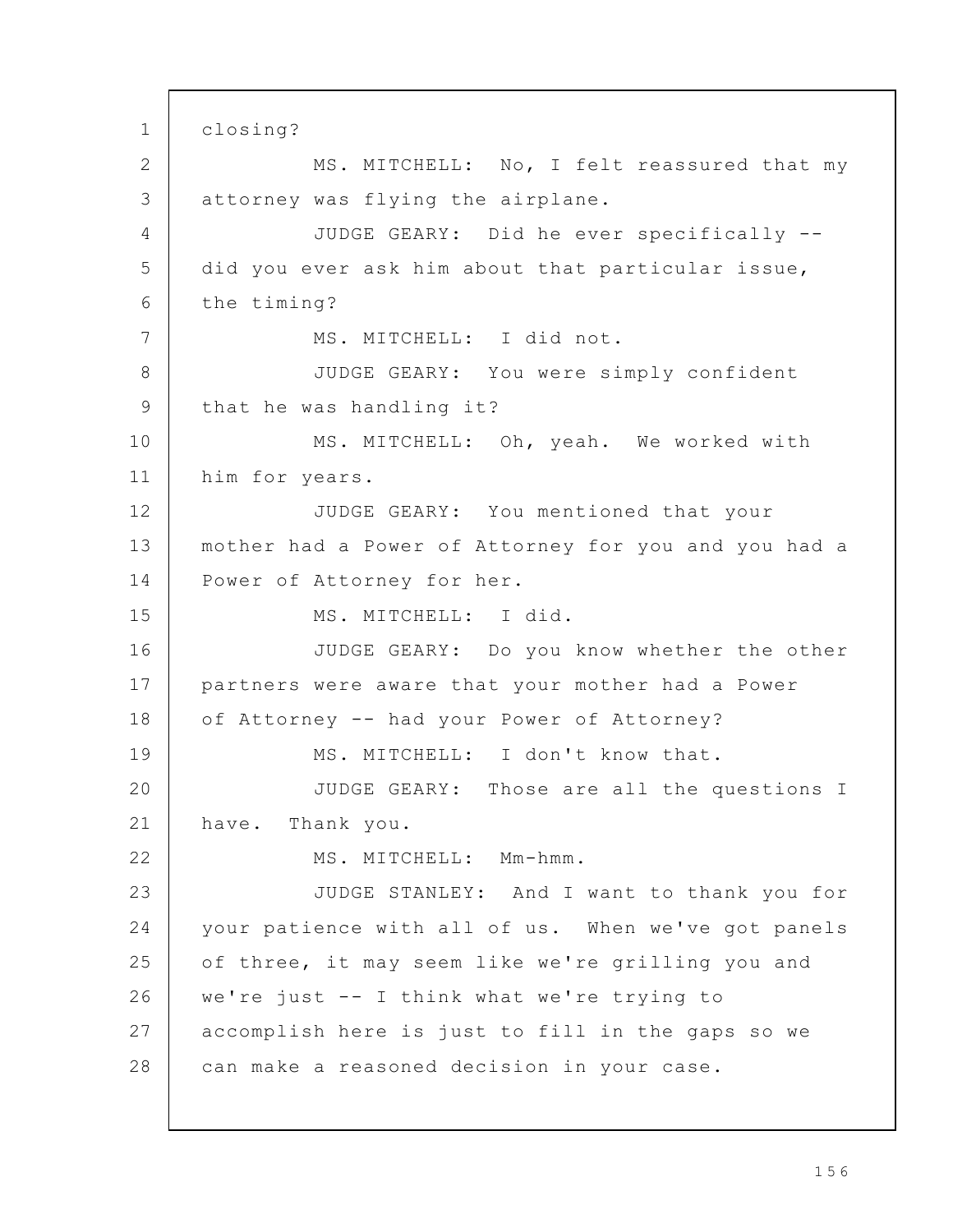closing?

MS. MITCHELL: No, I felt reassured that my attorney was flying the airplane.

JUDGE GEARY: Did he ever specifically -- did you ever ask him about that particular issue, the timing?

MS. MITCHELL: I did not.

JUDGE GEARY: You were simply confident that he was handling it?

MS. MITCHELL: Oh, yeah. We worked with him for years.

JUDGE GEARY: You mentioned that your mother had a Power of Attorney for you and you had a Power of Attorney for her.

MS. MITCHELL: I did.

JUDGE GEARY: Do you know whether the other partners were aware that your mother had a Power of Attorney -- had your Power of Attorney?

MS. MITCHELL: I don't know that.

JUDGE GEARY: Those are all the questions I have. Thank you.

MS. MITCHELL: Mm-hmm.

JUDGE STANLEY: And I want to thank you for your patience with all of us. When we've got panels of three, it may seem like we're grilling you and we're just -- I think what we're trying to accomplish here is just to fill in the gaps so we can make a reasoned decision in your case.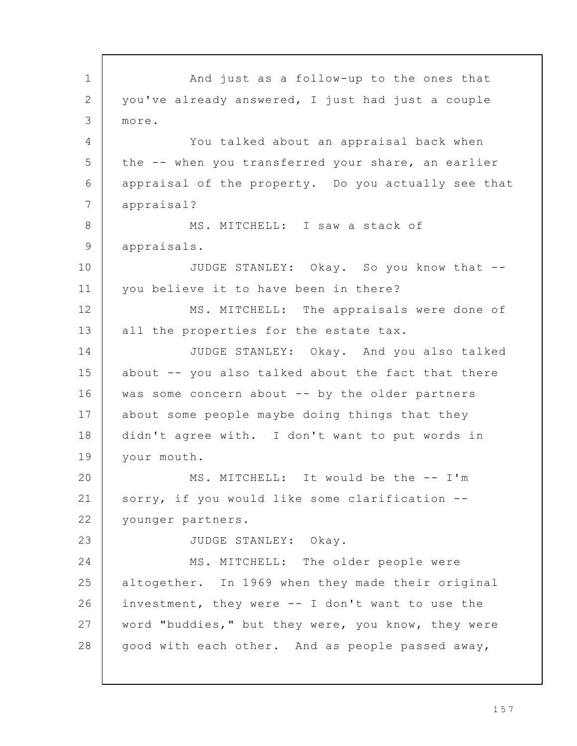And just as a follow-up to the ones that you've already answered, I just had just a couple more.

You talked about an appraisal back when the -- when you transferred your share, an earlier appraisal of the property. Do you actually see that appraisal?

MS. MITCHELL: I saw a stack of appraisals.

JUDGE STANLEY: Okay. So you know that -- you believe it to have been in there?

MS. MITCHELL: The appraisals were done of all the properties for the estate tax.

JUDGE STANLEY: Okay. And you also talked about -- you also talked about the fact that there was some concern about -- by the older partners about some people maybe doing things that they didn't agree with. I don't want to put words in your mouth.

MS. MITCHELL: It would be the -- I'm sorry, if you would like some clarification -- younger partners.

JUDGE STANLEY: Okay.

MS. MITCHELL: The older people were altogether. In 1969 when they made their original investment, they were -- I don't want to use the word "buddies," but they were, you know, they were good with each other. And as people passed away,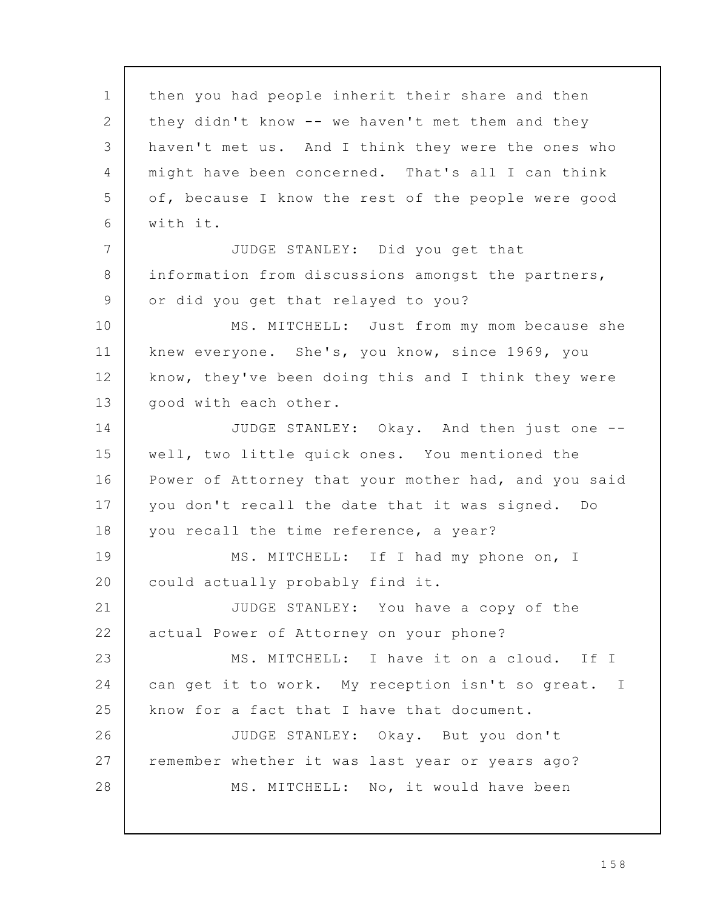then you had people inherit their share and then they didn't know -- we haven't met them and they haven't met us. And I think they were the ones who might have been concerned. That's all I can think of, because I know the rest of the people were good with it.

JUDGE STANLEY: Did you get that information from discussions amongst the partners, or did you get that relayed to you?

MS. MITCHELL: Just from my mom because she knew everyone. She's, you know, since 1969, you know, they've been doing this and I think they were good with each other.

JUDGE STANLEY: Okay. And then just one -- well, two little quick ones. You mentioned the Power of Attorney that your mother had, and you said you don't recall the date that it was signed. Do you recall the time reference, a year?

MS. MITCHELL: If I had my phone on, I could actually probably find it.

JUDGE STANLEY: You have a copy of the actual Power of Attorney on your phone?

MS. MITCHELL: I have it on a cloud. If I can get it to work. My reception isn't so great. I know for a fact that I have that document.

JUDGE STANLEY: Okay. But you don't remember whether it was last year or years ago?

MS. MITCHELL: No, it would have been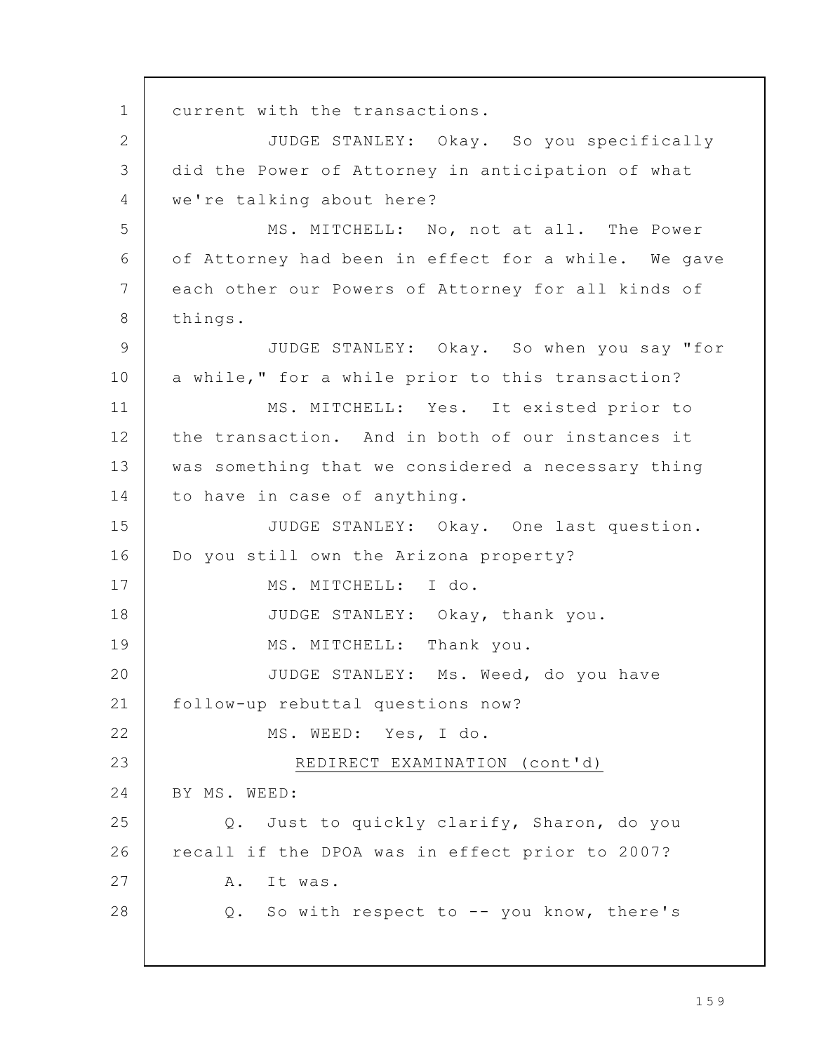current with the transactions.

JUDGE STANLEY: Okay. So you specifically did the Power of Attorney in anticipation of what we're talking about here?

MS. MITCHELL: No, not at all. The Power of Attorney had been in effect for a while. We gave each other our Powers of Attorney for all kinds of things.

JUDGE STANLEY: Okay. So when you say "for a while," for a while prior to this transaction?

MS. MITCHELL: Yes. It existed prior to the transaction. And in both of our instances it was something that we considered a necessary thing to have in case of anything.

JUDGE STANLEY: Okay. One last question. Do you still own the Arizona property?

MS. MITCHELL: I do.

JUDGE STANLEY: Okay, thank you.

MS. MITCHELL: Thank you.

JUDGE STANLEY: Ms. Weed, do you have follow-up rebuttal questions now?

MS. WEED: Yes, I do.

REDIRECT EXAMINATION (cont'd)

BY MS. WEED:

Q. Just to quickly clarify, Sharon, do you recall if the DPOA was in effect prior to 2007?

A. It was.

Q. So with respect to -- you know, there's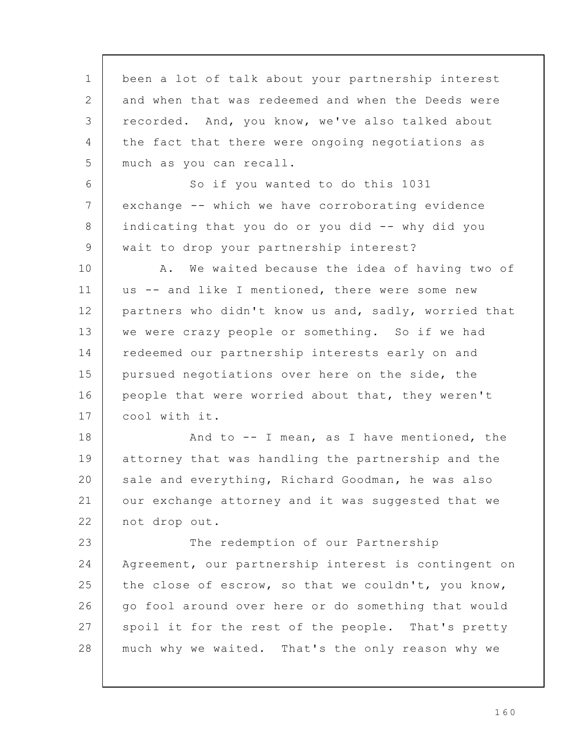been a lot of talk about your partnership interest and when that was redeemed and when the Deeds were recorded. And, you know, we've also talked about the fact that there were ongoing negotiations as much as you can recall.

So if you wanted to do this 1031 exchange -- which we have corroborating evidence indicating that you do or you did -- why did you wait to drop your partnership interest?

A. We waited because the idea of having two of us -- and like I mentioned, there were some new partners who didn't know us and, sadly, worried that we were crazy people or something. So if we had redeemed our partnership interests early on and pursued negotiations over here on the side, the people that were worried about that, they weren't cool with it.

And to -- I mean, as I have mentioned, the attorney that was handling the partnership and the sale and everything, Richard Goodman, he was also our exchange attorney and it was suggested that we not drop out.

The redemption of our Partnership Agreement, our partnership interest is contingent on the close of escrow, so that we couldn't, you know, go fool around over here or do something that would spoil it for the rest of the people. That's pretty much why we waited. That's the only reason why we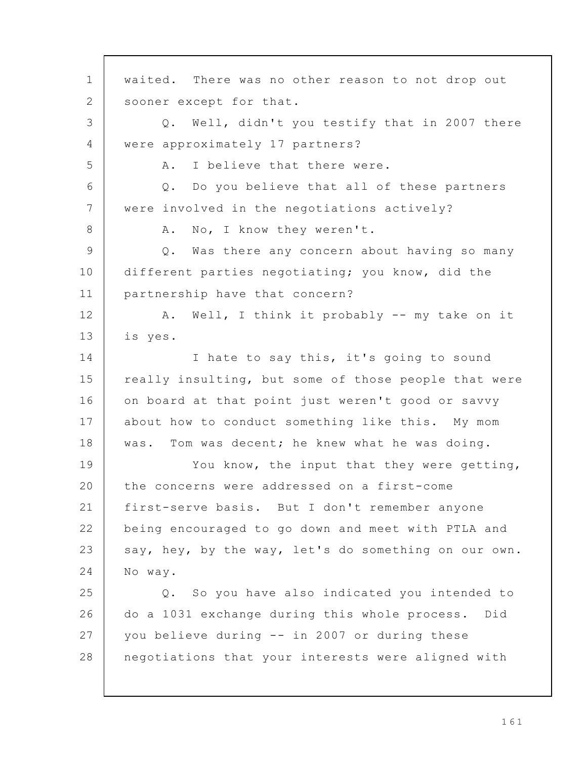waited. There was no other reason to not drop out sooner except for that.

Q. Well, didn't you testify that in 2007 there were approximately 17 partners?

A. I believe that there were.

Q. Do you believe that all of these partners were involved in the negotiations actively?

A. No, I know they weren't.

Q. Was there any concern about having so many different parties negotiating; you know, did the partnership have that concern?

A. Well, I think it probably -- my take on it is yes.

I hate to say this, it's going to sound really insulting, but some of those people that were on board at that point just weren't good or savvy about how to conduct something like this. My mom was. Tom was decent; he knew what he was doing.

You know, the input that they were getting, the concerns were addressed on a first-come first-serve basis. But I don't remember anyone being encouraged to go down and meet with PTLA and say, hey, by the way, let's do something on our own. No way.

Q. So you have also indicated you intended to do a 1031 exchange during this whole process. Did you believe during -- in 2007 or during these negotiations that your interests were aligned with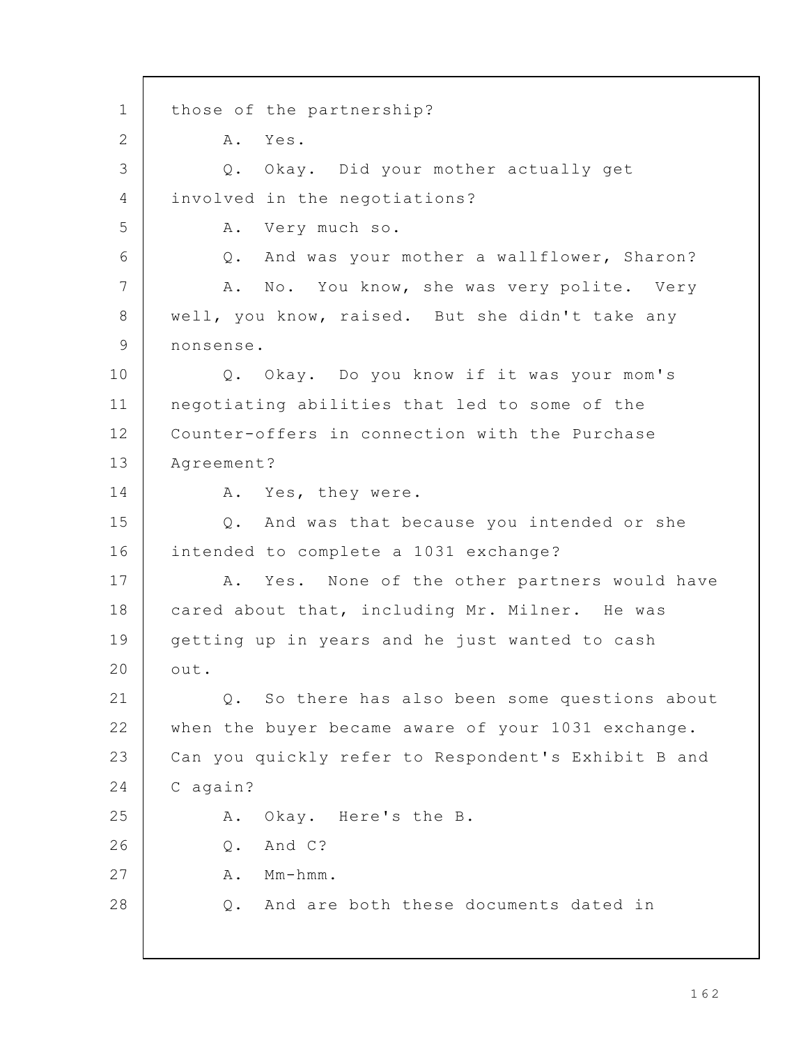those of the partnership?

A. Yes.

Q. Okay. Did your mother actually get involved in the negotiations?

A. Very much so.

Q. And was your mother a wallflower, Sharon?

A. No. You know, she was very polite. Very well, you know, raised. But she didn't take any nonsense.

Q. Okay. Do you know if it was your mom's negotiating abilities that led to some of the Counter-offers in connection with the Purchase Agreement?

A. Yes, they were.

Q. And was that because you intended or she intended to complete a 1031 exchange?

A. Yes. None of the other partners would have cared about that, including Mr. Milner. He was getting up in years and he just wanted to cash out.

Q. So there has also been some questions about when the buyer became aware of your 1031 exchange. Can you quickly refer to Respondent's Exhibit B and C again?

A. Okay. Here's the B.

Q. And C?

A. Mm-hmm.

Q. And are both these documents dated in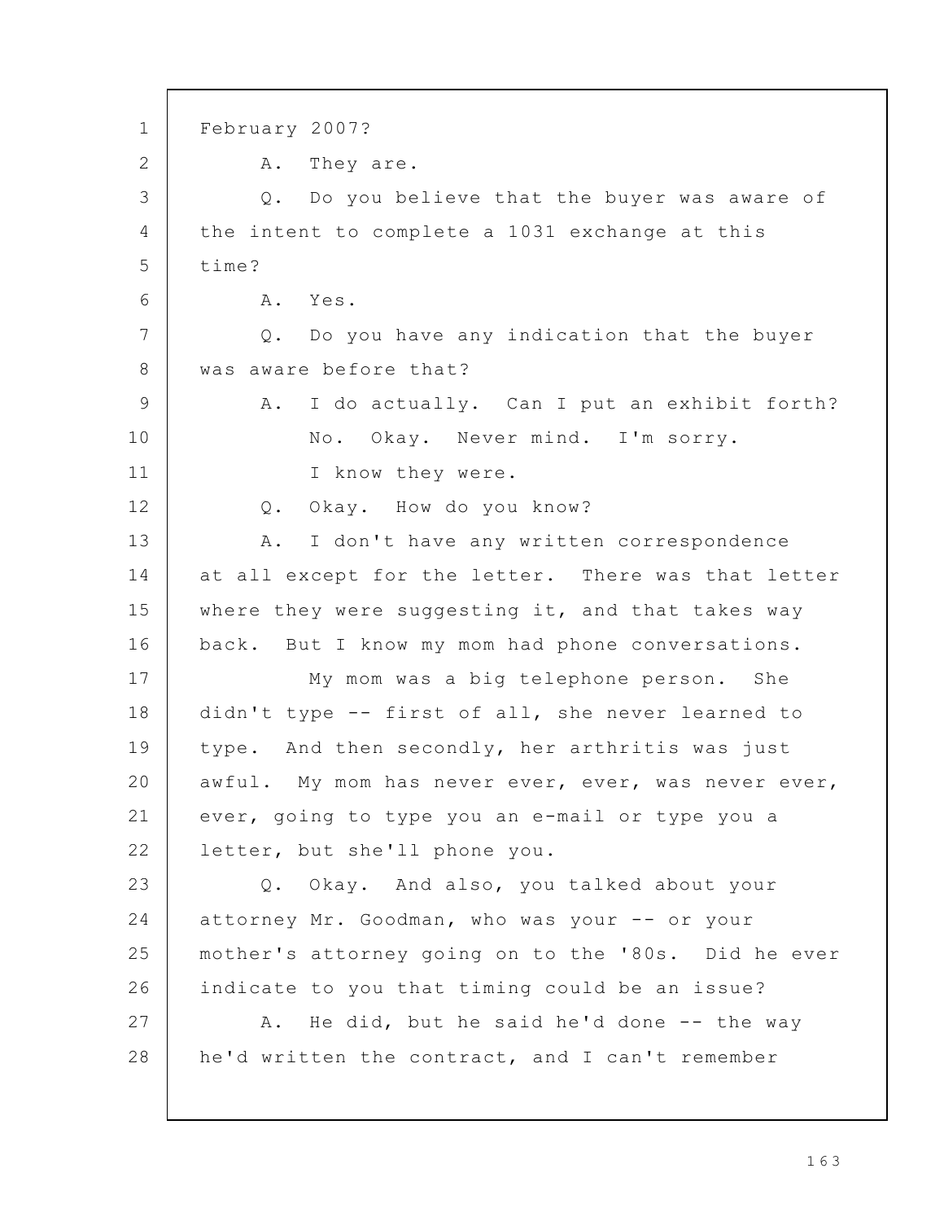February 2007?

A. They are.

Q. Do you believe that the buyer was aware of the intent to complete a 1031 exchange at this time?

A. Yes.

Q. Do you have any indication that the buyer was aware before that?

A. I do actually. Can I put an exhibit forth?

No. Okay. Never mind. I'm sorry.

I know they were.

Q. Okay. How do you know?

A. I don't have any written correspondence at all except for the letter. There was that letter where they were suggesting it, and that takes way back. But I know my mom had phone conversations.

My mom was a big telephone person. She didn't type -- first of all, she never learned to type. And then secondly, her arthritis was just awful. My mom has never ever, ever, was never ever, ever, going to type you an e-mail or type you a letter, but she'll phone you.

Q. Okay. And also, you talked about your attorney Mr. Goodman, who was your -- or your mother's attorney going on to the '80s. Did he ever indicate to you that timing could be an issue?

A. He did, but he said he'd done -- the way he'd written the contract, and I can't remember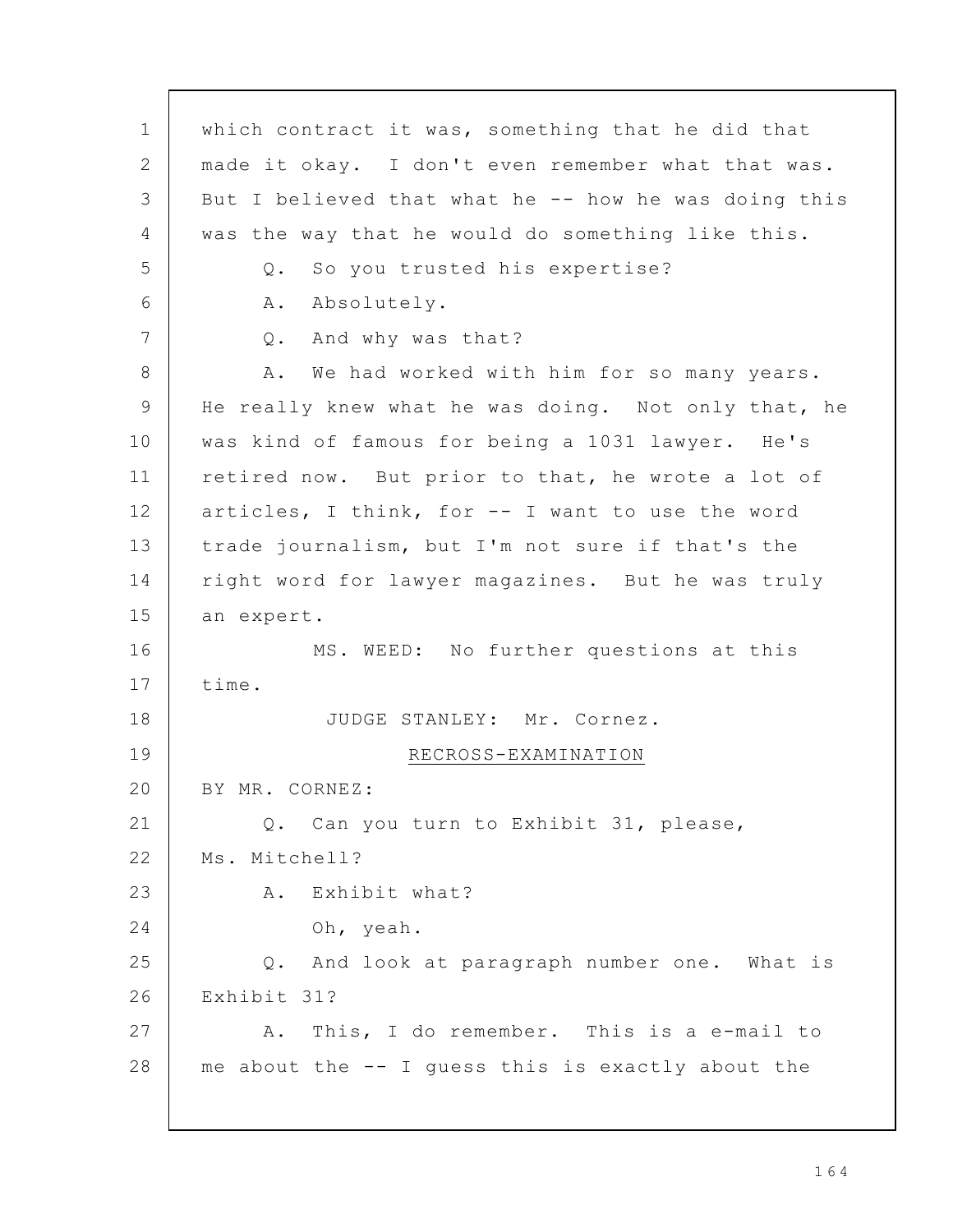which contract it was, something that he did that made it okay. I don't even remember what that was. But I believed that what he -- how he was doing this was the way that he would do something like this.

Q. So you trusted his expertise?

A. Absolutely.

Q. And why was that?

A. We had worked with him for so many years. He really knew what he was doing. Not only that, he was kind of famous for being a 1031 lawyer. He's retired now. But prior to that, he wrote a lot of articles, I think, for -- I want to use the word trade journalism, but I'm not sure if that's the right word for lawyer magazines. But he was truly an expert.

MS. WEED: No further questions at this time.

JUDGE STANLEY: Mr. Cornez.

RECROSS-EXAMINATION

BY MR. CORNEZ:

Q. Can you turn to Exhibit 31, please, Ms. Mitchell?

A. Exhibit what?

Oh, yeah.

Q. And look at paragraph number one. What is Exhibit 31?

A. This, I do remember. This is a e-mail to me about the -- I guess this is exactly about the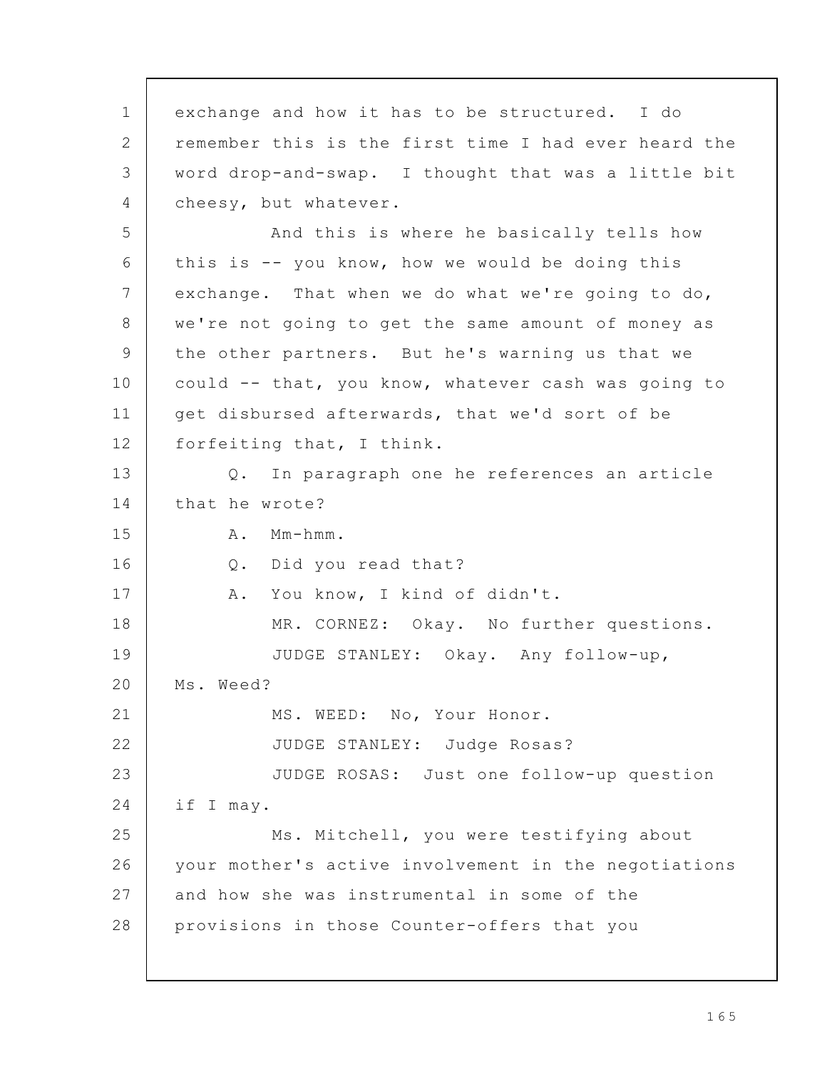exchange and how it has to be structured. I do remember this is the first time I had ever heard the word drop-and-swap. I thought that was a little bit cheesy, but whatever.

And this is where he basically tells how this is -- you know, how we would be doing this exchange. That when we do what we're going to do, we're not going to get the same amount of money as the other partners. But he's warning us that we could -- that, you know, whatever cash was going to get disbursed afterwards, that we'd sort of be forfeiting that, I think.

Q. In paragraph one he references an article that he wrote?

A. Mm-hmm.

Q. Did you read that?

A. You know, I kind of didn't.

MR. CORNEZ: Okay. No further questions.

JUDGE STANLEY: Okay. Any follow-up, Ms. Weed?

MS. WEED: No, Your Honor.

JUDGE STANLEY: Judge Rosas?

JUDGE ROSAS: Just one follow-up question if I may.

Ms. Mitchell, you were testifying about your mother's active involvement in the negotiations and how she was instrumental in some of the provisions in those Counter-offers that you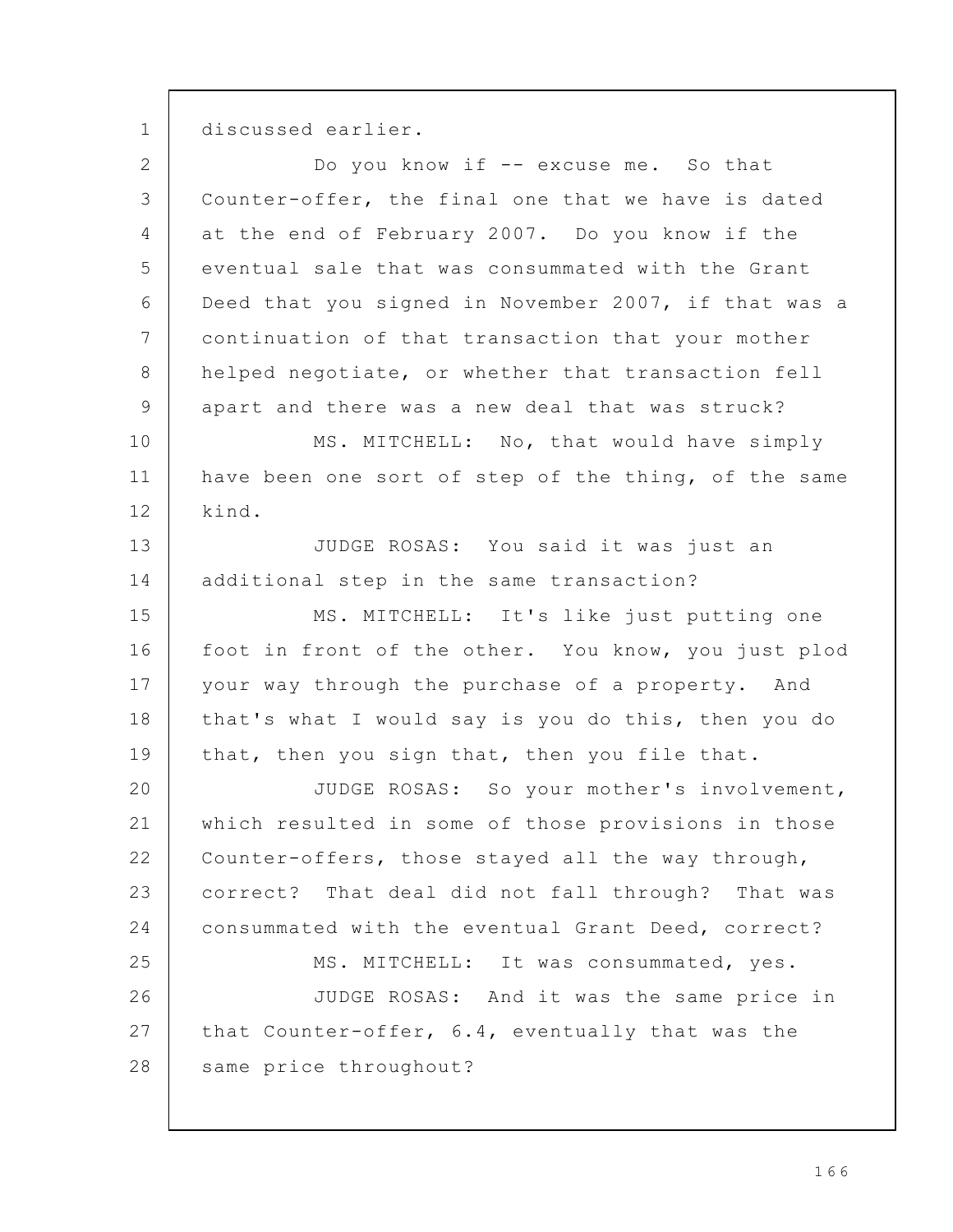discussed earlier.

Do you know if -- excuse me. So that Counter-offer, the final one that we have is dated at the end of February 2007. Do you know if the eventual sale that was consummated with the Grant Deed that you signed in November 2007, if that was a continuation of that transaction that your mother helped negotiate, or whether that transaction fell apart and there was a new deal that was struck?

MS. MITCHELL: No, that would have simply have been one sort of step of the thing, of the same kind.

JUDGE ROSAS: You said it was just an additional step in the same transaction?

MS. MITCHELL: It's like just putting one foot in front of the other. You know, you just plod your way through the purchase of a property. And that's what I would say is you do this, then you do that, then you sign that, then you file that.

JUDGE ROSAS: So your mother's involvement, which resulted in some of those provisions in those Counter-offers, those stayed all the way through, correct? That deal did not fall through? That was consummated with the eventual Grant Deed, correct?

MS. MITCHELL: It was consummated, yes.

JUDGE ROSAS: And it was the same price in that Counter-offer, 6.4, eventually that was the same price throughout?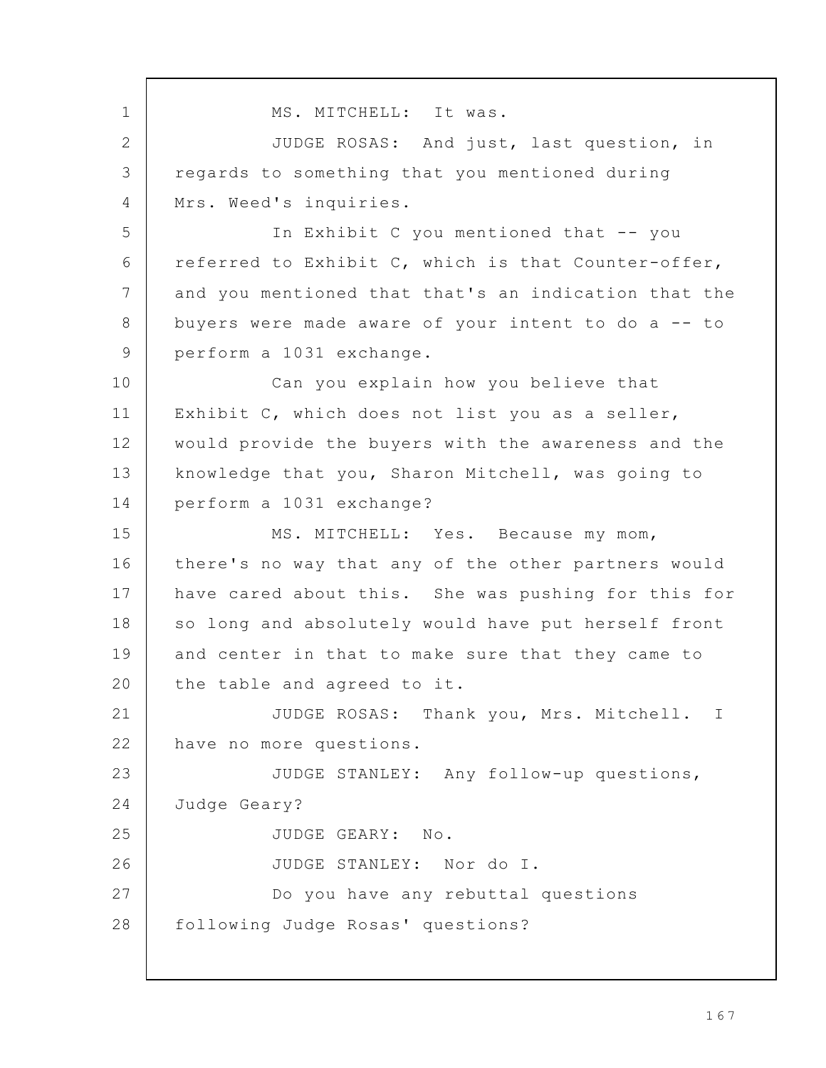MS. MITCHELL: It was.

JUDGE ROSAS: And just, last question, in regards to something that you mentioned during Mrs. Weed's inquiries.

In Exhibit C you mentioned that -- you referred to Exhibit C, which is that Counter-offer, and you mentioned that that's an indication that the buyers were made aware of your intent to do a -- to perform a 1031 exchange.

Can you explain how you believe that Exhibit C, which does not list you as a seller, would provide the buyers with the awareness and the knowledge that you, Sharon Mitchell, was going to perform a 1031 exchange?

MS. MITCHELL: Yes. Because my mom, there's no way that any of the other partners would have cared about this. She was pushing for this for so long and absolutely would have put herself front and center in that to make sure that they came to the table and agreed to it.

JUDGE ROSAS: Thank you, Mrs. Mitchell. I have no more questions.

JUDGE STANLEY: Any follow-up questions, Judge Geary?

JUDGE GEARY: No.

JUDGE STANLEY: Nor do I.

Do you have any rebuttal questions following Judge Rosas' questions?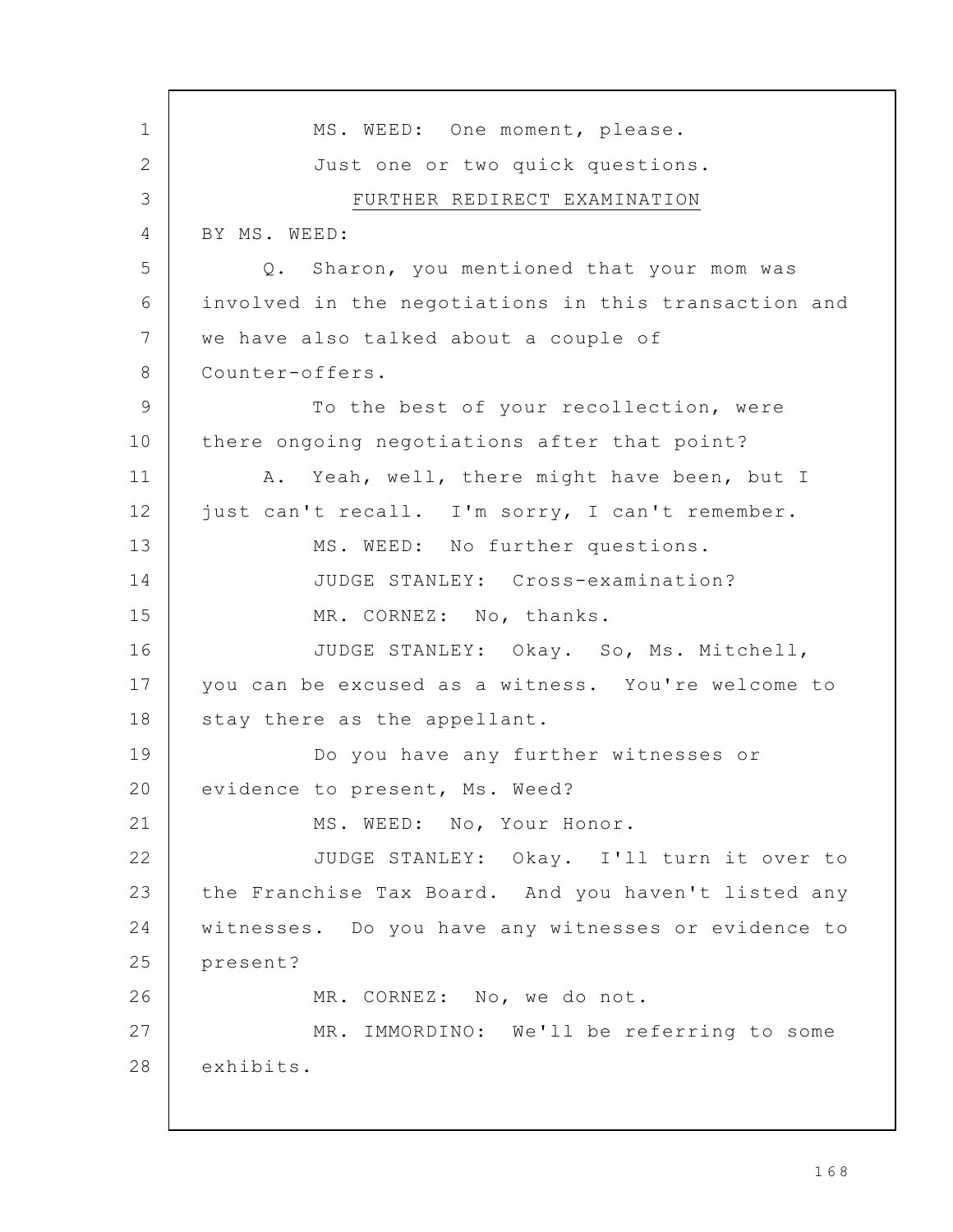MS. WEED: One moment, please.

Just one or two quick questions.

FURTHER REDIRECT EXAMINATION

BY MS. WEED:

Q. Sharon, you mentioned that your mom was involved in the negotiations in this transaction and we have also talked about a couple of Counter-offers.

To the best of your recollection, were there ongoing negotiations after that point?

A. Yeah, well, there might have been, but I just can't recall. I'm sorry, I can't remember.

MS. WEED: No further questions.

JUDGE STANLEY: Cross-examination?

MR. CORNEZ: No, thanks.

JUDGE STANLEY: Okay. So, Ms. Mitchell, you can be excused as a witness. You're welcome to stay there as the appellant.

Do you have any further witnesses or evidence to present, Ms. Weed?

MS. WEED: No, Your Honor.

JUDGE STANLEY: Okay. I'll turn it over to the Franchise Tax Board. And you haven't listed any witnesses. Do you have any witnesses or evidence to present?

MR. CORNEZ: No, we do not.

MR. IMMORDINO: We'll be referring to some exhibits.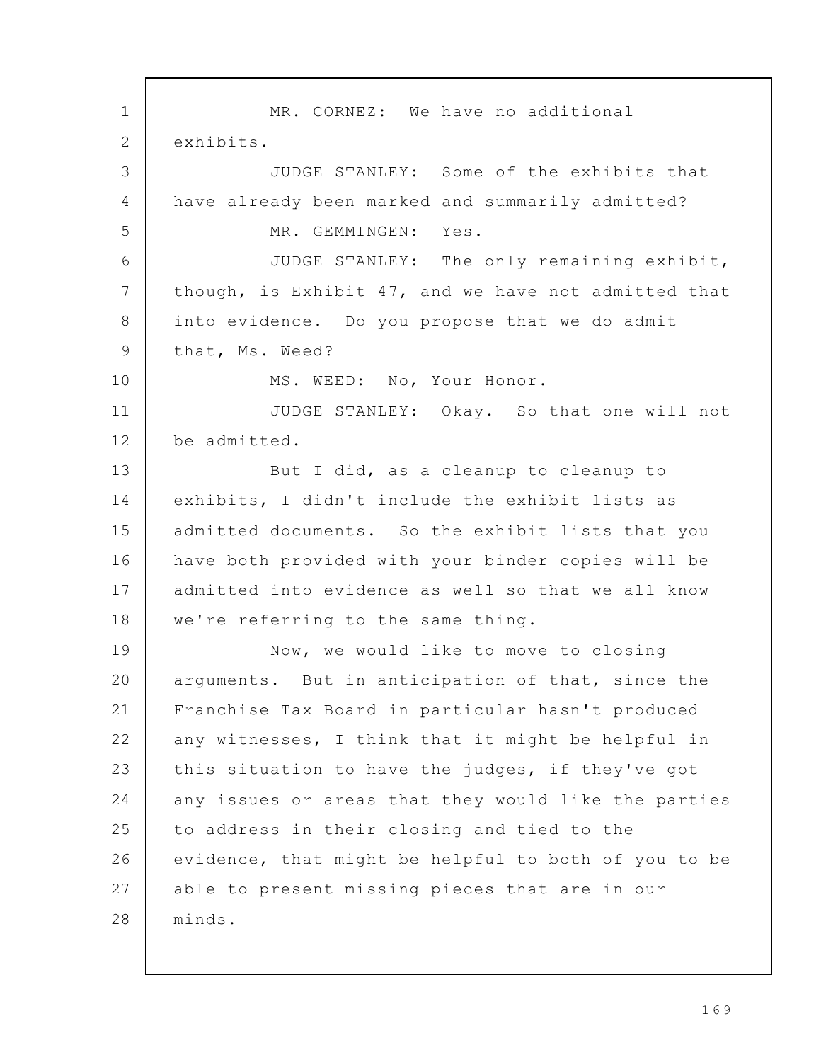MR. CORNEZ: We have no additional exhibits.

JUDGE STANLEY: Some of the exhibits that have already been marked and summarily admitted?

MR. GEMMINGEN: Yes.

JUDGE STANLEY: The only remaining exhibit, though, is Exhibit 47, and we have not admitted that into evidence. Do you propose that we do admit that, Ms. Weed?

MS. WEED: No, Your Honor.

JUDGE STANLEY: Okay. So that one will not be admitted.

But I did, as a cleanup to cleanup to exhibits, I didn't include the exhibit lists as admitted documents. So the exhibit lists that you have both provided with your binder copies will be admitted into evidence as well so that we all know we're referring to the same thing.

Now, we would like to move to closing arguments. But in anticipation of that, since the Franchise Tax Board in particular hasn't produced any witnesses, I think that it might be helpful in this situation to have the judges, if they've got any issues or areas that they would like the parties to address in their closing and tied to the evidence, that might be helpful to both of you to be able to present missing pieces that are in our minds.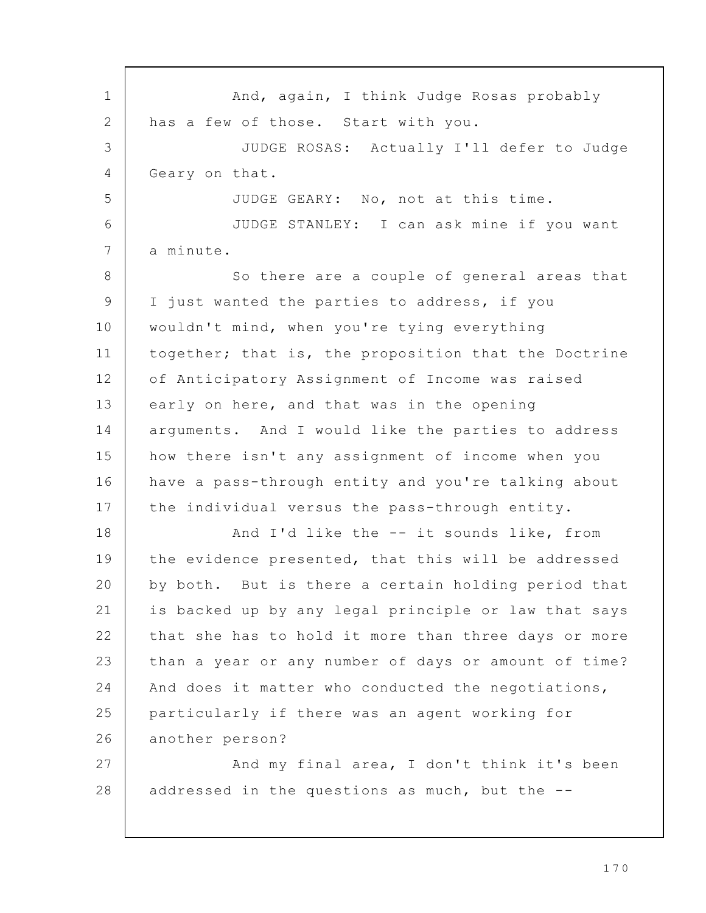And, again, I think Judge Rosas probably has a few of those. Start with you.

JUDGE ROSAS: Actually I'll defer to Judge Geary on that.

JUDGE GEARY: No, not at this time.

JUDGE STANLEY: I can ask mine if you want a minute.

So there are a couple of general areas that I just wanted the parties to address, if you wouldn't mind, when you're tying everything together; that is, the proposition that the Doctrine of Anticipatory Assignment of Income was raised early on here, and that was in the opening arguments. And I would like the parties to address how there isn't any assignment of income when you have a pass-through entity and you're talking about the individual versus the pass-through entity.

And I'd like the -- it sounds like, from the evidence presented, that this will be addressed by both. But is there a certain holding period that is backed up by any legal principle or law that says that she has to hold it more than three days or more than a year or any number of days or amount of time? And does it matter who conducted the negotiations, particularly if there was an agent working for another person?

And my final area, I don't think it's been addressed in the questions as much, but the --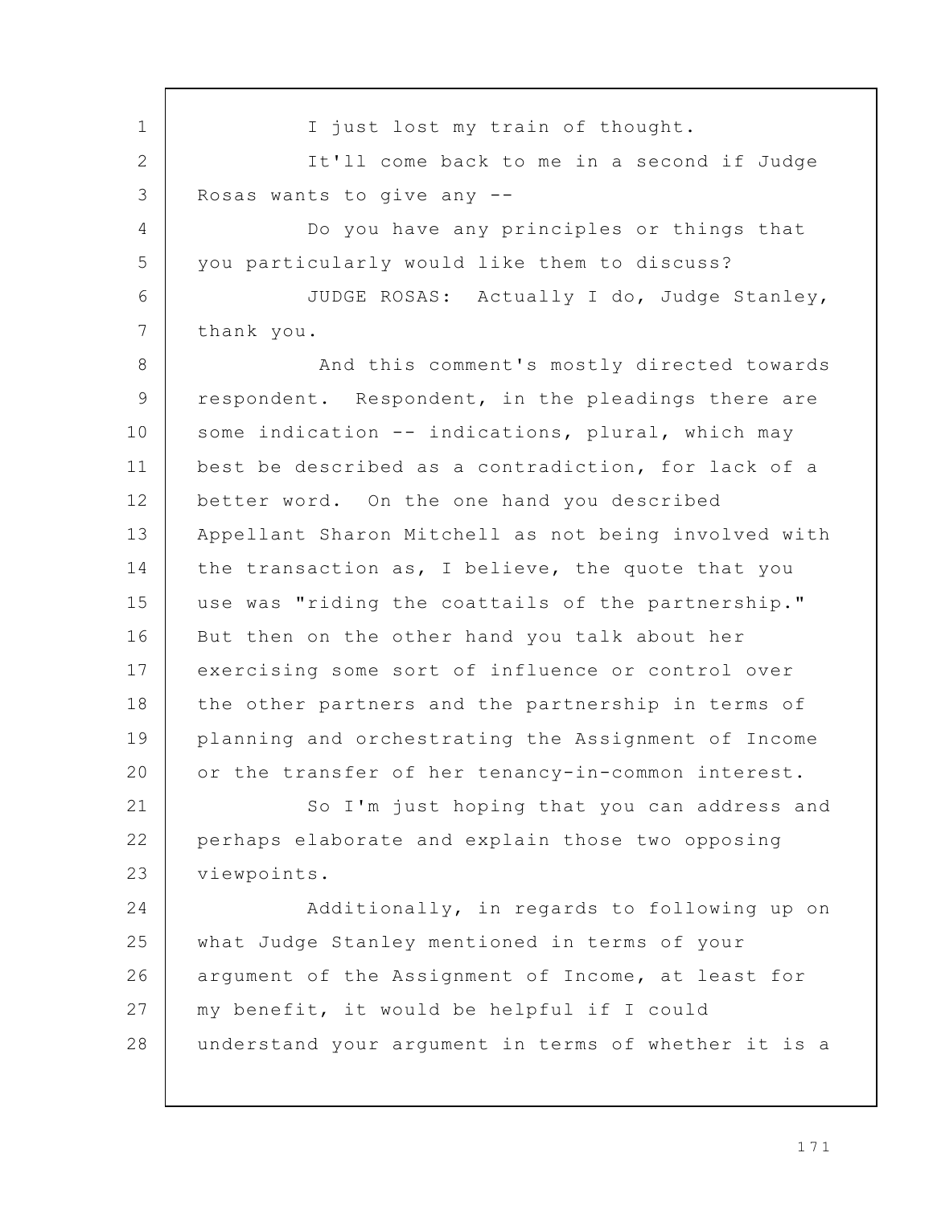I just lost my train of thought.

It'll come back to me in a second if Judge Rosas wants to give any --

Do you have any principles or things that you particularly would like them to discuss?

JUDGE ROSAS: Actually I do, Judge Stanley, thank you.

And this comment's mostly directed towards respondent. Respondent, in the pleadings there are some indication -- indications, plural, which may best be described as a contradiction, for lack of a better word. On the one hand you described Appellant Sharon Mitchell as not being involved with the transaction as, I believe, the quote that you use was "riding the coattails of the partnership." But then on the other hand you talk about her exercising some sort of influence or control over the other partners and the partnership in terms of planning and orchestrating the Assignment of Income or the transfer of her tenancy-in-common interest.

So I'm just hoping that you can address and perhaps elaborate and explain those two opposing viewpoints.

Additionally, in regards to following up on what Judge Stanley mentioned in terms of your argument of the Assignment of Income, at least for my benefit, it would be helpful if I could understand your argument in terms of whether it is a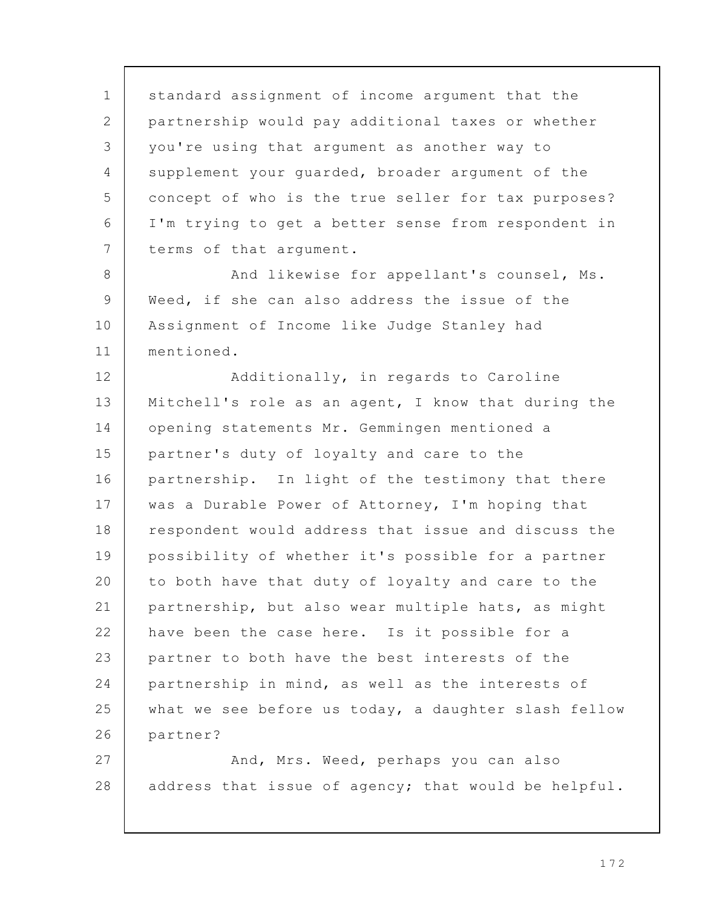standard assignment of income argument that the partnership would pay additional taxes or whether you're using that argument as another way to supplement your guarded, broader argument of the concept of who is the true seller for tax purposes? I'm trying to get a better sense from respondent in terms of that argument.

And likewise for appellant's counsel, Ms. Weed, if she can also address the issue of the Assignment of Income like Judge Stanley had mentioned.

Additionally, in regards to Caroline Mitchell's role as an agent, I know that during the opening statements Mr. Gemmingen mentioned a partner's duty of loyalty and care to the partnership. In light of the testimony that there was a Durable Power of Attorney, I'm hoping that respondent would address that issue and discuss the possibility of whether it's possible for a partner to both have that duty of loyalty and care to the partnership, but also wear multiple hats, as might have been the case here. Is it possible for a partner to both have the best interests of the partnership in mind, as well as the interests of what we see before us today, a daughter slash fellow partner?

And, Mrs. Weed, perhaps you can also address that issue of agency; that would be helpful.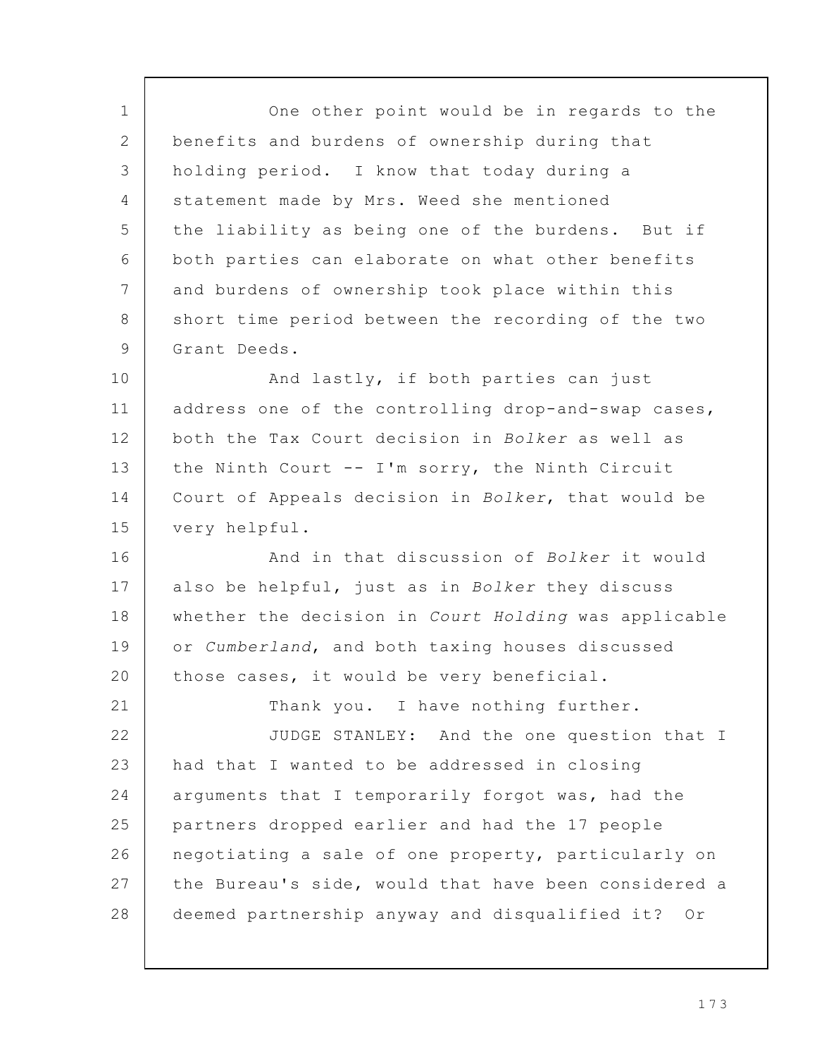One other point would be in regards to the benefits and burdens of ownership during that holding period. I know that today during a statement made by Mrs. Weed she mentioned the liability as being one of the burdens. But if both parties can elaborate on what other benefits and burdens of ownership took place within this short time period between the recording of the two Grant Deeds.

And lastly, if both parties can just address one of the controlling drop-and-swap cases, both the Tax Court decision in *Bolker* as well as the Ninth Court -- I'm sorry, the Ninth Circuit Court of Appeals decision in *Bolker*, that would be very helpful.

And in that discussion of *Bolker* it would also be helpful, just as in *Bolker* they discuss whether the decision in *Court Holding* was applicable or *Cumberland*, and both taxing houses discussed those cases, it would be very beneficial.

Thank you. I have nothing further.

JUDGE STANLEY: And the one question that I had that I wanted to be addressed in closing arguments that I temporarily forgot was, had the partners dropped earlier and had the 17 people negotiating a sale of one property, particularly on the Bureau's side, would that have been considered a deemed partnership anyway and disqualified it? Or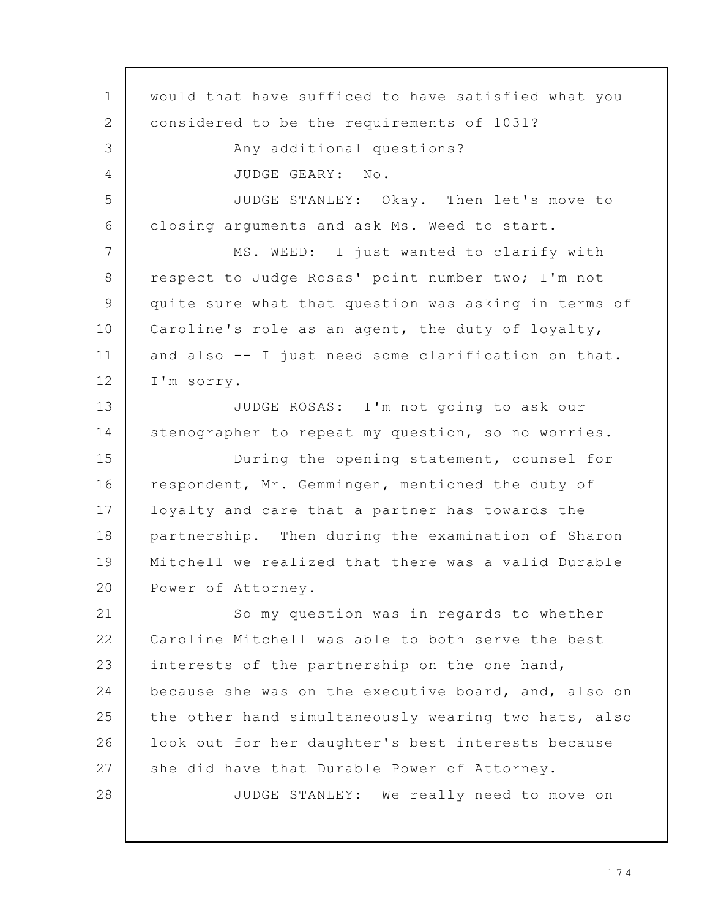would that have sufficed to have satisfied what you considered to be the requirements of 1031?

Any additional questions?

JUDGE GEARY: No.

JUDGE STANLEY: Okay. Then let's move to closing arguments and ask Ms. Weed to start.

MS. WEED: I just wanted to clarify with respect to Judge Rosas' point number two; I'm not quite sure what that question was asking in terms of Caroline's role as an agent, the duty of loyalty, and also -- I just need some clarification on that. I'm sorry.

JUDGE ROSAS: I'm not going to ask our stenographer to repeat my question, so no worries.

During the opening statement, counsel for respondent, Mr. Gemmingen, mentioned the duty of loyalty and care that a partner has towards the partnership. Then during the examination of Sharon Mitchell we realized that there was a valid Durable Power of Attorney.

So my question was in regards to whether Caroline Mitchell was able to both serve the best interests of the partnership on the one hand, because she was on the executive board, and, also on the other hand simultaneously wearing two hats, also look out for her daughter's best interests because she did have that Durable Power of Attorney.

JUDGE STANLEY: We really need to move on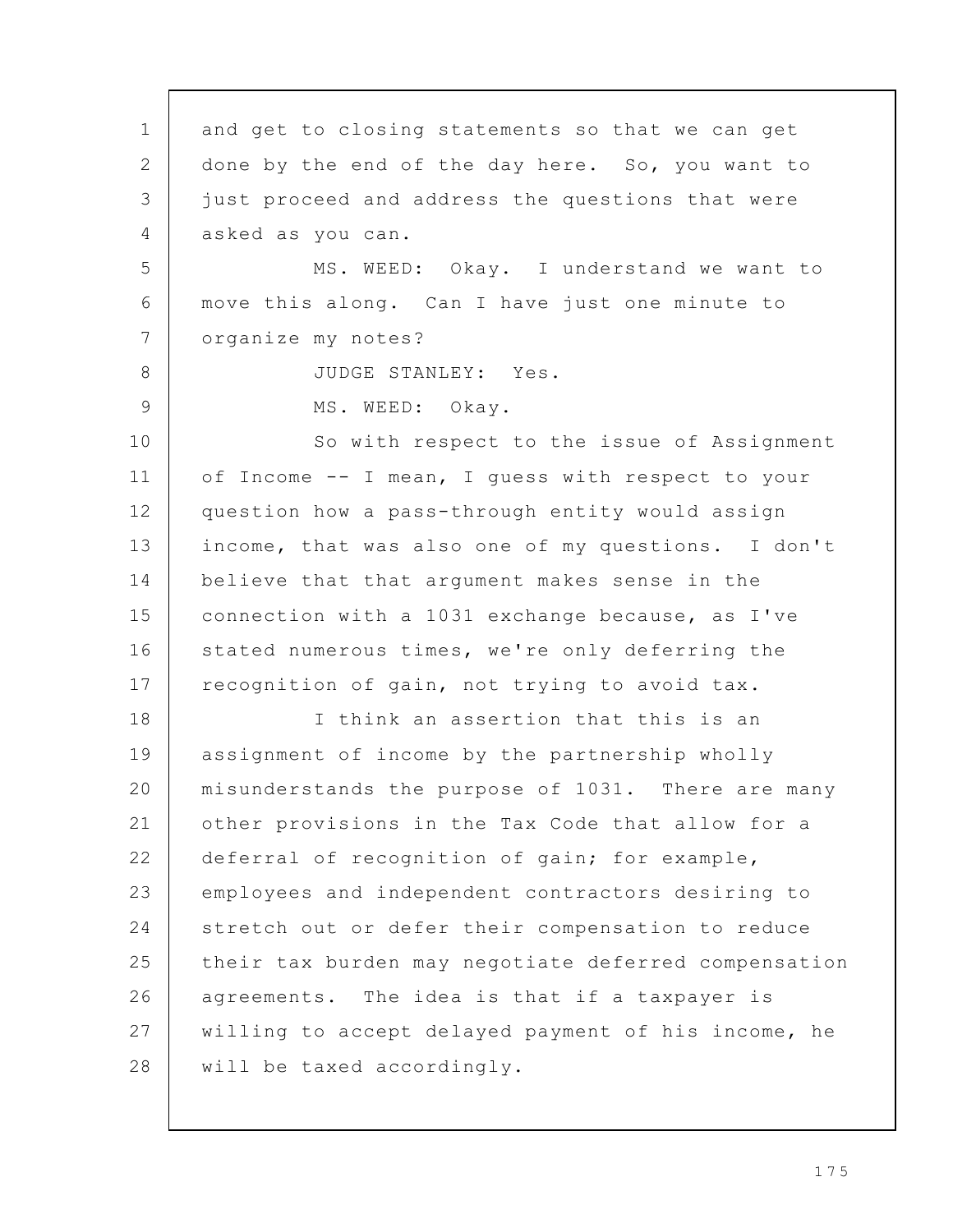and get to closing statements so that we can get done by the end of the day here. So, you want to just proceed and address the questions that were asked as you can.

MS. WEED: Okay. I understand we want to move this along. Can I have just one minute to organize my notes?

JUDGE STANLEY: Yes.

MS. WEED: Okay.

So with respect to the issue of Assignment of Income -- I mean, I guess with respect to your question how a pass-through entity would assign income, that was also one of my questions. I don't believe that that argument makes sense in the connection with a 1031 exchange because, as I've stated numerous times, we're only deferring the recognition of gain, not trying to avoid tax.

I think an assertion that this is an assignment of income by the partnership wholly misunderstands the purpose of 1031. There are many other provisions in the Tax Code that allow for a deferral of recognition of gain; for example, employees and independent contractors desiring to stretch out or defer their compensation to reduce their tax burden may negotiate deferred compensation agreements. The idea is that if a taxpayer is willing to accept delayed payment of his income, he will be taxed accordingly.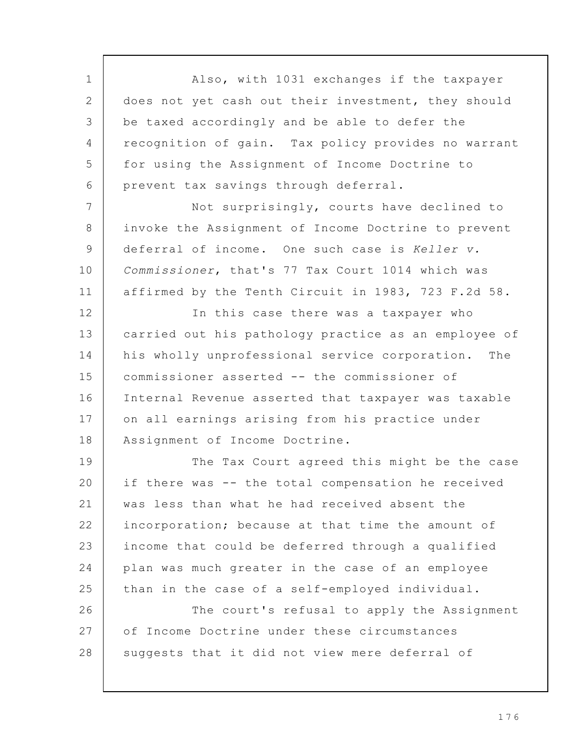Also, with 1031 exchanges if the taxpayer does not yet cash out their investment, they should be taxed accordingly and be able to defer the recognition of gain. Tax policy provides no warrant for using the Assignment of Income Doctrine to prevent tax savings through deferral.

Not surprisingly, courts have declined to invoke the Assignment of Income Doctrine to prevent deferral of income. One such case is *Keller v. Commissioner*, that's 77 Tax Court 1014 which was affirmed by the Tenth Circuit in 1983, 723 F.2d 58.

In this case there was a taxpayer who carried out his pathology practice as an employee of his wholly unprofessional service corporation. The commissioner asserted -- the commissioner of Internal Revenue asserted that taxpayer was taxable on all earnings arising from his practice under Assignment of Income Doctrine.

The Tax Court agreed this might be the case if there was -- the total compensation he received was less than what he had received absent the incorporation; because at that time the amount of income that could be deferred through a qualified plan was much greater in the case of an employee than in the case of a self-employed individual.

The court's refusal to apply the Assignment of Income Doctrine under these circumstances suggests that it did not view mere deferral of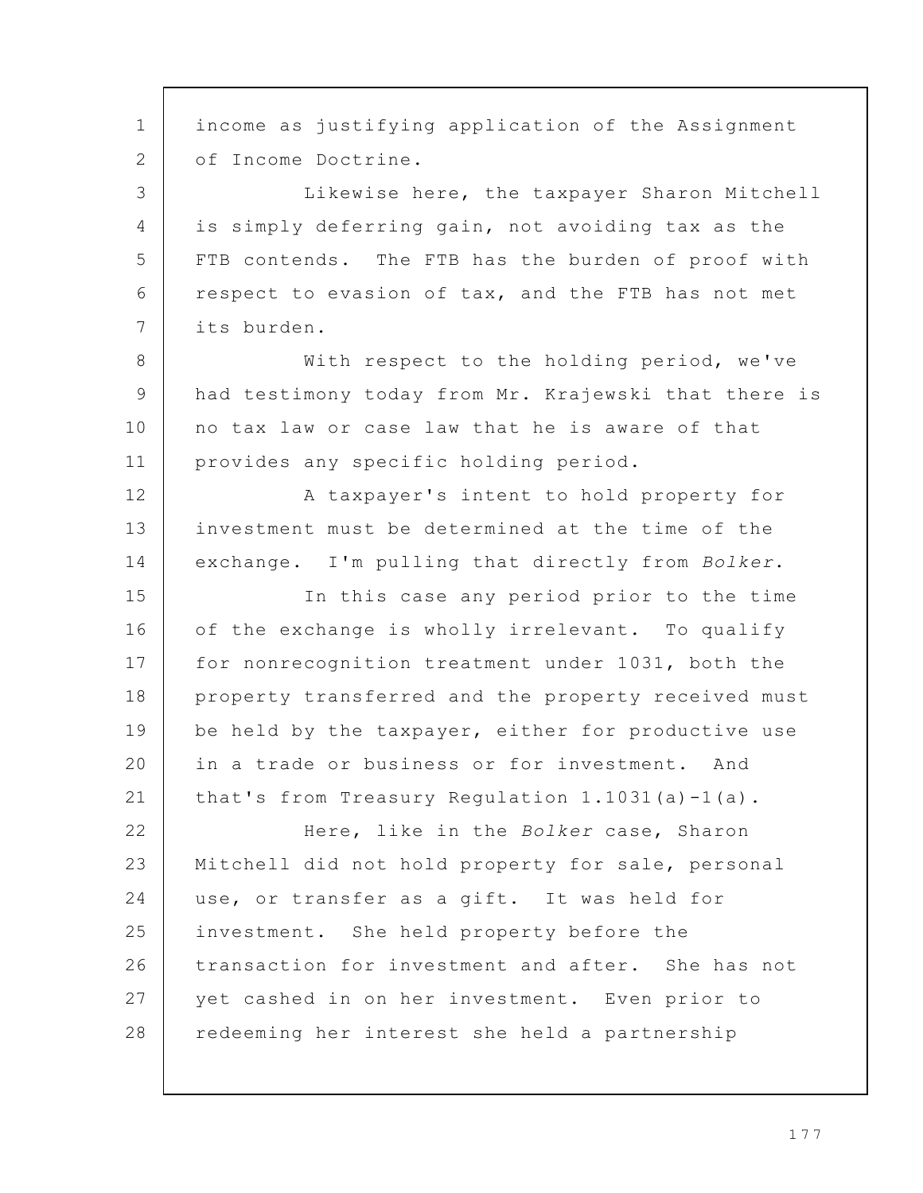income as justifying application of the Assignment of Income Doctrine.

Likewise here, the taxpayer Sharon Mitchell is simply deferring gain, not avoiding tax as the FTB contends. The FTB has the burden of proof with respect to evasion of tax, and the FTB has not met its burden.

With respect to the holding period, we've had testimony today from Mr. Krajewski that there is no tax law or case law that he is aware of that provides any specific holding period.

A taxpayer's intent to hold property for investment must be determined at the time of the exchange. I'm pulling that directly from *Bolker*.

In this case any period prior to the time of the exchange is wholly irrelevant. To qualify for nonrecognition treatment under 1031, both the property transferred and the property received must be held by the taxpayer, either for productive use in a trade or business or for investment. And that's from Treasury Regulation 1.1031(a)-1(a).

Here, like in the *Bolker* case, Sharon Mitchell did not hold property for sale, personal use, or transfer as a gift. It was held for investment. She held property before the transaction for investment and after. She has not yet cashed in on her investment. Even prior to redeeming her interest she held a partnership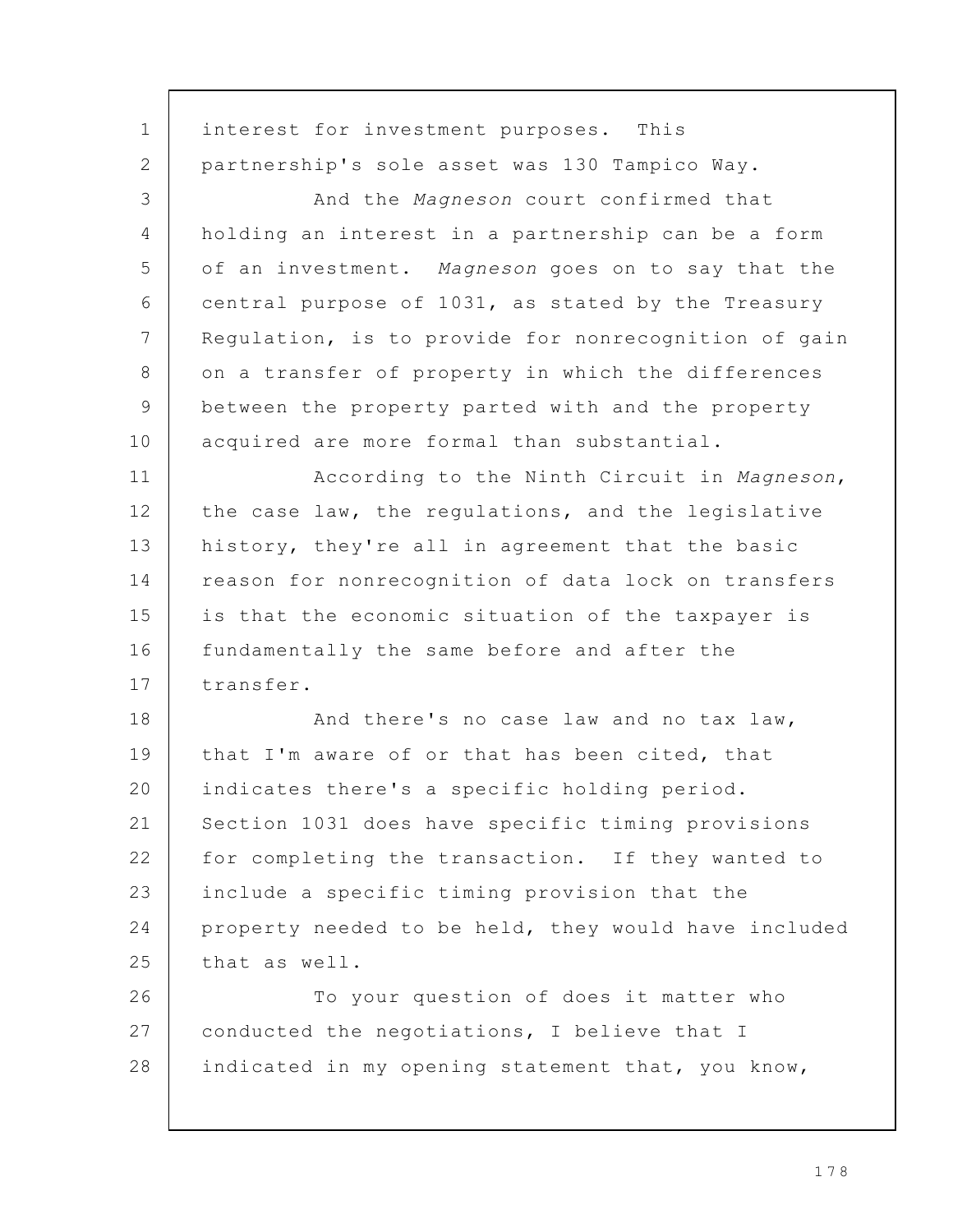interest for investment purposes. This partnership's sole asset was 130 Tampico Way.

And the *Magneson* court confirmed that holding an interest in a partnership can be a form of an investment. *Magneson* goes on to say that the central purpose of 1031, as stated by the Treasury Regulation, is to provide for nonrecognition of gain on a transfer of property in which the differences between the property parted with and the property acquired are more formal than substantial.

According to the Ninth Circuit in *Magneson*, the case law, the regulations, and the legislative history, they're all in agreement that the basic reason for nonrecognition of data lock on transfers is that the economic situation of the taxpayer is fundamentally the same before and after the transfer.

And there's no case law and no tax law, that I'm aware of or that has been cited, that indicates there's a specific holding period. Section 1031 does have specific timing provisions for completing the transaction. If they wanted to include a specific timing provision that the property needed to be held, they would have included that as well.

To your question of does it matter who conducted the negotiations, I believe that I indicated in my opening statement that, you know,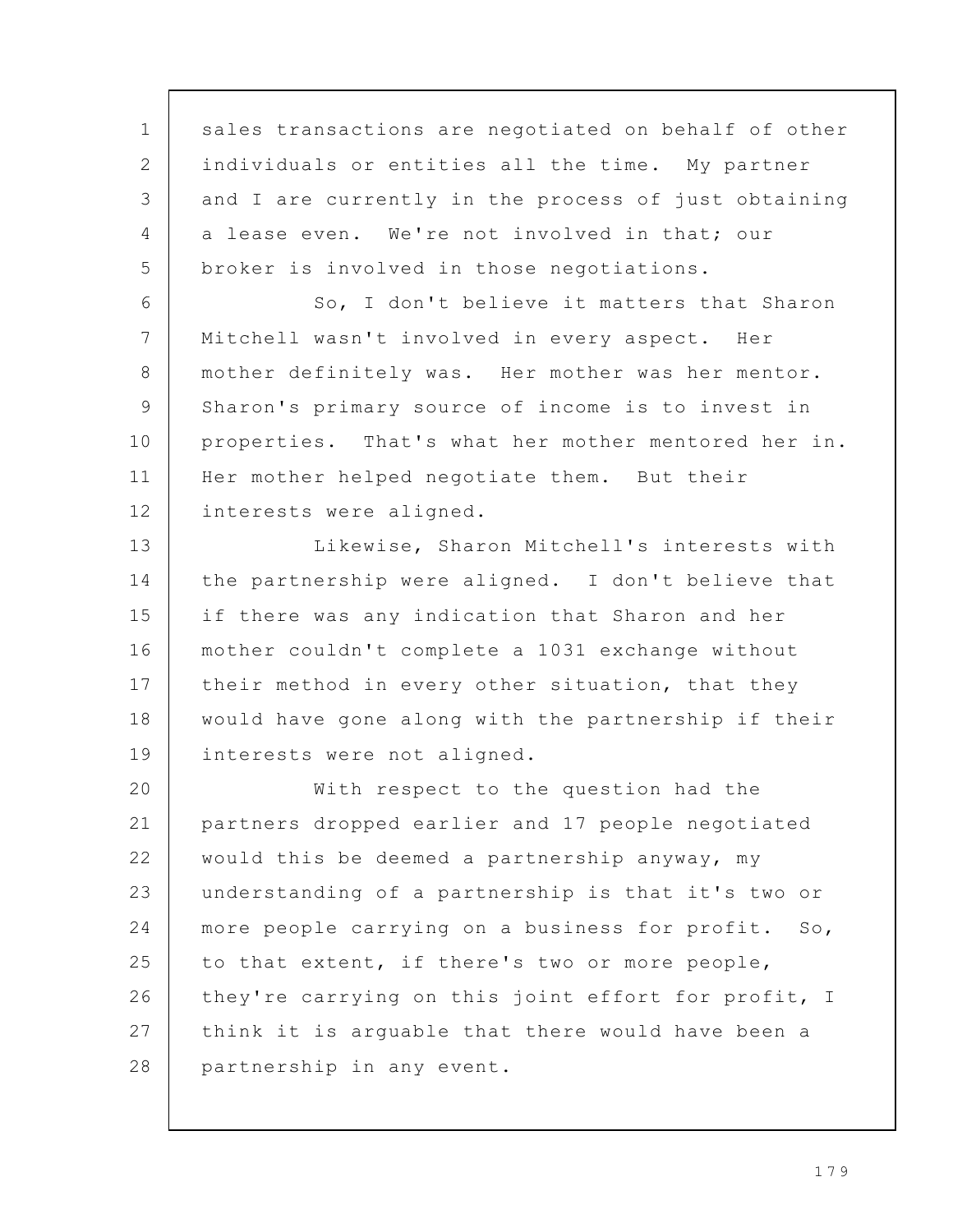sales transactions are negotiated on behalf of other individuals or entities all the time. My partner and I are currently in the process of just obtaining a lease even. We're not involved in that; our broker is involved in those negotiations.

So, I don't believe it matters that Sharon Mitchell wasn't involved in every aspect. Her mother definitely was. Her mother was her mentor. Sharon's primary source of income is to invest in properties. That's what her mother mentored her in. Her mother helped negotiate them. But their interests were aligned.

Likewise, Sharon Mitchell's interests with the partnership were aligned. I don't believe that if there was any indication that Sharon and her mother couldn't complete a 1031 exchange without their method in every other situation, that they would have gone along with the partnership if their interests were not aligned.

With respect to the question had the partners dropped earlier and 17 people negotiated would this be deemed a partnership anyway, my understanding of a partnership is that it's two or more people carrying on a business for profit. So, to that extent, if there's two or more people, they're carrying on this joint effort for profit, I think it is arguable that there would have been a partnership in any event.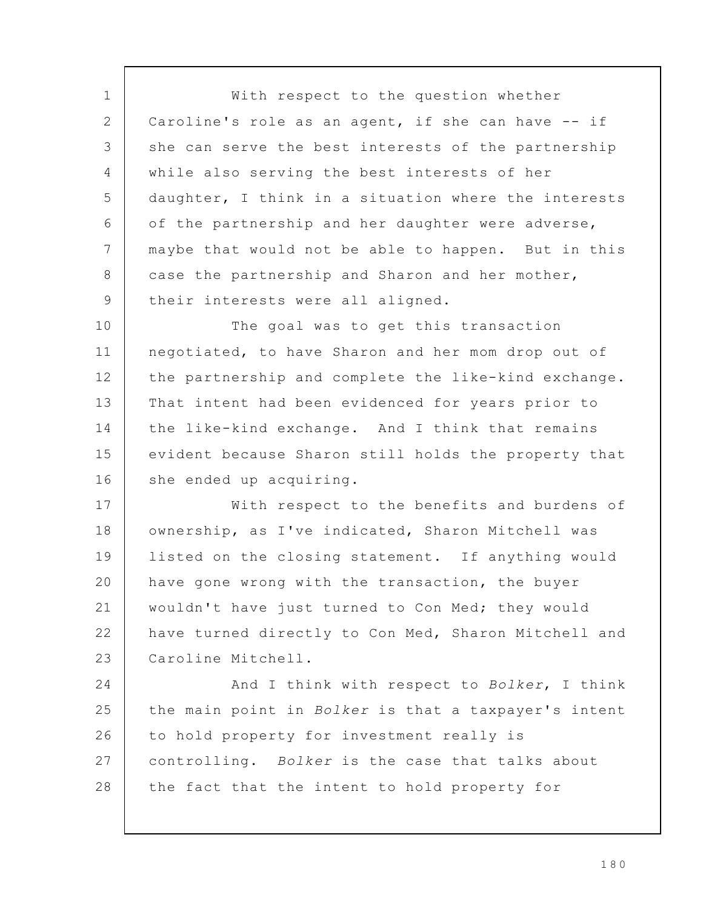With respect to the question whether Caroline's role as an agent, if she can have -- if she can serve the best interests of the partnership while also serving the best interests of her daughter, I think in a situation where the interests of the partnership and her daughter were adverse, maybe that would not be able to happen. But in this case the partnership and Sharon and her mother, their interests were all aligned.

The goal was to get this transaction negotiated, to have Sharon and her mom drop out of the partnership and complete the like-kind exchange. That intent had been evidenced for years prior to the like-kind exchange. And I think that remains evident because Sharon still holds the property that she ended up acquiring.

With respect to the benefits and burdens of ownership, as I've indicated, Sharon Mitchell was listed on the closing statement. If anything would have gone wrong with the transaction, the buyer wouldn't have just turned to Con Med; they would have turned directly to Con Med, Sharon Mitchell and Caroline Mitchell.

And I think with respect to *Bolker*, I think the main point in *Bolker* is that a taxpayer's intent to hold property for investment really is controlling. *Bolker* is the case that talks about the fact that the intent to hold property for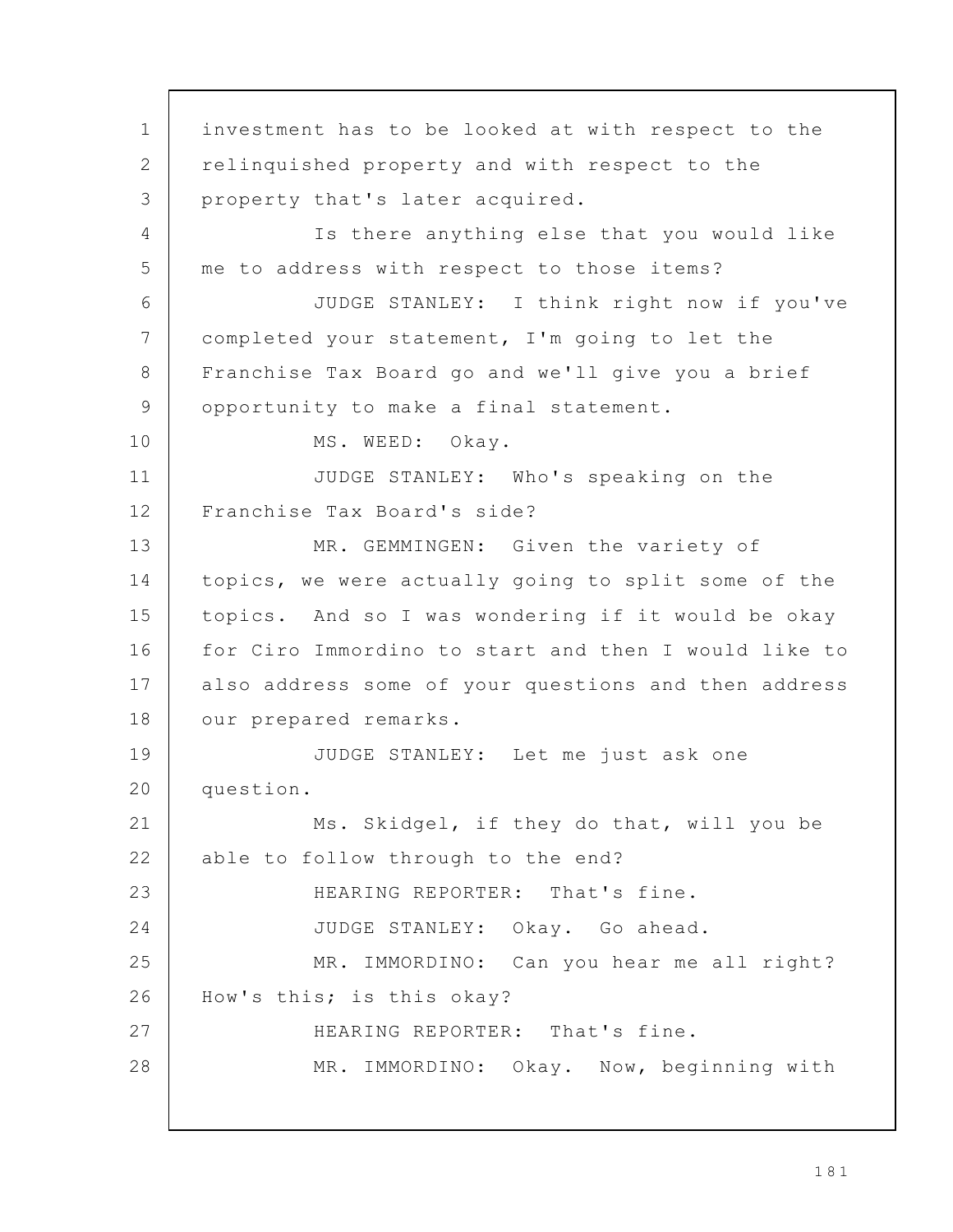investment has to be looked at with respect to the relinquished property and with respect to the property that's later acquired.

Is there anything else that you would like me to address with respect to those items?

JUDGE STANLEY: I think right now if you've completed your statement, I'm going to let the Franchise Tax Board go and we'll give you a brief opportunity to make a final statement.

MS. WEED: Okay.

JUDGE STANLEY: Who's speaking on the Franchise Tax Board's side?

MR. GEMMINGEN: Given the variety of topics, we were actually going to split some of the topics. And so I was wondering if it would be okay for Ciro Immordino to start and then I would like to also address some of your questions and then address our prepared remarks.

JUDGE STANLEY: Let me just ask one question.

Ms. Skidgel, if they do that, will you be able to follow through to the end?

HEARING REPORTER: That's fine.

JUDGE STANLEY: Okay. Go ahead.

MR. IMMORDINO: Can you hear me all right? How's this; is this okay?

HEARING REPORTER: That's fine.

MR. IMMORDINO: Okay. Now, beginning with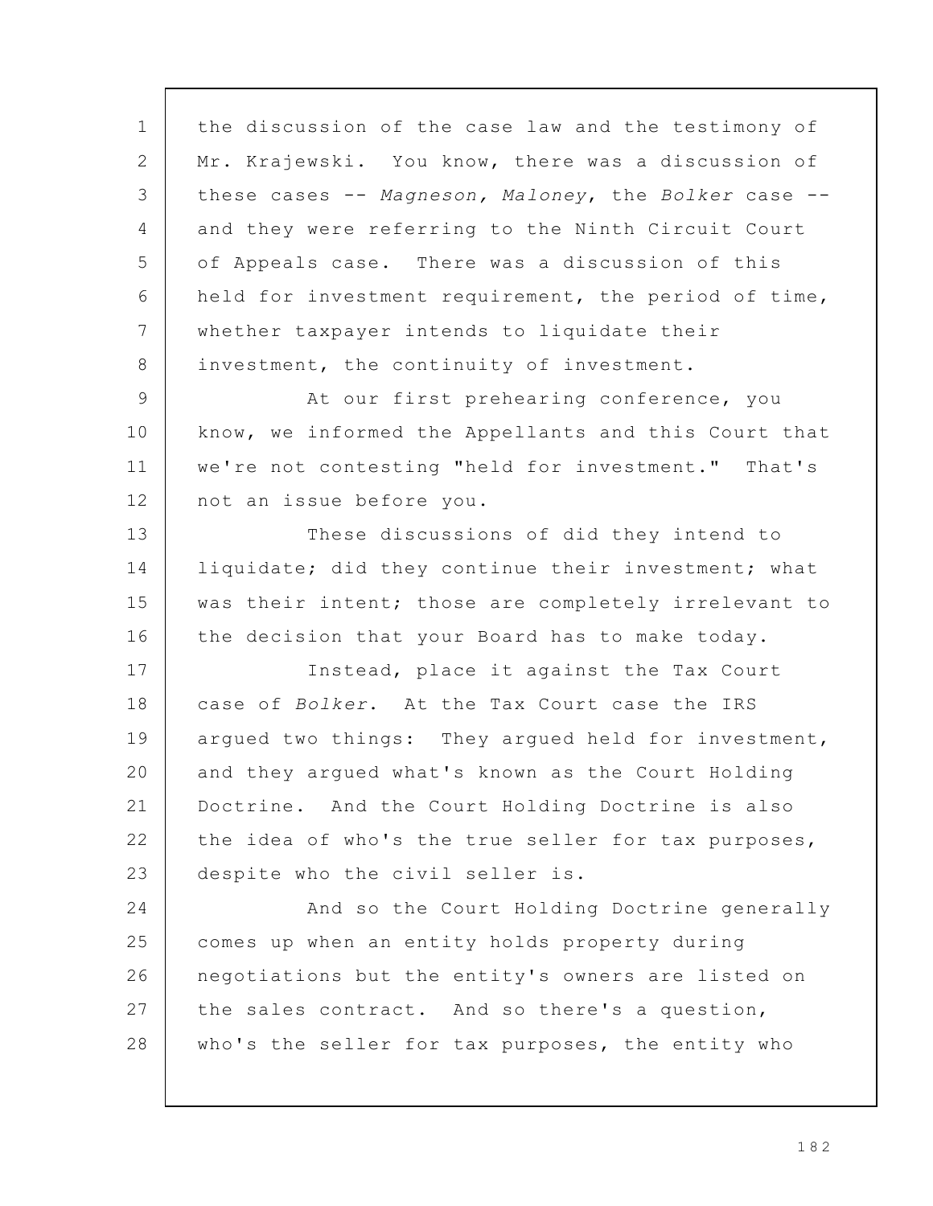the discussion of the case law and the testimony of Mr. Krajewski. You know, there was a discussion of these cases -- *Magneson, Maloney*, the *Bolker* case -- and they were referring to the Ninth Circuit Court of Appeals case. There was a discussion of this held for investment requirement, the period of time, whether taxpayer intends to liquidate their investment, the continuity of investment.

At our first prehearing conference, you know, we informed the Appellants and this Court that we're not contesting "held for investment." That's not an issue before you.

These discussions of did they intend to liquidate; did they continue their investment; what was their intent; those are completely irrelevant to the decision that your Board has to make today.

Instead, place it against the Tax Court case of *Bolker*. At the Tax Court case the IRS argued two things: They argued held for investment, and they argued what's known as the Court Holding Doctrine. And the Court Holding Doctrine is also the idea of who's the true seller for tax purposes, despite who the civil seller is.

And so the Court Holding Doctrine generally comes up when an entity holds property during negotiations but the entity's owners are listed on the sales contract. And so there's a question, who's the seller for tax purposes, the entity who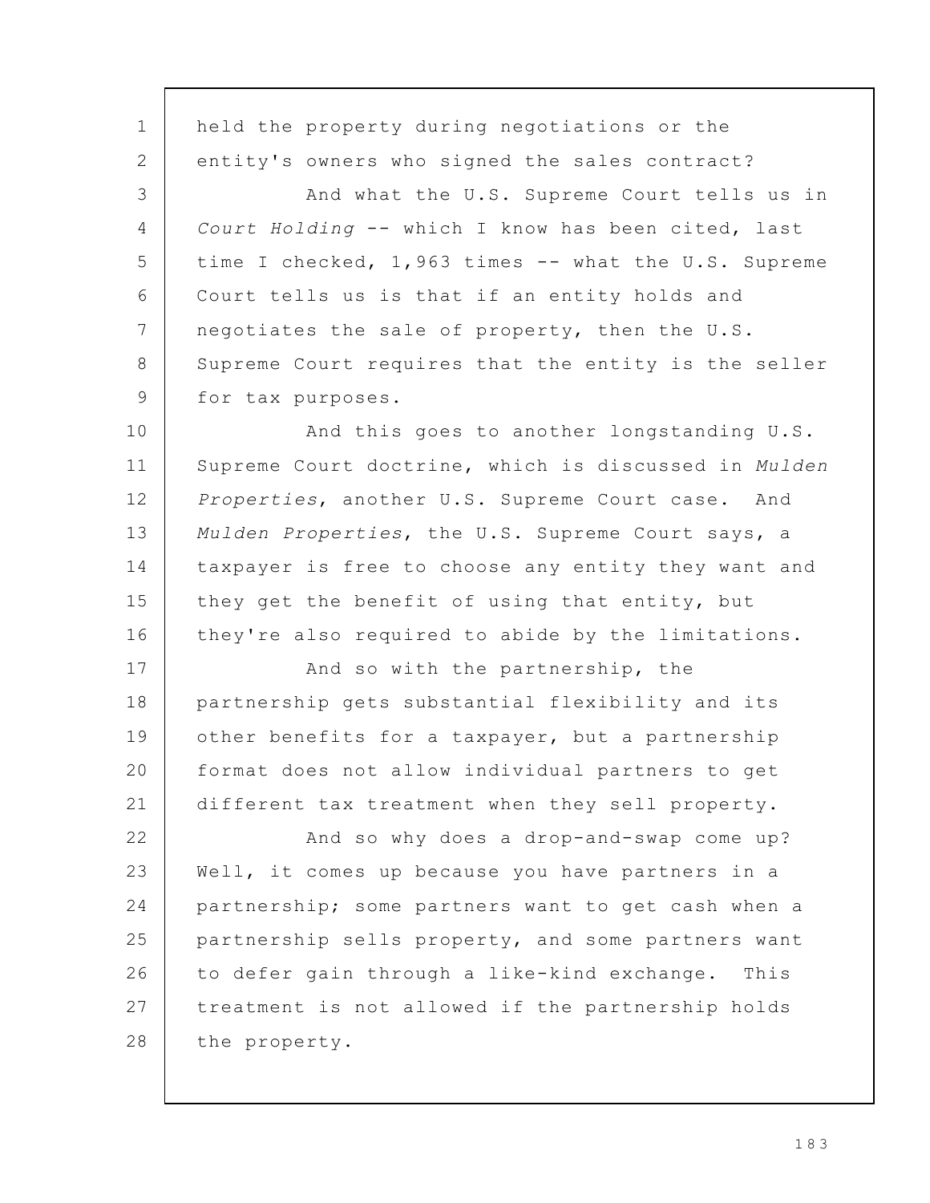held the property during negotiations or the entity's owners who signed the sales contract?

And what the U.S. Supreme Court tells us in *Court Holding* -- which I know has been cited, last time I checked, 1,963 times -- what the U.S. Supreme Court tells us is that if an entity holds and negotiates the sale of property, then the U.S. Supreme Court requires that the entity is the seller for tax purposes.

And this goes to another longstanding U.S. Supreme Court doctrine, which is discussed in *Mulden Properties*, another U.S. Supreme Court case. And *Mulden Properties*, the U.S. Supreme Court says, a taxpayer is free to choose any entity they want and they get the benefit of using that entity, but they're also required to abide by the limitations.

And so with the partnership, the partnership gets substantial flexibility and its other benefits for a taxpayer, but a partnership format does not allow individual partners to get different tax treatment when they sell property.

And so why does a drop-and-swap come up? Well, it comes up because you have partners in a partnership; some partners want to get cash when a partnership sells property, and some partners want to defer gain through a like-kind exchange. This treatment is not allowed if the partnership holds the property.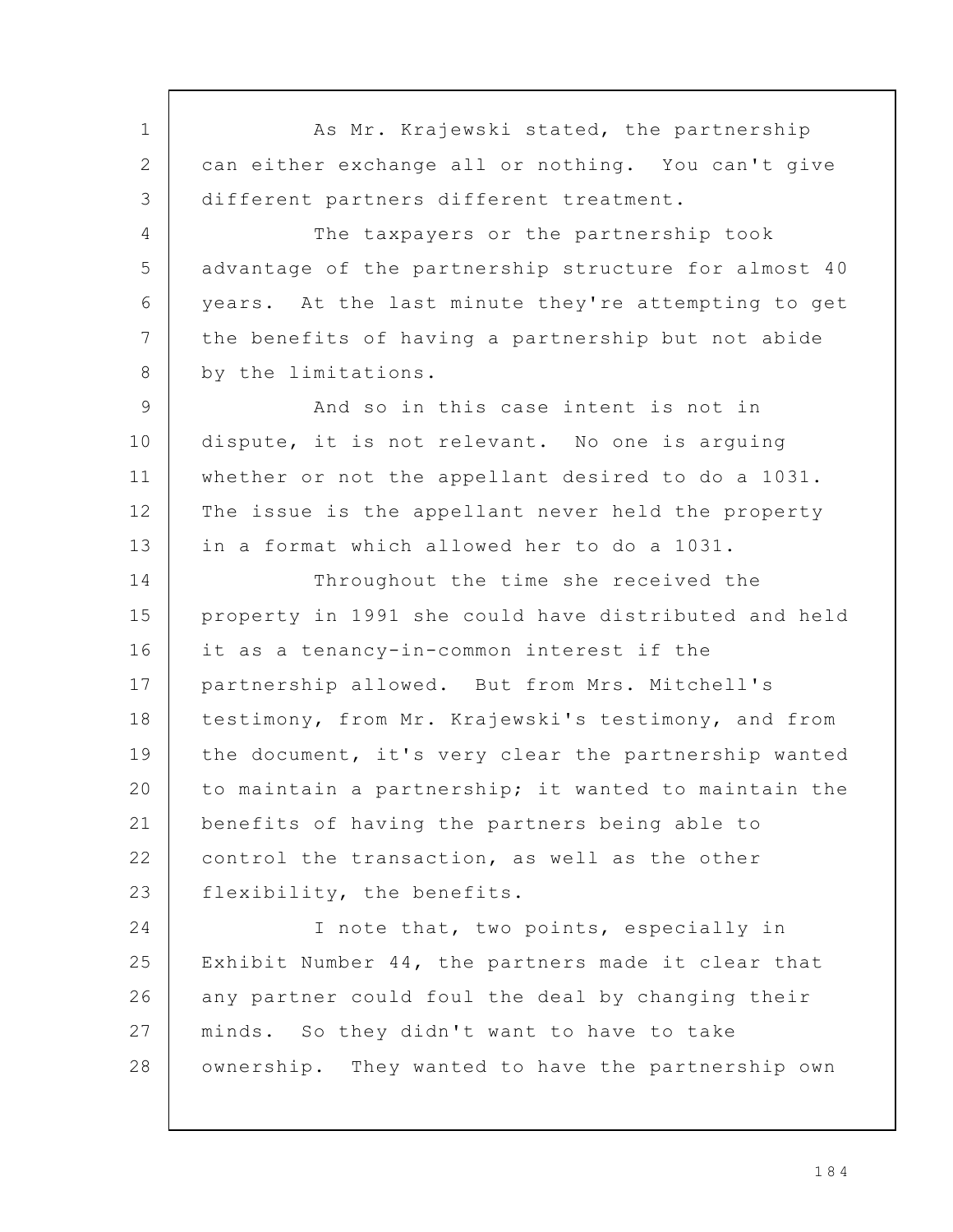As Mr. Krajewski stated, the partnership can either exchange all or nothing. You can't give different partners different treatment.

The taxpayers or the partnership took advantage of the partnership structure for almost 40 years. At the last minute they're attempting to get the benefits of having a partnership but not abide by the limitations.

And so in this case intent is not in dispute, it is not relevant. No one is arguing whether or not the appellant desired to do a 1031. The issue is the appellant never held the property in a format which allowed her to do a 1031.

Throughout the time she received the property in 1991 she could have distributed and held it as a tenancy-in-common interest if the partnership allowed. But from Mrs. Mitchell's testimony, from Mr. Krajewski's testimony, and from the document, it's very clear the partnership wanted to maintain a partnership; it wanted to maintain the benefits of having the partners being able to control the transaction, as well as the other flexibility, the benefits.

I note that, two points, especially in Exhibit Number 44, the partners made it clear that any partner could foul the deal by changing their minds. So they didn't want to have to take ownership. They wanted to have the partnership own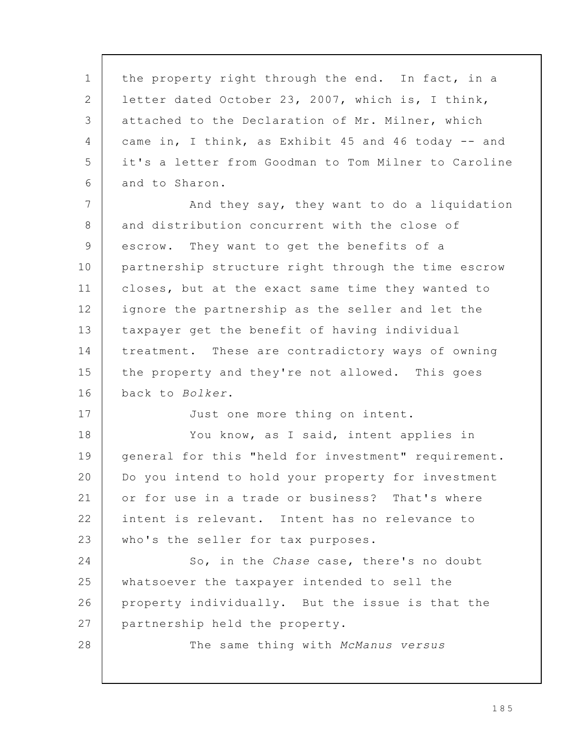the property right through the end. In fact, in a letter dated October 23, 2007, which is, I think, attached to the Declaration of Mr. Milner, which came in, I think, as Exhibit 45 and 46 today -- and it's a letter from Goodman to Tom Milner to Caroline and to Sharon.

And they say, they want to do a liquidation and distribution concurrent with the close of escrow. They want to get the benefits of a partnership structure right through the time escrow closes, but at the exact same time they wanted to ignore the partnership as the seller and let the taxpayer get the benefit of having individual treatment. These are contradictory ways of owning the property and they're not allowed. This goes back to *Bolker*.

Just one more thing on intent.

You know, as I said, intent applies in general for this "held for investment" requirement. Do you intend to hold your property for investment or for use in a trade or business? That's where intent is relevant. Intent has no relevance to who's the seller for tax purposes.

So, in the *Chase* case, there's no doubt whatsoever the taxpayer intended to sell the property individually. But the issue is that the partnership held the property.

The same thing with *McManus versus*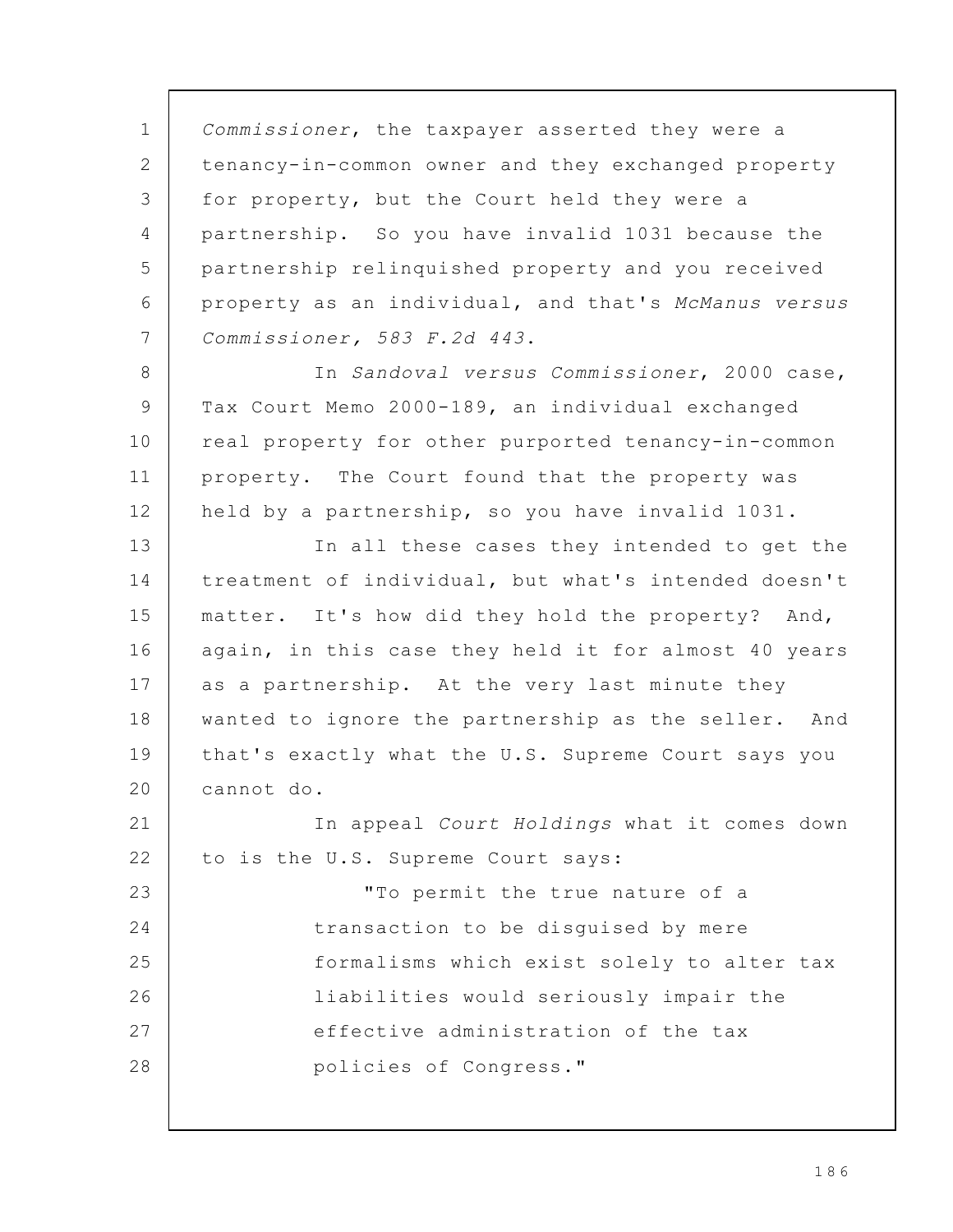*Commissioner*, the taxpayer asserted they were a tenancy-in-common owner and they exchanged property for property, but the Court held they were a partnership. So you have invalid 1031 because the partnership relinquished property and you received property as an individual, and that's *McManus versus Commissioner, 583 F.2d 443*.

In *Sandoval versus Commissioner*, 2000 case, Tax Court Memo 2000-189, an individual exchanged real property for other purported tenancy-in-common property. The Court found that the property was held by a partnership, so you have invalid 1031.

In all these cases they intended to get the treatment of individual, but what's intended doesn't matter. It's how did they hold the property? And, again, in this case they held it for almost 40 years as a partnership. At the very last minute they wanted to ignore the partnership as the seller. And that's exactly what the U.S. Supreme Court says you cannot do.

In appeal *Court Holdings* what it comes down to is the U.S. Supreme Court says:

> "To permit the true nature of a transaction to be disguised by mere formalisms which exist solely to alter tax liabilities would seriously impair the effective administration of the tax policies of Congress."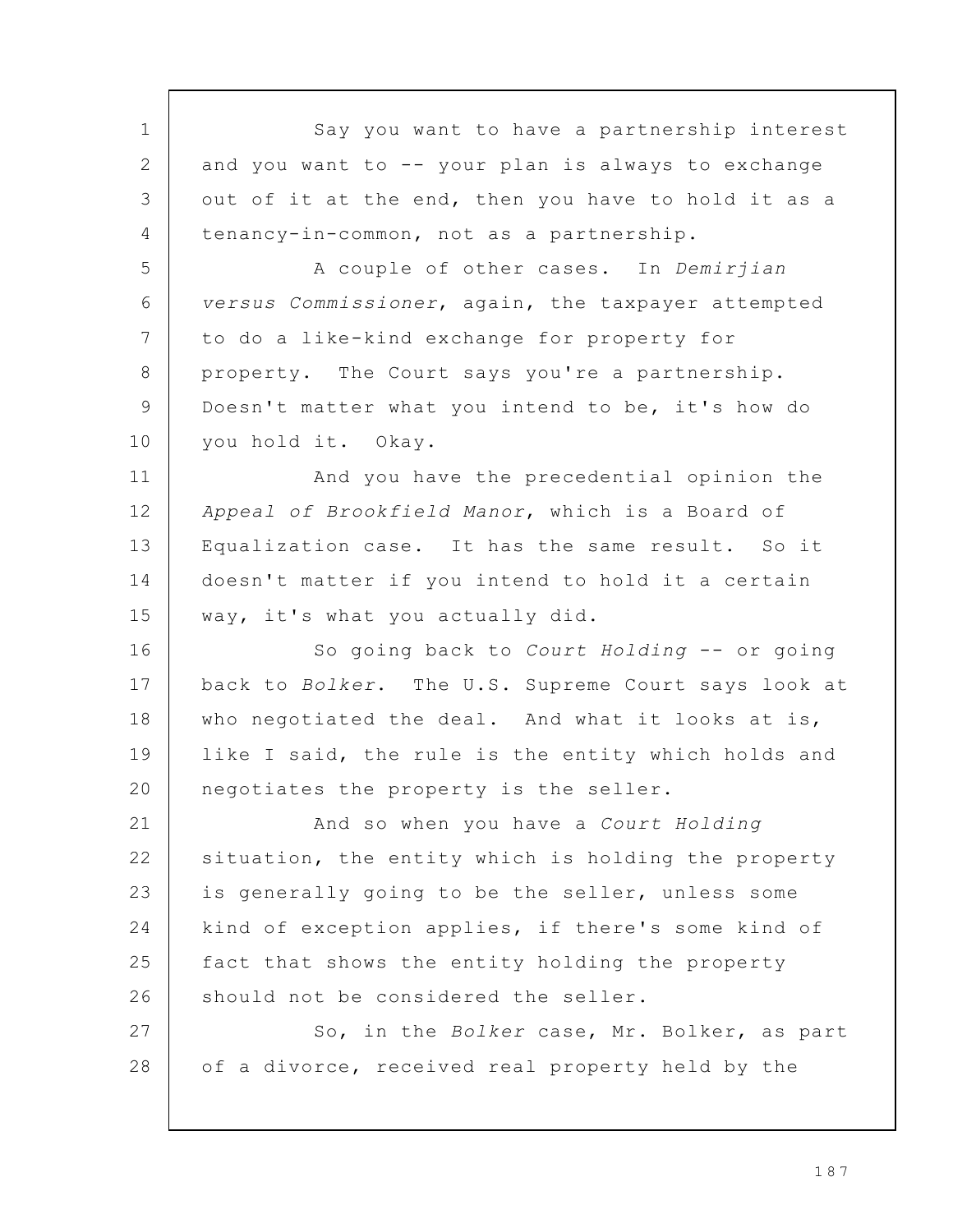Say you want to have a partnership interest and you want to -- your plan is always to exchange out of it at the end, then you have to hold it as a tenancy-in-common, not as a partnership.

A couple of other cases. In *Demirjian versus Commissioner*, again, the taxpayer attempted to do a like-kind exchange for property for property. The Court says you're a partnership. Doesn't matter what you intend to be, it's how do you hold it. Okay.

And you have the precedential opinion the *Appeal of Brookfield Manor*, which is a Board of Equalization case. It has the same result. So it doesn't matter if you intend to hold it a certain way, it's what you actually did.

So going back to *Court Holding* -- or going back to *Bolker*. The U.S. Supreme Court says look at who negotiated the deal. And what it looks at is, like I said, the rule is the entity which holds and negotiates the property is the seller.

And so when you have a *Court Holding* situation, the entity which is holding the property is generally going to be the seller, unless some kind of exception applies, if there's some kind of fact that shows the entity holding the property should not be considered the seller.

So, in the *Bolker* case, Mr. Bolker, as part of a divorce, received real property held by the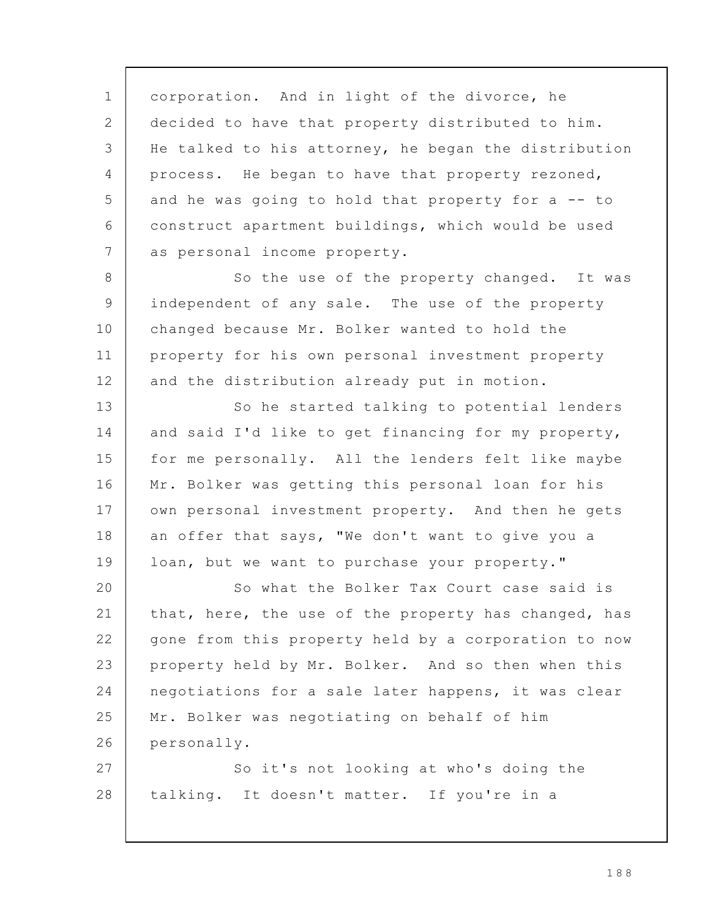corporation. And in light of the divorce, he decided to have that property distributed to him. He talked to his attorney, he began the distribution process. He began to have that property rezoned, and he was going to hold that property for a -- to construct apartment buildings, which would be used as personal income property.

So the use of the property changed. It was independent of any sale. The use of the property changed because Mr. Bolker wanted to hold the property for his own personal investment property and the distribution already put in motion.

So he started talking to potential lenders and said I'd like to get financing for my property, for me personally. All the lenders felt like maybe Mr. Bolker was getting this personal loan for his own personal investment property. And then he gets an offer that says, "We don't want to give you a loan, but we want to purchase your property."

So what the Bolker Tax Court case said is that, here, the use of the property has changed, has gone from this property held by a corporation to now property held by Mr. Bolker. And so then when this negotiations for a sale later happens, it was clear Mr. Bolker was negotiating on behalf of him personally.

So it's not looking at who's doing the talking. It doesn't matter. If you're in a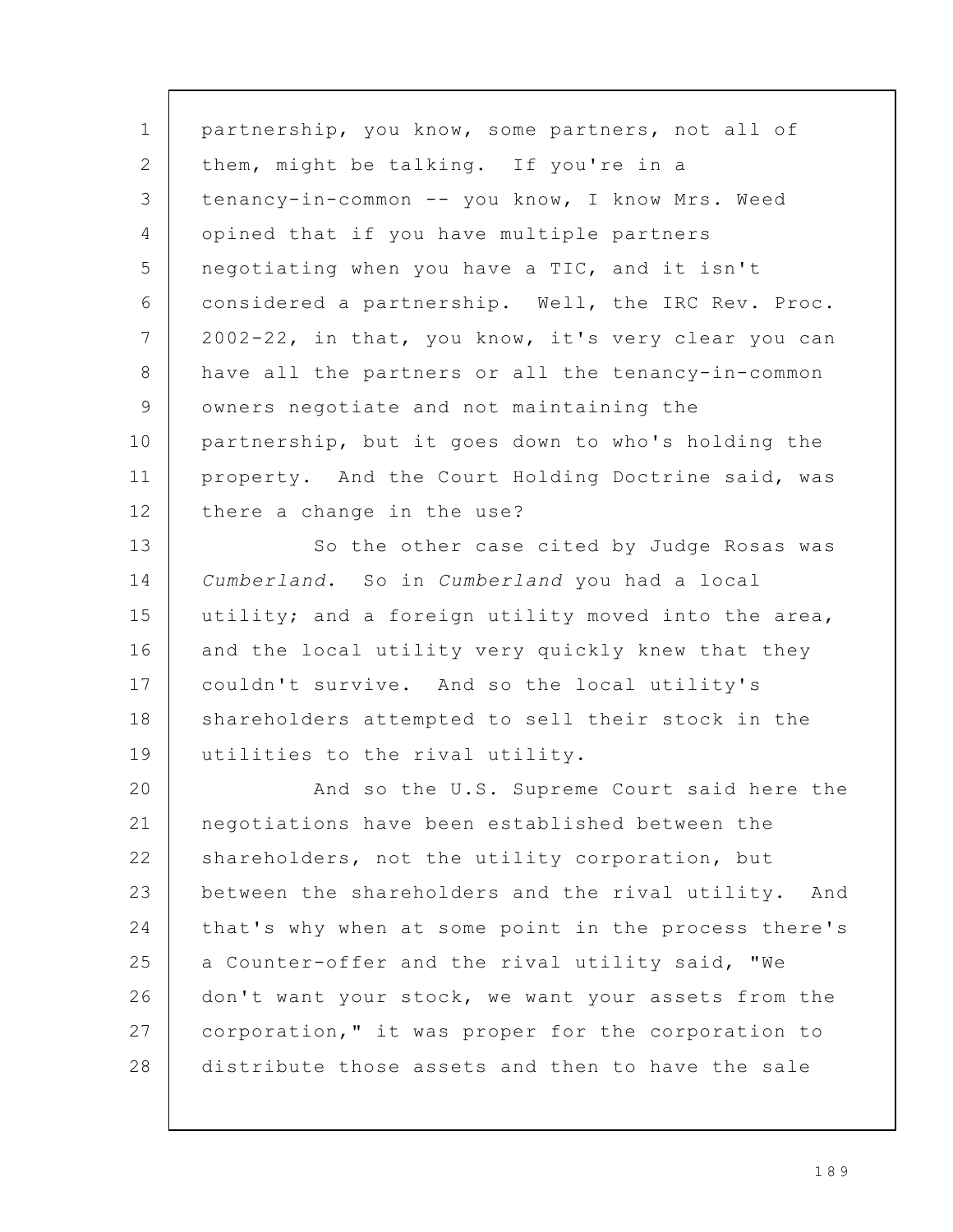partnership, you know, some partners, not all of them, might be talking. If you're in a tenancy-in-common -- you know, I know Mrs. Weed opined that if you have multiple partners negotiating when you have a TIC, and it isn't considered a partnership. Well, the IRC Rev. Proc. 2002-22, in that, you know, it's very clear you can have all the partners or all the tenancy-in-common owners negotiate and not maintaining the partnership, but it goes down to who's holding the property. And the Court Holding Doctrine said, was there a change in the use?

So the other case cited by Judge Rosas was *Cumberland*. So in *Cumberland* you had a local utility; and a foreign utility moved into the area, and the local utility very quickly knew that they couldn't survive. And so the local utility's shareholders attempted to sell their stock in the utilities to the rival utility.

And so the U.S. Supreme Court said here the negotiations have been established between the shareholders, not the utility corporation, but between the shareholders and the rival utility. And that's why when at some point in the process there's a Counter-offer and the rival utility said, "We don't want your stock, we want your assets from the corporation," it was proper for the corporation to distribute those assets and then to have the sale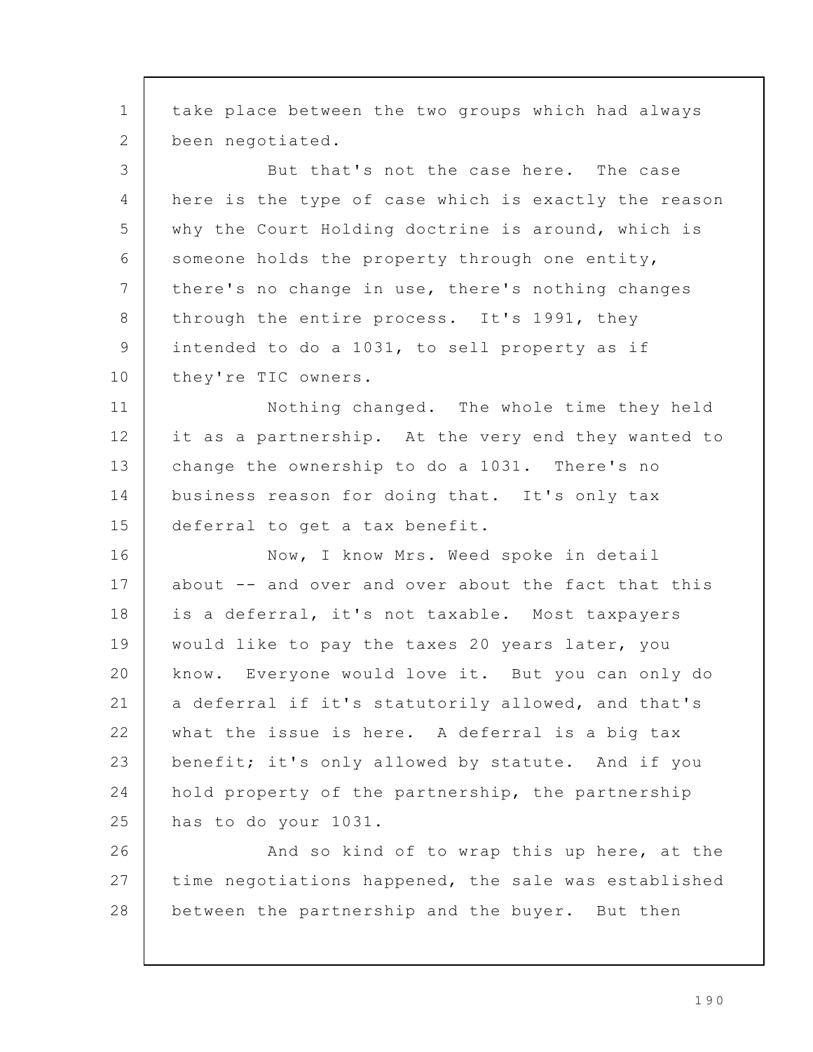take place between the two groups which had always been negotiated.

But that's not the case here. The case here is the type of case which is exactly the reason why the Court Holding doctrine is around, which is someone holds the property through one entity, there's no change in use, there's nothing changes through the entire process. It's 1991, they intended to do a 1031, to sell property as if they're TIC owners.

Nothing changed. The whole time they held it as a partnership. At the very end they wanted to change the ownership to do a 1031. There's no business reason for doing that. It's only tax deferral to get a tax benefit.

Now, I know Mrs. Weed spoke in detail about -- and over and over about the fact that this is a deferral, it's not taxable. Most taxpayers would like to pay the taxes 20 years later, you know. Everyone would love it. But you can only do a deferral if it's statutorily allowed, and that's what the issue is here. A deferral is a big tax benefit; it's only allowed by statute. And if you hold property of the partnership, the partnership has to do your 1031.

And so kind of to wrap this up here, at the time negotiations happened, the sale was established between the partnership and the buyer. But then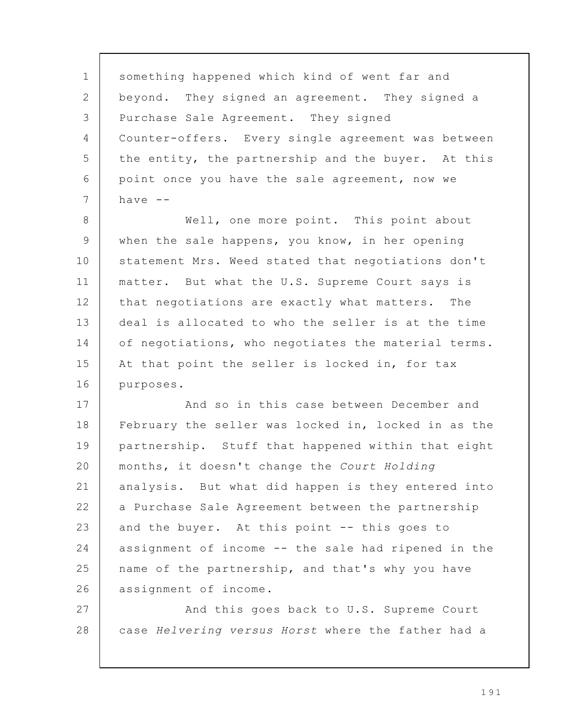something happened which kind of went far and beyond. They signed an agreement. They signed a Purchase Sale Agreement. They signed Counter-offers. Every single agreement was between the entity, the partnership and the buyer. At this point once you have the sale agreement, now we have --

Well, one more point. This point about when the sale happens, you know, in her opening statement Mrs. Weed stated that negotiations don't matter. But what the U.S. Supreme Court says is that negotiations are exactly what matters. The deal is allocated to who the seller is at the time of negotiations, who negotiates the material terms. At that point the seller is locked in, for tax purposes.

And so in this case between December and February the seller was locked in, locked in as the partnership. Stuff that happened within that eight months, it doesn't change the *Court Holding* analysis. But what did happen is they entered into a Purchase Sale Agreement between the partnership and the buyer. At this point -- this goes to assignment of income -- the sale had ripened in the name of the partnership, and that's why you have assignment of income.

And this goes back to U.S. Supreme Court case *Helvering versus Horst* where the father had a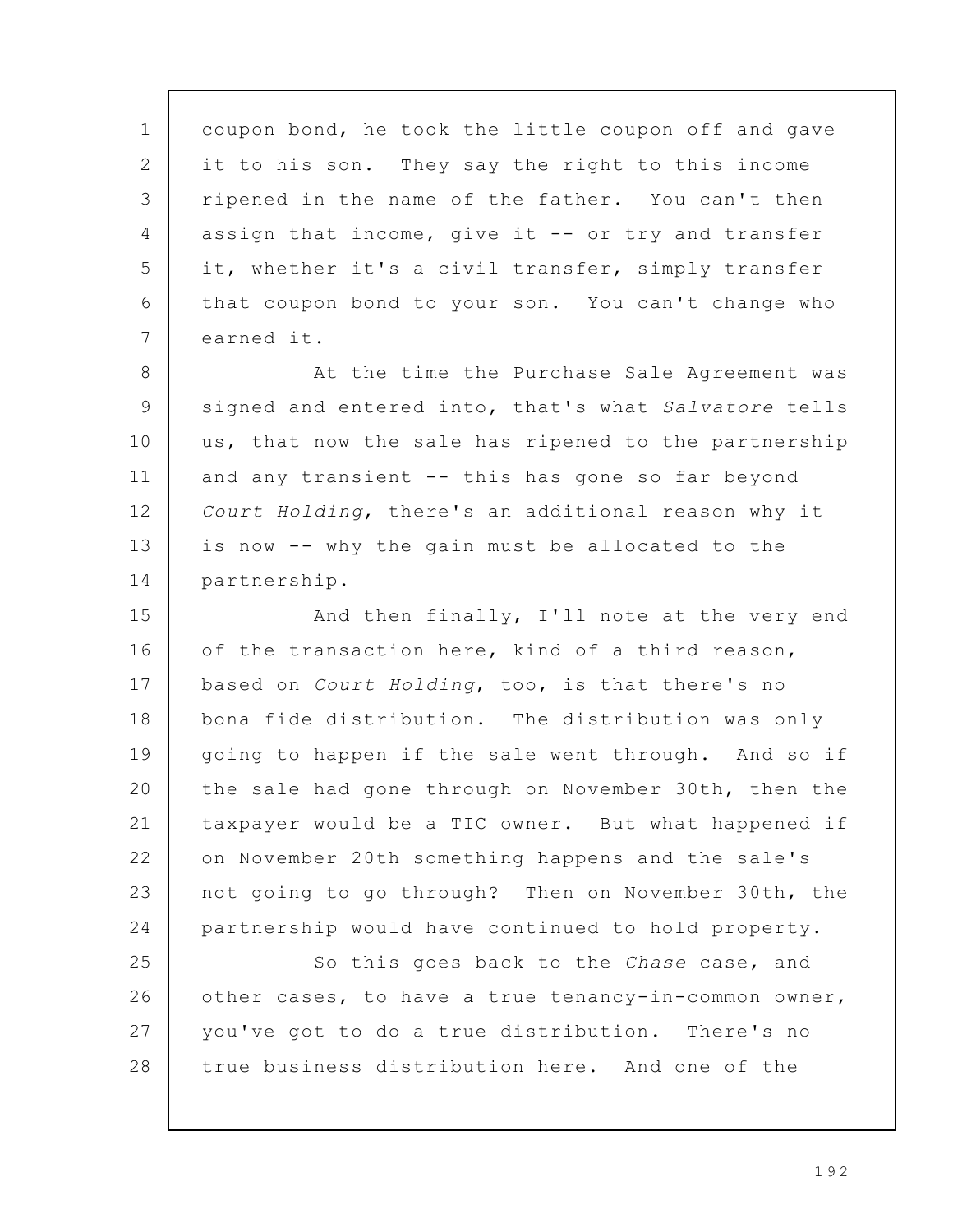coupon bond, he took the little coupon off and gave it to his son. They say the right to this income ripened in the name of the father. You can't then assign that income, give it -- or try and transfer it, whether it's a civil transfer, simply transfer that coupon bond to your son. You can't change who earned it.

At the time the Purchase Sale Agreement was signed and entered into, that's what *Salvatore* tells us, that now the sale has ripened to the partnership and any transient -- this has gone so far beyond *Court Holding*, there's an additional reason why it is now -- why the gain must be allocated to the partnership.

And then finally, I'll note at the very end of the transaction here, kind of a third reason, based on *Court Holding*, too, is that there's no bona fide distribution. The distribution was only going to happen if the sale went through. And so if the sale had gone through on November 30th, then the taxpayer would be a TIC owner. But what happened if on November 20th something happens and the sale's not going to go through? Then on November 30th, the partnership would have continued to hold property.

So this goes back to the *Chase* case, and other cases, to have a true tenancy-in-common owner, you've got to do a true distribution. There's no true business distribution here. And one of the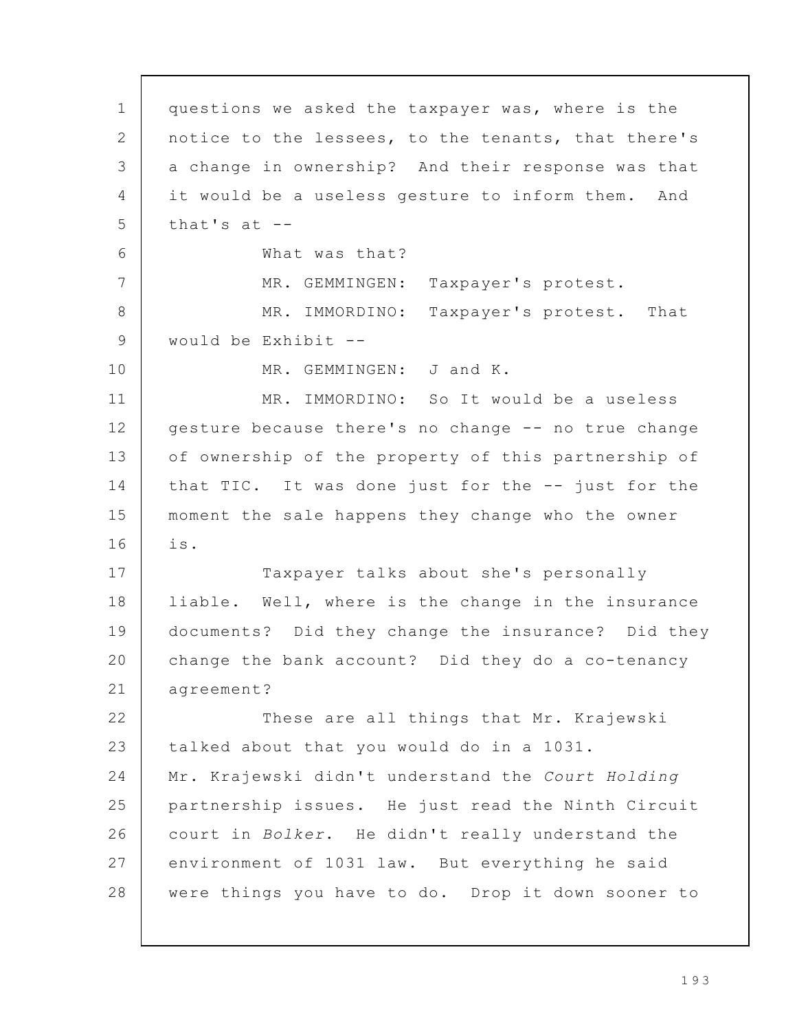questions we asked the taxpayer was, where is the notice to the lessees, to the tenants, that there's a change in ownership? And their response was that it would be a useless gesture to inform them. And that's at --

What was that?

MR. GEMMINGEN: Taxpayer's protest.

MR. IMMORDINO: Taxpayer's protest. That would be Exhibit --

MR. GEMMINGEN: J and K.

MR. IMMORDINO: So It would be a useless gesture because there's no change -- no true change of ownership of the property of this partnership of that TIC. It was done just for the -- just for the moment the sale happens they change who the owner is.

Taxpayer talks about she's personally liable. Well, where is the change in the insurance documents? Did they change the insurance? Did they change the bank account? Did they do a co-tenancy agreement?

These are all things that Mr. Krajewski talked about that you would do in a 1031. Mr. Krajewski didn't understand the *Court Holding* partnership issues. He just read the Ninth Circuit court in *Bolker*. He didn't really understand the environment of 1031 law. But everything he said were things you have to do. Drop it down sooner to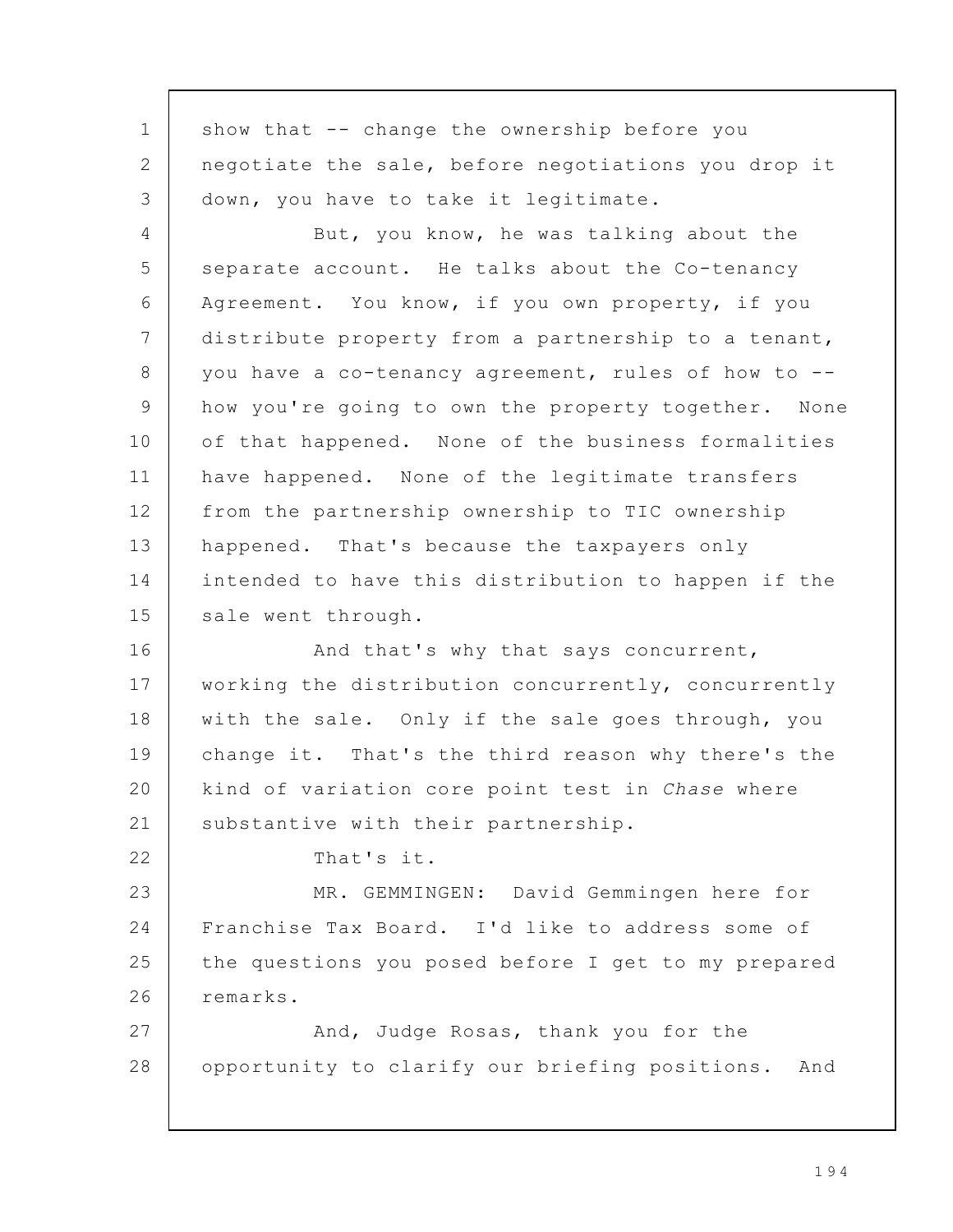show that -- change the ownership before you negotiate the sale, before negotiations you drop it down, you have to take it legitimate.

But, you know, he was talking about the separate account. He talks about the Co-tenancy Agreement. You know, if you own property, if you distribute property from a partnership to a tenant, you have a co-tenancy agreement, rules of how to -- how you're going to own the property together. None of that happened. None of the business formalities have happened. None of the legitimate transfers from the partnership ownership to TIC ownership happened. That's because the taxpayers only intended to have this distribution to happen if the sale went through.

And that's why that says concurrent, working the distribution concurrently, concurrently with the sale. Only if the sale goes through, you change it. That's the third reason why there's the kind of variation core point test in *Chase* where substantive with their partnership.

That's it.

MR. GEMMINGEN: David Gemmingen here for Franchise Tax Board. I'd like to address some of the questions you posed before I get to my prepared remarks.

And, Judge Rosas, thank you for the opportunity to clarify our briefing positions. And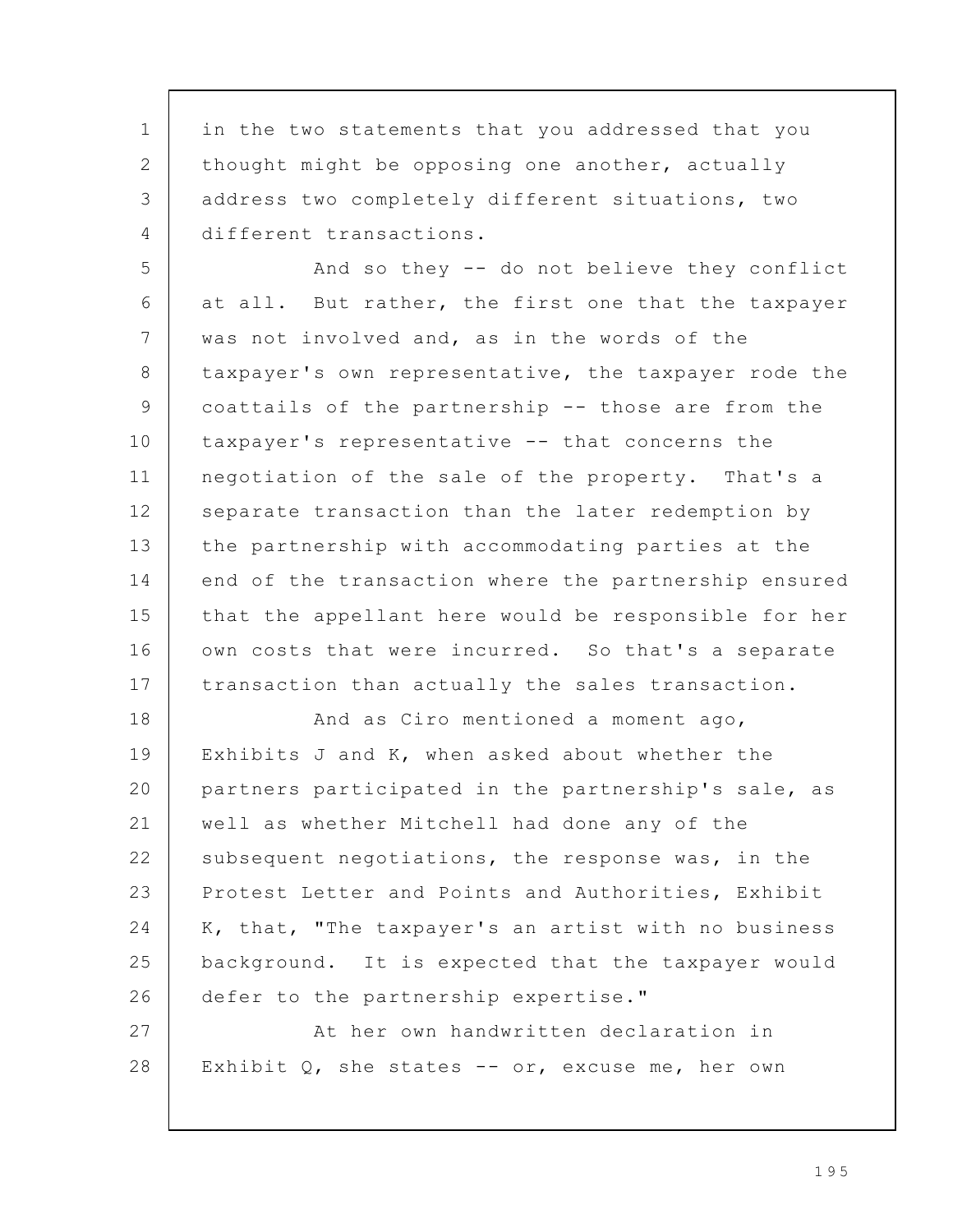in the two statements that you addressed that you thought might be opposing one another, actually address two completely different situations, two different transactions.

And so they -- do not believe they conflict at all. But rather, the first one that the taxpayer was not involved and, as in the words of the taxpayer's own representative, the taxpayer rode the coattails of the partnership -- those are from the taxpayer's representative -- that concerns the negotiation of the sale of the property. That's a separate transaction than the later redemption by the partnership with accommodating parties at the end of the transaction where the partnership ensured that the appellant here would be responsible for her own costs that were incurred. So that's a separate transaction than actually the sales transaction.

And as Ciro mentioned a moment ago, Exhibits J and K, when asked about whether the partners participated in the partnership's sale, as well as whether Mitchell had done any of the subsequent negotiations, the response was, in the Protest Letter and Points and Authorities, Exhibit K, that, "The taxpayer's an artist with no business background. It is expected that the taxpayer would defer to the partnership expertise."

At her own handwritten declaration in Exhibit Q, she states -- or, excuse me, her own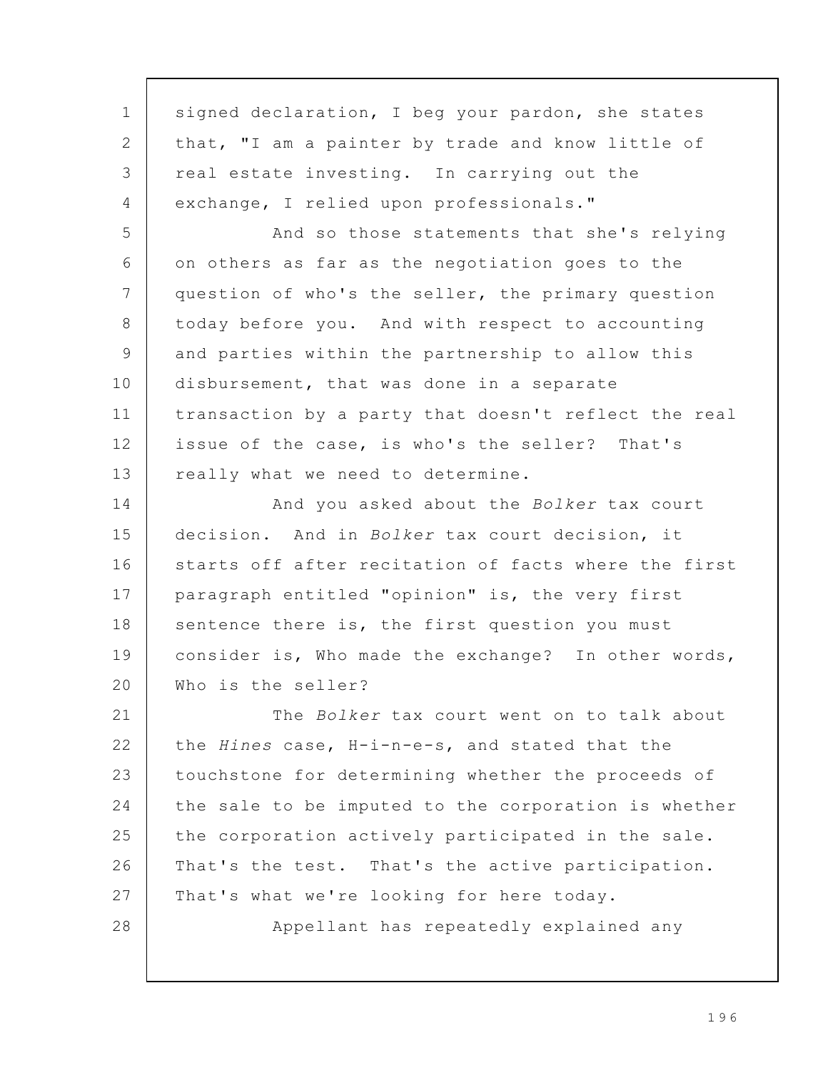signed declaration, I beg your pardon, she states that, "I am a painter by trade and know little of real estate investing. In carrying out the exchange, I relied upon professionals."

And so those statements that she's relying on others as far as the negotiation goes to the question of who's the seller, the primary question today before you. And with respect to accounting and parties within the partnership to allow this disbursement, that was done in a separate transaction by a party that doesn't reflect the real issue of the case, is who's the seller? That's really what we need to determine.

And you asked about the *Bolker* tax court decision. And in *Bolker* tax court decision, it starts off after recitation of facts where the first paragraph entitled "opinion" is, the very first sentence there is, the first question you must consider is, Who made the exchange? In other words, Who is the seller?

The *Bolker* tax court went on to talk about the *Hines* case, H-i-n-e-s, and stated that the touchstone for determining whether the proceeds of the sale to be imputed to the corporation is whether the corporation actively participated in the sale. That's the test. That's the active participation. That's what we're looking for here today.

Appellant has repeatedly explained any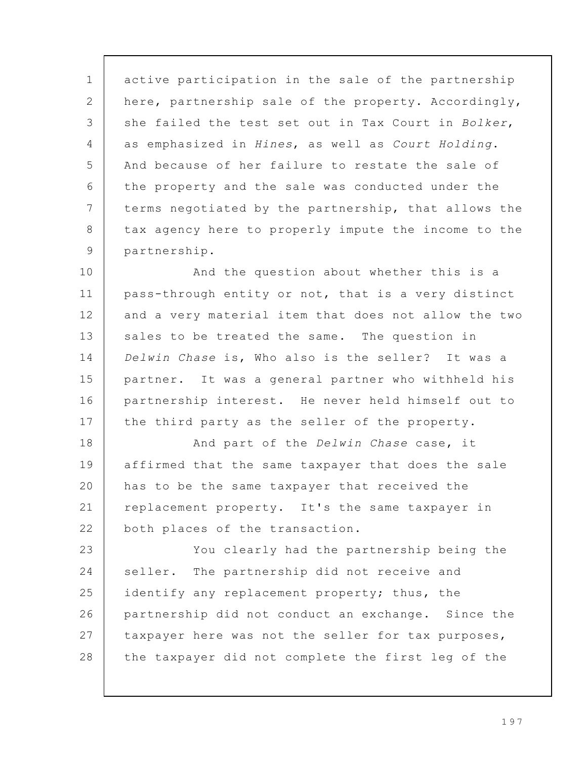active participation in the sale of the partnership here, partnership sale of the property. Accordingly, she failed the test set out in Tax Court in *Bolker*, as emphasized in *Hines*, as well as *Court Holding*. And because of her failure to restate the sale of the property and the sale was conducted under the terms negotiated by the partnership, that allows the tax agency here to properly impute the income to the partnership.

And the question about whether this is a pass-through entity or not, that is a very distinct and a very material item that does not allow the two sales to be treated the same. The question in *Delwin Chase* is, Who also is the seller? It was a partner. It was a general partner who withheld his partnership interest. He never held himself out to the third party as the seller of the property.

And part of the *Delwin Chase* case, it affirmed that the same taxpayer that does the sale has to be the same taxpayer that received the replacement property. It's the same taxpayer in both places of the transaction.

You clearly had the partnership being the seller. The partnership did not receive and identify any replacement property; thus, the partnership did not conduct an exchange. Since the taxpayer here was not the seller for tax purposes, the taxpayer did not complete the first leg of the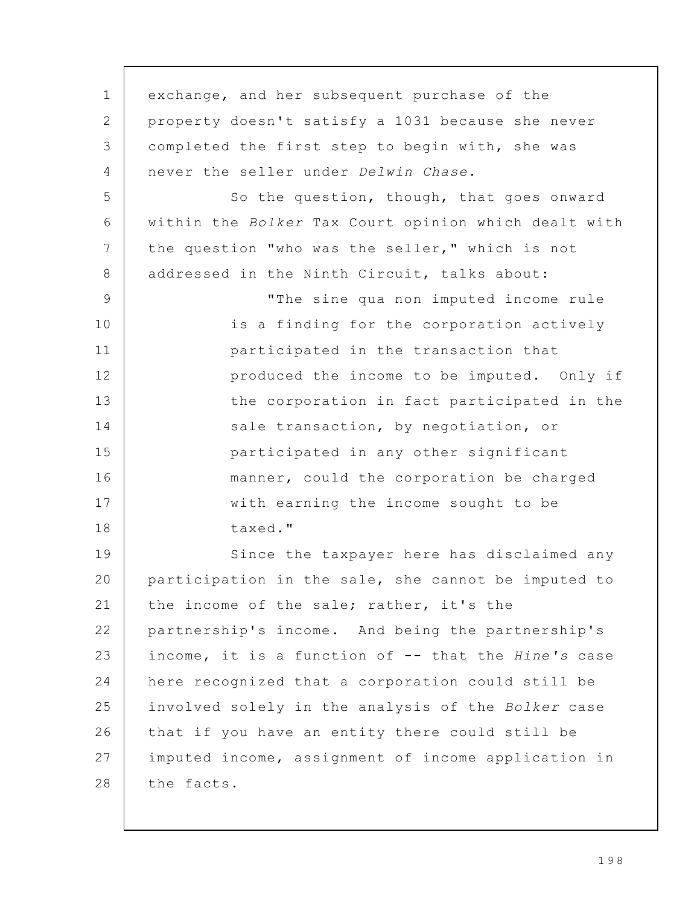exchange, and her subsequent purchase of the property doesn't satisfy a 1031 because she never completed the first step to begin with, she was never the seller under *Delwin Chase*.

So the question, though, that goes onward within the *Bolker* Tax Court opinion which dealt with the question "who was the seller," which is not addressed in the Ninth Circuit, talks about:

> "The sine qua non imputed income rule is a finding for the corporation actively participated in the transaction that produced the income to be imputed. Only if the corporation in fact participated in the sale transaction, by negotiation, or participated in any other significant manner, could the corporation be charged with earning the income sought to be taxed."

Since the taxpayer here has disclaimed any participation in the sale, she cannot be imputed to the income of the sale; rather, it's the partnership's income. And being the partnership's income, it is a function of -- that the *Hine's* case here recognized that a corporation could still be involved solely in the analysis of the *Bolker* case that if you have an entity there could still be imputed income, assignment of income application in the facts.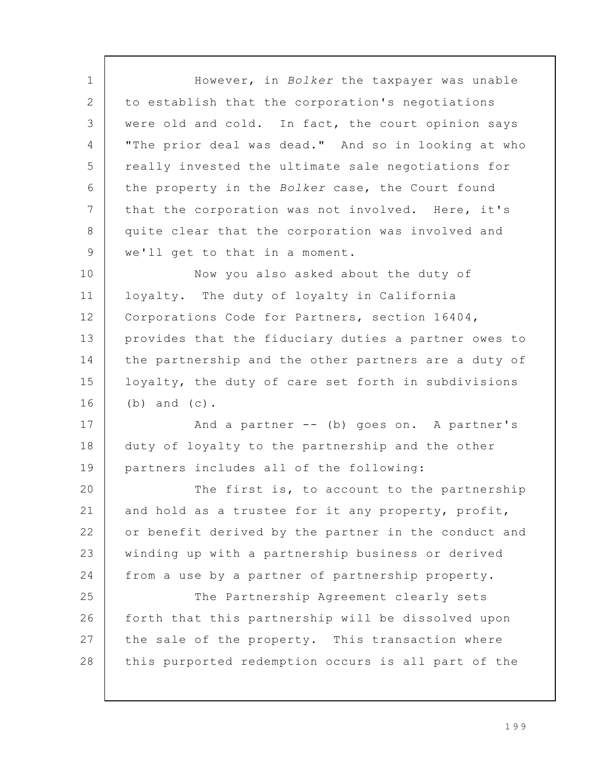However, in *Bolker* the taxpayer was unable to establish that the corporation's negotiations were old and cold. In fact, the court opinion says "The prior deal was dead." And so in looking at who really invested the ultimate sale negotiations for the property in the *Bolker* case, the Court found that the corporation was not involved. Here, it's quite clear that the corporation was involved and we'll get to that in a moment.

Now you also asked about the duty of loyalty. The duty of loyalty in California Corporations Code for Partners, section 16404, provides that the fiduciary duties a partner owes to the partnership and the other partners are a duty of loyalty, the duty of care set forth in subdivisions (b) and (c).

And a partner -- (b) goes on. A partner's duty of loyalty to the partnership and the other partners includes all of the following:

The first is, to account to the partnership and hold as a trustee for it any property, profit, or benefit derived by the partner in the conduct and winding up with a partnership business or derived from a use by a partner of partnership property.

The Partnership Agreement clearly sets forth that this partnership will be dissolved upon the sale of the property. This transaction where this purported redemption occurs is all part of the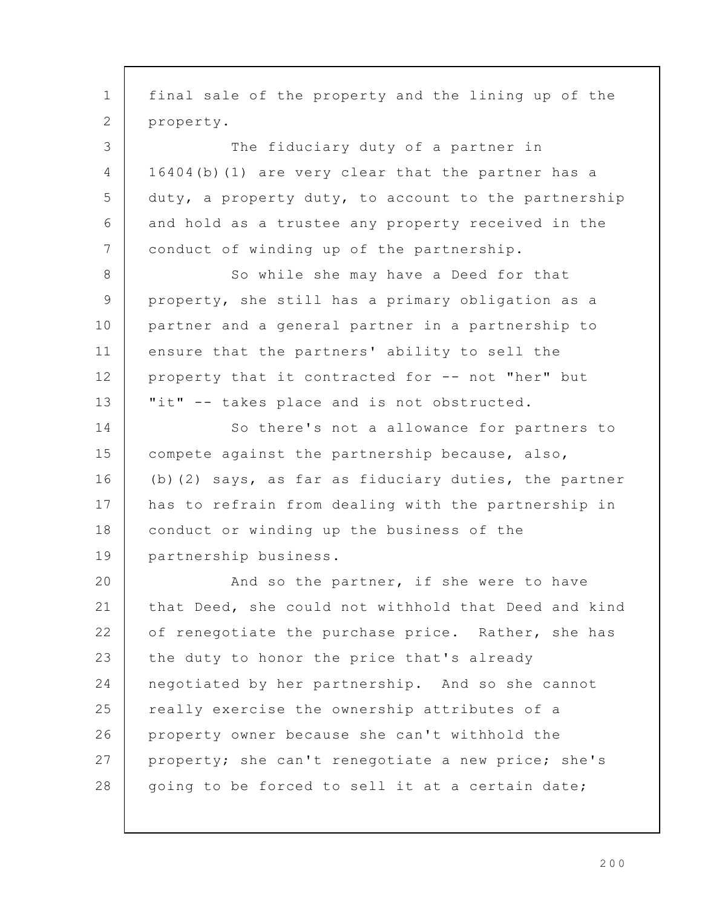final sale of the property and the lining up of the property.

The fiduciary duty of a partner in 16404(b)(1) are very clear that the partner has a duty, a property duty, to account to the partnership and hold as a trustee any property received in the conduct of winding up of the partnership.

So while she may have a Deed for that property, she still has a primary obligation as a partner and a general partner in a partnership to ensure that the partners' ability to sell the property that it contracted for -- not "her" but "it" -- takes place and is not obstructed.

So there's not a allowance for partners to compete against the partnership because, also, (b)(2) says, as far as fiduciary duties, the partner has to refrain from dealing with the partnership in conduct or winding up the business of the partnership business.

And so the partner, if she were to have that Deed, she could not withhold that Deed and kind of renegotiate the purchase price. Rather, she has the duty to honor the price that's already negotiated by her partnership. And so she cannot really exercise the ownership attributes of a property owner because she can't withhold the property; she can't renegotiate a new price; she's going to be forced to sell it at a certain date;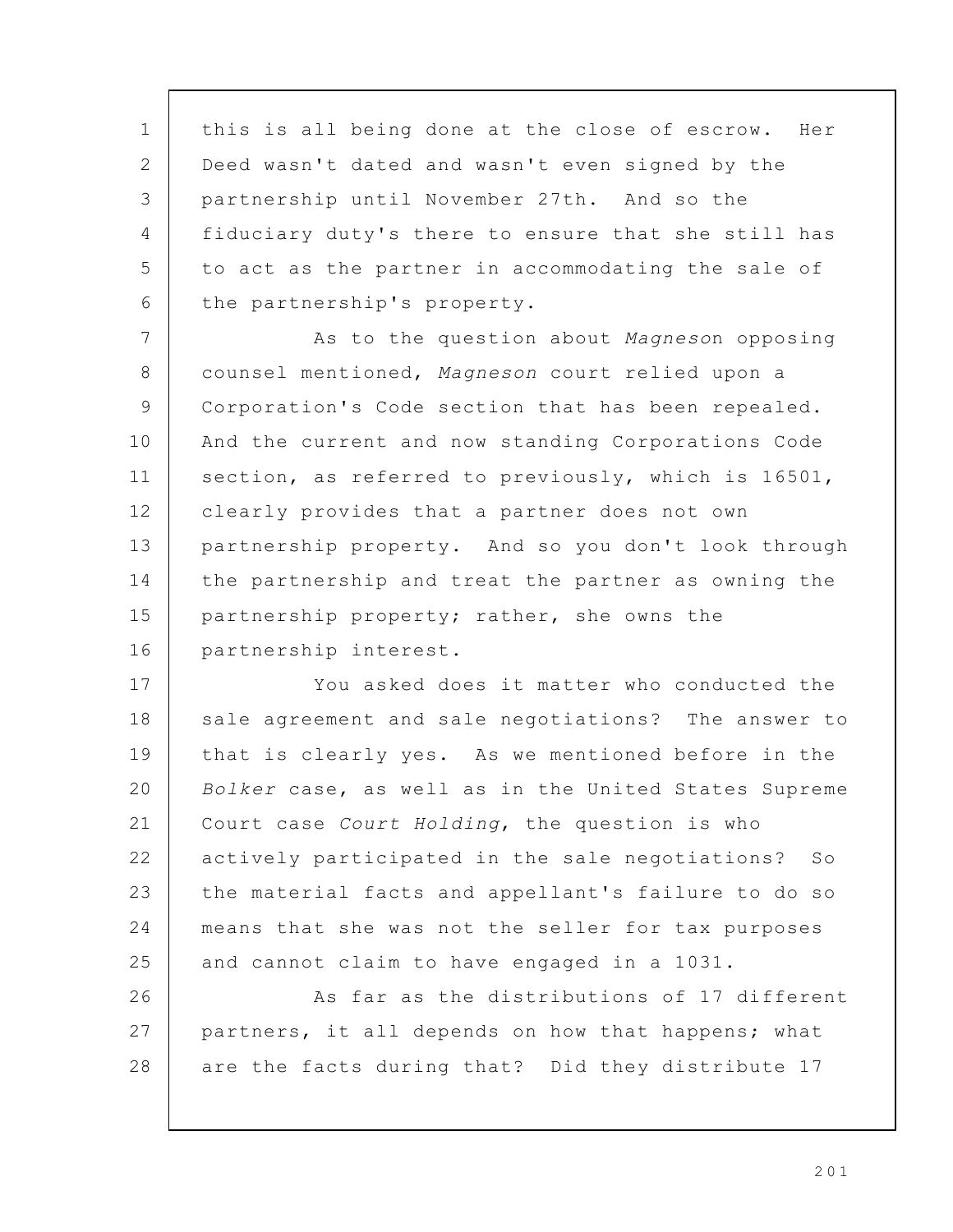this is all being done at the close of escrow. Her Deed wasn't dated and wasn't even signed by the partnership until November 27th. And so the fiduciary duty's there to ensure that she still has to act as the partner in accommodating the sale of the partnership's property.

As to the question about *Magneso*n opposing counsel mentioned, *Magneson* court relied upon a Corporation's Code section that has been repealed. And the current and now standing Corporations Code section, as referred to previously, which is 16501, clearly provides that a partner does not own partnership property. And so you don't look through the partnership and treat the partner as owning the partnership property; rather, she owns the partnership interest.

You asked does it matter who conducted the sale agreement and sale negotiations? The answer to that is clearly yes. As we mentioned before in the *Bolker* case, as well as in the United States Supreme Court case *Court Holding*, the question is who actively participated in the sale negotiations? So the material facts and appellant's failure to do so means that she was not the seller for tax purposes and cannot claim to have engaged in a 1031.

As far as the distributions of 17 different partners, it all depends on how that happens; what are the facts during that? Did they distribute 17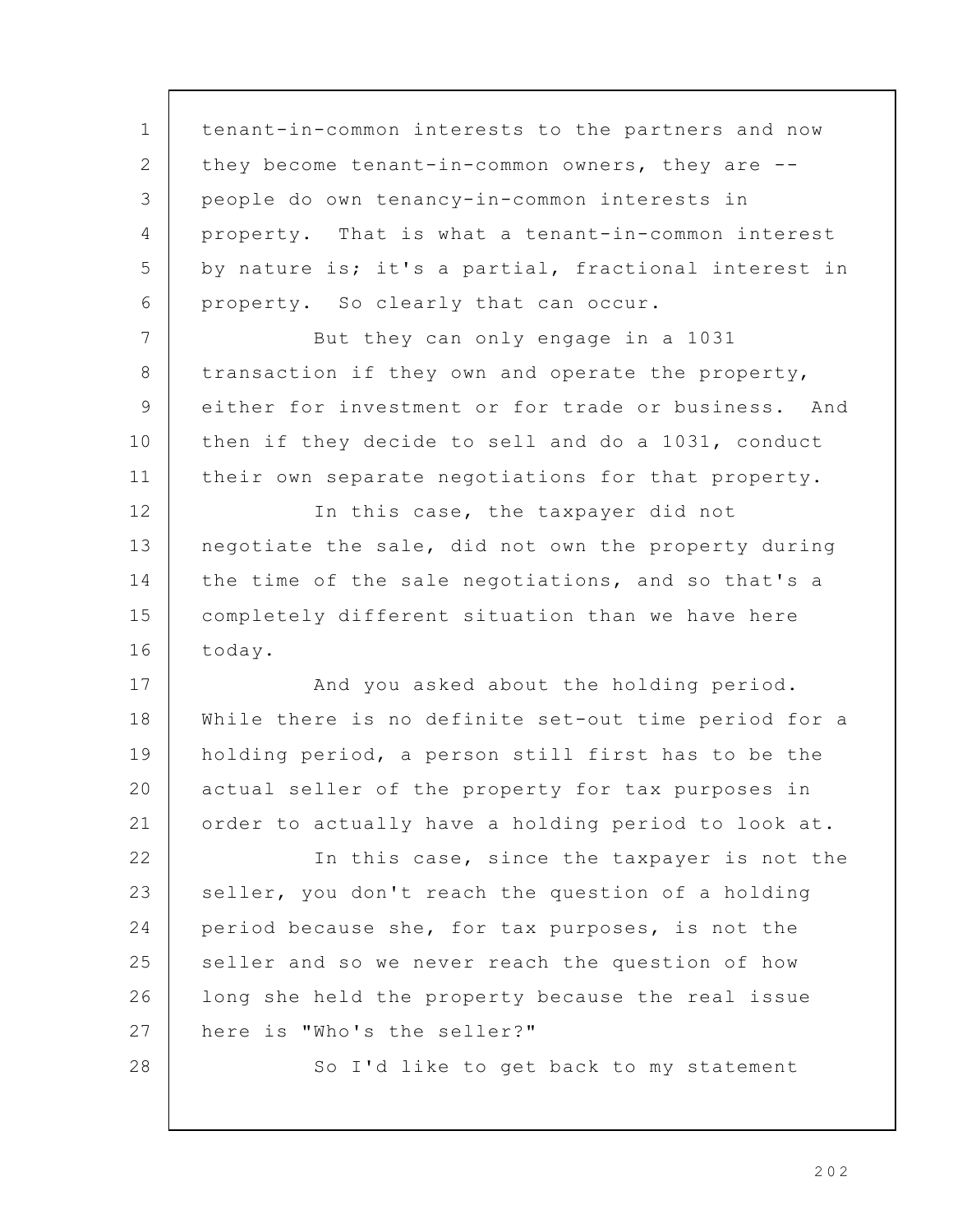tenant-in-common interests to the partners and now they become tenant-in-common owners, they are -- people do own tenancy-in-common interests in property. That is what a tenant-in-common interest by nature is; it's a partial, fractional interest in property. So clearly that can occur.

But they can only engage in a 1031 transaction if they own and operate the property, either for investment or for trade or business. And then if they decide to sell and do a 1031, conduct their own separate negotiations for that property.

In this case, the taxpayer did not negotiate the sale, did not own the property during the time of the sale negotiations, and so that's a completely different situation than we have here today.

And you asked about the holding period. While there is no definite set-out time period for a holding period, a person still first has to be the actual seller of the property for tax purposes in order to actually have a holding period to look at.

In this case, since the taxpayer is not the seller, you don't reach the question of a holding period because she, for tax purposes, is not the seller and so we never reach the question of how long she held the property because the real issue here is "Who's the seller?"

So I'd like to get back to my statement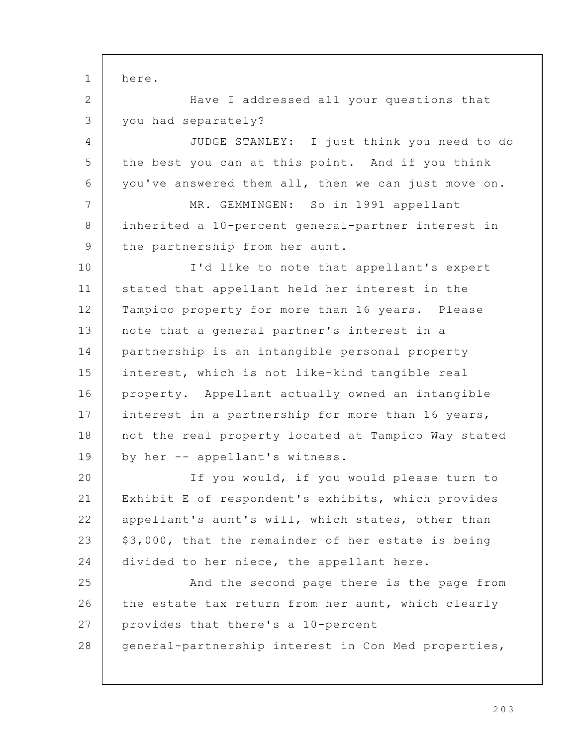here.

Have I addressed all your questions that you had separately?

JUDGE STANLEY: I just think you need to do the best you can at this point. And if you think you've answered them all, then we can just move on.

MR. GEMMINGEN: So in 1991 appellant inherited a 10-percent general-partner interest in the partnership from her aunt.

I'd like to note that appellant's expert stated that appellant held her interest in the Tampico property for more than 16 years. Please note that a general partner's interest in a partnership is an intangible personal property interest, which is not like-kind tangible real property. Appellant actually owned an intangible interest in a partnership for more than 16 years, not the real property located at Tampico Way stated by her -- appellant's witness.

If you would, if you would please turn to Exhibit E of respondent's exhibits, which provides appellant's aunt's will, which states, other than $3,000, that the remainder of her estate is being divided to her niece, the appellant here.

And the second page there is the page from the estate tax return from her aunt, which clearly provides that there's a 10-percent general-partnership interest in Con Med properties,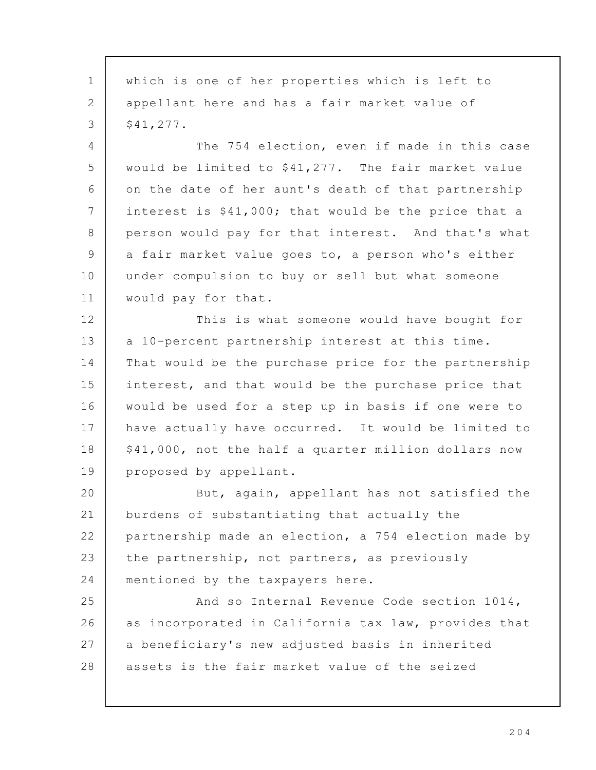which is one of her properties which is left to appellant here and has a fair market value of $41,277.

The 754 election, even if made in this case would be limited to $41,277. The fair market value on the date of her aunt's death of that partnership interest is $41,000; that would be the price that a person would pay for that interest. And that's what a fair market value goes to, a person who's either under compulsion to buy or sell but what someone would pay for that.

This is what someone would have bought for a 10-percent partnership interest at this time. That would be the purchase price for the partnership interest, and that would be the purchase price that would be used for a step up in basis if one were to have actually have occurred. It would be limited to $41,000, not the half a quarter million dollars now proposed by appellant.

But, again, appellant has not satisfied the burdens of substantiating that actually the partnership made an election, a 754 election made by the partnership, not partners, as previously mentioned by the taxpayers here.

And so Internal Revenue Code section 1014, as incorporated in California tax law, provides that a beneficiary's new adjusted basis in inherited assets is the fair market value of the seized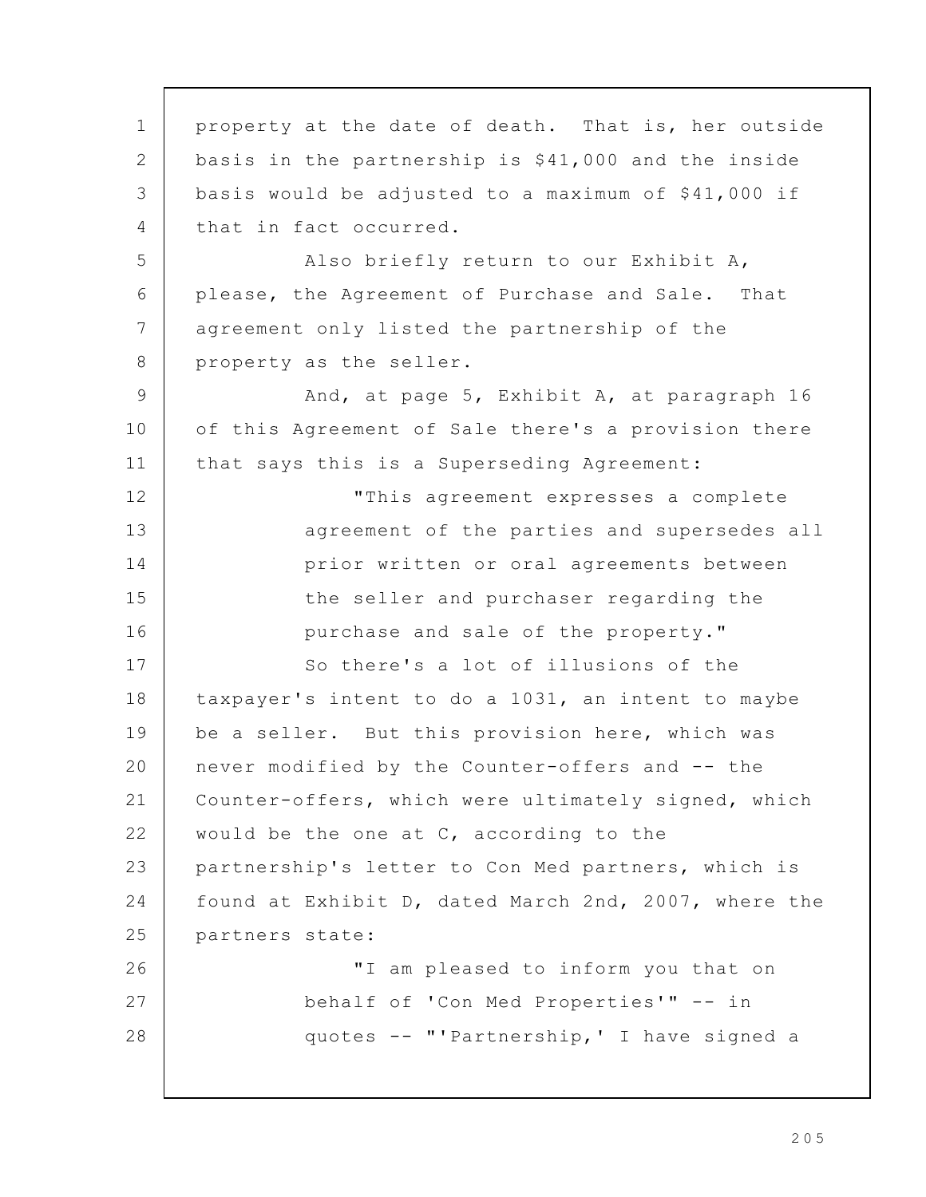property at the date of death. That is, her outside basis in the partnership is $41,000 and the inside basis would be adjusted to a maximum of $41,000 if that in fact occurred.

Also briefly return to our Exhibit A, please, the Agreement of Purchase and Sale. That agreement only listed the partnership of the property as the seller.

And, at page 5, Exhibit A, at paragraph 16 of this Agreement of Sale there's a provision there that says this is a Superseding Agreement:

> "This agreement expresses a complete agreement of the parties and supersedes all prior written or oral agreements between the seller and purchaser regarding the purchase and sale of the property."

So there's a lot of illusions of the taxpayer's intent to do a 1031, an intent to maybe be a seller. But this provision here, which was never modified by the Counter-offers and -- the Counter-offers, which were ultimately signed, which would be the one at C, according to the partnership's letter to Con Med partners, which is found at Exhibit D, dated March 2nd, 2007, where the partners state:

> "I am pleased to inform you that on behalf of 'Con Med Properties'" -- in quotes -- "'Partnership,' I have signed a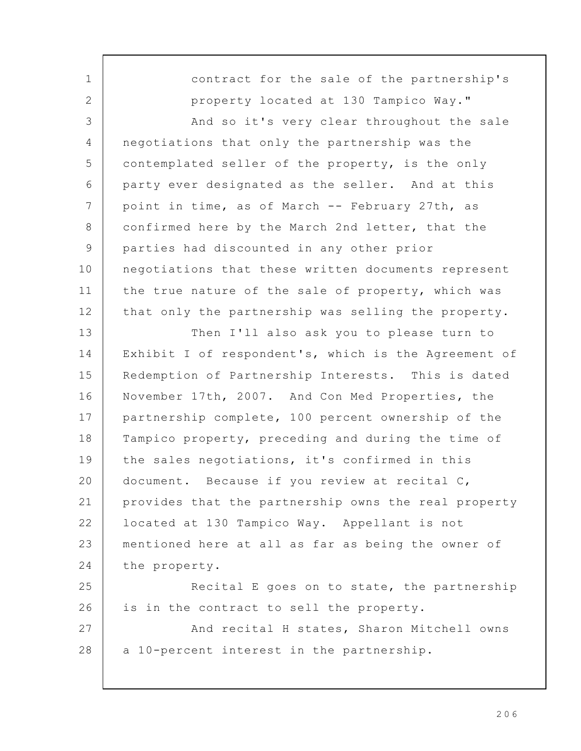contract for the sale of the partnership's property located at 130 Tampico Way."

And so it's very clear throughout the sale negotiations that only the partnership was the contemplated seller of the property, is the only party ever designated as the seller. And at this point in time, as of March -- February 27th, as confirmed here by the March 2nd letter, that the parties had discounted in any other prior negotiations that these written documents represent the true nature of the sale of property, which was that only the partnership was selling the property.

Then I'll also ask you to please turn to Exhibit I of respondent's, which is the Agreement of Redemption of Partnership Interests. This is dated November 17th, 2007. And Con Med Properties, the partnership complete, 100 percent ownership of the Tampico property, preceding and during the time of the sales negotiations, it's confirmed in this document. Because if you review at recital C, provides that the partnership owns the real property located at 130 Tampico Way. Appellant is not mentioned here at all as far as being the owner of the property.

Recital E goes on to state, the partnership is in the contract to sell the property.

And recital H states, Sharon Mitchell owns a 10-percent interest in the partnership.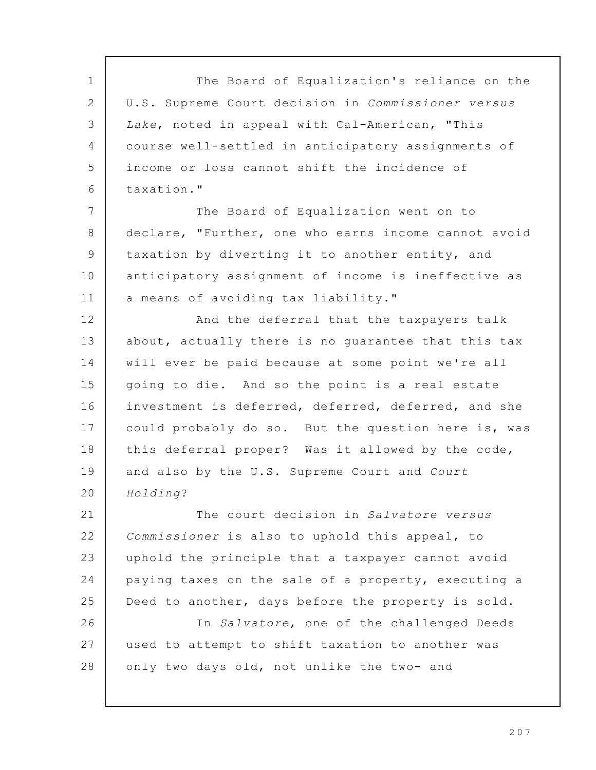The Board of Equalization's reliance on the U.S. Supreme Court decision in *Commissioner versus Lake*, noted in appeal with Cal-American, "This course well-settled in anticipatory assignments of income or loss cannot shift the incidence of taxation."

The Board of Equalization went on to declare, "Further, one who earns income cannot avoid taxation by diverting it to another entity, and anticipatory assignment of income is ineffective as a means of avoiding tax liability."

And the deferral that the taxpayers talk about, actually there is no guarantee that this tax will ever be paid because at some point we're all going to die. And so the point is a real estate investment is deferred, deferred, deferred, and she could probably do so. But the question here is, was this deferral proper? Was it allowed by the code, and also by the U.S. Supreme Court and *Court Holding*?

The court decision in *Salvatore versus Commissioner* is also to uphold this appeal, to uphold the principle that a taxpayer cannot avoid paying taxes on the sale of a property, executing a Deed to another, days before the property is sold.

In *Salvatore*, one of the challenged Deeds used to attempt to shift taxation to another was only two days old, not unlike the two- and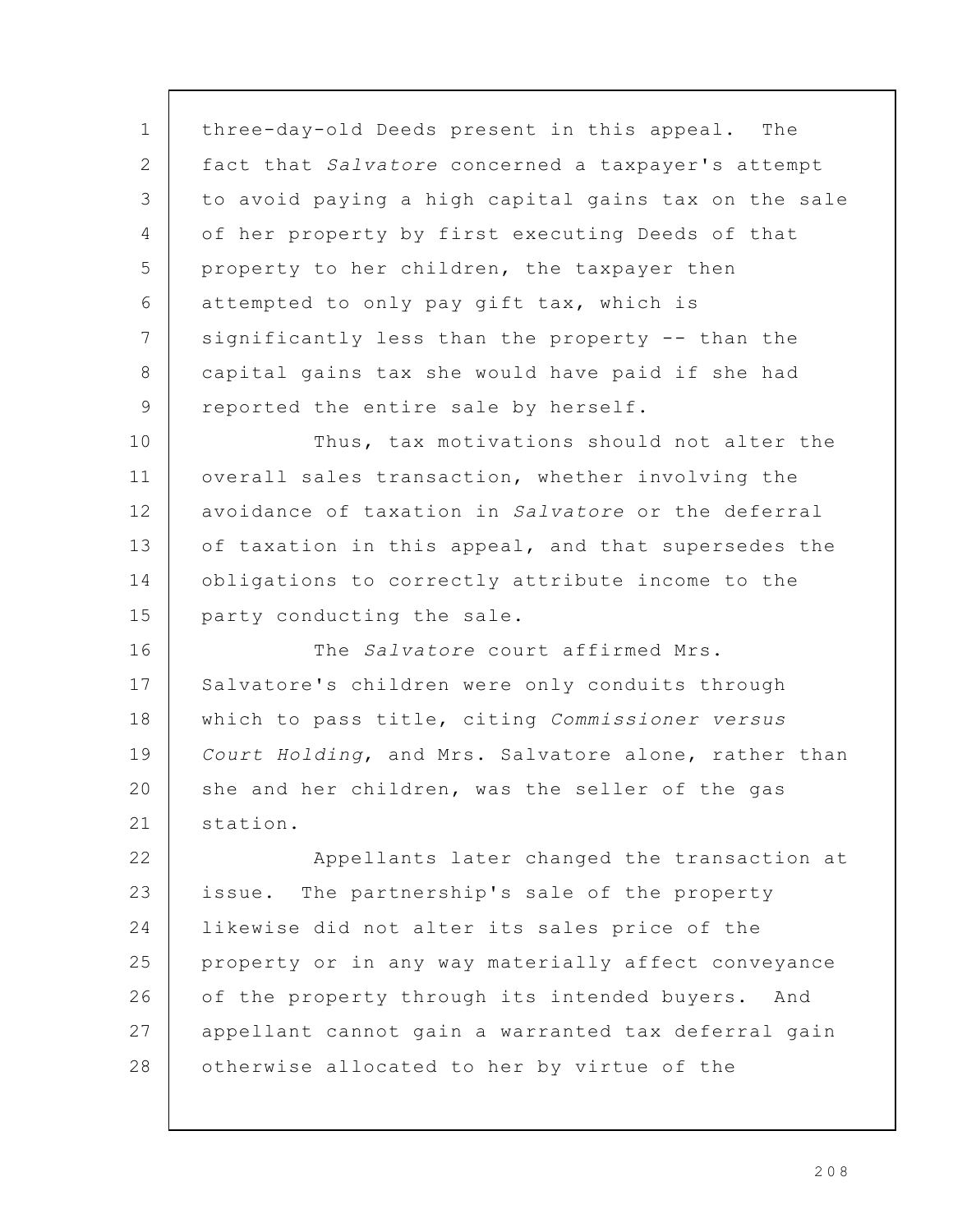three-day-old Deeds present in this appeal. The fact that *Salvatore* concerned a taxpayer's attempt to avoid paying a high capital gains tax on the sale of her property by first executing Deeds of that property to her children, the taxpayer then attempted to only pay gift tax, which is significantly less than the property -- than the capital gains tax she would have paid if she had reported the entire sale by herself.

Thus, tax motivations should not alter the overall sales transaction, whether involving the avoidance of taxation in *Salvatore* or the deferral of taxation in this appeal, and that supersedes the obligations to correctly attribute income to the party conducting the sale.

The *Salvatore* court affirmed Mrs. Salvatore's children were only conduits through which to pass title, citing *Commissioner versus Court Holding*, and Mrs. Salvatore alone, rather than she and her children, was the seller of the gas station.

Appellants later changed the transaction at issue. The partnership's sale of the property likewise did not alter its sales price of the property or in any way materially affect conveyance of the property through its intended buyers. And appellant cannot gain a warranted tax deferral gain otherwise allocated to her by virtue of the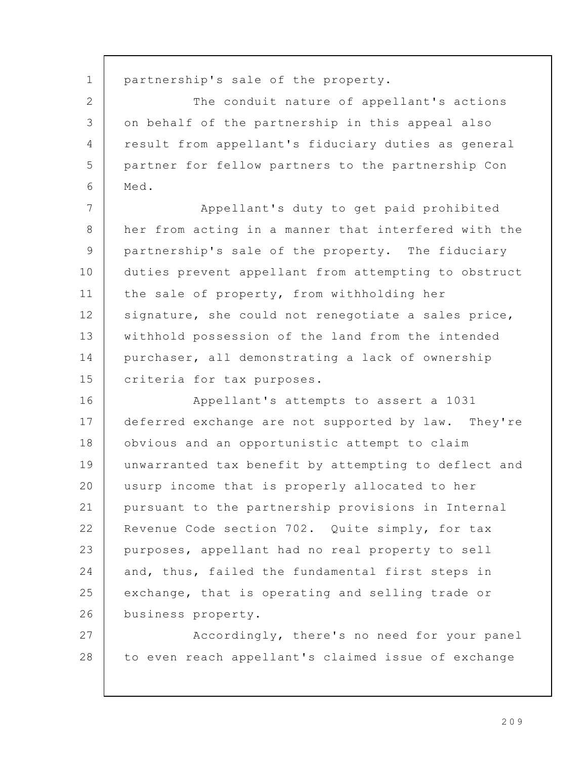partnership's sale of the property.

The conduit nature of appellant's actions on behalf of the partnership in this appeal also result from appellant's fiduciary duties as general partner for fellow partners to the partnership Con Med.

Appellant's duty to get paid prohibited her from acting in a manner that interfered with the partnership's sale of the property. The fiduciary duties prevent appellant from attempting to obstruct the sale of property, from withholding her signature, she could not renegotiate a sales price, withhold possession of the land from the intended purchaser, all demonstrating a lack of ownership criteria for tax purposes.

Appellant's attempts to assert a 1031 deferred exchange are not supported by law. They're obvious and an opportunistic attempt to claim unwarranted tax benefit by attempting to deflect and usurp income that is properly allocated to her pursuant to the partnership provisions in Internal Revenue Code section 702. Quite simply, for tax purposes, appellant had no real property to sell and, thus, failed the fundamental first steps in exchange, that is operating and selling trade or business property.

Accordingly, there's no need for your panel to even reach appellant's claimed issue of exchange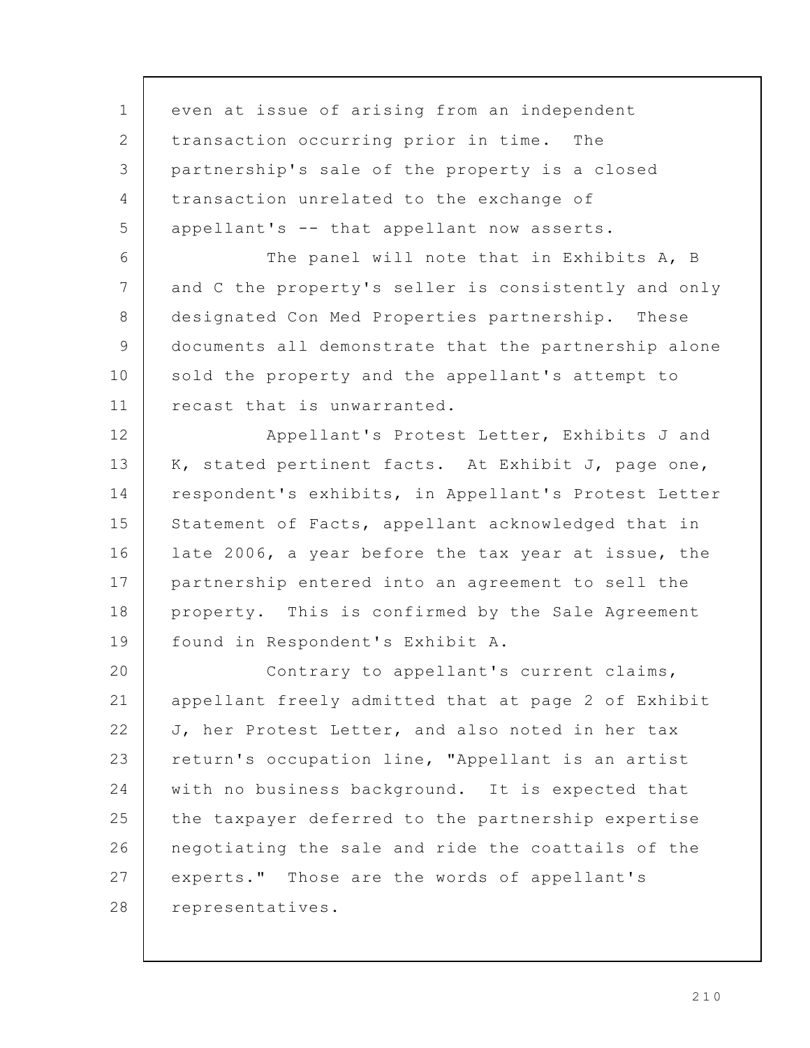even at issue of arising from an independent transaction occurring prior in time. The partnership's sale of the property is a closed transaction unrelated to the exchange of appellant's -- that appellant now asserts.

The panel will note that in Exhibits A, B and C the property's seller is consistently and only designated Con Med Properties partnership. These documents all demonstrate that the partnership alone sold the property and the appellant's attempt to recast that is unwarranted.

Appellant's Protest Letter, Exhibits J and K, stated pertinent facts. At Exhibit J, page one, respondent's exhibits, in Appellant's Protest Letter Statement of Facts, appellant acknowledged that in late 2006, a year before the tax year at issue, the partnership entered into an agreement to sell the property. This is confirmed by the Sale Agreement found in Respondent's Exhibit A.

Contrary to appellant's current claims, appellant freely admitted that at page 2 of Exhibit J, her Protest Letter, and also noted in her tax return's occupation line, "Appellant is an artist with no business background. It is expected that the taxpayer deferred to the partnership expertise negotiating the sale and ride the coattails of the experts." Those are the words of appellant's representatives.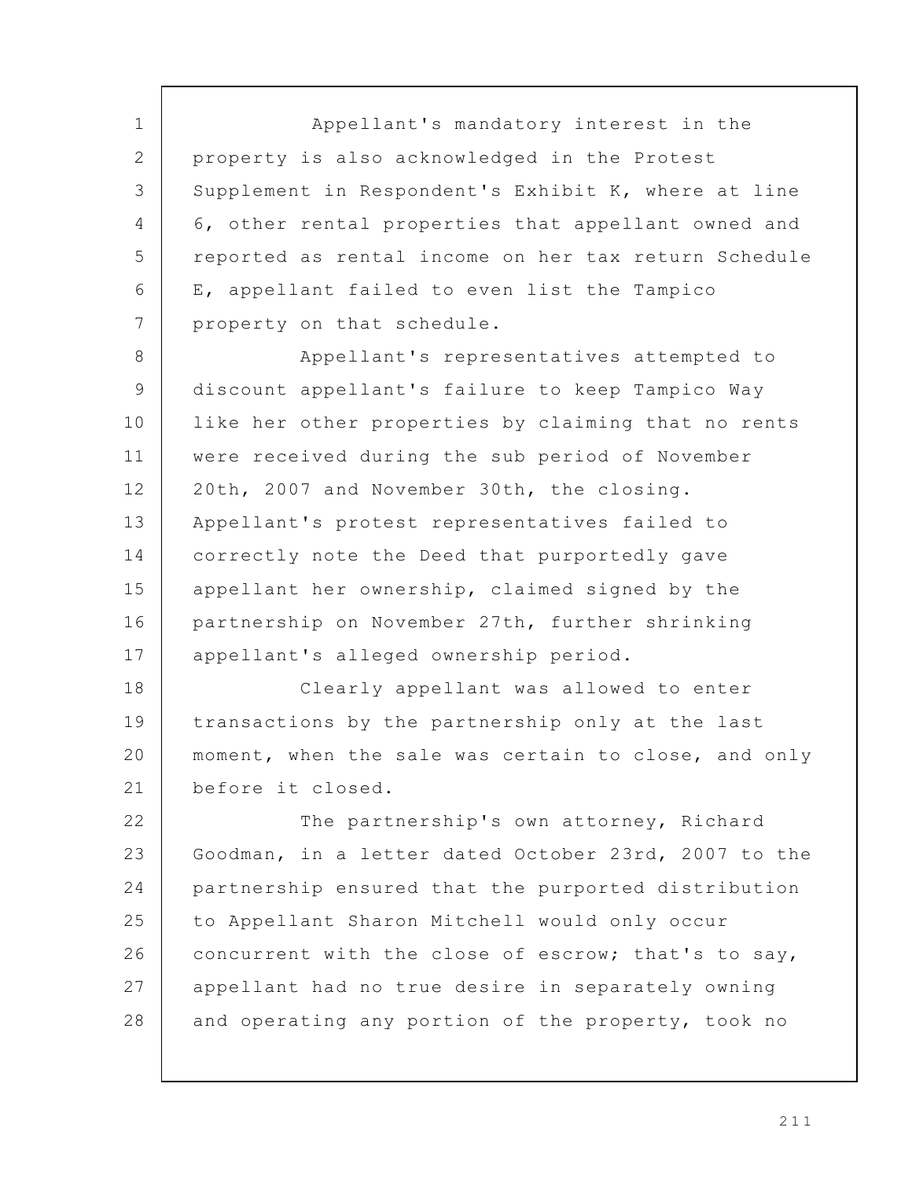Appellant's mandatory interest in the property is also acknowledged in the Protest Supplement in Respondent's Exhibit K, where at line 6, other rental properties that appellant owned and reported as rental income on her tax return Schedule E, appellant failed to even list the Tampico property on that schedule.

Appellant's representatives attempted to discount appellant's failure to keep Tampico Way like her other properties by claiming that no rents were received during the sub period of November 20th, 2007 and November 30th, the closing. Appellant's protest representatives failed to correctly note the Deed that purportedly gave appellant her ownership, claimed signed by the partnership on November 27th, further shrinking appellant's alleged ownership period.

Clearly appellant was allowed to enter transactions by the partnership only at the last moment, when the sale was certain to close, and only before it closed.

The partnership's own attorney, Richard Goodman, in a letter dated October 23rd, 2007 to the partnership ensured that the purported distribution to Appellant Sharon Mitchell would only occur concurrent with the close of escrow; that's to say, appellant had no true desire in separately owning and operating any portion of the property, took no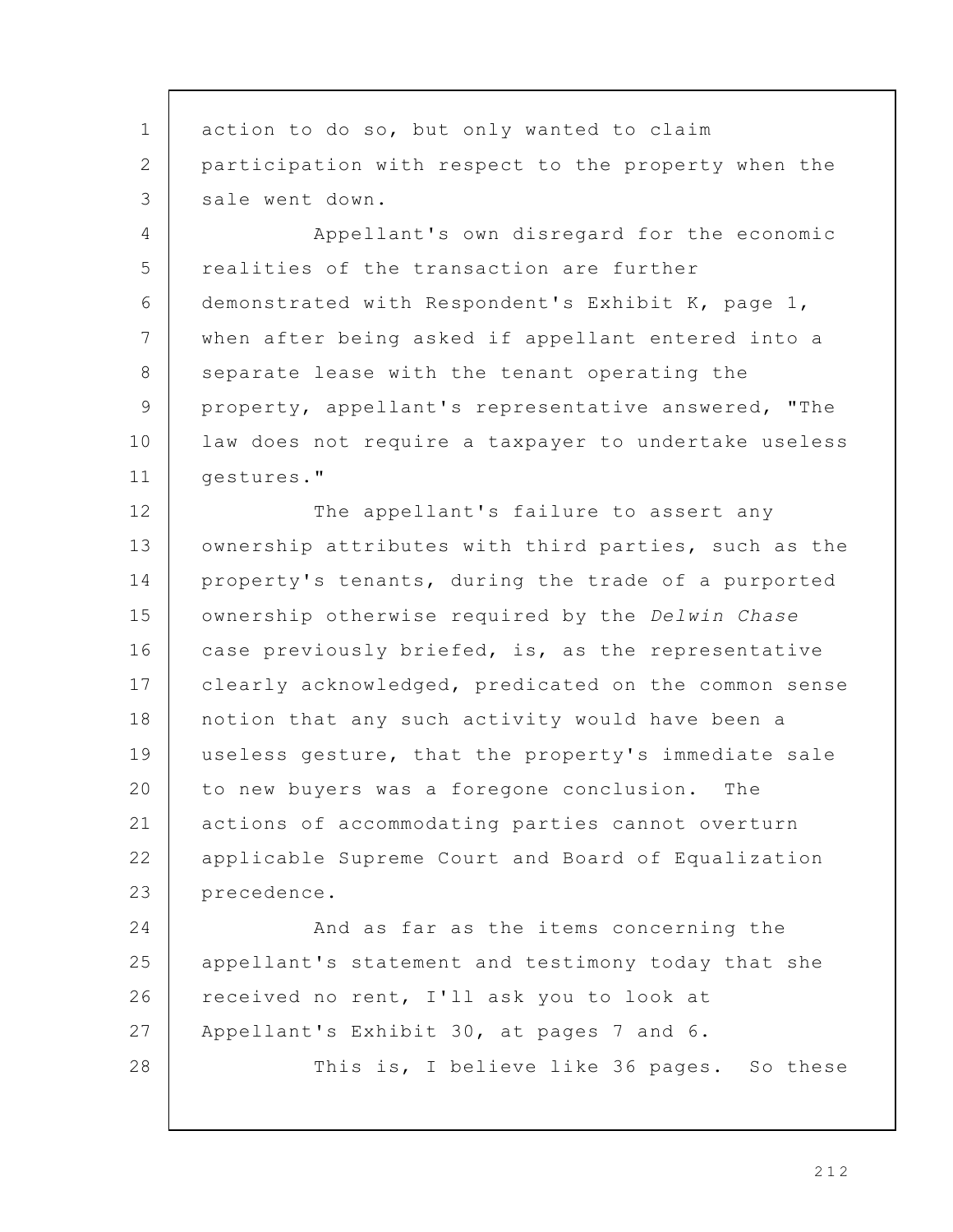action to do so, but only wanted to claim participation with respect to the property when the sale went down.

Appellant's own disregard for the economic realities of the transaction are further demonstrated with Respondent's Exhibit K, page 1, when after being asked if appellant entered into a separate lease with the tenant operating the property, appellant's representative answered, "The law does not require a taxpayer to undertake useless gestures."

The appellant's failure to assert any ownership attributes with third parties, such as the property's tenants, during the trade of a purported ownership otherwise required by the *Delwin Chase* case previously briefed, is, as the representative clearly acknowledged, predicated on the common sense notion that any such activity would have been a useless gesture, that the property's immediate sale to new buyers was a foregone conclusion. The actions of accommodating parties cannot overturn applicable Supreme Court and Board of Equalization precedence.

And as far as the items concerning the appellant's statement and testimony today that she received no rent, I'll ask you to look at Appellant's Exhibit 30, at pages 7 and 6.

This is, I believe like 36 pages. So these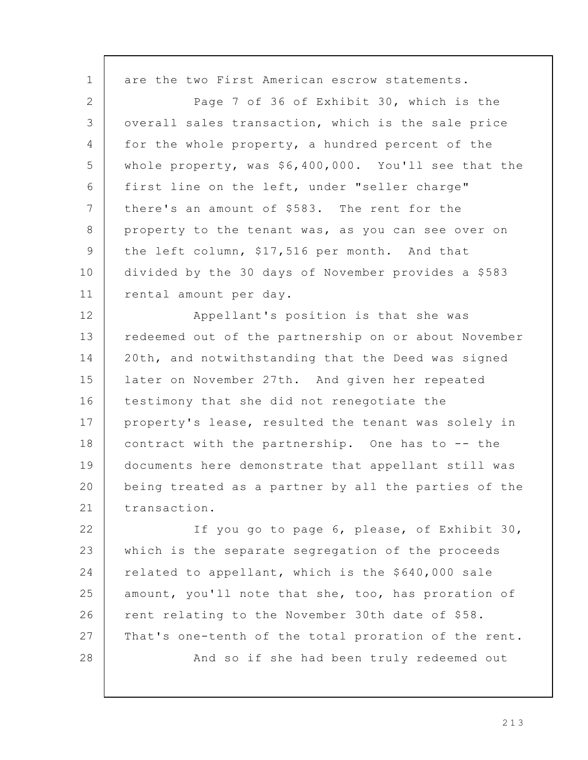are the two First American escrow statements.

Page 7 of 36 of Exhibit 30, which is the overall sales transaction, which is the sale price for the whole property, a hundred percent of the whole property, was $6,400,000. You'll see that the first line on the left, under "seller charge" there's an amount of $583. The rent for the property to the tenant was, as you can see over on the left column, $17,516 per month. And that divided by the 30 days of November provides a $583 rental amount per day.

Appellant's position is that she was redeemed out of the partnership on or about November 20th, and notwithstanding that the Deed was signed later on November 27th. And given her repeated testimony that she did not renegotiate the property's lease, resulted the tenant was solely in contract with the partnership. One has to -- the documents here demonstrate that appellant still was being treated as a partner by all the parties of the transaction.

If you go to page 6, please, of Exhibit 30, which is the separate segregation of the proceeds related to appellant, which is the $640,000 sale amount, you'll note that she, too, has proration of rent relating to the November 30th date of $58. That's one-tenth of the total proration of the rent.

And so if she had been truly redeemed out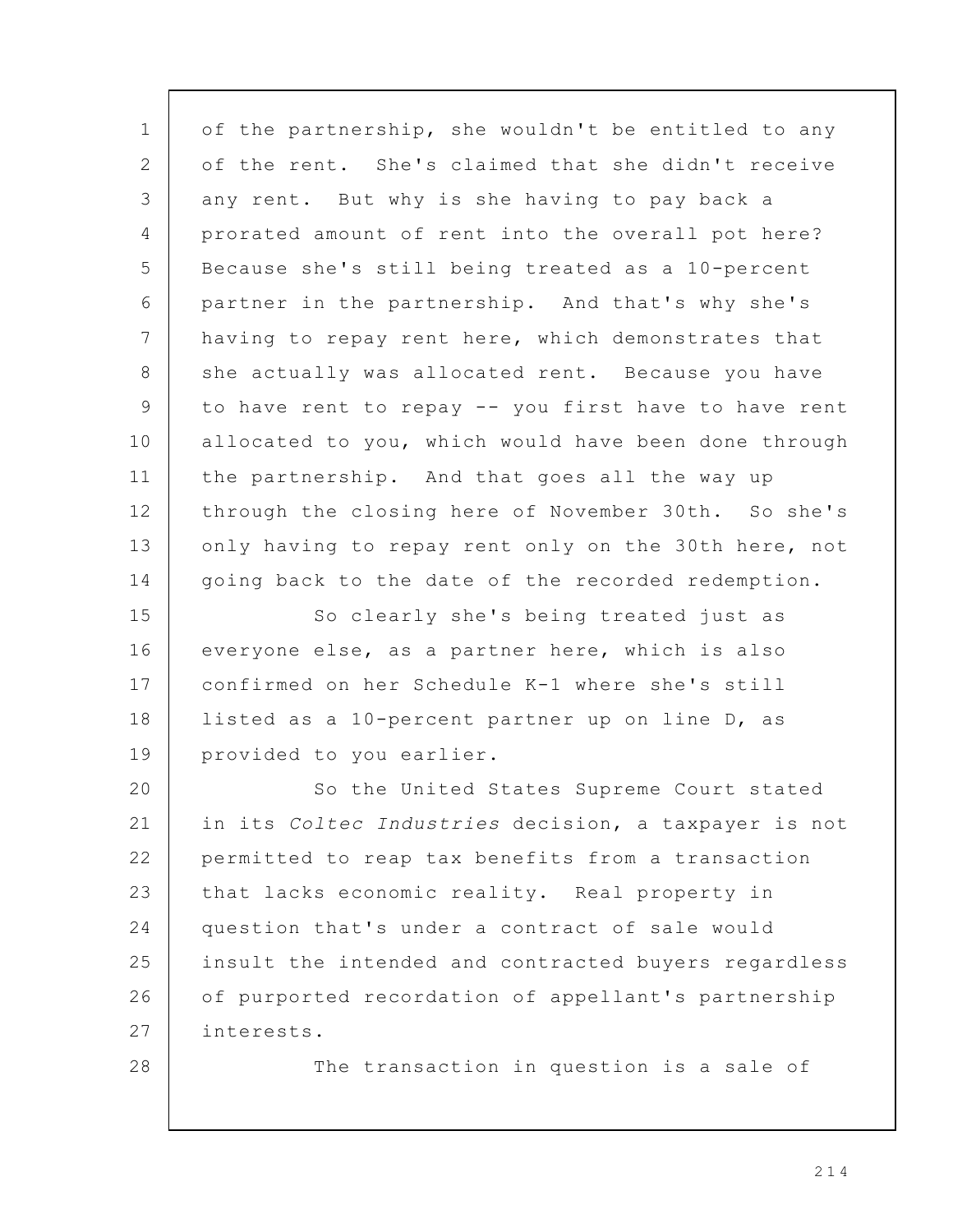of the partnership, she wouldn't be entitled to any of the rent. She's claimed that she didn't receive any rent. But why is she having to pay back a prorated amount of rent into the overall pot here? Because she's still being treated as a 10-percent partner in the partnership. And that's why she's having to repay rent here, which demonstrates that she actually was allocated rent. Because you have to have rent to repay -- you first have to have rent allocated to you, which would have been done through the partnership. And that goes all the way up through the closing here of November 30th. So she's only having to repay rent only on the 30th here, not going back to the date of the recorded redemption.

So clearly she's being treated just as everyone else, as a partner here, which is also confirmed on her Schedule K-1 where she's still listed as a 10-percent partner up on line D, as provided to you earlier.

So the United States Supreme Court stated in its *Coltec Industries* decision, a taxpayer is not permitted to reap tax benefits from a transaction that lacks economic reality. Real property in question that's under a contract of sale would insult the intended and contracted buyers regardless of purported recordation of appellant's partnership interests.

The transaction in question is a sale of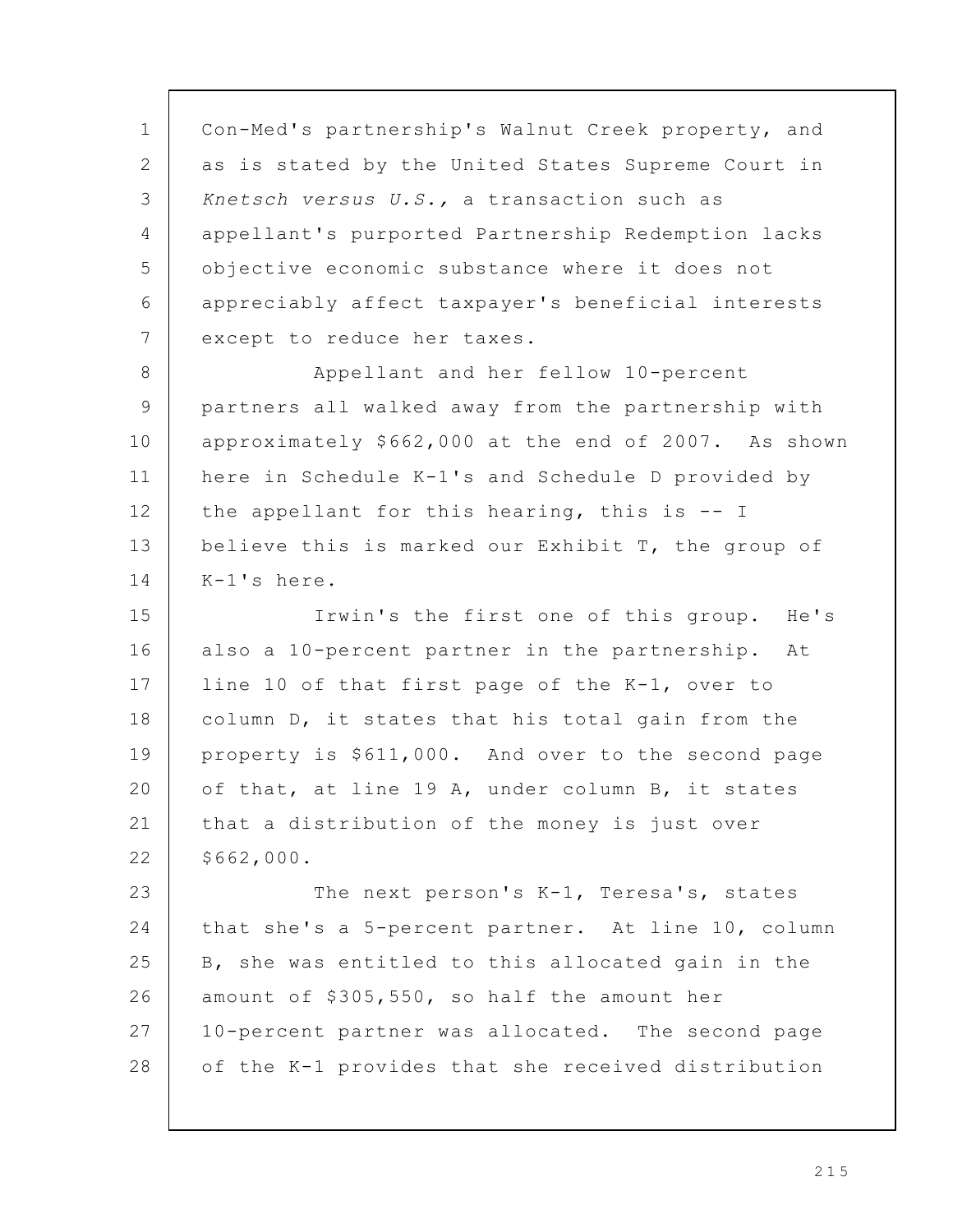Con-Med's partnership's Walnut Creek property, and as is stated by the United States Supreme Court in *Knetsch versus U.S.*, a transaction such as appellant's purported Partnership Redemption lacks objective economic substance where it does not appreciably affect taxpayer's beneficial interests except to reduce her taxes.

Appellant and her fellow 10-percent partners all walked away from the partnership with approximately $662,000 at the end of 2007. As shown here in Schedule K-1's and Schedule D provided by the appellant for this hearing, this is -- I believe this is marked our Exhibit T, the group of K-1's here.

Irwin's the first one of this group. He's also a 10-percent partner in the partnership. At line 10 of that first page of the K-1, over to column D, it states that his total gain from the property is $611,000. And over to the second page of that, at line 19 A, under column B, it states that a distribution of the money is just over $662,000.

The next person's K-1, Teresa's, states that she's a 5-percent partner. At line 10, column B, she was entitled to this allocated gain in the amount of $305,550, so half the amount her 10-percent partner was allocated. The second page of the K-1 provides that she received distribution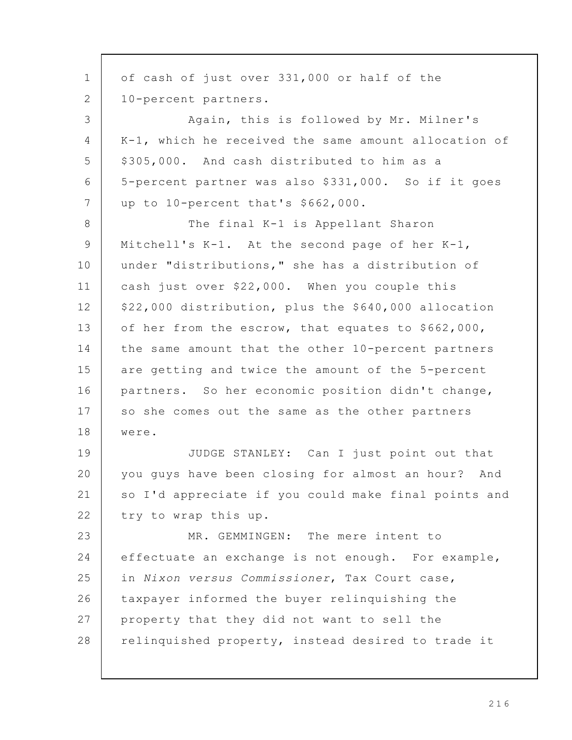of cash of just over 331,000 or half of the 10-percent partners.

Again, this is followed by Mr. Milner's K-1, which he received the same amount allocation of $305,000. And cash distributed to him as a 5-percent partner was also $331,000. So if it goes up to 10-percent that's $662,000.

The final K-1 is Appellant Sharon Mitchell's K-1. At the second page of her K-1, under "distributions," she has a distribution of cash just over $22,000. When you couple this $22,000 distribution, plus the $640,000 allocation of her from the escrow, that equates to $662,000, the same amount that the other 10-percent partners are getting and twice the amount of the 5-percent partners. So her economic position didn't change, so she comes out the same as the other partners were.

JUDGE STANLEY: Can I just point out that you guys have been closing for almost an hour? And so I'd appreciate if you could make final points and try to wrap this up.

MR. GEMMINGEN: The mere intent to effectuate an exchange is not enough. For example, in *Nixon versus Commissioner*, Tax Court case, taxpayer informed the buyer relinquishing the property that they did not want to sell the relinquished property, instead desired to trade it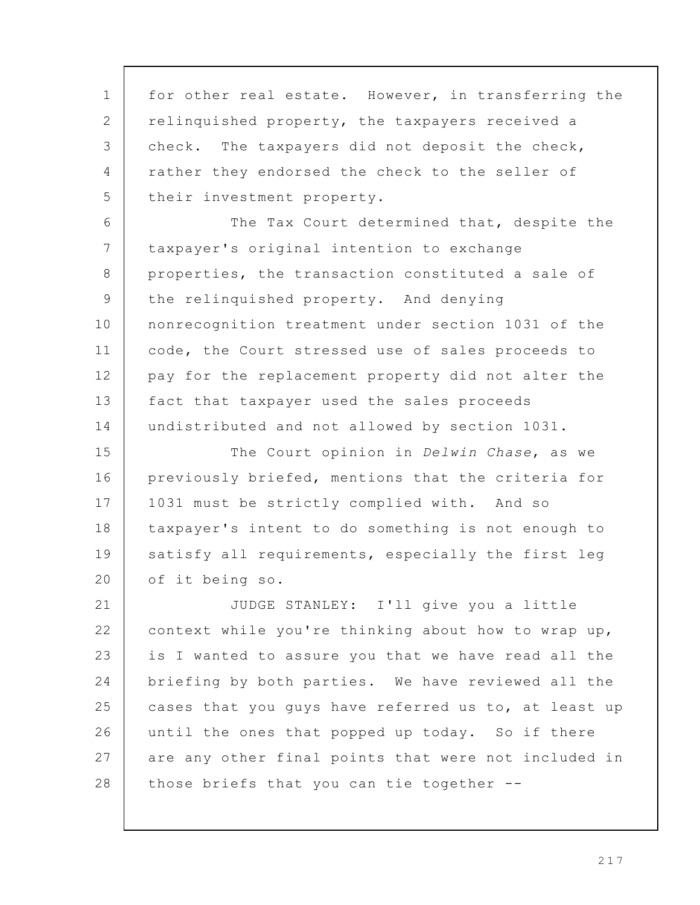for other real estate. However, in transferring the relinquished property, the taxpayers received a check. The taxpayers did not deposit the check, rather they endorsed the check to the seller of their investment property.

The Tax Court determined that, despite the taxpayer's original intention to exchange properties, the transaction constituted a sale of the relinquished property. And denying nonrecognition treatment under section 1031 of the code, the Court stressed use of sales proceeds to pay for the replacement property did not alter the fact that taxpayer used the sales proceeds undistributed and not allowed by section 1031.

The Court opinion in *Delwin Chase*, as we previously briefed, mentions that the criteria for 1031 must be strictly complied with. And so taxpayer's intent to do something is not enough to satisfy all requirements, especially the first leg of it being so.

JUDGE STANLEY: I'll give you a little context while you're thinking about how to wrap up, is I wanted to assure you that we have read all the briefing by both parties. We have reviewed all the cases that you guys have referred us to, at least up until the ones that popped up today. So if there are any other final points that were not included in those briefs that you can tie together --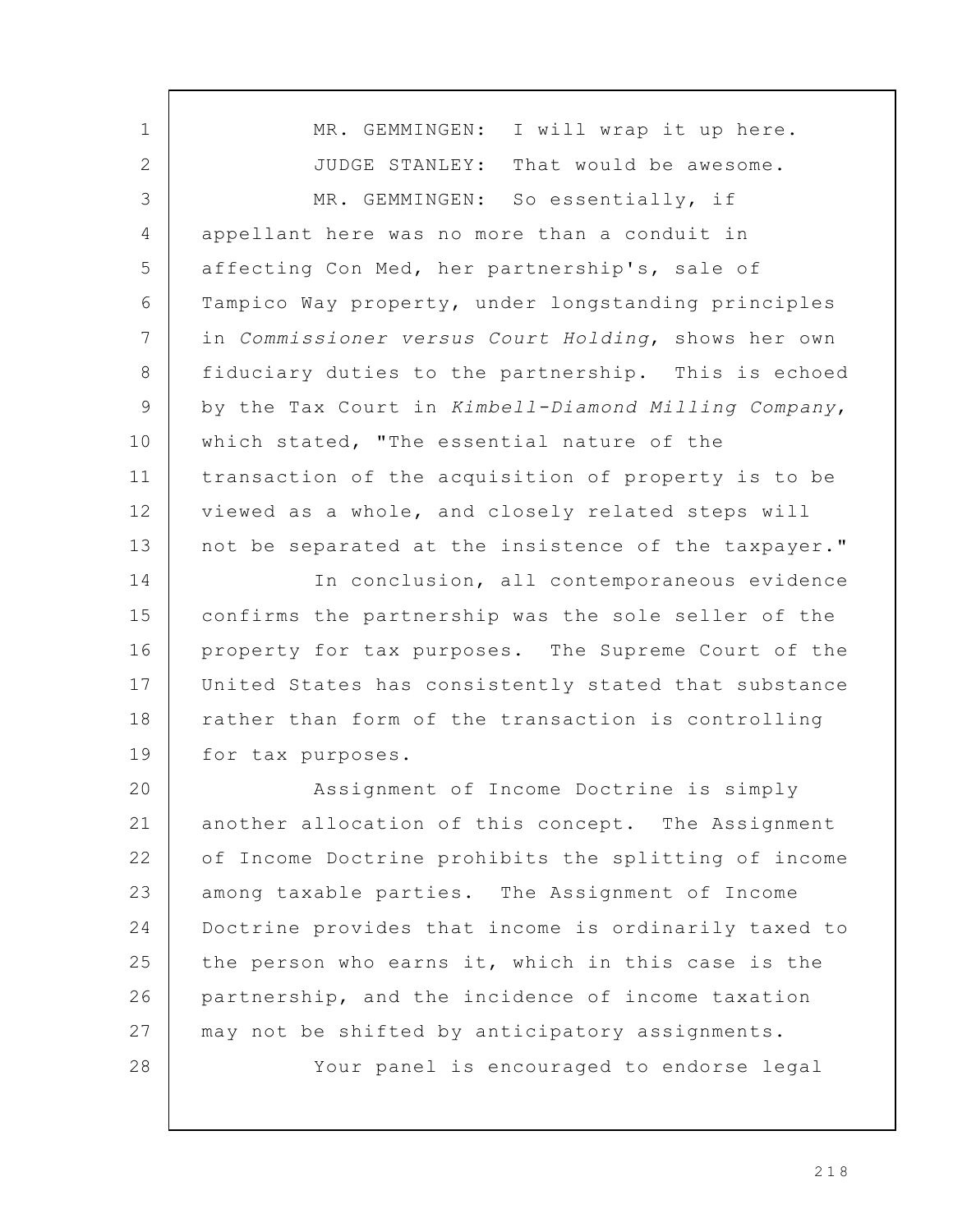MR. GEMMINGEN: I will wrap it up here.

JUDGE STANLEY: That would be awesome.

MR. GEMMINGEN: So essentially, if appellant here was no more than a conduit in affecting Con Med, her partnership's, sale of Tampico Way property, under longstanding principles in *Commissioner versus Court Holding*, shows her own fiduciary duties to the partnership. This is echoed by the Tax Court in *Kimbell-Diamond Milling Company*, which stated, "The essential nature of the transaction of the acquisition of property is to be viewed as a whole, and closely related steps will not be separated at the insistence of the taxpayer."

In conclusion, all contemporaneous evidence confirms the partnership was the sole seller of the property for tax purposes. The Supreme Court of the United States has consistently stated that substance rather than form of the transaction is controlling for tax purposes.

Assignment of Income Doctrine is simply another allocation of this concept. The Assignment of Income Doctrine prohibits the splitting of income among taxable parties. The Assignment of Income Doctrine provides that income is ordinarily taxed to the person who earns it, which in this case is the partnership, and the incidence of income taxation may not be shifted by anticipatory assignments.

Your panel is encouraged to endorse legal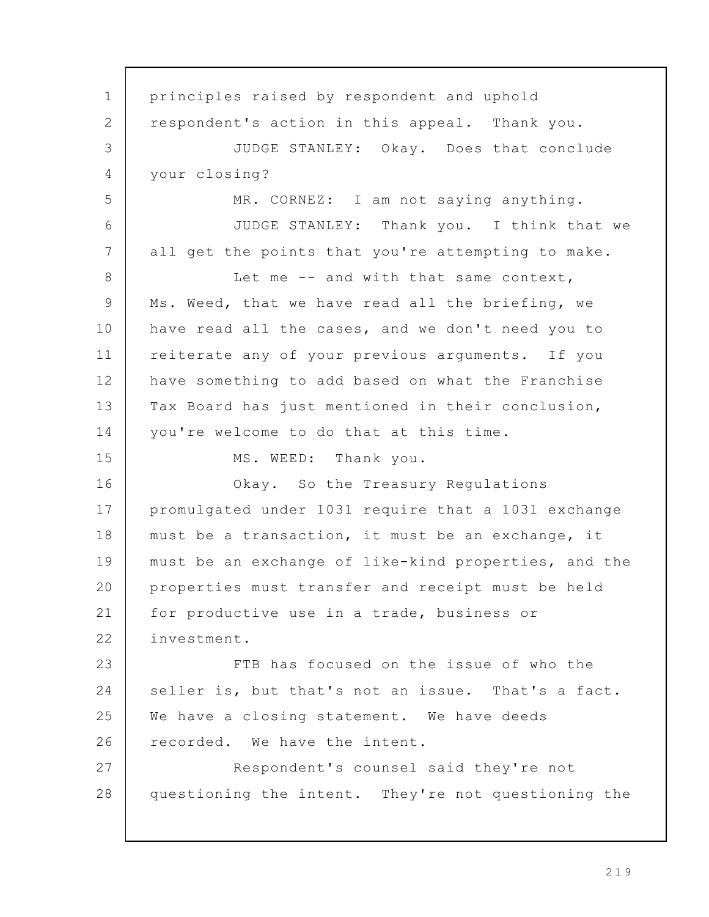principles raised by respondent and uphold respondent's action in this appeal. Thank you.

JUDGE STANLEY: Okay. Does that conclude your closing?

MR. CORNEZ: I am not saying anything.

JUDGE STANLEY: Thank you. I think that we all get the points that you're attempting to make.

Let me -- and with that same context, Ms. Weed, that we have read all the briefing, we have read all the cases, and we don't need you to reiterate any of your previous arguments. If you have something to add based on what the Franchise Tax Board has just mentioned in their conclusion, you're welcome to do that at this time.

MS. WEED: Thank you.

Okay. So the Treasury Regulations promulgated under 1031 require that a 1031 exchange must be a transaction, it must be an exchange, it must be an exchange of like-kind properties, and the properties must transfer and receipt must be held for productive use in a trade, business or investment.

FTB has focused on the issue of who the seller is, but that's not an issue. That's a fact. We have a closing statement. We have deeds recorded. We have the intent.

Respondent's counsel said they're not questioning the intent. They're not questioning the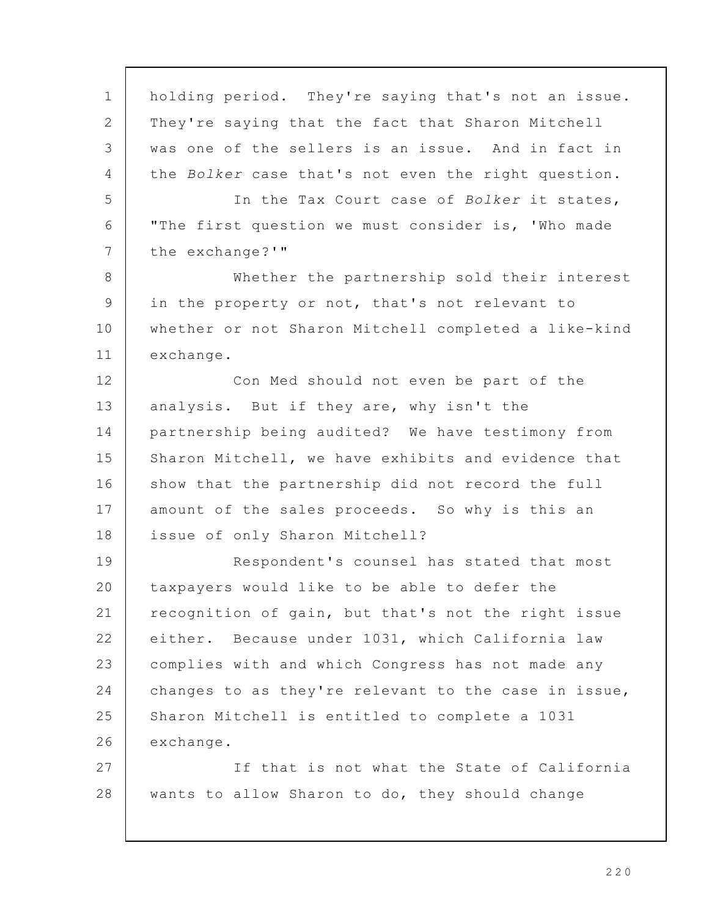holding period. They're saying that's not an issue. They're saying that the fact that Sharon Mitchell was one of the sellers is an issue. And in fact in the *Bolker* case that's not even the right question.

In the Tax Court case of *Bolker* it states, "The first question we must consider is, 'Who made the exchange?'"

Whether the partnership sold their interest in the property or not, that's not relevant to whether or not Sharon Mitchell completed a like-kind exchange.

Con Med should not even be part of the analysis. But if they are, why isn't the partnership being audited? We have testimony from Sharon Mitchell, we have exhibits and evidence that show that the partnership did not record the full amount of the sales proceeds. So why is this an issue of only Sharon Mitchell?

Respondent's counsel has stated that most taxpayers would like to be able to defer the recognition of gain, but that's not the right issue either. Because under 1031, which California law complies with and which Congress has not made any changes to as they're relevant to the case in issue, Sharon Mitchell is entitled to complete a 1031 exchange.

If that is not what the State of California wants to allow Sharon to do, they should change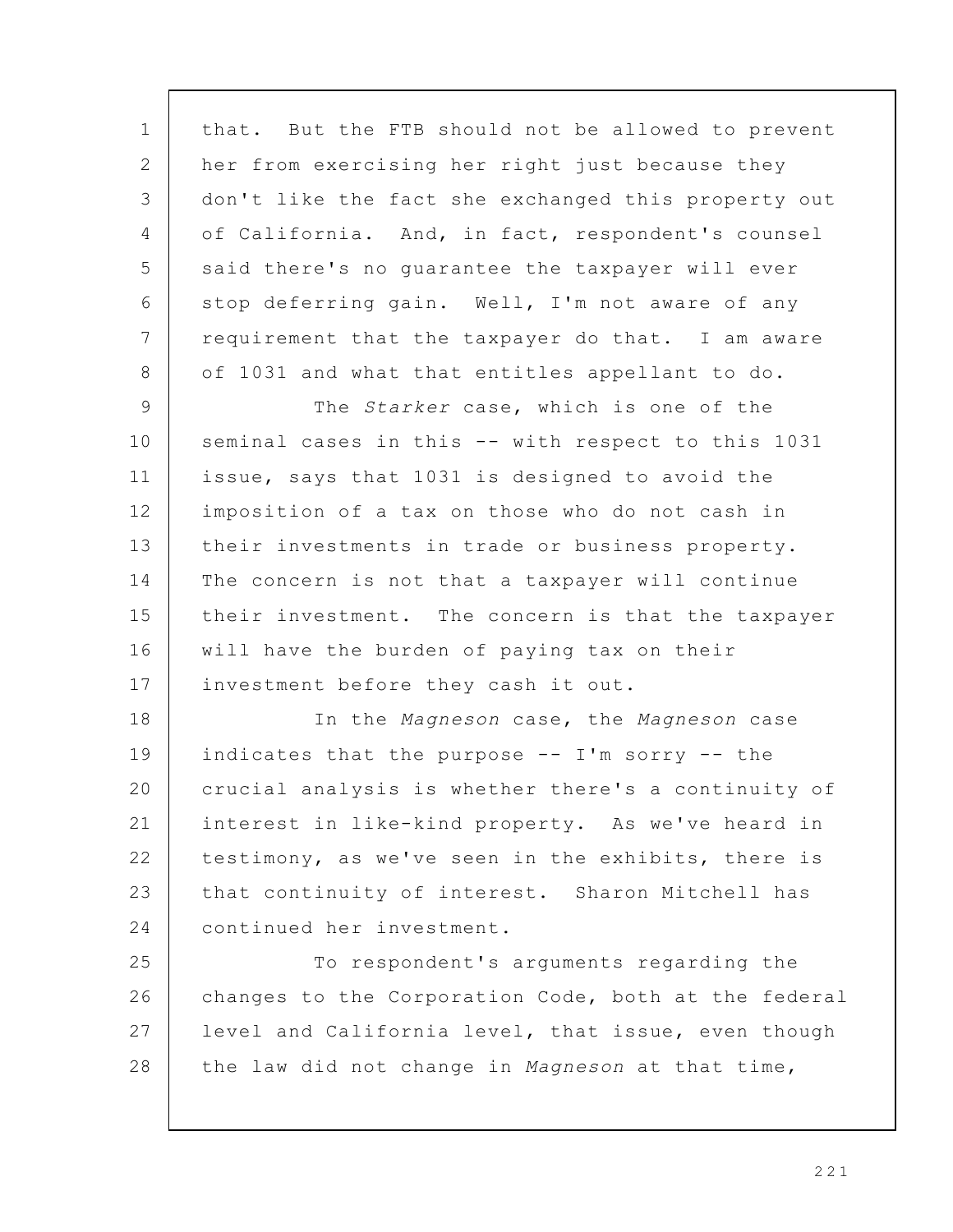that. But the FTB should not be allowed to prevent her from exercising her right just because they don't like the fact she exchanged this property out of California. And, in fact, respondent's counsel said there's no guarantee the taxpayer will ever stop deferring gain. Well, I'm not aware of any requirement that the taxpayer do that. I am aware of 1031 and what that entitles appellant to do.

The *Starker* case, which is one of the seminal cases in this -- with respect to this 1031 issue, says that 1031 is designed to avoid the imposition of a tax on those who do not cash in their investments in trade or business property. The concern is not that a taxpayer will continue their investment. The concern is that the taxpayer will have the burden of paying tax on their investment before they cash it out.

In the *Magneson* case, the *Magneson* case indicates that the purpose -- I'm sorry -- the crucial analysis is whether there's a continuity of interest in like-kind property. As we've heard in testimony, as we've seen in the exhibits, there is that continuity of interest. Sharon Mitchell has continued her investment.

To respondent's arguments regarding the changes to the Corporation Code, both at the federal level and California level, that issue, even though the law did not change in *Magneson* at that time,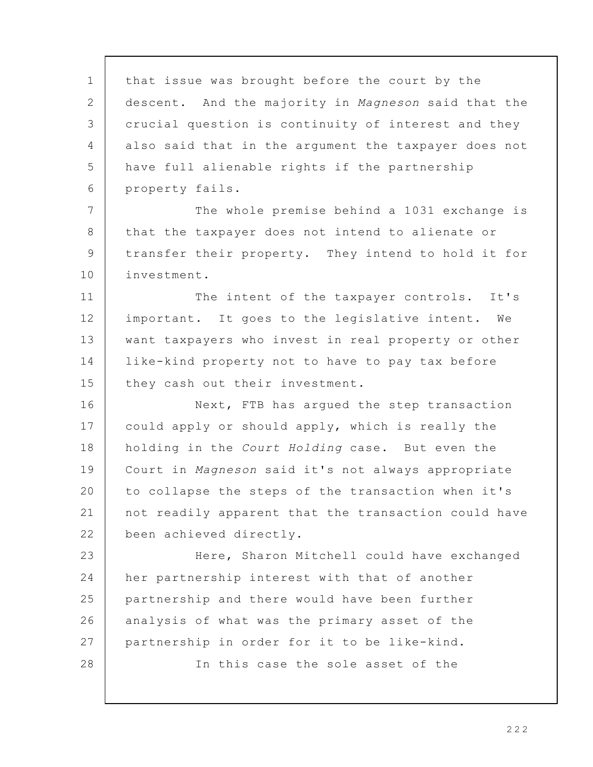that issue was brought before the court by the descent. And the majority in *Magneson* said that the crucial question is continuity of interest and they also said that in the argument the taxpayer does not have full alienable rights if the partnership property fails.

The whole premise behind a 1031 exchange is that the taxpayer does not intend to alienate or transfer their property. They intend to hold it for investment.

The intent of the taxpayer controls. It's important. It goes to the legislative intent. We want taxpayers who invest in real property or other like-kind property not to have to pay tax before they cash out their investment.

Next, FTB has argued the step transaction could apply or should apply, which is really the holding in the *Court Holding* case. But even the Court in *Magneson* said it's not always appropriate to collapse the steps of the transaction when it's not readily apparent that the transaction could have been achieved directly.

Here, Sharon Mitchell could have exchanged her partnership interest with that of another partnership and there would have been further analysis of what was the primary asset of the partnership in order for it to be like-kind.

In this case the sole asset of the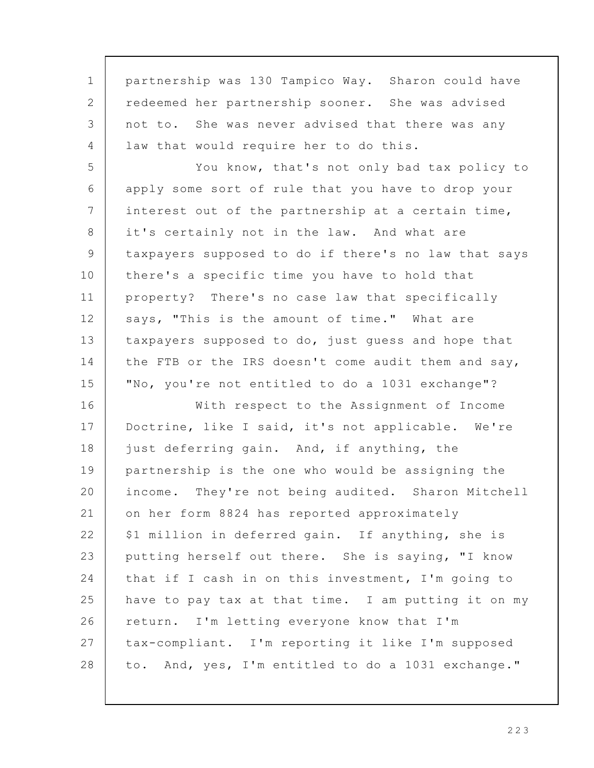partnership was 130 Tampico Way. Sharon could have redeemed her partnership sooner. She was advised not to. She was never advised that there was any law that would require her to do this.

You know, that's not only bad tax policy to apply some sort of rule that you have to drop your interest out of the partnership at a certain time, it's certainly not in the law. And what are taxpayers supposed to do if there's no law that says there's a specific time you have to hold that property? There's no case law that specifically says, "This is the amount of time." What are taxpayers supposed to do, just guess and hope that the FTB or the IRS doesn't come audit them and say, "No, you're not entitled to do a 1031 exchange"?

With respect to the Assignment of Income Doctrine, like I said, it's not applicable. We're just deferring gain. And, if anything, the partnership is the one who would be assigning the income. They're not being audited. Sharon Mitchell on her form 8824 has reported approximately $1 million in deferred gain. If anything, she is putting herself out there. She is saying, "I know that if I cash in on this investment, I'm going to have to pay tax at that time. I am putting it on my return. I'm letting everyone know that I'm tax-compliant. I'm reporting it like I'm supposed to. And, yes, I'm entitled to do a 1031 exchange."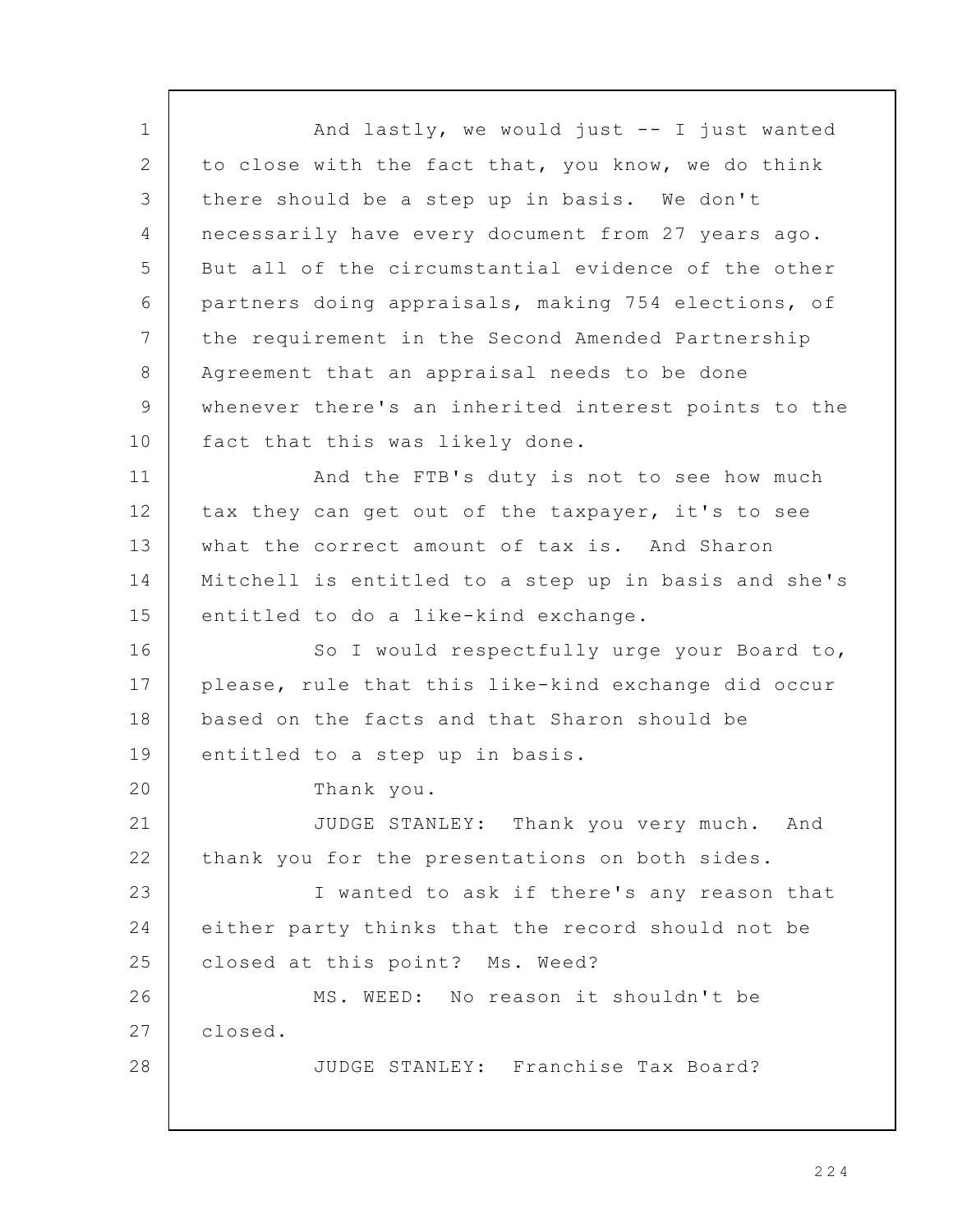And lastly, we would just -- I just wanted to close with the fact that, you know, we do think there should be a step up in basis. We don't necessarily have every document from 27 years ago. But all of the circumstantial evidence of the other partners doing appraisals, making 754 elections, of the requirement in the Second Amended Partnership Agreement that an appraisal needs to be done whenever there's an inherited interest points to the fact that this was likely done.

And the FTB's duty is not to see how much tax they can get out of the taxpayer, it's to see what the correct amount of tax is. And Sharon Mitchell is entitled to a step up in basis and she's entitled to do a like-kind exchange.

So I would respectfully urge your Board to, please, rule that this like-kind exchange did occur based on the facts and that Sharon should be entitled to a step up in basis.

Thank you.

JUDGE STANLEY: Thank you very much. And thank you for the presentations on both sides.

I wanted to ask if there's any reason that either party thinks that the record should not be closed at this point? Ms. Weed?

MS. WEED: No reason it shouldn't be closed.

JUDGE STANLEY: Franchise Tax Board?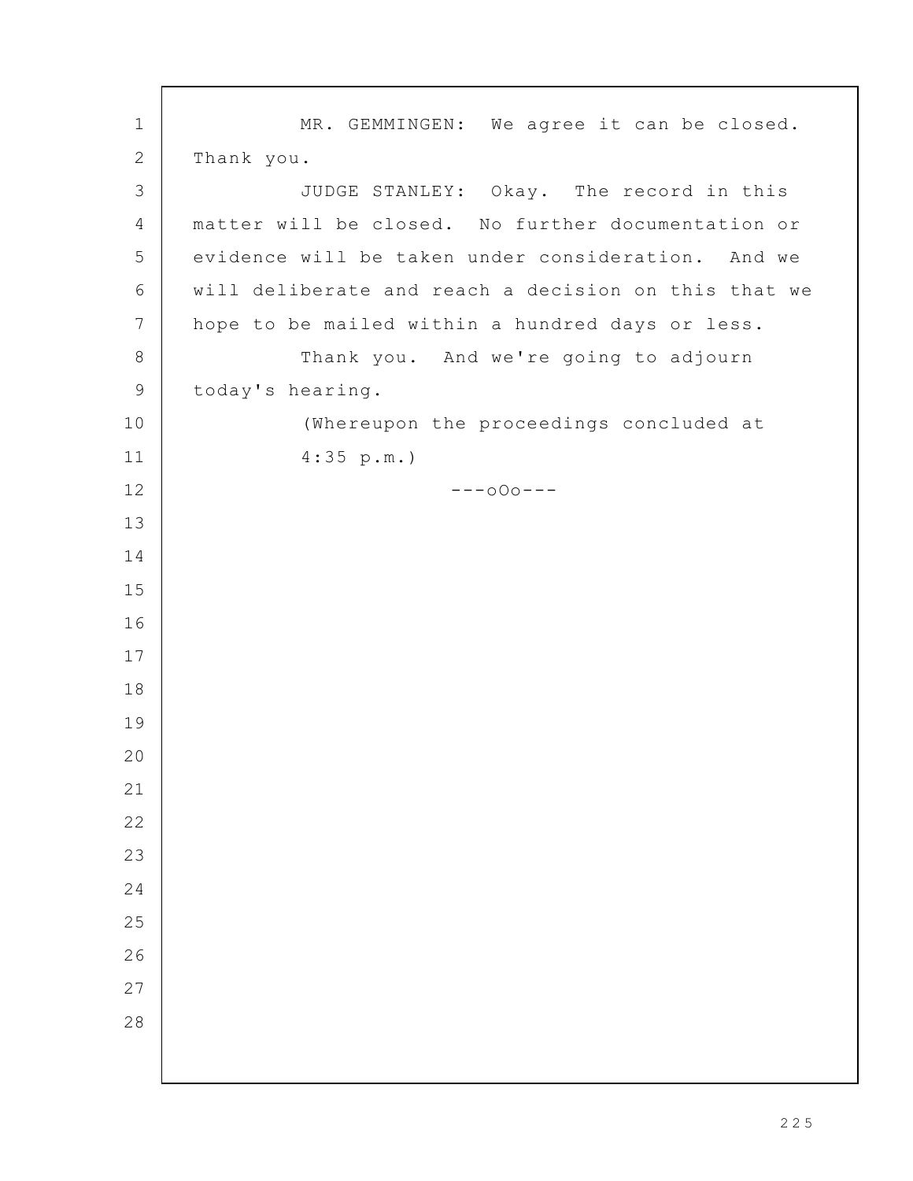MR. GEMMINGEN: We agree it can be closed. Thank you.

JUDGE STANLEY: Okay. The record in this matter will be closed. No further documentation or evidence will be taken under consideration. And we will deliberate and reach a decision on this that we hope to be mailed within a hundred days or less.

Thank you. And we're going to adjourn today's hearing.

(Whereupon the proceedings concluded at 4:35 p.m.)

---oOo---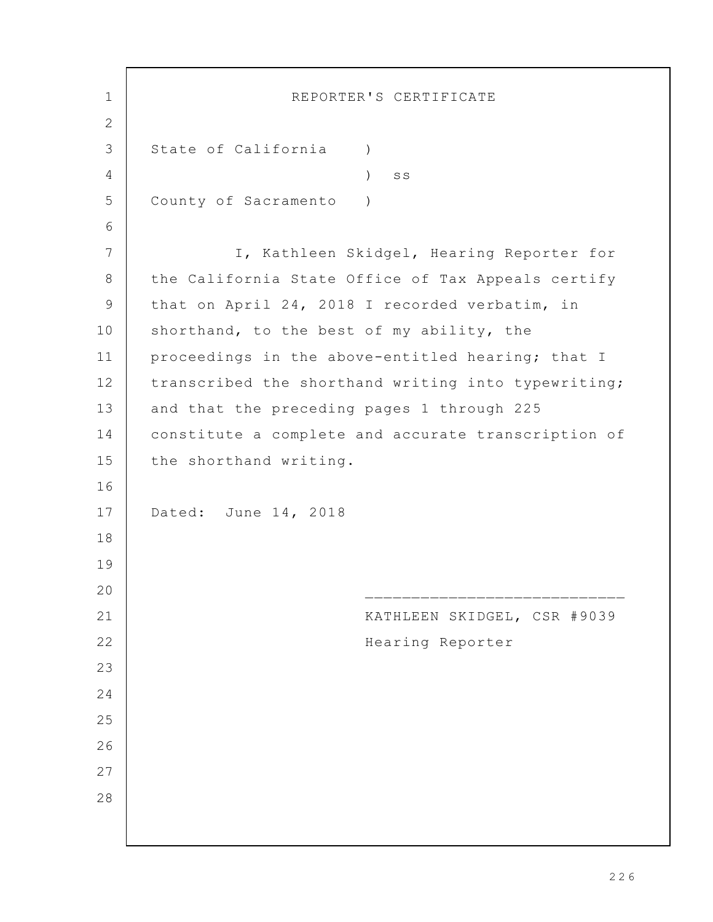# REPORTER'S CERTIFICATE

State of California )
) ss
County of Sacramento )

I, Kathleen Skidgel, Hearing Reporter for the California State Office of Tax Appeals certify that on April 24, 2018 I recorded verbatim, in shorthand, to the best of my ability, the proceedings in the above-entitled hearing; that I transcribed the shorthand writing into typewriting; and that the preceding pages 1 through 225 constitute a complete and accurate transcription of the shorthand writing.

Dated: June 14, 2018

___________________________

KATHLEEN SKIDGEL, CSR #9039
Hearing Reporter